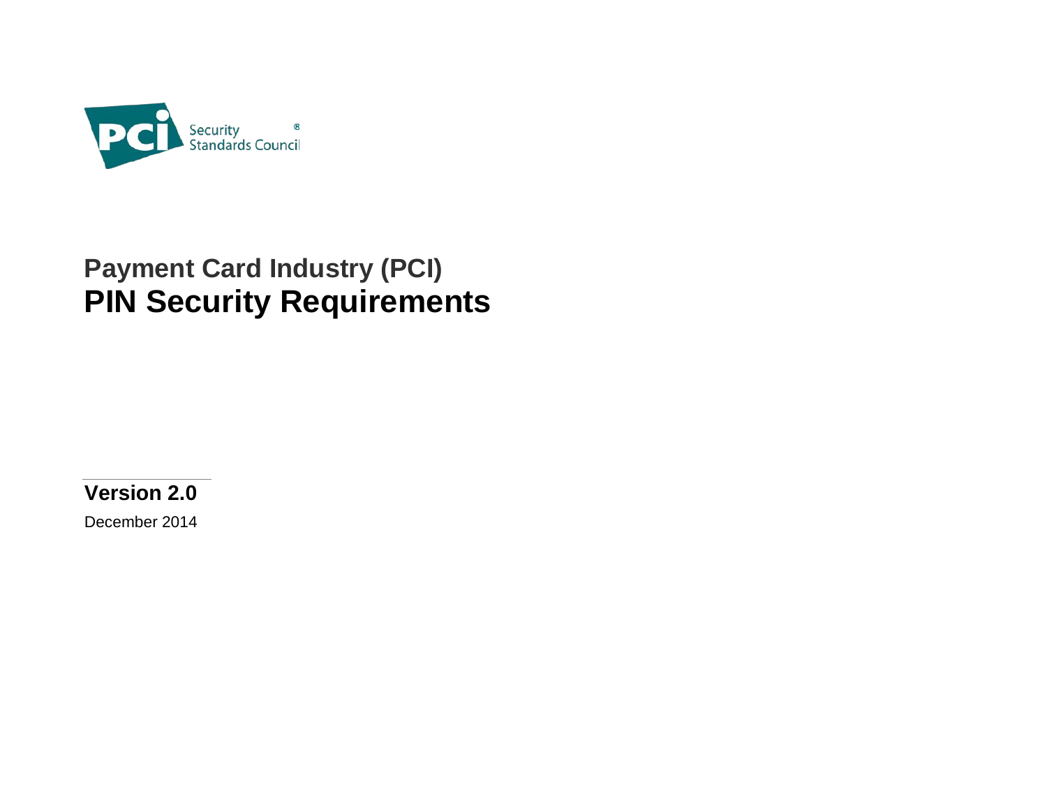# Payment Card Industry (PCI)
# PIN Security Requirements

**Version 2.0**

December 2014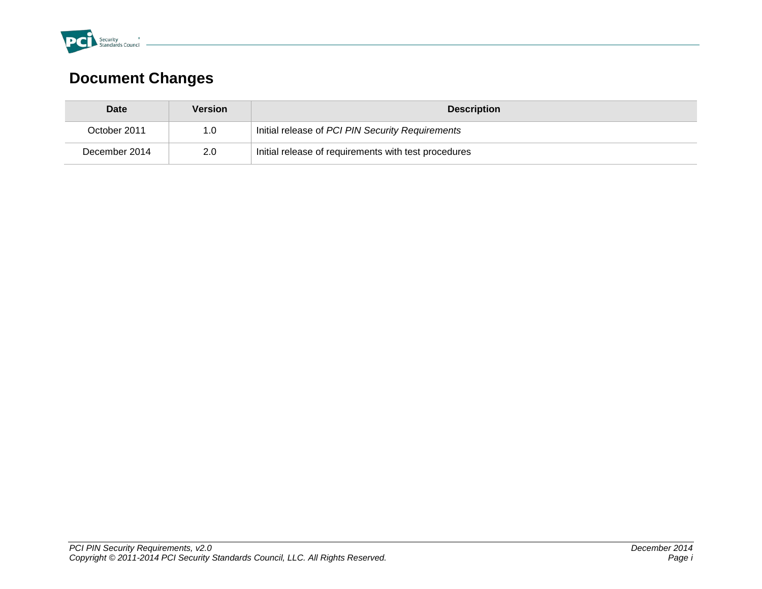# Document Changes

| Date | Version | Description |
| --- | --- | --- |
| October 2011 | 1.0 | Initial release of *PCI PIN Security Requirements* |
| December 2014 | 2.0 | Initial release of requirements with test procedures |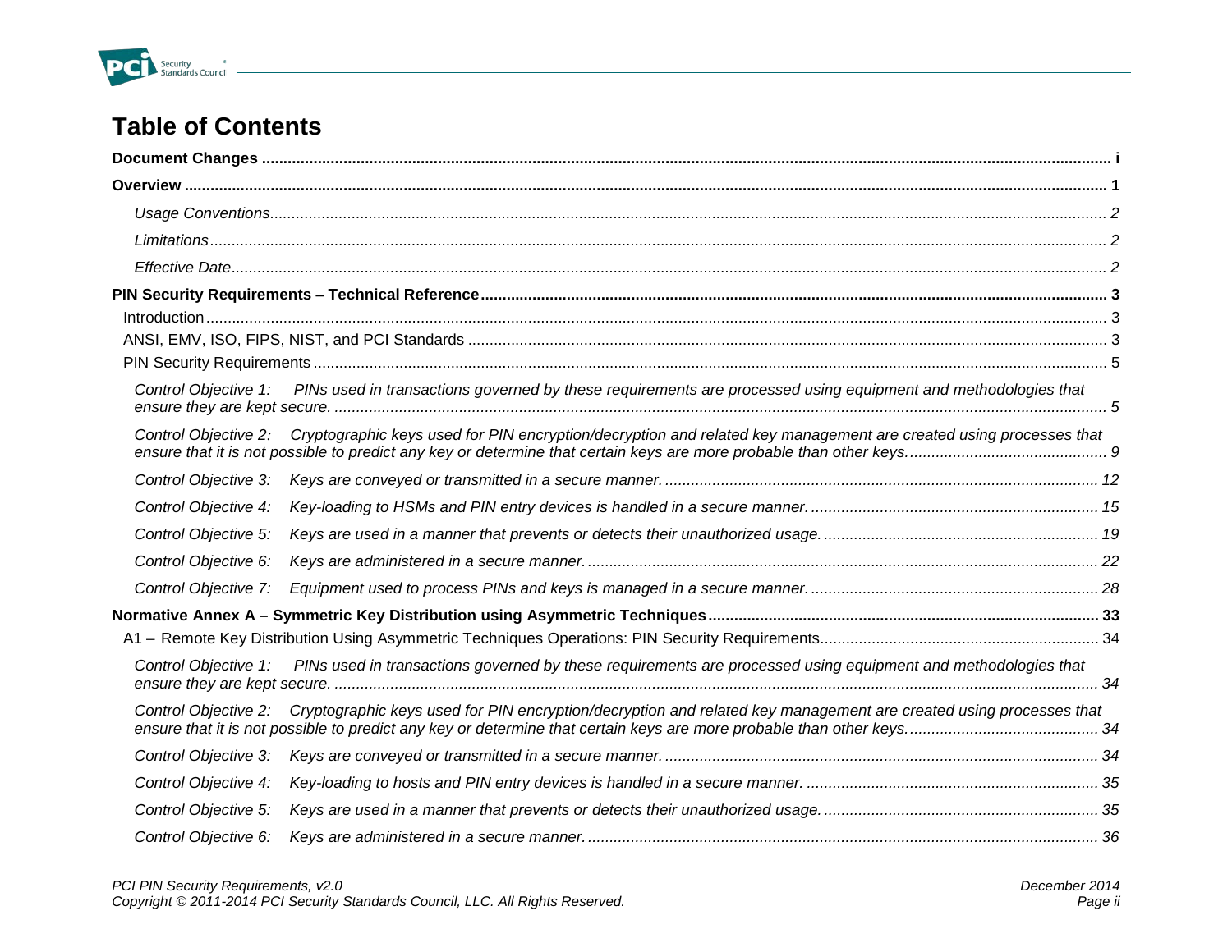# Table of Contents

**Document Changes** ..... **i**

**Overview** ..... **1**

*Usage Conventions* ..... *2*

*Limitations* ..... *2*

*Effective Date* ..... *2*

**PIN Security Requirements – Technical Reference** ..... **3**

Introduction ..... 3

ANSI, EMV, ISO, FIPS, NIST, and PCI Standards ..... 3

PIN Security Requirements ..... 5

*Control Objective 1: PINs used in transactions governed by these requirements are processed using equipment and methodologies that ensure they are kept secure.* ..... *5*

*Control Objective 2: Cryptographic keys used for PIN encryption/decryption and related key management are created using processes that ensure that it is not possible to predict any key or determine that certain keys are more probable than other keys.* ..... *9*

*Control Objective 3: Keys are conveyed or transmitted in a secure manner.* ..... *12*

*Control Objective 4: Key-loading to HSMs and PIN entry devices is handled in a secure manner.* ..... *15*

*Control Objective 5: Keys are used in a manner that prevents or detects their unauthorized usage.* ..... *19*

*Control Objective 6: Keys are administered in a secure manner.* ..... *22*

*Control Objective 7: Equipment used to process PINs and keys is managed in a secure manner.* ..... *28*

**Normative Annex A – Symmetric Key Distribution using Asymmetric Techniques** ..... **33**

A1 – Remote Key Distribution Using Asymmetric Techniques Operations: PIN Security Requirements ..... 34

*Control Objective 1: PINs used in transactions governed by these requirements are processed using equipment and methodologies that ensure they are kept secure.* ..... *34*

*Control Objective 2: Cryptographic keys used for PIN encryption/decryption and related key management are created using processes that ensure that it is not possible to predict any key or determine that certain keys are more probable than other keys.* ..... *34*

*Control Objective 3: Keys are conveyed or transmitted in a secure manner.* ..... *34*

*Control Objective 4: Key-loading to hosts and PIN entry devices is handled in a secure manner.* ..... *35*

*Control Objective 5: Keys are used in a manner that prevents or detects their unauthorized usage.* ..... *35*

*Control Objective 6: Keys are administered in a secure manner.* ..... *36*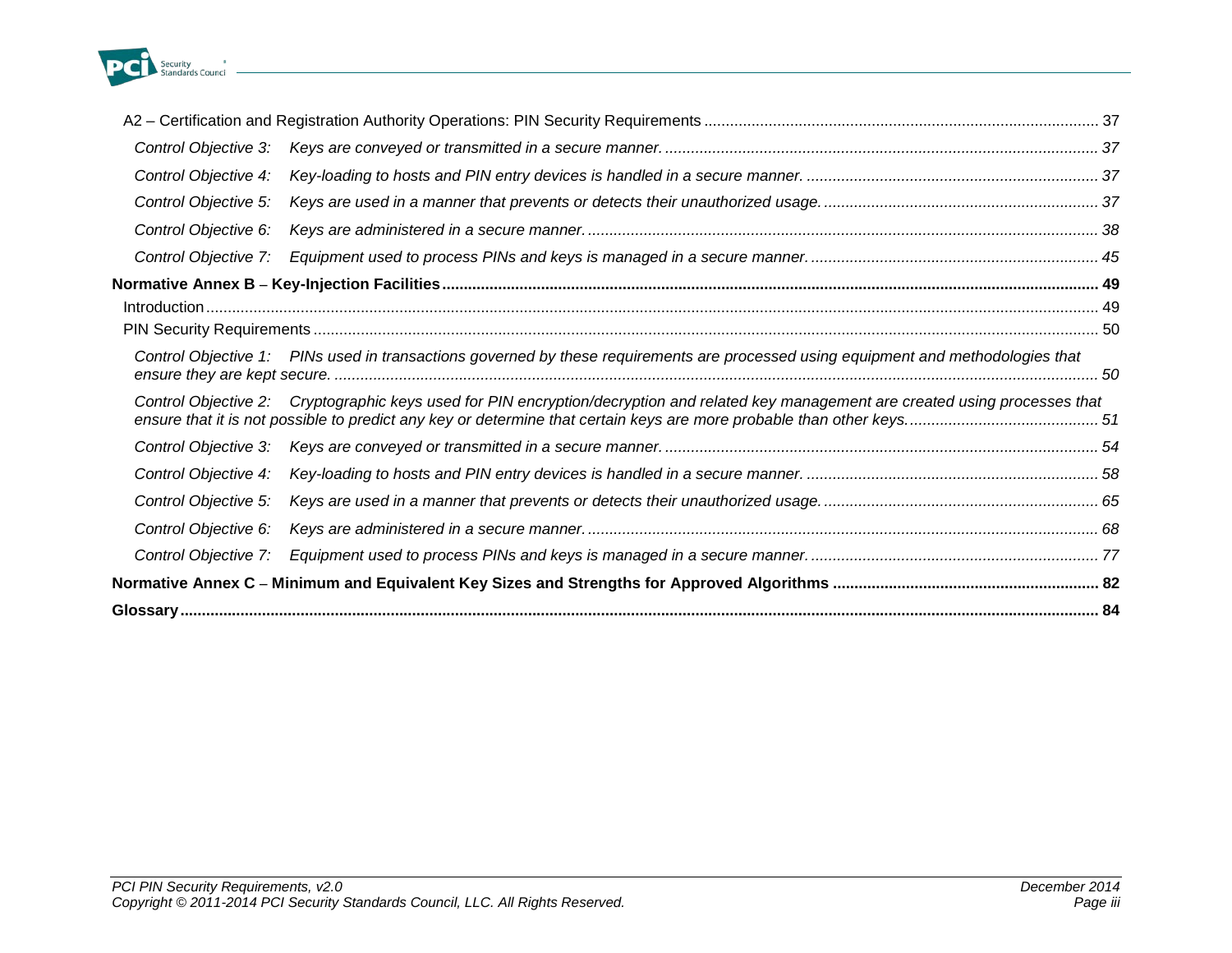A2 – Certification and Registration Authority Operations: PIN Security Requirements ........ 37

*Control Objective 3: Keys are conveyed or transmitted in a secure manner. ........ 37*

*Control Objective 4: Key-loading to hosts and PIN entry devices is handled in a secure manner. ........ 37*

*Control Objective 5: Keys are used in a manner that prevents or detects their unauthorized usage. ........ 37*

*Control Objective 6: Keys are administered in a secure manner. ........ 38*

*Control Objective 7: Equipment used to process PINs and keys is managed in a secure manner. ........ 45*

**Normative Annex B – Key-Injection Facilities ........ 49**

Introduction ........ 49

PIN Security Requirements ........ 50

*Control Objective 1: PINs used in transactions governed by these requirements are processed using equipment and methodologies that ensure they are kept secure. ........ 50*

*Control Objective 2: Cryptographic keys used for PIN encryption/decryption and related key management are created using processes that ensure that it is not possible to predict any key or determine that certain keys are more probable than other keys. ........ 51*

*Control Objective 3: Keys are conveyed or transmitted in a secure manner. ........ 54*

*Control Objective 4: Key-loading to hosts and PIN entry devices is handled in a secure manner. ........ 58*

*Control Objective 5: Keys are used in a manner that prevents or detects their unauthorized usage. ........ 65*

*Control Objective 6: Keys are administered in a secure manner. ........ 68*

*Control Objective 7: Equipment used to process PINs and keys is managed in a secure manner. ........ 77*

**Normative Annex C – Minimum and Equivalent Key Sizes and Strengths for Approved Algorithms ........ 82**

**Glossary ........ 84**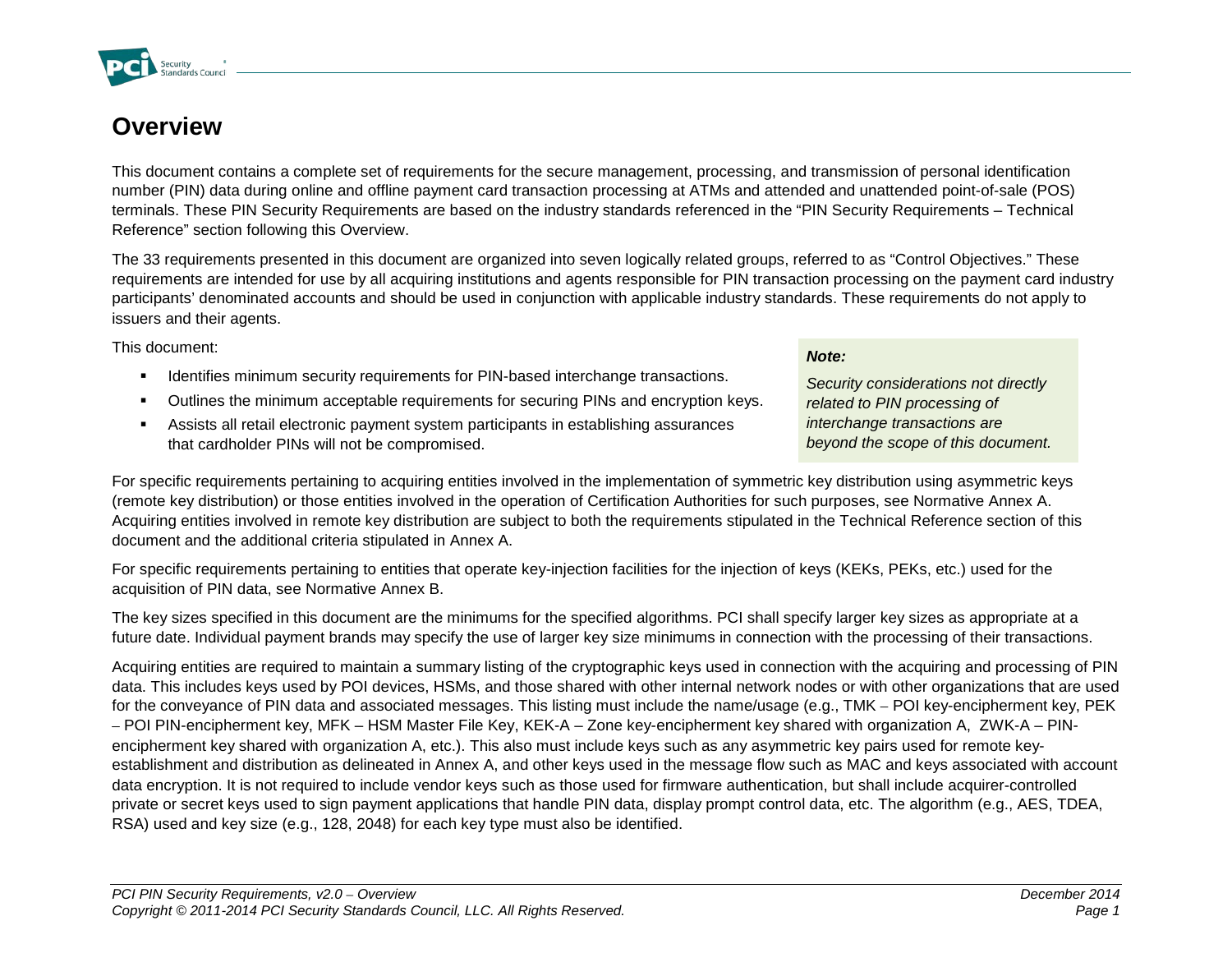# Overview

This document contains a complete set of requirements for the secure management, processing, and transmission of personal identification number (PIN) data during online and offline payment card transaction processing at ATMs and attended and unattended point-of-sale (POS) terminals. These PIN Security Requirements are based on the industry standards referenced in the "PIN Security Requirements – Technical Reference" section following this Overview.

The 33 requirements presented in this document are organized into seven logically related groups, referred to as "Control Objectives." These requirements are intended for use by all acquiring institutions and agents responsible for PIN transaction processing on the payment card industry participants' denominated accounts and should be used in conjunction with applicable industry standards. These requirements do not apply to issuers and their agents.

This document:

- Identifies minimum security requirements for PIN-based interchange transactions.
- Outlines the minimum acceptable requirements for securing PINs and encryption keys.
- Assists all retail electronic payment system participants in establishing assurances that cardholder PINs will not be compromised.

> ***Note:***
>
> *Security considerations not directly related to PIN processing of interchange transactions are beyond the scope of this document.*

For specific requirements pertaining to acquiring entities involved in the implementation of symmetric key distribution using asymmetric keys (remote key distribution) or those entities involved in the operation of Certification Authorities for such purposes, see Normative Annex A. Acquiring entities involved in remote key distribution are subject to both the requirements stipulated in the Technical Reference section of this document and the additional criteria stipulated in Annex A.

For specific requirements pertaining to entities that operate key-injection facilities for the injection of keys (KEKs, PEKs, etc.) used for the acquisition of PIN data, see Normative Annex B.

The key sizes specified in this document are the minimums for the specified algorithms. PCI shall specify larger key sizes as appropriate at a future date. Individual payment brands may specify the use of larger key size minimums in connection with the processing of their transactions.

Acquiring entities are required to maintain a summary listing of the cryptographic keys used in connection with the acquiring and processing of PIN data. This includes keys used by POI devices, HSMs, and those shared with other internal network nodes or with other organizations that are used for the conveyance of PIN data and associated messages. This listing must include the name/usage (e.g., TMK – POI key-encipherment key, PEK – POI PIN-encipherment key, MFK – HSM Master File Key, KEK-A – Zone key-encipherment key shared with organization A, ZWK-A – PIN-encipherment key shared with organization A, etc.). This also must include keys such as any asymmetric key pairs used for remote key-establishment and distribution as delineated in Annex A, and other keys used in the message flow such as MAC and keys associated with account data encryption. It is not required to include vendor keys such as those used for firmware authentication, but shall include acquirer-controlled private or secret keys used to sign payment applications that handle PIN data, display prompt control data, etc. The algorithm (e.g., AES, TDEA, RSA) used and key size (e.g., 128, 2048) for each key type must also be identified.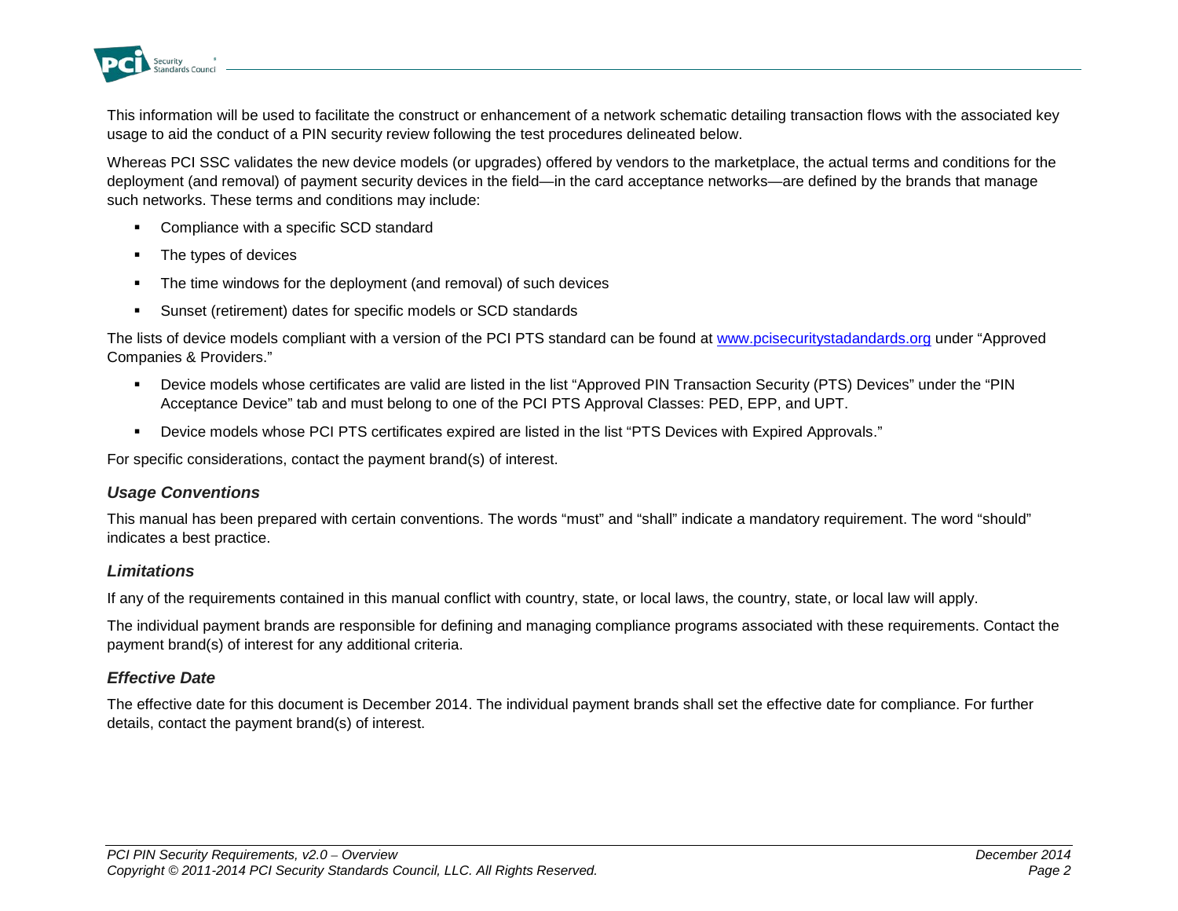This information will be used to facilitate the construct or enhancement of a network schematic detailing transaction flows with the associated key usage to aid the conduct of a PIN security review following the test procedures delineated below.

Whereas PCI SSC validates the new device models (or upgrades) offered by vendors to the marketplace, the actual terms and conditions for the deployment (and removal) of payment security devices in the field—in the card acceptance networks—are defined by the brands that manage such networks. These terms and conditions may include:

- Compliance with a specific SCD standard
- The types of devices
- The time windows for the deployment (and removal) of such devices
- Sunset (retirement) dates for specific models or SCD standards

The lists of device models compliant with a version of the PCI PTS standard can be found at www.pcisecuritystadandards.org under "Approved Companies & Providers."

- Device models whose certificates are valid are listed in the list "Approved PIN Transaction Security (PTS) Devices" under the "PIN Acceptance Device" tab and must belong to one of the PCI PTS Approval Classes: PED, EPP, and UPT.
- Device models whose PCI PTS certificates expired are listed in the list "PTS Devices with Expired Approvals."

For specific considerations, contact the payment brand(s) of interest.

### *Usage Conventions*

This manual has been prepared with certain conventions. The words "must" and "shall" indicate a mandatory requirement. The word "should" indicates a best practice.

### *Limitations*

If any of the requirements contained in this manual conflict with country, state, or local laws, the country, state, or local law will apply.

The individual payment brands are responsible for defining and managing compliance programs associated with these requirements. Contact the payment brand(s) of interest for any additional criteria.

### *Effective Date*

The effective date for this document is December 2014. The individual payment brands shall set the effective date for compliance. For further details, contact the payment brand(s) of interest.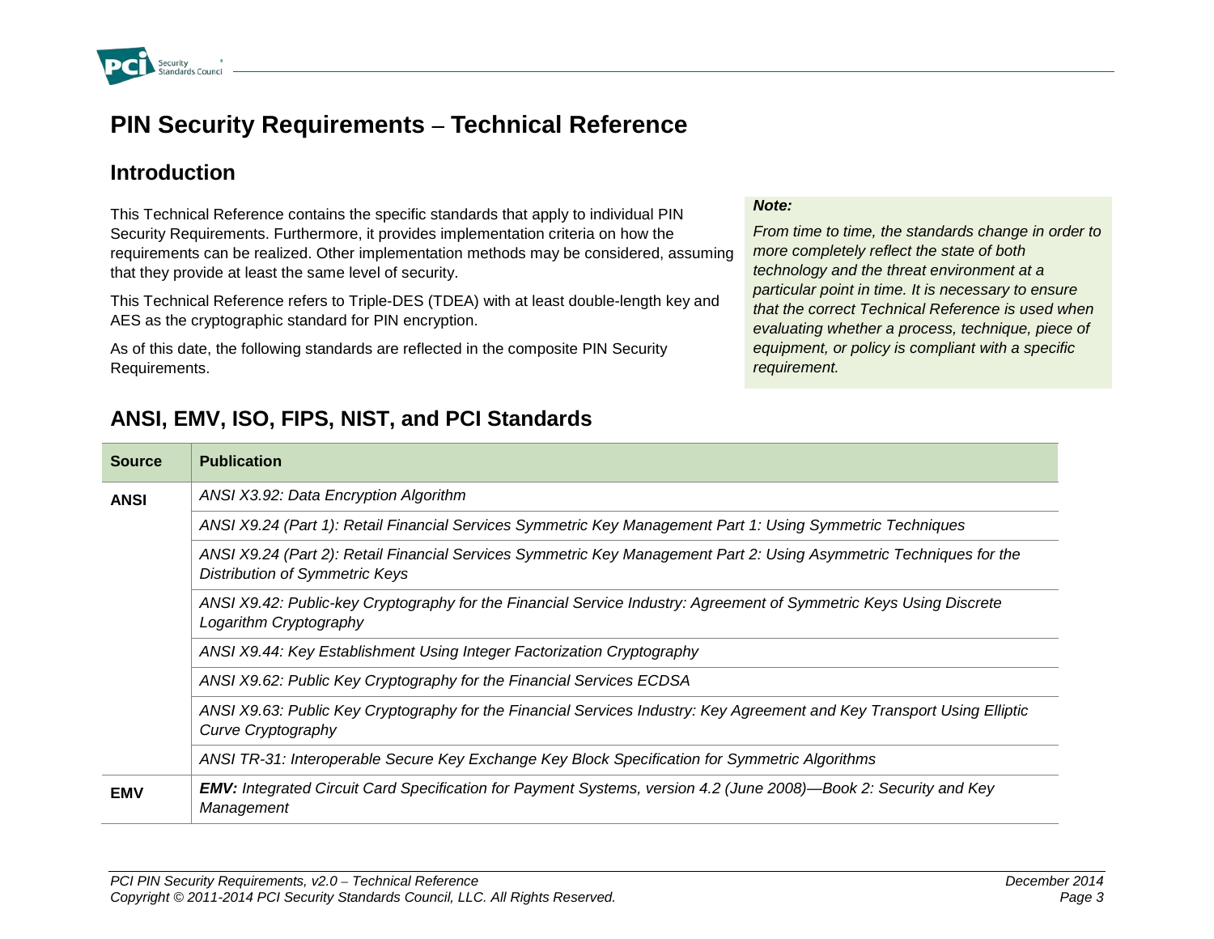# PIN Security Requirements – Technical Reference

## Introduction

This Technical Reference contains the specific standards that apply to individual PIN Security Requirements. Furthermore, it provides implementation criteria on how the requirements can be realized. Other implementation methods may be considered, assuming that they provide at least the same level of security.

This Technical Reference refers to Triple-DES (TDEA) with at least double-length key and AES as the cryptographic standard for PIN encryption.

As of this date, the following standards are reflected in the composite PIN Security Requirements.

> ***Note:***
>
> *From time to time, the standards change in order to more completely reflect the state of both technology and the threat environment at a particular point in time. It is necessary to ensure that the correct Technical Reference is used when evaluating whether a process, technique, piece of equipment, or policy is compliant with a specific requirement.*

## ANSI, EMV, ISO, FIPS, NIST, and PCI Standards

| Source | Publication |
|---|---|
| **ANSI** | *ANSI X3.92: Data Encryption Algorithm* |
| | *ANSI X9.24 (Part 1): Retail Financial Services Symmetric Key Management Part 1: Using Symmetric Techniques* |
| | *ANSI X9.24 (Part 2): Retail Financial Services Symmetric Key Management Part 2: Using Asymmetric Techniques for the Distribution of Symmetric Keys* |
| | *ANSI X9.42: Public-key Cryptography for the Financial Service Industry: Agreement of Symmetric Keys Using Discrete Logarithm Cryptography* |
| | *ANSI X9.44: Key Establishment Using Integer Factorization Cryptography* |
| | *ANSI X9.62: Public Key Cryptography for the Financial Services ECDSA* |
| | *ANSI X9.63: Public Key Cryptography for the Financial Services Industry: Key Agreement and Key Transport Using Elliptic Curve Cryptography* |
| | *ANSI TR-31: Interoperable Secure Key Exchange Key Block Specification for Symmetric Algorithms* |
| **EMV** | ***EMV:*** *Integrated Circuit Card Specification for Payment Systems, version 4.2 (June 2008)—Book 2: Security and Key Management* |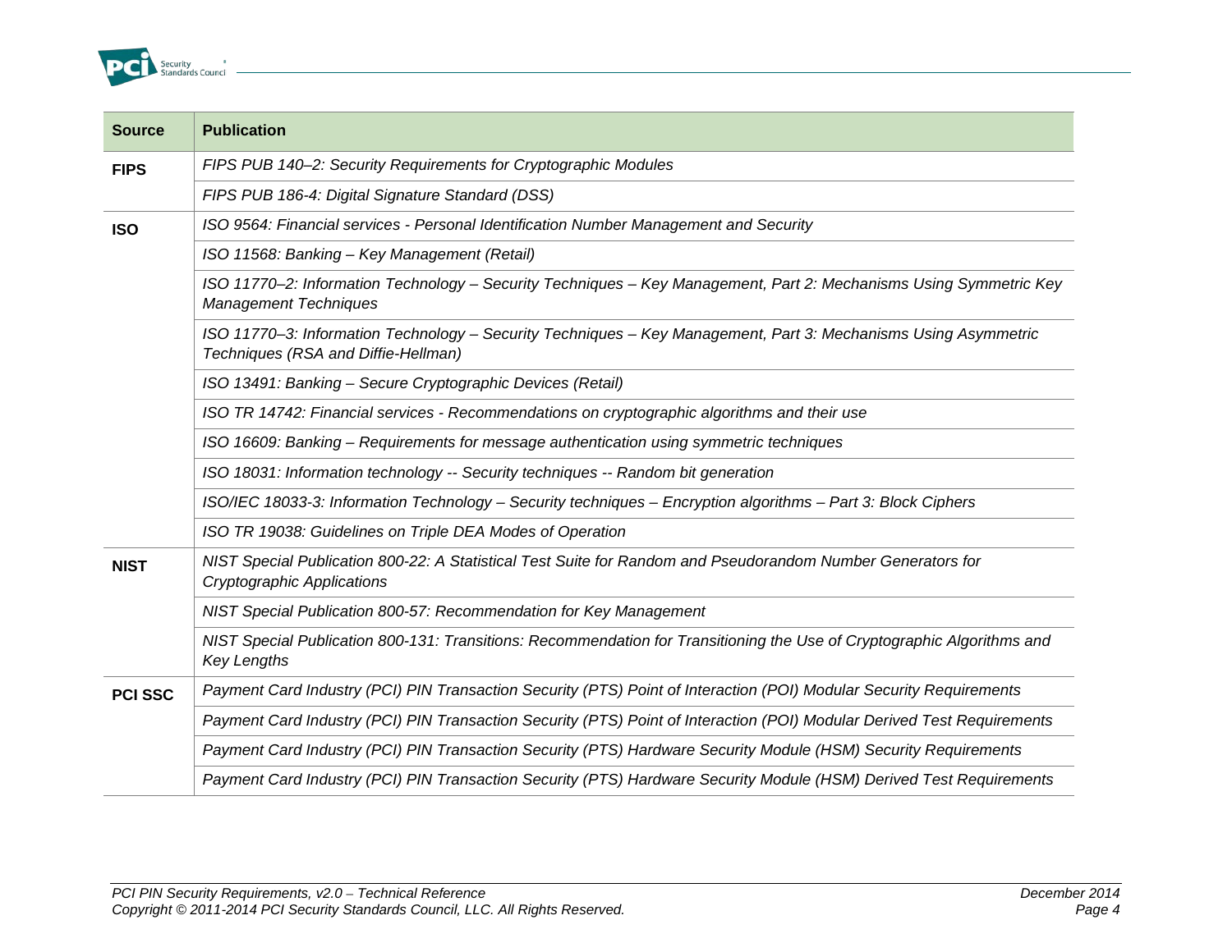| Source | Publication |
| --- | --- |
| **FIPS** | *FIPS PUB 140–2: Security Requirements for Cryptographic Modules* |
| | *FIPS PUB 186-4: Digital Signature Standard (DSS)* |
| **ISO** | *ISO 9564: Financial services - Personal Identification Number Management and Security* |
| | *ISO 11568: Banking – Key Management (Retail)* |
| | *ISO 11770–2: Information Technology – Security Techniques – Key Management, Part 2: Mechanisms Using Symmetric Key Management Techniques* |
| | *ISO 11770–3: Information Technology – Security Techniques – Key Management, Part 3: Mechanisms Using Asymmetric Techniques (RSA and Diffie-Hellman)* |
| | *ISO 13491: Banking – Secure Cryptographic Devices (Retail)* |
| | *ISO TR 14742: Financial services - Recommendations on cryptographic algorithms and their use* |
| | *ISO 16609: Banking – Requirements for message authentication using symmetric techniques* |
| | *ISO 18031: Information technology -- Security techniques -- Random bit generation* |
| | *ISO/IEC 18033-3: Information Technology – Security techniques – Encryption algorithms – Part 3: Block Ciphers* |
| | *ISO TR 19038: Guidelines on Triple DEA Modes of Operation* |
| **NIST** | *NIST Special Publication 800-22: A Statistical Test Suite for Random and Pseudorandom Number Generators for Cryptographic Applications* |
| | *NIST Special Publication 800-57: Recommendation for Key Management* |
| | *NIST Special Publication 800-131: Transitions: Recommendation for Transitioning the Use of Cryptographic Algorithms and Key Lengths* |
| **PCI SSC** | *Payment Card Industry (PCI) PIN Transaction Security (PTS) Point of Interaction (POI) Modular Security Requirements* |
| | *Payment Card Industry (PCI) PIN Transaction Security (PTS) Point of Interaction (POI) Modular Derived Test Requirements* |
| | *Payment Card Industry (PCI) PIN Transaction Security (PTS) Hardware Security Module (HSM) Security Requirements* |
| | *Payment Card Industry (PCI) PIN Transaction Security (PTS) Hardware Security Module (HSM) Derived Test Requirements* |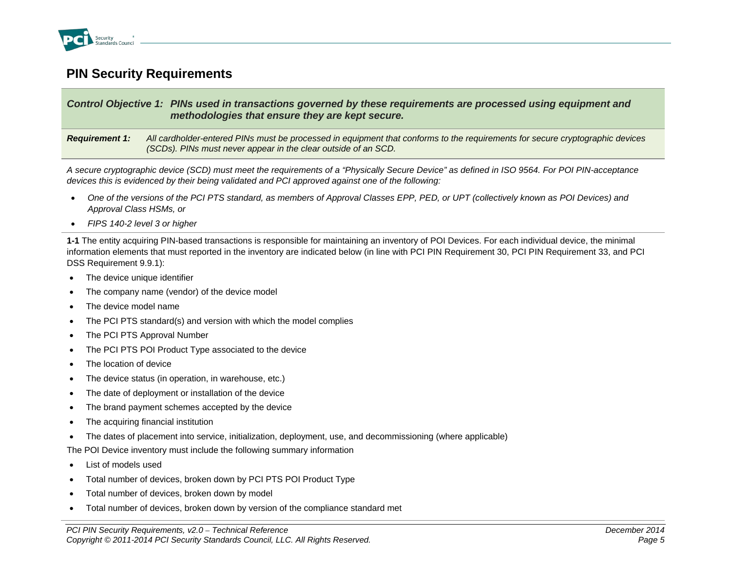## PIN Security Requirements

***Control Objective 1:** PINs used in transactions governed by these requirements are processed using equipment and methodologies that ensure they are kept secure.*

***Requirement 1:*** *All cardholder-entered PINs must be processed in equipment that conforms to the requirements for secure cryptographic devices (SCDs). PINs must never appear in the clear outside of an SCD.*

*A secure cryptographic device (SCD) must meet the requirements of a "Physically Secure Device" as defined in ISO 9564. For POI PIN-acceptance devices this is evidenced by their being validated and PCI approved against one of the following:*

- *One of the versions of the PCI PTS standard, as members of Approval Classes EPP, PED, or UPT (collectively known as POI Devices) and Approval Class HSMs, or*
- *FIPS 140-2 level 3 or higher*

**1-1** The entity acquiring PIN-based transactions is responsible for maintaining an inventory of POI Devices. For each individual device, the minimal information elements that must reported in the inventory are indicated below (in line with PCI PIN Requirement 30, PCI PIN Requirement 33, and PCI DSS Requirement 9.9.1):

- The device unique identifier
- The company name (vendor) of the device model
- The device model name
- The PCI PTS standard(s) and version with which the model complies
- The PCI PTS Approval Number
- The PCI PTS POI Product Type associated to the device
- The location of device
- The device status (in operation, in warehouse, etc.)
- The date of deployment or installation of the device
- The brand payment schemes accepted by the device
- The acquiring financial institution
- The dates of placement into service, initialization, deployment, use, and decommissioning (where applicable)

The POI Device inventory must include the following summary information

- List of models used
- Total number of devices, broken down by PCI PTS POI Product Type
- Total number of devices, broken down by model
- Total number of devices, broken down by version of the compliance standard met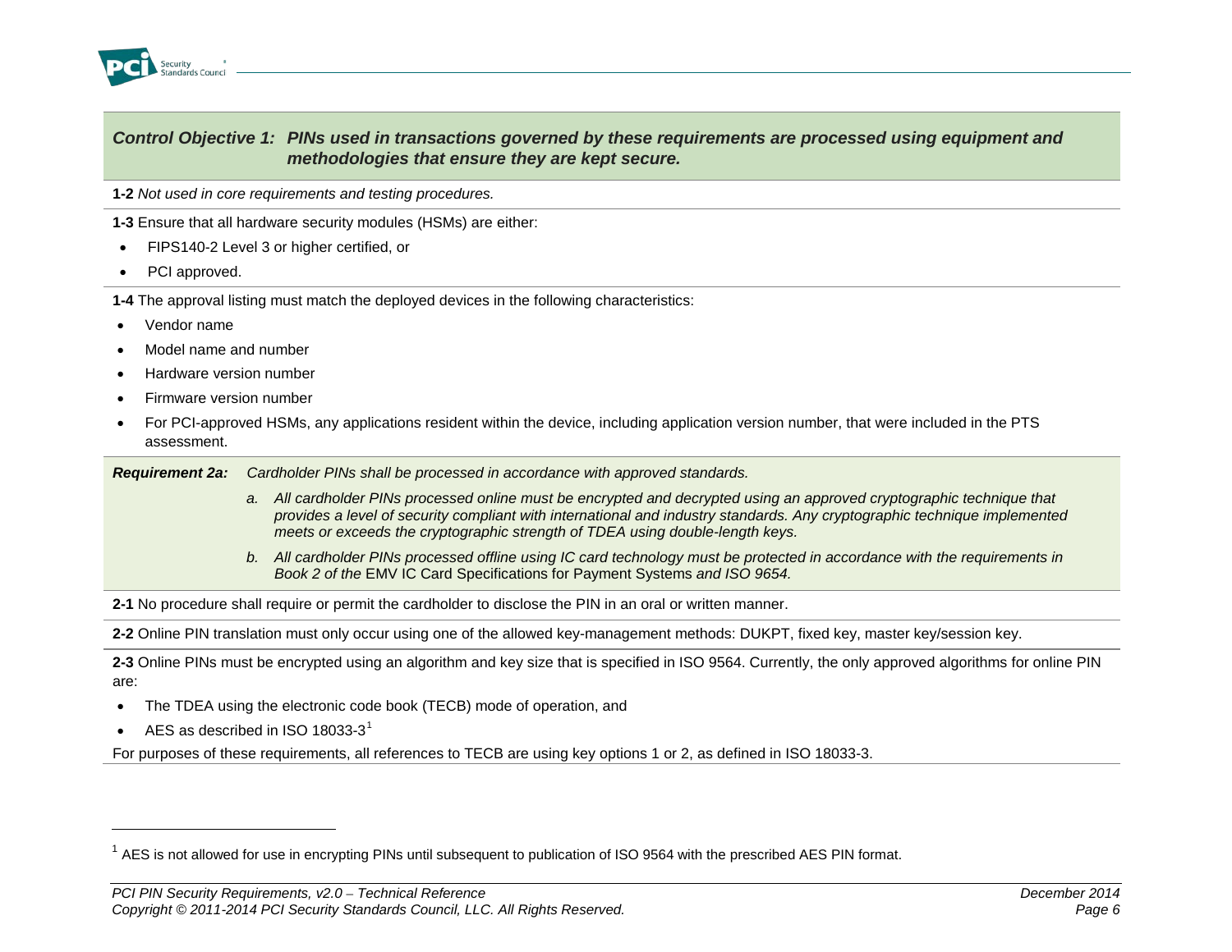***Control Objective 1:** PINs used in transactions governed by these requirements are processed using equipment and methodologies that ensure they are kept secure.*

**1-2** *Not used in core requirements and testing procedures.*

**1-3** Ensure that all hardware security modules (HSMs) are either:

- FIPS140-2 Level 3 or higher certified, or
- PCI approved.

**1-4** The approval listing must match the deployed devices in the following characteristics:

- Vendor name
- Model name and number
- Hardware version number
- Firmware version number
- For PCI-approved HSMs, any applications resident within the device, including application version number, that were included in the PTS assessment.

***Requirement 2a:*** *Cardholder PINs shall be processed in accordance with approved standards.*

*a. All cardholder PINs processed online must be encrypted and decrypted using an approved cryptographic technique that provides a level of security compliant with international and industry standards. Any cryptographic technique implemented meets or exceeds the cryptographic strength of TDEA using double-length keys.*

*b. All cardholder PINs processed offline using IC card technology must be protected in accordance with the requirements in Book 2 of the* EMV IC Card Specifications for Payment Systems *and ISO 9654.*

**2-1** No procedure shall require or permit the cardholder to disclose the PIN in an oral or written manner.

**2-2** Online PIN translation must only occur using one of the allowed key-management methods: DUKPT, fixed key, master key/session key.

**2-3** Online PINs must be encrypted using an algorithm and key size that is specified in ISO 9564. Currently, the only approved algorithms for online PIN are:

- The TDEA using the electronic code book (TECB) mode of operation, and
- AES as described in ISO 18033-3[1]

For purposes of these requirements, all references to TECB are using key options 1 or 2, as defined in ISO 18033-3.

[1] AES is not allowed for use in encrypting PINs until subsequent to publication of ISO 9564 with the prescribed AES PIN format.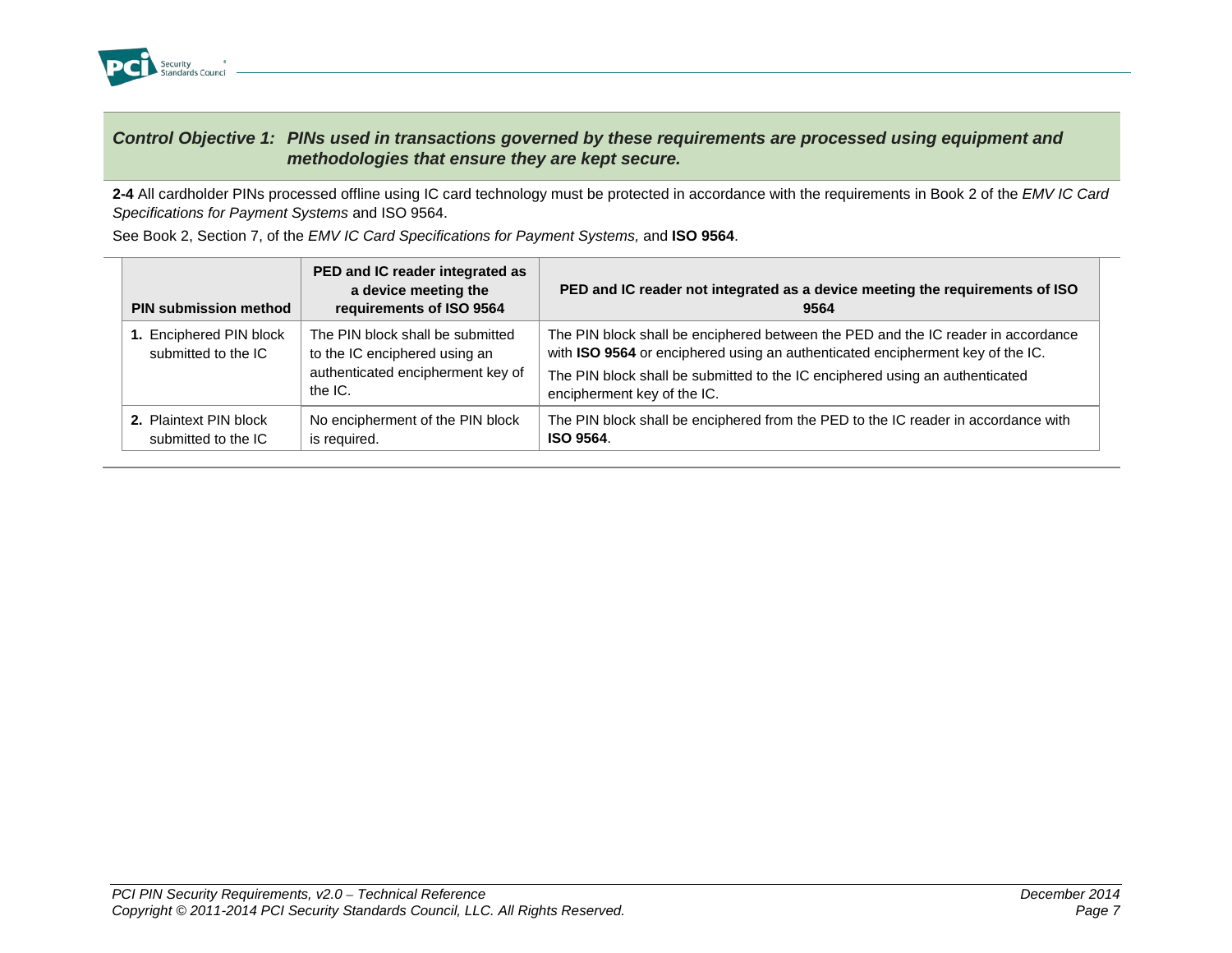## *Control Objective 1: PINs used in transactions governed by these requirements are processed using equipment and methodologies that ensure they are kept secure.*

**2-4** All cardholder PINs processed offline using IC card technology must be protected in accordance with the requirements in Book 2 of the *EMV IC Card Specifications for Payment Systems* and ISO 9564.

See Book 2, Section 7, of the *EMV IC Card Specifications for Payment Systems,* and **ISO 9564**.

| PIN submission method | PED and IC reader integrated as a device meeting the requirements of ISO 9564 | PED and IC reader not integrated as a device meeting the requirements of ISO 9564 |
|---|---|---|
| **1.** Enciphered PIN block submitted to the IC | The PIN block shall be submitted to the IC enciphered using an authenticated encipherment key of the IC. | The PIN block shall be enciphered between the PED and the IC reader in accordance with **ISO 9564** or enciphered using an authenticated encipherment key of the IC.<br>The PIN block shall be submitted to the IC enciphered using an authenticated encipherment key of the IC. |
| **2.** Plaintext PIN block submitted to the IC | No encipherment of the PIN block is required. | The PIN block shall be enciphered from the PED to the IC reader in accordance with **ISO 9564**. |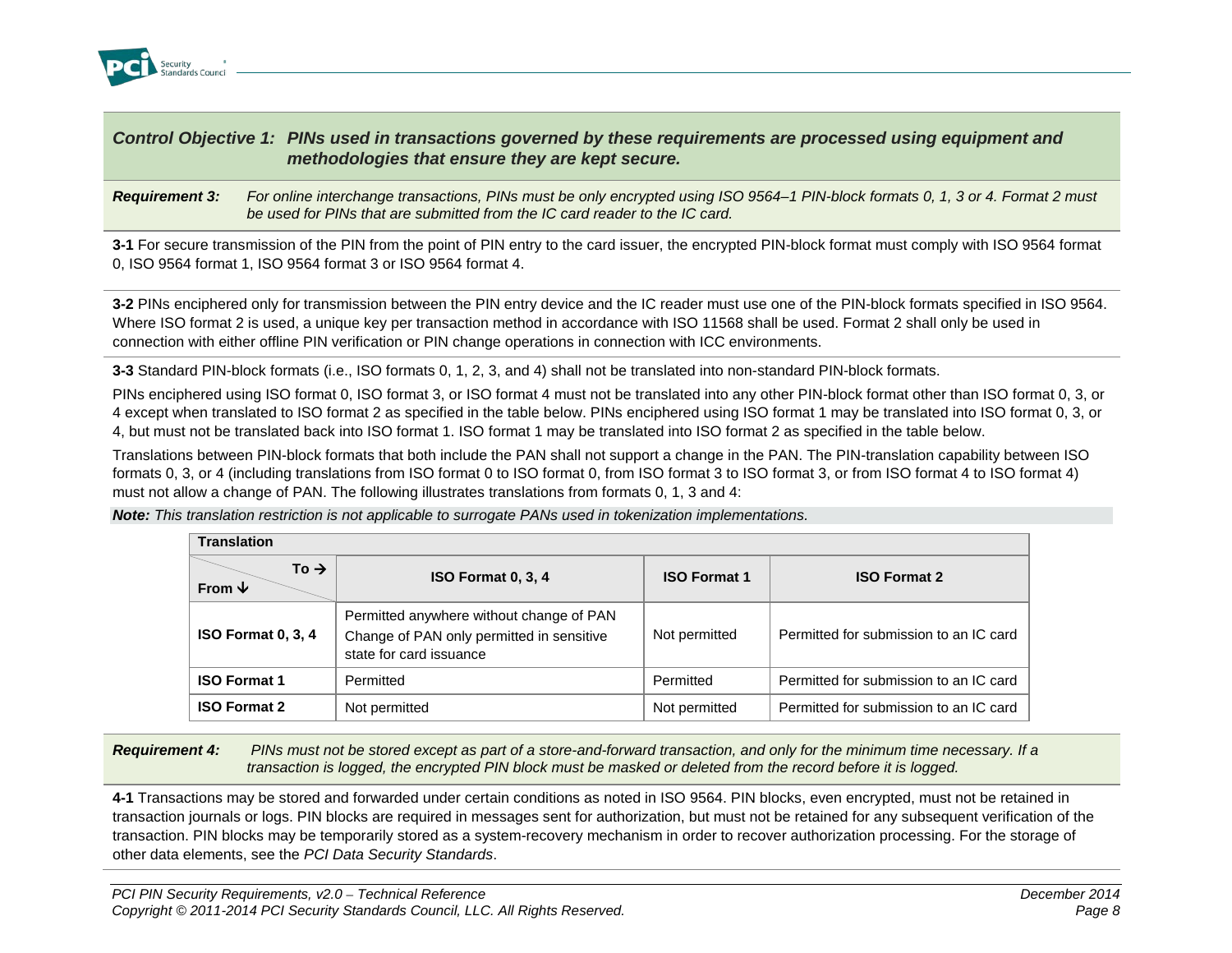***Control Objective 1:*** ***PINs used in transactions governed by these requirements are processed using equipment and methodologies that ensure they are kept secure.***

***Requirement 3:*** *For online interchange transactions, PINs must be only encrypted using ISO 9564–1 PIN-block formats 0, 1, 3 or 4. Format 2 must be used for PINs that are submitted from the IC card reader to the IC card.*

**3-1** For secure transmission of the PIN from the point of PIN entry to the card issuer, the encrypted PIN-block format must comply with ISO 9564 format 0, ISO 9564 format 1, ISO 9564 format 3 or ISO 9564 format 4.

**3-2** PINs enciphered only for transmission between the PIN entry device and the IC reader must use one of the PIN-block formats specified in ISO 9564. Where ISO format 2 is used, a unique key per transaction method in accordance with ISO 11568 shall be used. Format 2 shall only be used in connection with either offline PIN verification or PIN change operations in connection with ICC environments.

**3-3** Standard PIN-block formats (i.e., ISO formats 0, 1, 2, 3, and 4) shall not be translated into non-standard PIN-block formats.

PINs enciphered using ISO format 0, ISO format 3, or ISO format 4 must not be translated into any other PIN-block format other than ISO format 0, 3, or 4 except when translated to ISO format 2 as specified in the table below. PINs enciphered using ISO format 1 may be translated into ISO format 0, 3, or 4, but must not be translated back into ISO format 1. ISO format 1 may be translated into ISO format 2 as specified in the table below.

Translations between PIN-block formats that both include the PAN shall not support a change in the PAN. The PIN-translation capability between ISO formats 0, 3, or 4 (including translations from ISO format 0 to ISO format 0, from ISO format 3 to ISO format 3, or from ISO format 4 to ISO format 4) must not allow a change of PAN. The following illustrates translations from formats 0, 1, 3 and 4:

***Note:*** *This translation restriction is not applicable to surrogate PANs used in tokenization implementations.*

| **Translation** | | | |
|---|---|---|---|
| **To →** / **From ↓** | **ISO Format 0, 3, 4** | **ISO Format 1** | **ISO Format 2** |
| **ISO Format 0, 3, 4** | Permitted anywhere without change of PAN<br>Change of PAN only permitted in sensitive state for card issuance | Not permitted | Permitted for submission to an IC card |
| **ISO Format 1** | Permitted | Permitted | Permitted for submission to an IC card |
| **ISO Format 2** | Not permitted | Not permitted | Permitted for submission to an IC card |

***Requirement 4:*** *PINs must not be stored except as part of a store-and-forward transaction, and only for the minimum time necessary. If a transaction is logged, the encrypted PIN block must be masked or deleted from the record before it is logged.*

**4-1** Transactions may be stored and forwarded under certain conditions as noted in ISO 9564. PIN blocks, even encrypted, must not be retained in transaction journals or logs. PIN blocks are required in messages sent for authorization, but must not be retained for any subsequent verification of the transaction. PIN blocks may be temporarily stored as a system-recovery mechanism in order to recover authorization processing. For the storage of other data elements, see the *PCI Data Security Standards*.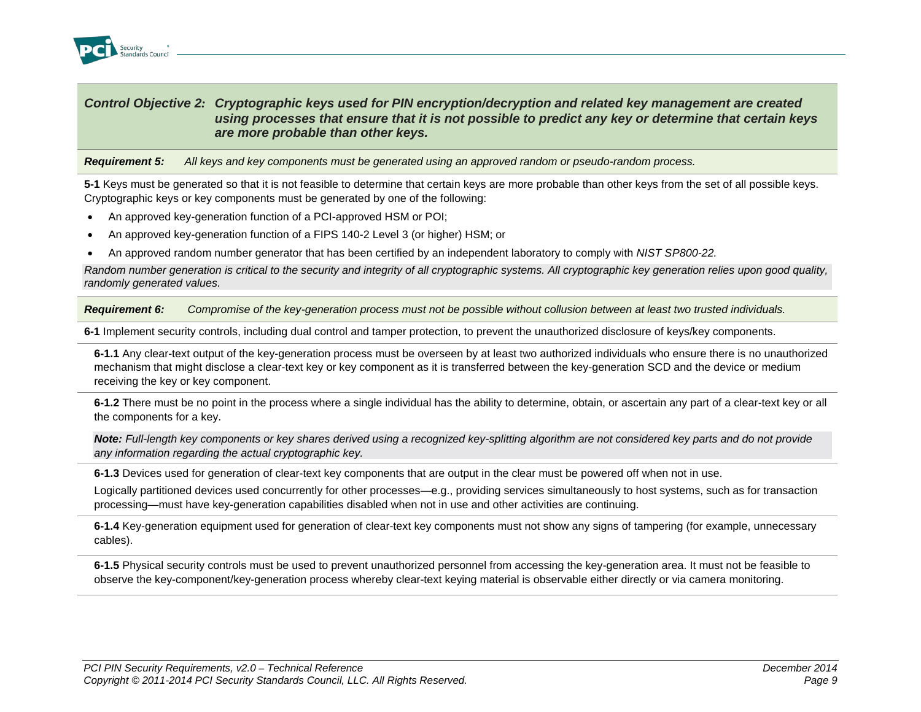## *Control Objective 2: Cryptographic keys used for PIN encryption/decryption and related key management are created using processes that ensure that it is not possible to predict any key or determine that certain keys are more probable than other keys.*

***Requirement 5:*** *All keys and key components must be generated using an approved random or pseudo-random process.*

**5-1** Keys must be generated so that it is not feasible to determine that certain keys are more probable than other keys from the set of all possible keys. Cryptographic keys or key components must be generated by one of the following:

- An approved key-generation function of a PCI-approved HSM or POI;
- An approved key-generation function of a FIPS 140-2 Level 3 (or higher) HSM; or
- An approved random number generator that has been certified by an independent laboratory to comply with *NIST SP800-22.*

*Random number generation is critical to the security and integrity of all cryptographic systems. All cryptographic key generation relies upon good quality, randomly generated values.*

***Requirement 6:*** *Compromise of the key-generation process must not be possible without collusion between at least two trusted individuals.*

**6-1** Implement security controls, including dual control and tamper protection, to prevent the unauthorized disclosure of keys/key components.

**6-1.1** Any clear-text output of the key-generation process must be overseen by at least two authorized individuals who ensure there is no unauthorized mechanism that might disclose a clear-text key or key component as it is transferred between the key-generation SCD and the device or medium receiving the key or key component.

**6-1.2** There must be no point in the process where a single individual has the ability to determine, obtain, or ascertain any part of a clear-text key or all the components for a key.

***Note:*** *Full-length key components or key shares derived using a recognized key-splitting algorithm are not considered key parts and do not provide any information regarding the actual cryptographic key.*

**6-1.3** Devices used for generation of clear-text key components that are output in the clear must be powered off when not in use.

Logically partitioned devices used concurrently for other processes—e.g., providing services simultaneously to host systems, such as for transaction processing—must have key-generation capabilities disabled when not in use and other activities are continuing.

**6-1.4** Key-generation equipment used for generation of clear-text key components must not show any signs of tampering (for example, unnecessary cables).

**6-1.5** Physical security controls must be used to prevent unauthorized personnel from accessing the key-generation area. It must not be feasible to observe the key-component/key-generation process whereby clear-text keying material is observable either directly or via camera monitoring.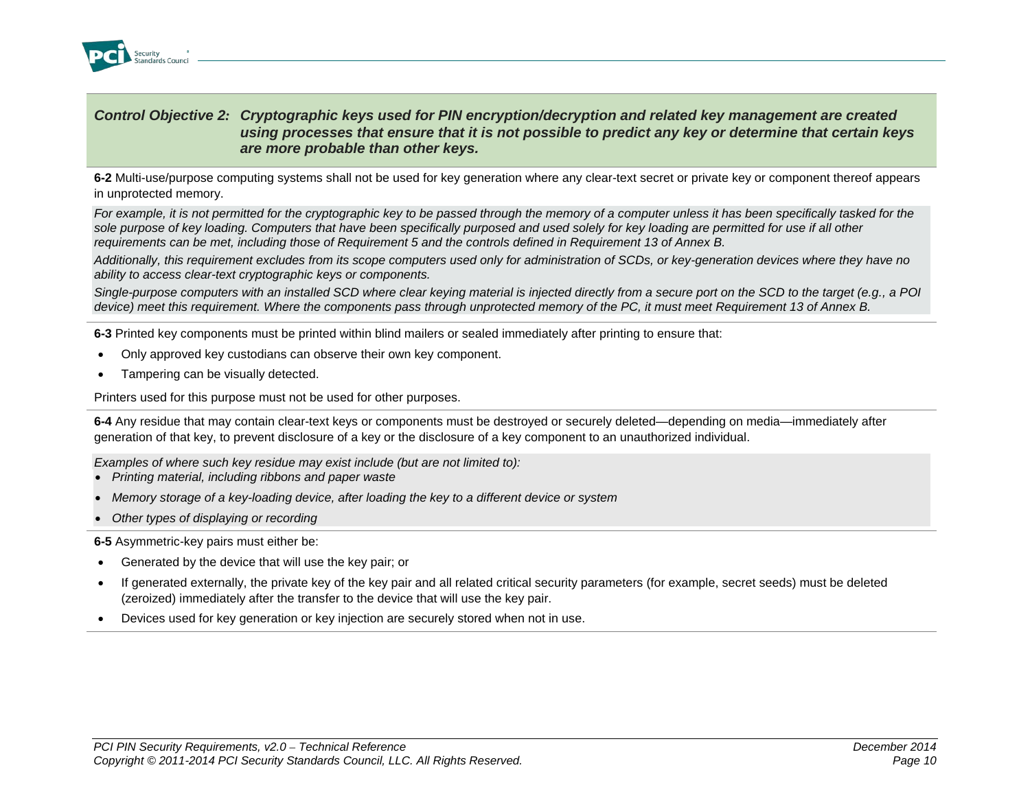***Control Objective 2: Cryptographic keys used for PIN encryption/decryption and related key management are created using processes that ensure that it is not possible to predict any key or determine that certain keys are more probable than other keys.***

**6-2** Multi-use/purpose computing systems shall not be used for key generation where any clear-text secret or private key or component thereof appears in unprotected memory.

*For example, it is not permitted for the cryptographic key to be passed through the memory of a computer unless it has been specifically tasked for the sole purpose of key loading. Computers that have been specifically purposed and used solely for key loading are permitted for use if all other requirements can be met, including those of Requirement 5 and the controls defined in Requirement 13 of Annex B.*

*Additionally, this requirement excludes from its scope computers used only for administration of SCDs, or key-generation devices where they have no ability to access clear-text cryptographic keys or components.*

*Single-purpose computers with an installed SCD where clear keying material is injected directly from a secure port on the SCD to the target (e.g., a POI device) meet this requirement. Where the components pass through unprotected memory of the PC, it must meet Requirement 13 of Annex B.*

**6-3** Printed key components must be printed within blind mailers or sealed immediately after printing to ensure that:

- Only approved key custodians can observe their own key component.
- Tampering can be visually detected.

Printers used for this purpose must not be used for other purposes.

**6-4** Any residue that may contain clear-text keys or components must be destroyed or securely deleted—depending on media—immediately after generation of that key, to prevent disclosure of a key or the disclosure of a key component to an unauthorized individual.

*Examples of where such key residue may exist include (but are not limited to):*

- *Printing material, including ribbons and paper waste*
- *Memory storage of a key-loading device, after loading the key to a different device or system*
- *Other types of displaying or recording*

**6-5** Asymmetric-key pairs must either be:

- Generated by the device that will use the key pair; or
- If generated externally, the private key of the key pair and all related critical security parameters (for example, secret seeds) must be deleted (zeroized) immediately after the transfer to the device that will use the key pair.
- Devices used for key generation or key injection are securely stored when not in use.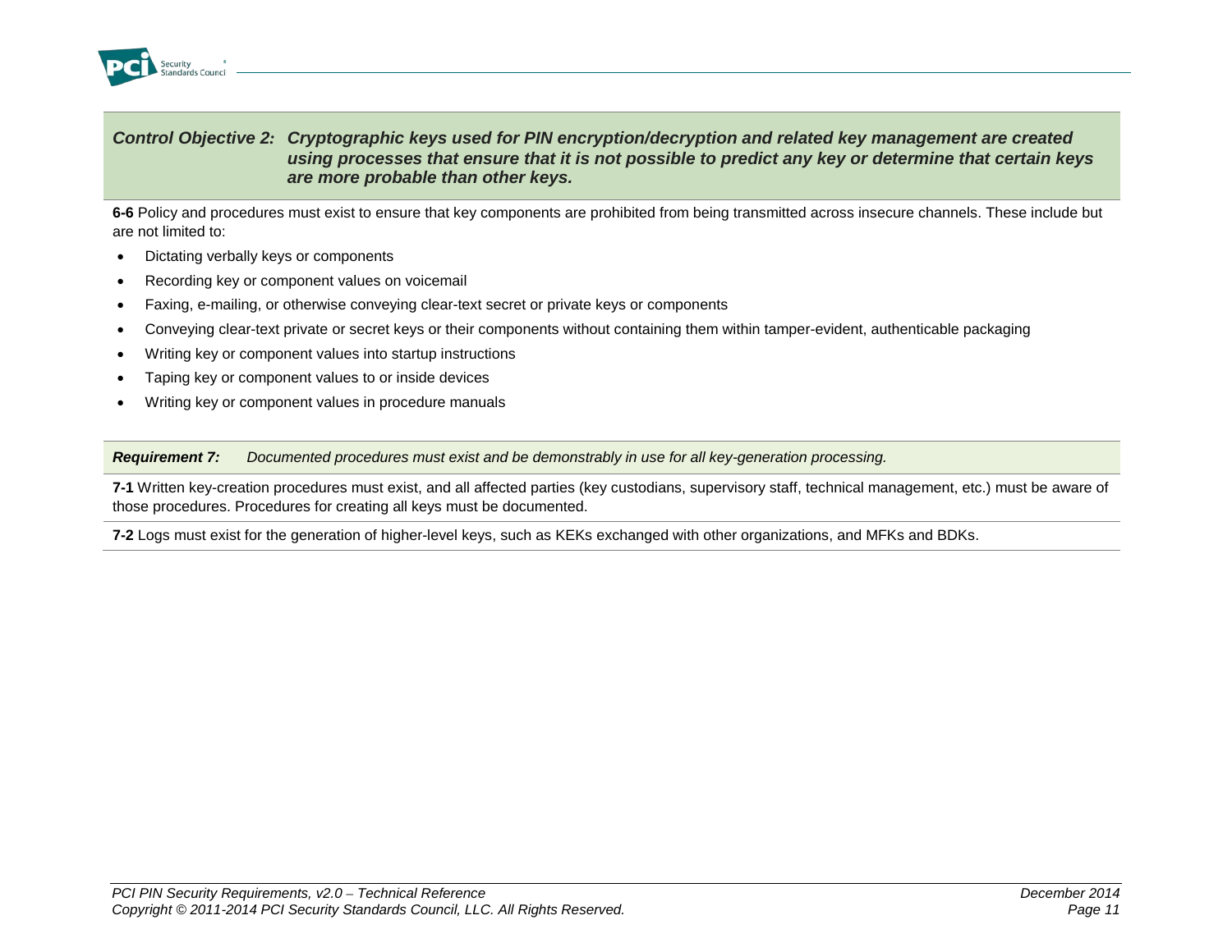***Control Objective 2:** Cryptographic keys used for PIN encryption/decryption and related key management are created using processes that ensure that it is not possible to predict any key or determine that certain keys are more probable than other keys.*

**6-6** Policy and procedures must exist to ensure that key components are prohibited from being transmitted across insecure channels. These include but are not limited to:

- Dictating verbally keys or components
- Recording key or component values on voicemail
- Faxing, e-mailing, or otherwise conveying clear-text secret or private keys or components
- Conveying clear-text private or secret keys or their components without containing them within tamper-evident, authenticable packaging
- Writing key or component values into startup instructions
- Taping key or component values to or inside devices
- Writing key or component values in procedure manuals

***Requirement 7:*** *Documented procedures must exist and be demonstrably in use for all key-generation processing.*

**7-1** Written key-creation procedures must exist, and all affected parties (key custodians, supervisory staff, technical management, etc.) must be aware of those procedures. Procedures for creating all keys must be documented.

**7-2** Logs must exist for the generation of higher-level keys, such as KEKs exchanged with other organizations, and MFKs and BDKs.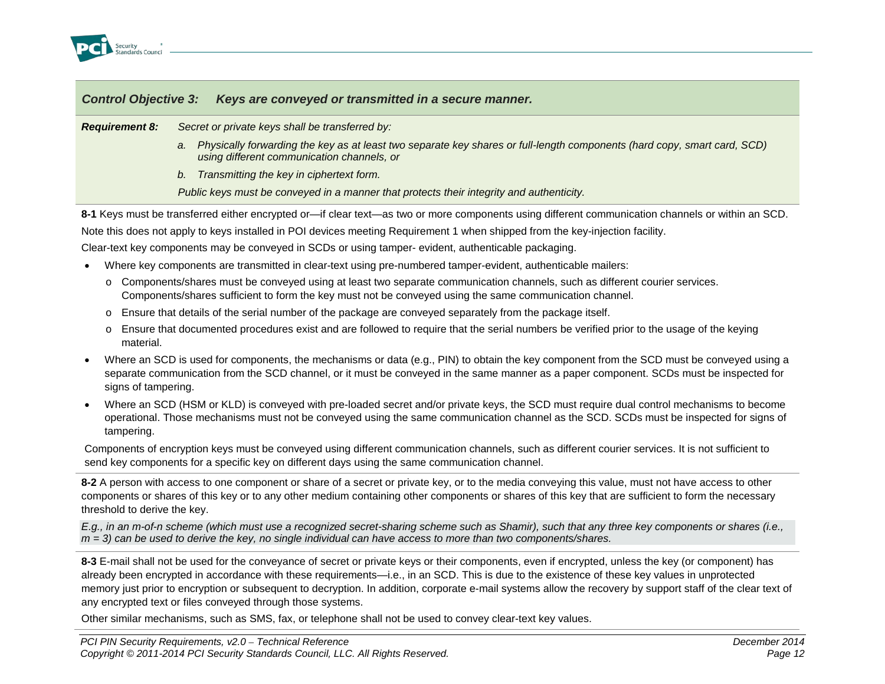### *Control Objective 3: Keys are conveyed or transmitted in a secure manner.*

***Requirement 8:*** *Secret or private keys shall be transferred by:*

*a. Physically forwarding the key as at least two separate key shares or full-length components (hard copy, smart card, SCD) using different communication channels, or*

*b. Transmitting the key in ciphertext form.*

*Public keys must be conveyed in a manner that protects their integrity and authenticity.*

**8-1** Keys must be transferred either encrypted or—if clear text—as two or more components using different communication channels or within an SCD.

Note this does not apply to keys installed in POI devices meeting Requirement 1 when shipped from the key-injection facility.

Clear-text key components may be conveyed in SCDs or using tamper- evident, authenticable packaging.

- Where key components are transmitted in clear-text using pre-numbered tamper-evident, authenticable mailers:
  - Components/shares must be conveyed using at least two separate communication channels, such as different courier services. Components/shares sufficient to form the key must not be conveyed using the same communication channel.
  - Ensure that details of the serial number of the package are conveyed separately from the package itself.
  - Ensure that documented procedures exist and are followed to require that the serial numbers be verified prior to the usage of the keying material.
- Where an SCD is used for components, the mechanisms or data (e.g., PIN) to obtain the key component from the SCD must be conveyed using a separate communication from the SCD channel, or it must be conveyed in the same manner as a paper component. SCDs must be inspected for signs of tampering.
- Where an SCD (HSM or KLD) is conveyed with pre-loaded secret and/or private keys, the SCD must require dual control mechanisms to become operational. Those mechanisms must not be conveyed using the same communication channel as the SCD. SCDs must be inspected for signs of tampering.

Components of encryption keys must be conveyed using different communication channels, such as different courier services. It is not sufficient to send key components for a specific key on different days using the same communication channel.

**8-2** A person with access to one component or share of a secret or private key, or to the media conveying this value, must not have access to other components or shares of this key or to any other medium containing other components or shares of this key that are sufficient to form the necessary threshold to derive the key.

*E.g., in an m-of-n scheme (which must use a recognized secret-sharing scheme such as Shamir), such that any three key components or shares (i.e., m = 3) can be used to derive the key, no single individual can have access to more than two components/shares.*

**8-3** E-mail shall not be used for the conveyance of secret or private keys or their components, even if encrypted, unless the key (or component) has already been encrypted in accordance with these requirements—i.e., in an SCD. This is due to the existence of these key values in unprotected memory just prior to encryption or subsequent to decryption. In addition, corporate e-mail systems allow the recovery by support staff of the clear text of any encrypted text or files conveyed through those systems.

Other similar mechanisms, such as SMS, fax, or telephone shall not be used to convey clear-text key values.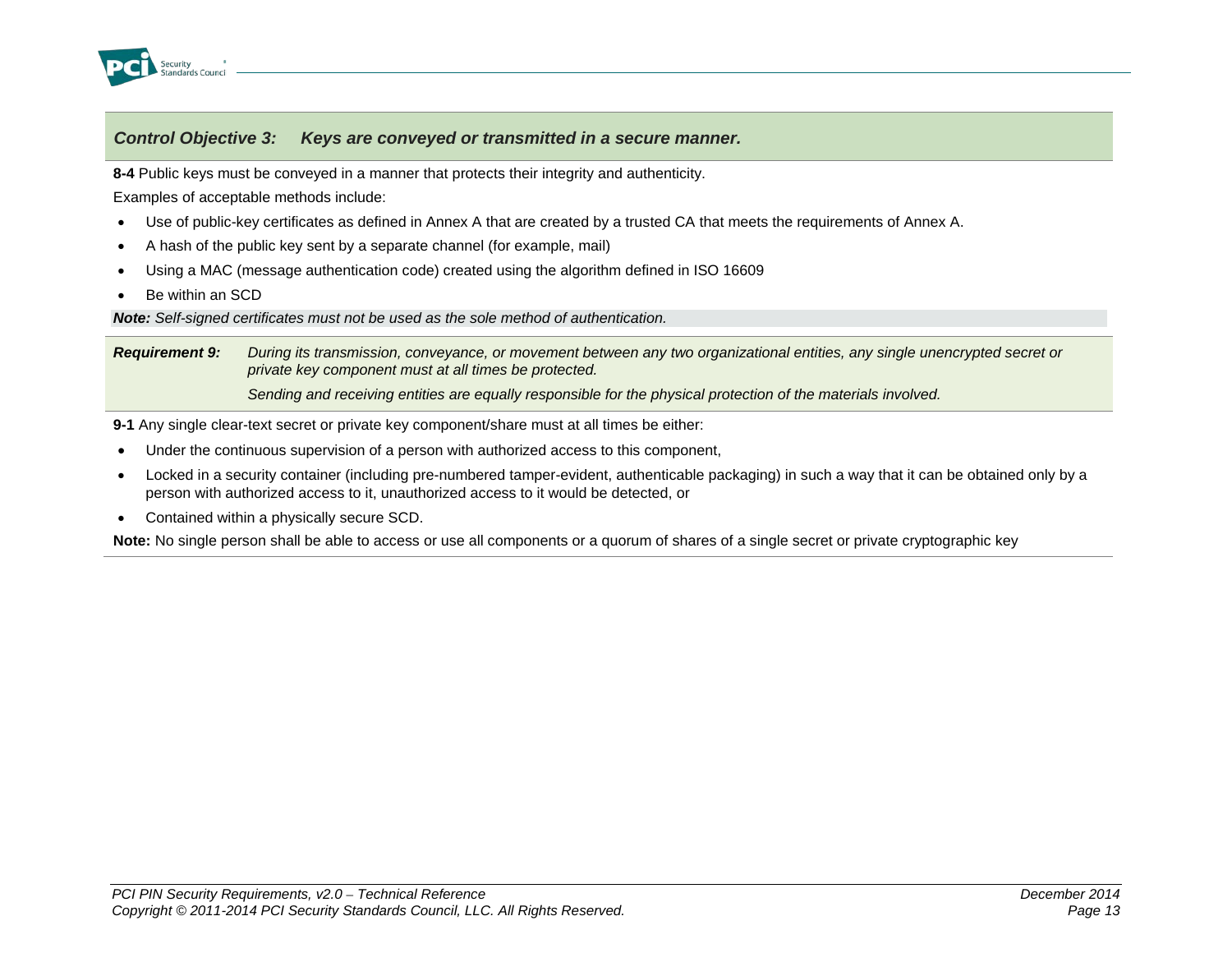### *Control Objective 3: Keys are conveyed or transmitted in a secure manner.*

**8-4** Public keys must be conveyed in a manner that protects their integrity and authenticity.

Examples of acceptable methods include:

- Use of public-key certificates as defined in Annex A that are created by a trusted CA that meets the requirements of Annex A.
- A hash of the public key sent by a separate channel (for example, mail)
- Using a MAC (message authentication code) created using the algorithm defined in ISO 16609
- Be within an SCD

***Note:*** *Self-signed certificates must not be used as the sole method of authentication.*

***Requirement 9:*** *During its transmission, conveyance, or movement between any two organizational entities, any single unencrypted secret or private key component must at all times be protected.*

*Sending and receiving entities are equally responsible for the physical protection of the materials involved.*

**9-1** Any single clear-text secret or private key component/share must at all times be either:

- Under the continuous supervision of a person with authorized access to this component,
- Locked in a security container (including pre-numbered tamper-evident, authenticable packaging) in such a way that it can be obtained only by a person with authorized access to it, unauthorized access to it would be detected, or
- Contained within a physically secure SCD.

**Note:** No single person shall be able to access or use all components or a quorum of shares of a single secret or private cryptographic key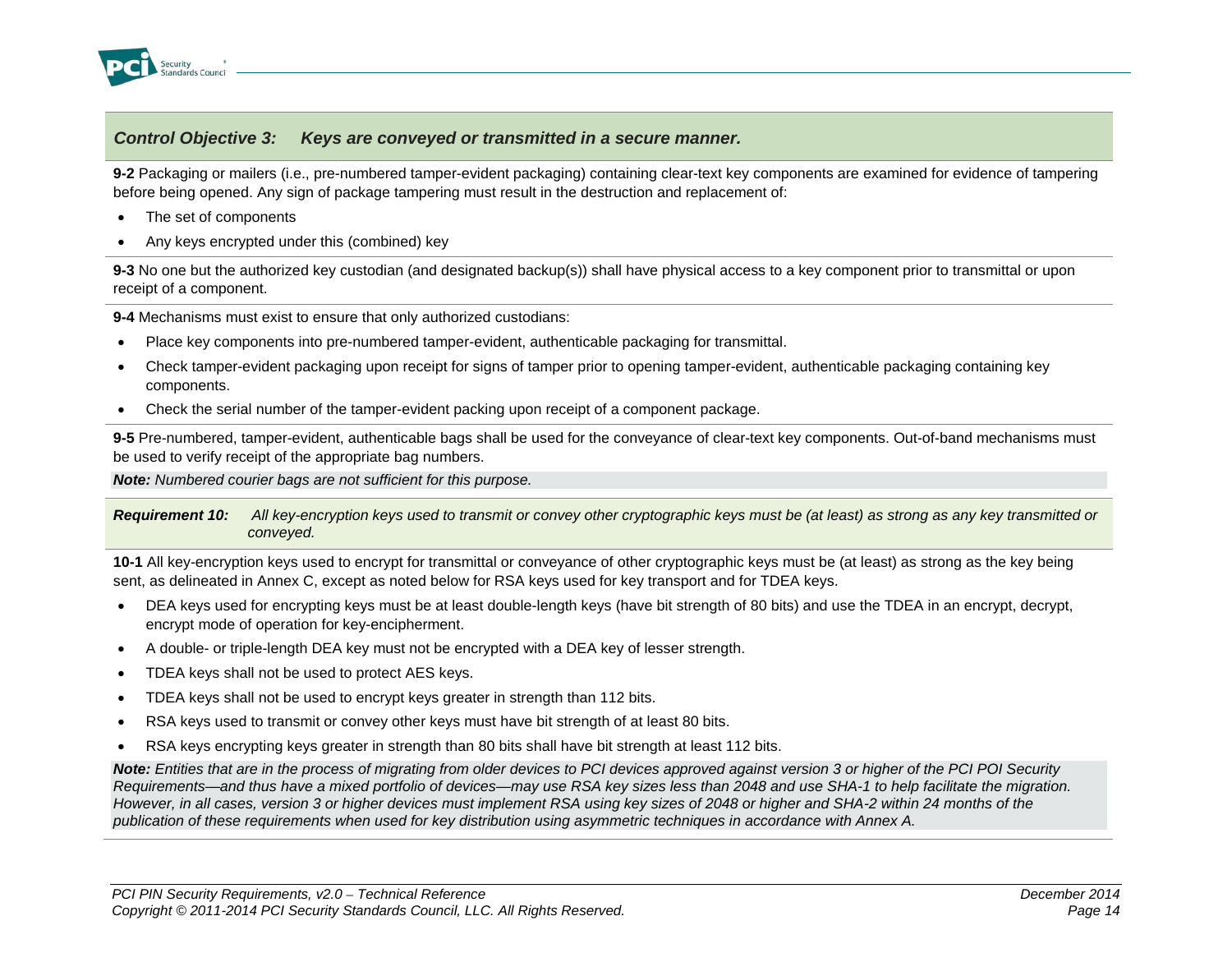### *Control Objective 3: Keys are conveyed or transmitted in a secure manner.*

**9-2** Packaging or mailers (i.e., pre-numbered tamper-evident packaging) containing clear-text key components are examined for evidence of tampering before being opened. Any sign of package tampering must result in the destruction and replacement of:

- The set of components
- Any keys encrypted under this (combined) key

**9-3** No one but the authorized key custodian (and designated backup(s)) shall have physical access to a key component prior to transmittal or upon receipt of a component.

**9-4** Mechanisms must exist to ensure that only authorized custodians:

- Place key components into pre-numbered tamper-evident, authenticable packaging for transmittal.
- Check tamper-evident packaging upon receipt for signs of tamper prior to opening tamper-evident, authenticable packaging containing key components.
- Check the serial number of the tamper-evident packing upon receipt of a component package.

**9-5** Pre-numbered, tamper-evident, authenticable bags shall be used for the conveyance of clear-text key components. Out-of-band mechanisms must be used to verify receipt of the appropriate bag numbers.

***Note:*** *Numbered courier bags are not sufficient for this purpose.*

***Requirement 10:*** *All key-encryption keys used to transmit or convey other cryptographic keys must be (at least) as strong as any key transmitted or conveyed.*

**10-1** All key-encryption keys used to encrypt for transmittal or conveyance of other cryptographic keys must be (at least) as strong as the key being sent, as delineated in Annex C, except as noted below for RSA keys used for key transport and for TDEA keys.

- DEA keys used for encrypting keys must be at least double-length keys (have bit strength of 80 bits) and use the TDEA in an encrypt, decrypt, encrypt mode of operation for key-encipherment.
- A double- or triple-length DEA key must not be encrypted with a DEA key of lesser strength.
- TDEA keys shall not be used to protect AES keys.
- TDEA keys shall not be used to encrypt keys greater in strength than 112 bits.
- RSA keys used to transmit or convey other keys must have bit strength of at least 80 bits.
- RSA keys encrypting keys greater in strength than 80 bits shall have bit strength at least 112 bits.

***Note:*** *Entities that are in the process of migrating from older devices to PCI devices approved against version 3 or higher of the PCI POI Security Requirements—and thus have a mixed portfolio of devices—may use RSA key sizes less than 2048 and use SHA-1 to help facilitate the migration. However, in all cases, version 3 or higher devices must implement RSA using key sizes of 2048 or higher and SHA-2 within 24 months of the publication of these requirements when used for key distribution using asymmetric techniques in accordance with Annex A.*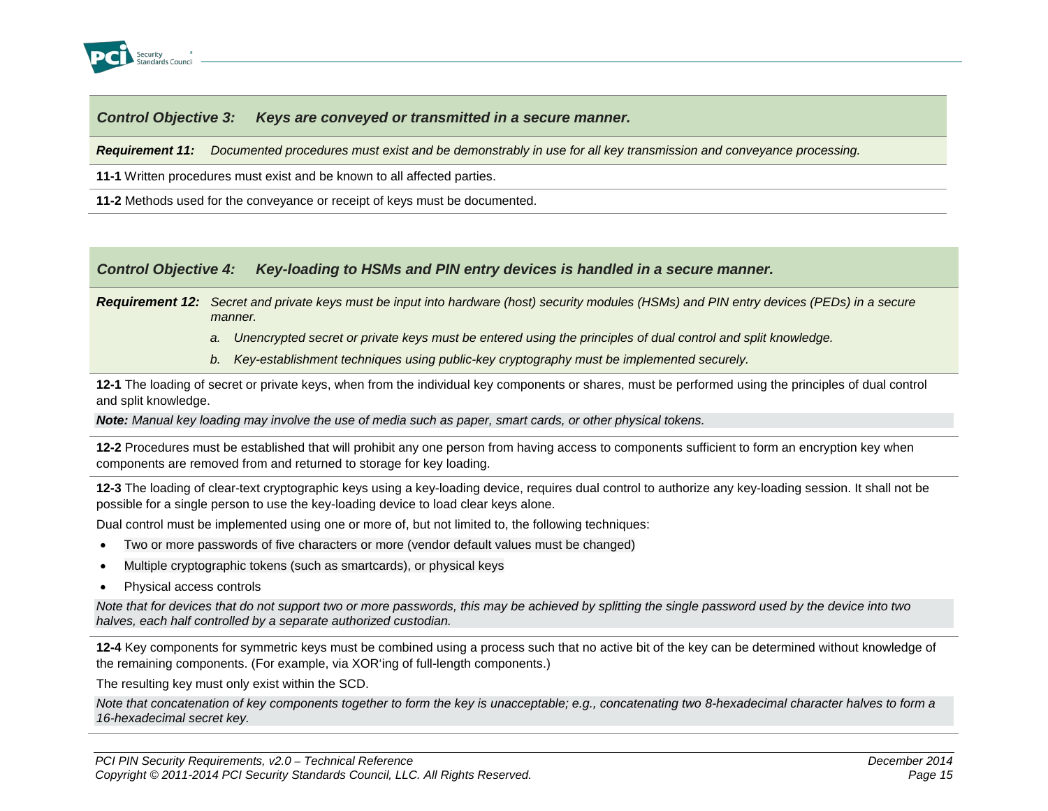### *Control Objective 3: Keys are conveyed or transmitted in a secure manner.*

***Requirement 11:*** *Documented procedures must exist and be demonstrably in use for all key transmission and conveyance processing.*

**11-1** Written procedures must exist and be known to all affected parties.

**11-2** Methods used for the conveyance or receipt of keys must be documented.

### *Control Objective 4: Key-loading to HSMs and PIN entry devices is handled in a secure manner.*

***Requirement 12:*** *Secret and private keys must be input into hardware (host) security modules (HSMs) and PIN entry devices (PEDs) in a secure manner.*

*a. Unencrypted secret or private keys must be entered using the principles of dual control and split knowledge.*

*b. Key-establishment techniques using public-key cryptography must be implemented securely.*

**12-1** The loading of secret or private keys, when from the individual key components or shares, must be performed using the principles of dual control and split knowledge.

***Note:*** *Manual key loading may involve the use of media such as paper, smart cards, or other physical tokens.*

**12-2** Procedures must be established that will prohibit any one person from having access to components sufficient to form an encryption key when components are removed from and returned to storage for key loading.

**12-3** The loading of clear-text cryptographic keys using a key-loading device, requires dual control to authorize any key-loading session. It shall not be possible for a single person to use the key-loading device to load clear keys alone.

Dual control must be implemented using one or more of, but not limited to, the following techniques:

- Two or more passwords of five characters or more (vendor default values must be changed)
- Multiple cryptographic tokens (such as smartcards), or physical keys
- Physical access controls

*Note that for devices that do not support two or more passwords, this may be achieved by splitting the single password used by the device into two halves, each half controlled by a separate authorized custodian.*

**12-4** Key components for symmetric keys must be combined using a process such that no active bit of the key can be determined without knowledge of the remaining components. (For example, via XOR'ing of full-length components.)

The resulting key must only exist within the SCD.

*Note that concatenation of key components together to form the key is unacceptable; e.g., concatenating two 8-hexadecimal character halves to form a 16-hexadecimal secret key.*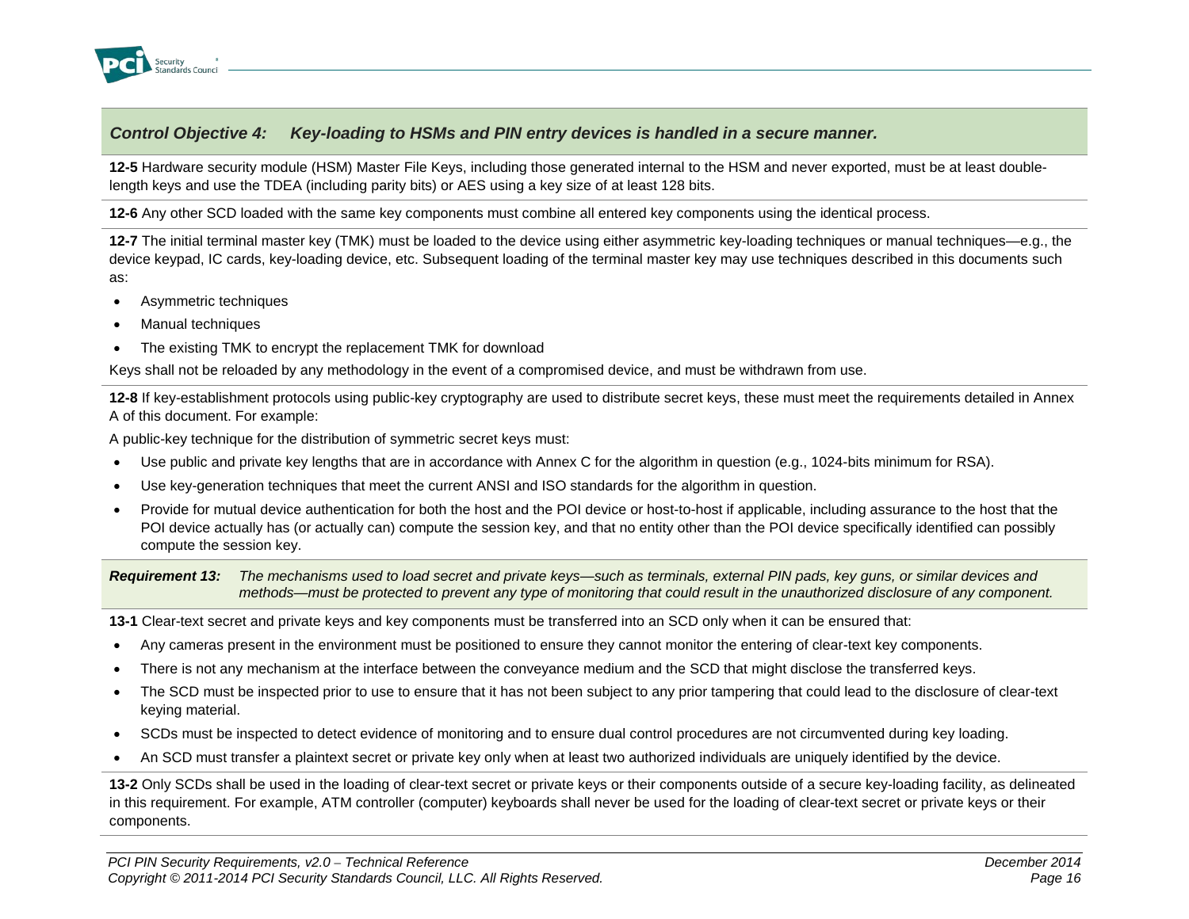## *Control Objective 4: Key-loading to HSMs and PIN entry devices is handled in a secure manner.*

**12-5** Hardware security module (HSM) Master File Keys, including those generated internal to the HSM and never exported, must be at least double-length keys and use the TDEA (including parity bits) or AES using a key size of at least 128 bits.

**12-6** Any other SCD loaded with the same key components must combine all entered key components using the identical process.

**12-7** The initial terminal master key (TMK) must be loaded to the device using either asymmetric key-loading techniques or manual techniques—e.g., the device keypad, IC cards, key-loading device, etc. Subsequent loading of the terminal master key may use techniques described in this documents such as:

- Asymmetric techniques
- Manual techniques
- The existing TMK to encrypt the replacement TMK for download

Keys shall not be reloaded by any methodology in the event of a compromised device, and must be withdrawn from use.

**12-8** If key-establishment protocols using public-key cryptography are used to distribute secret keys, these must meet the requirements detailed in Annex A of this document. For example:

A public-key technique for the distribution of symmetric secret keys must:

- Use public and private key lengths that are in accordance with Annex C for the algorithm in question (e.g., 1024-bits minimum for RSA).
- Use key-generation techniques that meet the current ANSI and ISO standards for the algorithm in question.
- Provide for mutual device authentication for both the host and the POI device or host-to-host if applicable, including assurance to the host that the POI device actually has (or actually can) compute the session key, and that no entity other than the POI device specifically identified can possibly compute the session key.

***Requirement 13:*** *The mechanisms used to load secret and private keys—such as terminals, external PIN pads, key guns, or similar devices and methods—must be protected to prevent any type of monitoring that could result in the unauthorized disclosure of any component.*

**13-1** Clear-text secret and private keys and key components must be transferred into an SCD only when it can be ensured that:

- Any cameras present in the environment must be positioned to ensure they cannot monitor the entering of clear-text key components.
- There is not any mechanism at the interface between the conveyance medium and the SCD that might disclose the transferred keys.
- The SCD must be inspected prior to use to ensure that it has not been subject to any prior tampering that could lead to the disclosure of clear-text keying material.
- SCDs must be inspected to detect evidence of monitoring and to ensure dual control procedures are not circumvented during key loading.
- An SCD must transfer a plaintext secret or private key only when at least two authorized individuals are uniquely identified by the device.

**13-2** Only SCDs shall be used in the loading of clear-text secret or private keys or their components outside of a secure key-loading facility, as delineated in this requirement. For example, ATM controller (computer) keyboards shall never be used for the loading of clear-text secret or private keys or their components.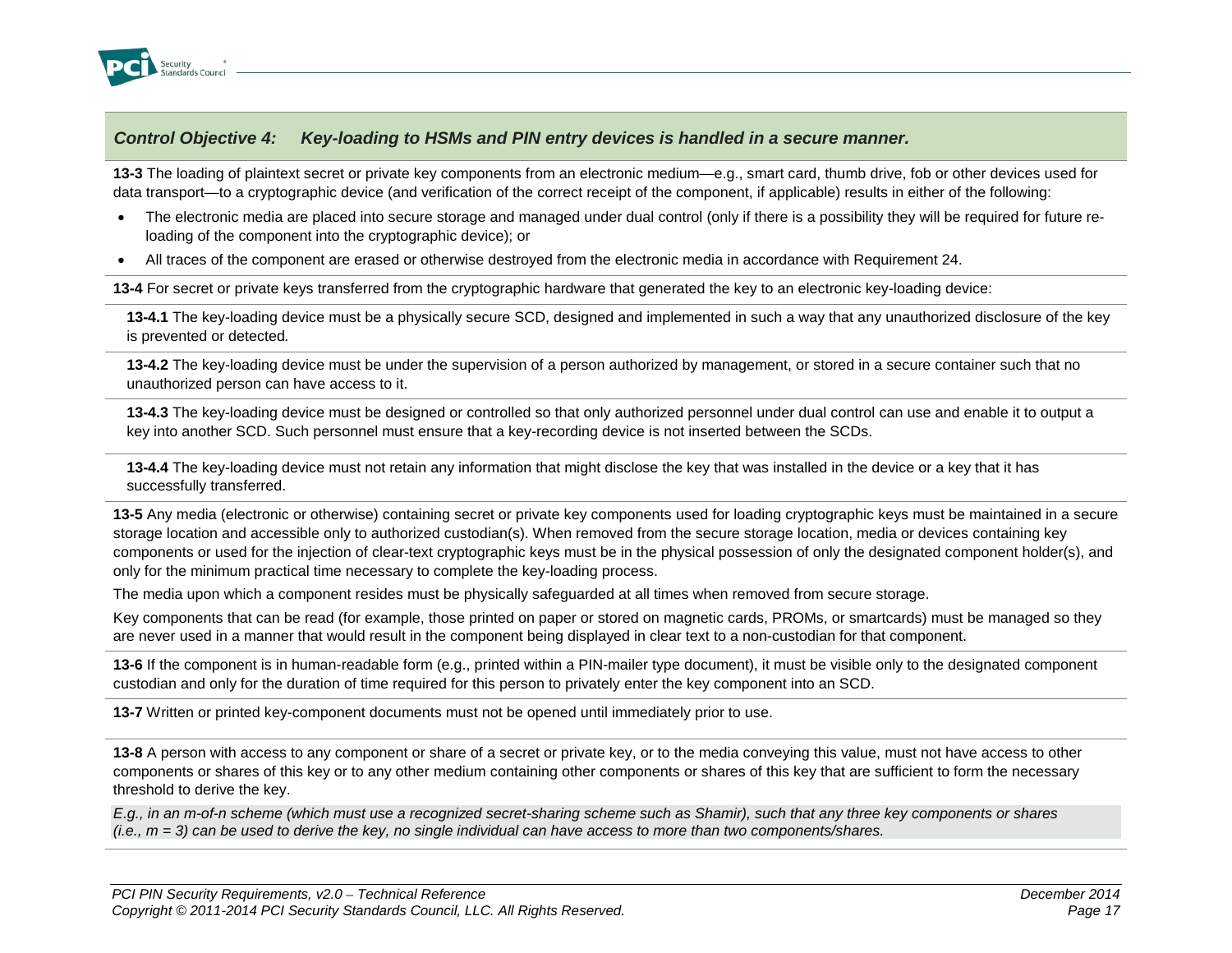## *Control Objective 4: Key-loading to HSMs and PIN entry devices is handled in a secure manner.*

**13-3** The loading of plaintext secret or private key components from an electronic medium—e.g., smart card, thumb drive, fob or other devices used for data transport—to a cryptographic device (and verification of the correct receipt of the component, if applicable) results in either of the following:

- The electronic media are placed into secure storage and managed under dual control (only if there is a possibility they will be required for future re-loading of the component into the cryptographic device); or
- All traces of the component are erased or otherwise destroyed from the electronic media in accordance with Requirement 24.

**13-4** For secret or private keys transferred from the cryptographic hardware that generated the key to an electronic key-loading device:

**13-4.1** The key-loading device must be a physically secure SCD, designed and implemented in such a way that any unauthorized disclosure of the key is prevented or detected.

**13-4.2** The key-loading device must be under the supervision of a person authorized by management, or stored in a secure container such that no unauthorized person can have access to it.

**13-4.3** The key-loading device must be designed or controlled so that only authorized personnel under dual control can use and enable it to output a key into another SCD. Such personnel must ensure that a key-recording device is not inserted between the SCDs.

**13-4.4** The key-loading device must not retain any information that might disclose the key that was installed in the device or a key that it has successfully transferred.

**13-5** Any media (electronic or otherwise) containing secret or private key components used for loading cryptographic keys must be maintained in a secure storage location and accessible only to authorized custodian(s). When removed from the secure storage location, media or devices containing key components or used for the injection of clear-text cryptographic keys must be in the physical possession of only the designated component holder(s), and only for the minimum practical time necessary to complete the key-loading process.

The media upon which a component resides must be physically safeguarded at all times when removed from secure storage.

Key components that can be read (for example, those printed on paper or stored on magnetic cards, PROMs, or smartcards) must be managed so they are never used in a manner that would result in the component being displayed in clear text to a non-custodian for that component.

**13-6** If the component is in human-readable form (e.g., printed within a PIN-mailer type document), it must be visible only to the designated component custodian and only for the duration of time required for this person to privately enter the key component into an SCD.

**13-7** Written or printed key-component documents must not be opened until immediately prior to use.

**13-8** A person with access to any component or share of a secret or private key, or to the media conveying this value, must not have access to other components or shares of this key or to any other medium containing other components or shares of this key that are sufficient to form the necessary threshold to derive the key.

*E.g., in an m-of-n scheme (which must use a recognized secret-sharing scheme such as Shamir), such that any three key components or shares (i.e., m = 3) can be used to derive the key, no single individual can have access to more than two components/shares.*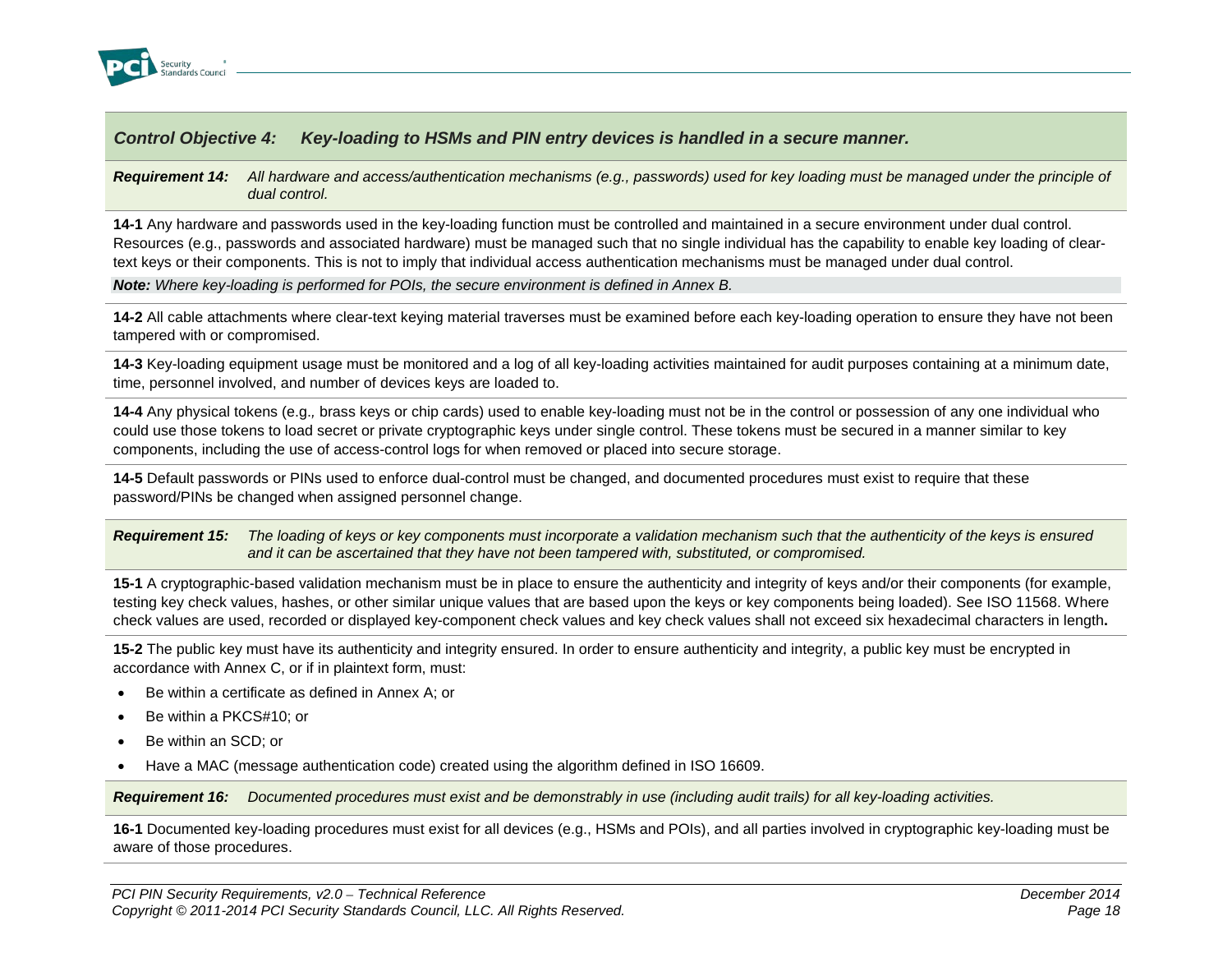## *Control Objective 4: Key-loading to HSMs and PIN entry devices is handled in a secure manner.*

***Requirement 14:*** *All hardware and access/authentication mechanisms (e.g., passwords) used for key loading must be managed under the principle of dual control.*

**14-1** Any hardware and passwords used in the key-loading function must be controlled and maintained in a secure environment under dual control. Resources (e.g., passwords and associated hardware) must be managed such that no single individual has the capability to enable key loading of clear-text keys or their components. This is not to imply that individual access authentication mechanisms must be managed under dual control.

***Note:*** *Where key-loading is performed for POIs, the secure environment is defined in Annex B.*

**14-2** All cable attachments where clear-text keying material traverses must be examined before each key-loading operation to ensure they have not been tampered with or compromised.

**14-3** Key-loading equipment usage must be monitored and a log of all key-loading activities maintained for audit purposes containing at a minimum date, time, personnel involved, and number of devices keys are loaded to.

**14-4** Any physical tokens (e.g., brass keys or chip cards) used to enable key-loading must not be in the control or possession of any one individual who could use those tokens to load secret or private cryptographic keys under single control. These tokens must be secured in a manner similar to key components, including the use of access-control logs for when removed or placed into secure storage.

**14-5** Default passwords or PINs used to enforce dual-control must be changed, and documented procedures must exist to require that these password/PINs be changed when assigned personnel change.

***Requirement 15:*** *The loading of keys or key components must incorporate a validation mechanism such that the authenticity of the keys is ensured and it can be ascertained that they have not been tampered with, substituted, or compromised.*

**15-1** A cryptographic-based validation mechanism must be in place to ensure the authenticity and integrity of keys and/or their components (for example, testing key check values, hashes, or other similar unique values that are based upon the keys or key components being loaded). See ISO 11568. Where check values are used, recorded or displayed key-component check values and key check values shall not exceed six hexadecimal characters in length**.**

**15-2** The public key must have its authenticity and integrity ensured. In order to ensure authenticity and integrity, a public key must be encrypted in accordance with Annex C, or if in plaintext form, must:

- Be within a certificate as defined in Annex A; or
- Be within a PKCS#10; or
- Be within an SCD; or
- Have a MAC (message authentication code) created using the algorithm defined in ISO 16609.

***Requirement 16:*** *Documented procedures must exist and be demonstrably in use (including audit trails) for all key-loading activities.*

**16-1** Documented key-loading procedures must exist for all devices (e.g., HSMs and POIs), and all parties involved in cryptographic key-loading must be aware of those procedures.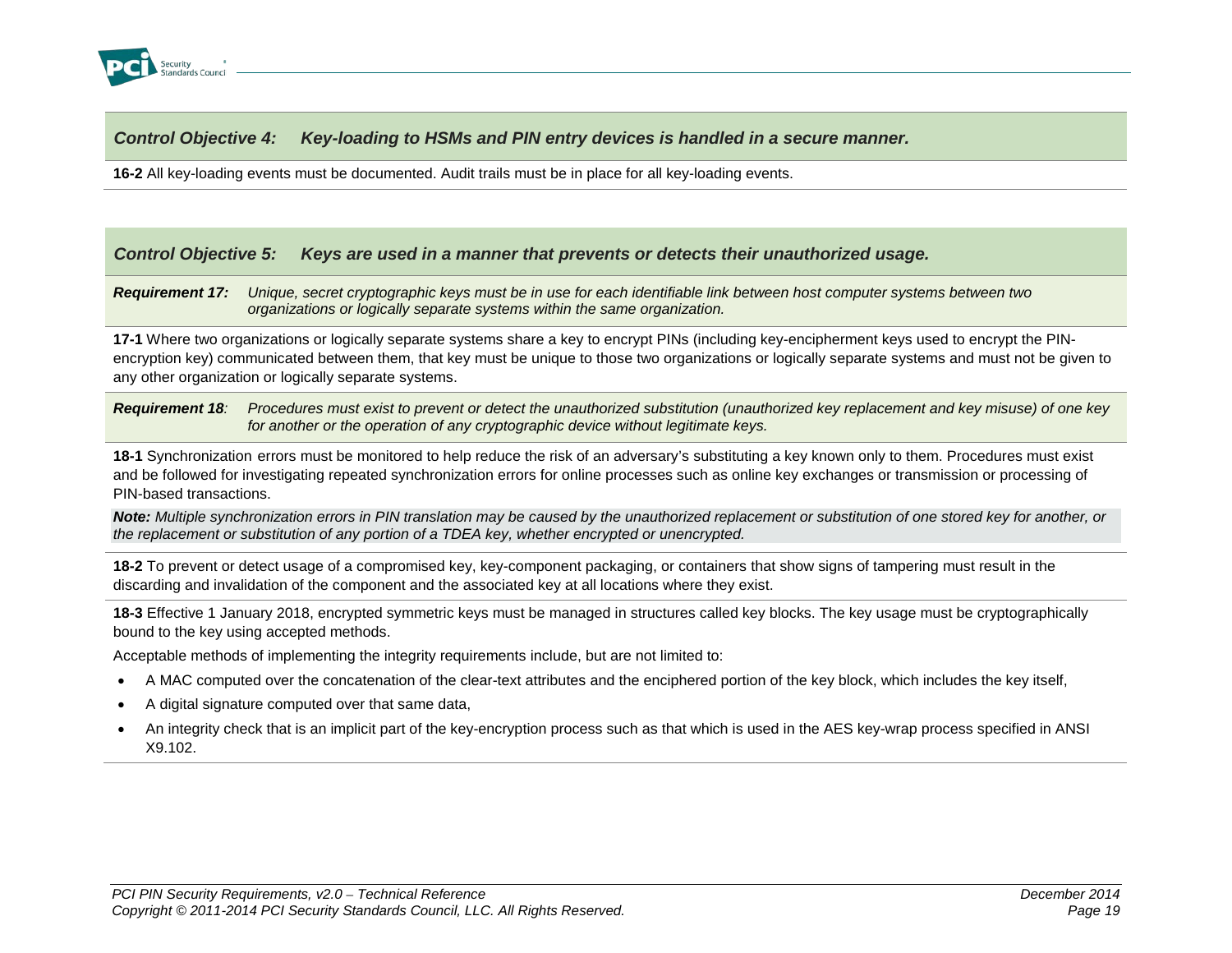## *Control Objective 4: Key-loading to HSMs and PIN entry devices is handled in a secure manner.*

**16-2** All key-loading events must be documented. Audit trails must be in place for all key-loading events.

## *Control Objective 5: Keys are used in a manner that prevents or detects their unauthorized usage.*

***Requirement 17:*** *Unique, secret cryptographic keys must be in use for each identifiable link between host computer systems between two organizations or logically separate systems within the same organization.*

**17-1** Where two organizations or logically separate systems share a key to encrypt PINs (including key-encipherment keys used to encrypt the PIN-encryption key) communicated between them, that key must be unique to those two organizations or logically separate systems and must not be given to any other organization or logically separate systems.

***Requirement 18****:* *Procedures must exist to prevent or detect the unauthorized substitution (unauthorized key replacement and key misuse) of one key for another or the operation of any cryptographic device without legitimate keys.*

**18-1** Synchronization errors must be monitored to help reduce the risk of an adversary's substituting a key known only to them. Procedures must exist and be followed for investigating repeated synchronization errors for online processes such as online key exchanges or transmission or processing of PIN-based transactions.

***Note:*** *Multiple synchronization errors in PIN translation may be caused by the unauthorized replacement or substitution of one stored key for another, or the replacement or substitution of any portion of a TDEA key, whether encrypted or unencrypted.*

**18-2** To prevent or detect usage of a compromised key, key-component packaging, or containers that show signs of tampering must result in the discarding and invalidation of the component and the associated key at all locations where they exist.

**18-3** Effective 1 January 2018, encrypted symmetric keys must be managed in structures called key blocks. The key usage must be cryptographically bound to the key using accepted methods.

Acceptable methods of implementing the integrity requirements include, but are not limited to:

- A MAC computed over the concatenation of the clear-text attributes and the enciphered portion of the key block, which includes the key itself,
- A digital signature computed over that same data,
- An integrity check that is an implicit part of the key-encryption process such as that which is used in the AES key-wrap process specified in ANSI X9.102.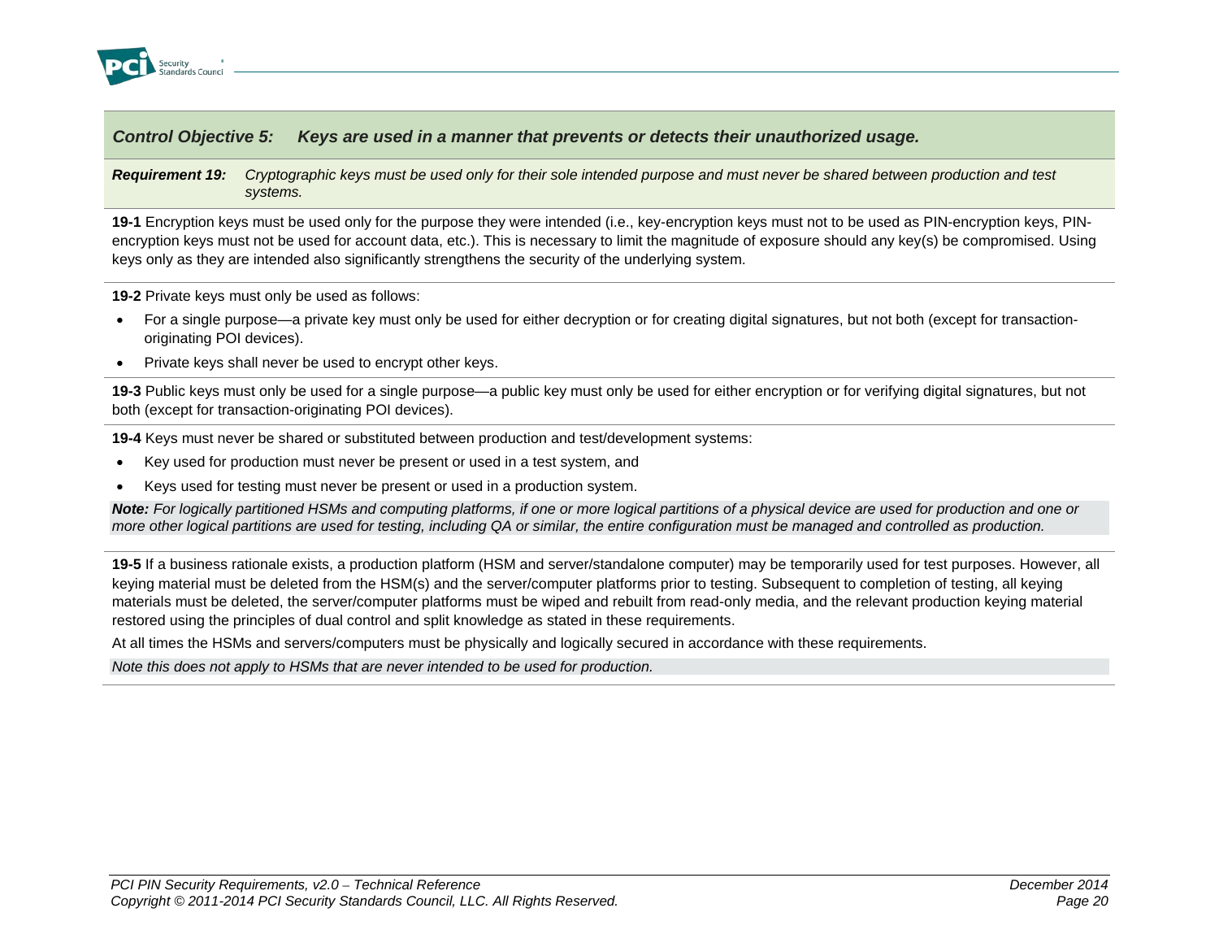### *Control Objective 5: Keys are used in a manner that prevents or detects their unauthorized usage.*

***Requirement 19:*** *Cryptographic keys must be used only for their sole intended purpose and must never be shared between production and test systems.*

**19-1** Encryption keys must be used only for the purpose they were intended (i.e., key-encryption keys must not to be used as PIN-encryption keys, PIN-encryption keys must not be used for account data, etc.). This is necessary to limit the magnitude of exposure should any key(s) be compromised. Using keys only as they are intended also significantly strengthens the security of the underlying system.

**19-2** Private keys must only be used as follows:

- For a single purpose—a private key must only be used for either decryption or for creating digital signatures, but not both (except for transaction-originating POI devices).
- Private keys shall never be used to encrypt other keys.

**19-3** Public keys must only be used for a single purpose—a public key must only be used for either encryption or for verifying digital signatures, but not both (except for transaction-originating POI devices).

**19-4** Keys must never be shared or substituted between production and test/development systems:

- Key used for production must never be present or used in a test system, and
- Keys used for testing must never be present or used in a production system.

***Note:*** *For logically partitioned HSMs and computing platforms, if one or more logical partitions of a physical device are used for production and one or more other logical partitions are used for testing, including QA or similar, the entire configuration must be managed and controlled as production.*

**19-5** If a business rationale exists, a production platform (HSM and server/standalone computer) may be temporarily used for test purposes. However, all keying material must be deleted from the HSM(s) and the server/computer platforms prior to testing. Subsequent to completion of testing, all keying materials must be deleted, the server/computer platforms must be wiped and rebuilt from read-only media, and the relevant production keying material restored using the principles of dual control and split knowledge as stated in these requirements.

At all times the HSMs and servers/computers must be physically and logically secured in accordance with these requirements.

*Note this does not apply to HSMs that are never intended to be used for production.*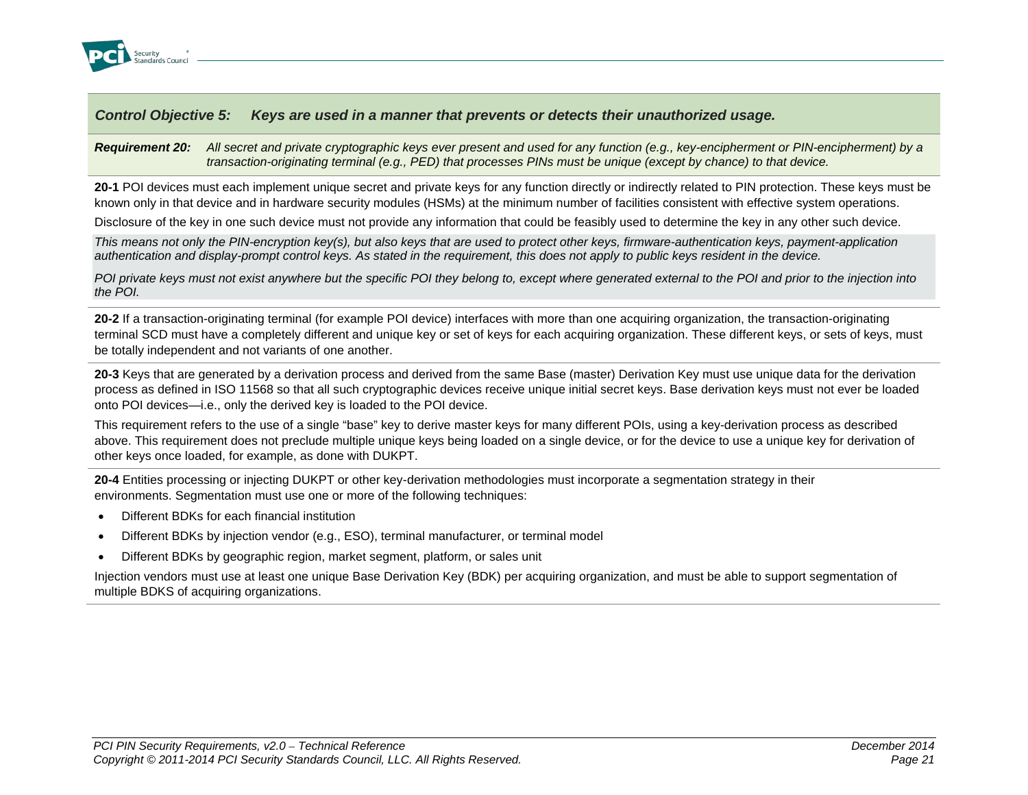## *Control Objective 5: Keys are used in a manner that prevents or detects their unauthorized usage.*

***Requirement 20:*** *All secret and private cryptographic keys ever present and used for any function (e.g., key-encipherment or PIN-encipherment) by a transaction-originating terminal (e.g., PED) that processes PINs must be unique (except by chance) to that device.*

**20-1** POI devices must each implement unique secret and private keys for any function directly or indirectly related to PIN protection. These keys must be known only in that device and in hardware security modules (HSMs) at the minimum number of facilities consistent with effective system operations.

Disclosure of the key in one such device must not provide any information that could be feasibly used to determine the key in any other such device.

*This means not only the PIN-encryption key(s), but also keys that are used to protect other keys, firmware-authentication keys, payment-application authentication and display-prompt control keys. As stated in the requirement, this does not apply to public keys resident in the device.*

*POI private keys must not exist anywhere but the specific POI they belong to, except where generated external to the POI and prior to the injection into the POI.*

**20-2** If a transaction-originating terminal (for example POI device) interfaces with more than one acquiring organization, the transaction-originating terminal SCD must have a completely different and unique key or set of keys for each acquiring organization. These different keys, or sets of keys, must be totally independent and not variants of one another.

**20-3** Keys that are generated by a derivation process and derived from the same Base (master) Derivation Key must use unique data for the derivation process as defined in ISO 11568 so that all such cryptographic devices receive unique initial secret keys. Base derivation keys must not ever be loaded onto POI devices—i.e., only the derived key is loaded to the POI device.

This requirement refers to the use of a single "base" key to derive master keys for many different POIs, using a key-derivation process as described above. This requirement does not preclude multiple unique keys being loaded on a single device, or for the device to use a unique key for derivation of other keys once loaded, for example, as done with DUKPT.

**20-4** Entities processing or injecting DUKPT or other key-derivation methodologies must incorporate a segmentation strategy in their environments. Segmentation must use one or more of the following techniques:

- Different BDKs for each financial institution
- Different BDKs by injection vendor (e.g., ESO), terminal manufacturer, or terminal model
- Different BDKs by geographic region, market segment, platform, or sales unit

Injection vendors must use at least one unique Base Derivation Key (BDK) per acquiring organization, and must be able to support segmentation of multiple BDKS of acquiring organizations.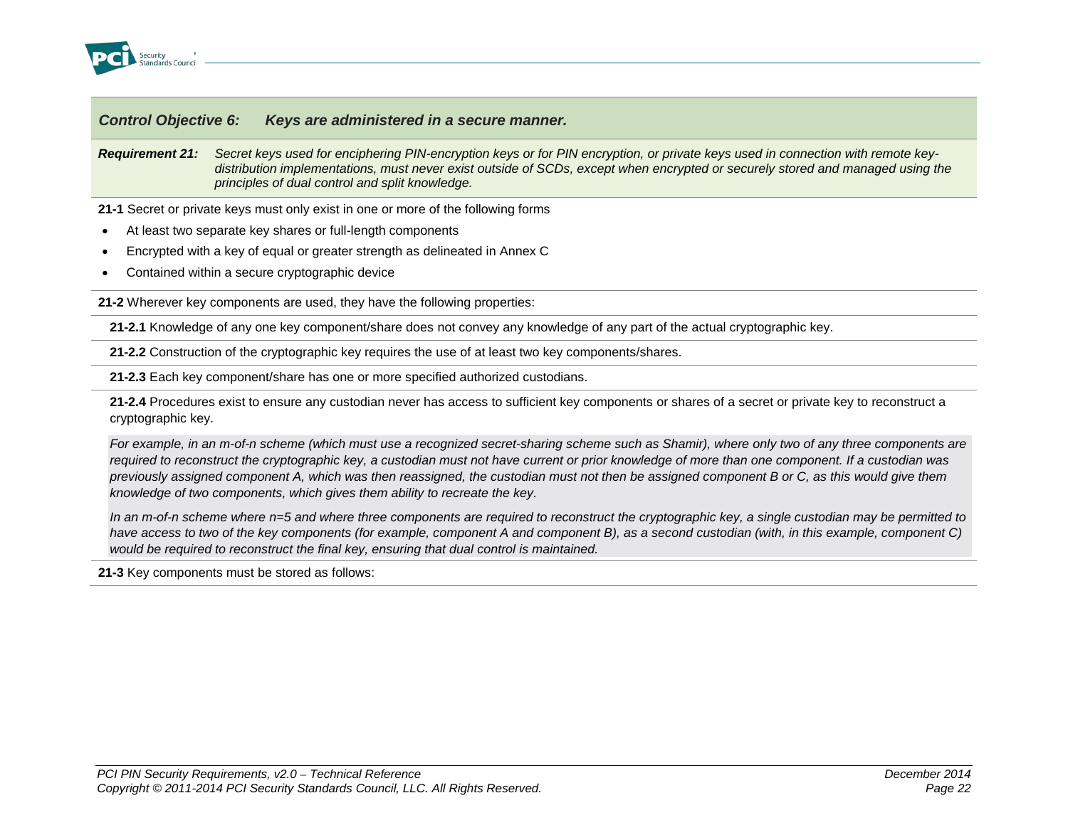## *Control Objective 6: Keys are administered in a secure manner.*

***Requirement 21:*** *Secret keys used for enciphering PIN-encryption keys or for PIN encryption, or private keys used in connection with remote key-distribution implementations, must never exist outside of SCDs, except when encrypted or securely stored and managed using the principles of dual control and split knowledge.*

**21-1** Secret or private keys must only exist in one or more of the following forms

- At least two separate key shares or full-length components
- Encrypted with a key of equal or greater strength as delineated in Annex C
- Contained within a secure cryptographic device

**21-2** Wherever key components are used, they have the following properties:

**21-2.1** Knowledge of any one key component/share does not convey any knowledge of any part of the actual cryptographic key.

**21-2.2** Construction of the cryptographic key requires the use of at least two key components/shares.

**21-2.3** Each key component/share has one or more specified authorized custodians.

**21-2.4** Procedures exist to ensure any custodian never has access to sufficient key components or shares of a secret or private key to reconstruct a cryptographic key.

*For example, in an m-of-n scheme (which must use a recognized secret-sharing scheme such as Shamir), where only two of any three components are required to reconstruct the cryptographic key, a custodian must not have current or prior knowledge of more than one component. If a custodian was previously assigned component A, which was then reassigned, the custodian must not then be assigned component B or C, as this would give them knowledge of two components, which gives them ability to recreate the key.*

*In an m-of-n scheme where n=5 and where three components are required to reconstruct the cryptographic key, a single custodian may be permitted to have access to two of the key components (for example, component A and component B), as a second custodian (with, in this example, component C) would be required to reconstruct the final key, ensuring that dual control is maintained.*

**21-3** Key components must be stored as follows: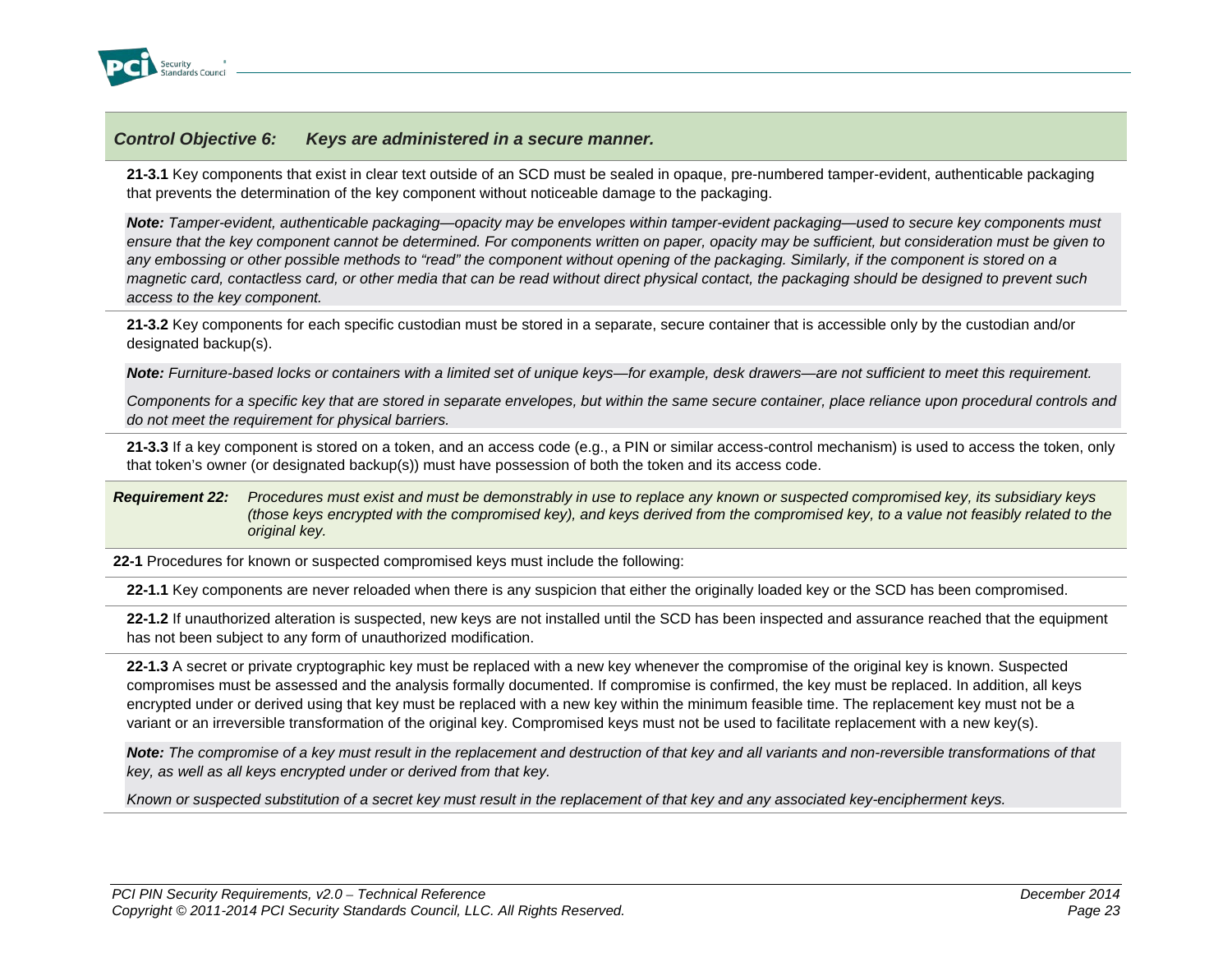## *Control Objective 6: Keys are administered in a secure manner.*

**21-3.1** Key components that exist in clear text outside of an SCD must be sealed in opaque, pre-numbered tamper-evident, authenticable packaging that prevents the determination of the key component without noticeable damage to the packaging.

***Note:*** *Tamper-evident, authenticable packaging—opacity may be envelopes within tamper-evident packaging—used to secure key components must ensure that the key component cannot be determined. For components written on paper, opacity may be sufficient, but consideration must be given to any embossing or other possible methods to "read" the component without opening of the packaging. Similarly, if the component is stored on a magnetic card, contactless card, or other media that can be read without direct physical contact, the packaging should be designed to prevent such access to the key component.*

**21-3.2** Key components for each specific custodian must be stored in a separate, secure container that is accessible only by the custodian and/or designated backup(s).

***Note:*** *Furniture-based locks or containers with a limited set of unique keys—for example, desk drawers—are not sufficient to meet this requirement.*

*Components for a specific key that are stored in separate envelopes, but within the same secure container, place reliance upon procedural controls and do not meet the requirement for physical barriers.*

**21-3.3** If a key component is stored on a token, and an access code (e.g., a PIN or similar access-control mechanism) is used to access the token, only that token's owner (or designated backup(s)) must have possession of both the token and its access code.

***Requirement 22:*** *Procedures must exist and must be demonstrably in use to replace any known or suspected compromised key, its subsidiary keys (those keys encrypted with the compromised key), and keys derived from the compromised key, to a value not feasibly related to the original key.*

**22-1** Procedures for known or suspected compromised keys must include the following:

**22-1.1** Key components are never reloaded when there is any suspicion that either the originally loaded key or the SCD has been compromised.

**22-1.2** If unauthorized alteration is suspected, new keys are not installed until the SCD has been inspected and assurance reached that the equipment has not been subject to any form of unauthorized modification.

**22-1.3** A secret or private cryptographic key must be replaced with a new key whenever the compromise of the original key is known. Suspected compromises must be assessed and the analysis formally documented. If compromise is confirmed, the key must be replaced. In addition, all keys encrypted under or derived using that key must be replaced with a new key within the minimum feasible time. The replacement key must not be a variant or an irreversible transformation of the original key. Compromised keys must not be used to facilitate replacement with a new key(s).

***Note:*** *The compromise of a key must result in the replacement and destruction of that key and all variants and non-reversible transformations of that key, as well as all keys encrypted under or derived from that key.*

*Known or suspected substitution of a secret key must result in the replacement of that key and any associated key-encipherment keys.*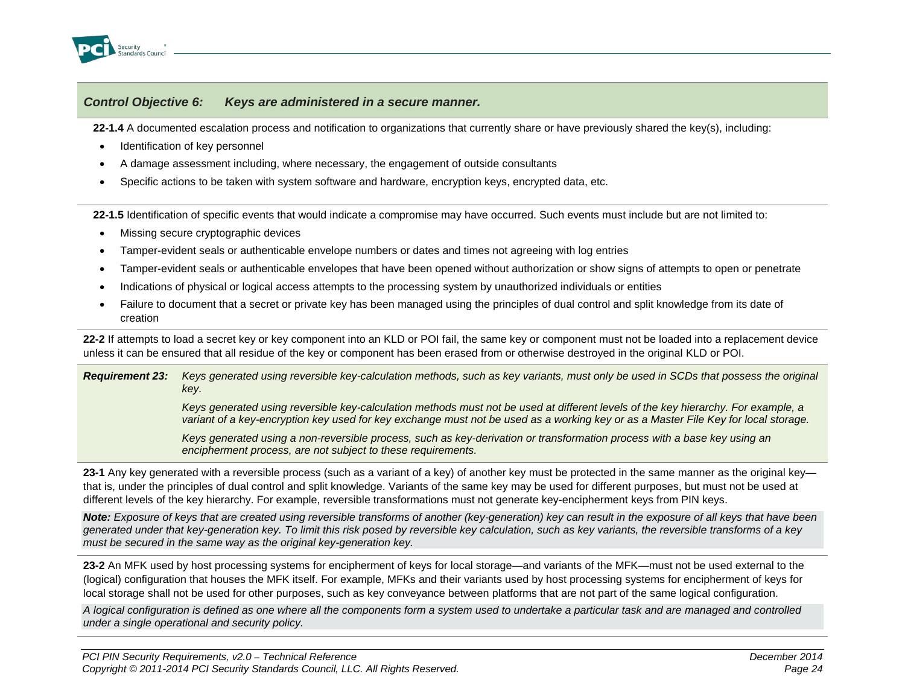### *Control Objective 6: Keys are administered in a secure manner.*

**22-1.4** A documented escalation process and notification to organizations that currently share or have previously shared the key(s), including:

- Identification of key personnel
- A damage assessment including, where necessary, the engagement of outside consultants
- Specific actions to be taken with system software and hardware, encryption keys, encrypted data, etc.

**22-1.5** Identification of specific events that would indicate a compromise may have occurred. Such events must include but are not limited to:

- Missing secure cryptographic devices
- Tamper-evident seals or authenticable envelope numbers or dates and times not agreeing with log entries
- Tamper-evident seals or authenticable envelopes that have been opened without authorization or show signs of attempts to open or penetrate
- Indications of physical or logical access attempts to the processing system by unauthorized individuals or entities
- Failure to document that a secret or private key has been managed using the principles of dual control and split knowledge from its date of creation

**22-2** If attempts to load a secret key or key component into an KLD or POI fail, the same key or component must not be loaded into a replacement device unless it can be ensured that all residue of the key or component has been erased from or otherwise destroyed in the original KLD or POI.

***Requirement 23:*** *Keys generated using reversible key-calculation methods, such as key variants, must only be used in SCDs that possess the original key.*

*Keys generated using reversible key-calculation methods must not be used at different levels of the key hierarchy. For example, a variant of a key-encryption key used for key exchange must not be used as a working key or as a Master File Key for local storage.*

*Keys generated using a non-reversible process, such as key-derivation or transformation process with a base key using an encipherment process, are not subject to these requirements.*

**23-1** Any key generated with a reversible process (such as a variant of a key) of another key must be protected in the same manner as the original key—that is, under the principles of dual control and split knowledge. Variants of the same key may be used for different purposes, but must not be used at different levels of the key hierarchy. For example, reversible transformations must not generate key-encipherment keys from PIN keys.

***Note:*** *Exposure of keys that are created using reversible transforms of another (key-generation) key can result in the exposure of all keys that have been generated under that key-generation key. To limit this risk posed by reversible key calculation, such as key variants, the reversible transforms of a key must be secured in the same way as the original key-generation key.*

**23-2** An MFK used by host processing systems for encipherment of keys for local storage—and variants of the MFK—must not be used external to the (logical) configuration that houses the MFK itself. For example, MFKs and their variants used by host processing systems for encipherment of keys for local storage shall not be used for other purposes, such as key conveyance between platforms that are not part of the same logical configuration.

*A logical configuration is defined as one where all the components form a system used to undertake a particular task and are managed and controlled under a single operational and security policy.*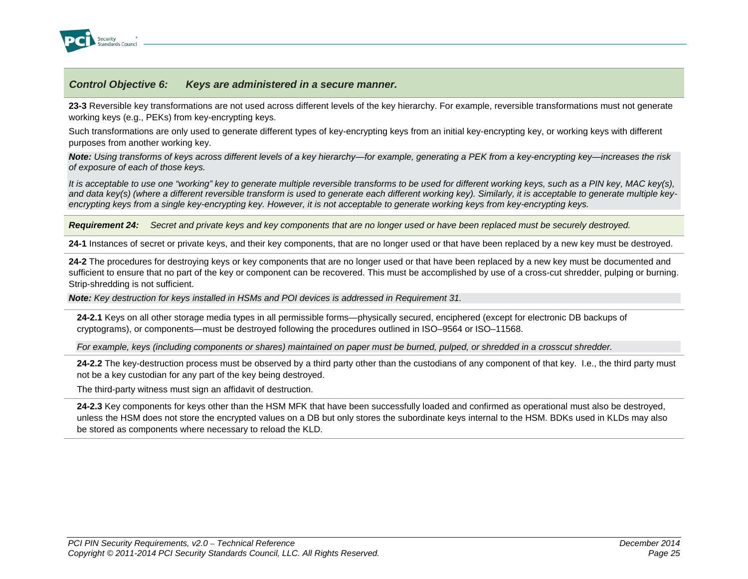## *Control Objective 6: Keys are administered in a secure manner.*

**23-3** Reversible key transformations are not used across different levels of the key hierarchy. For example, reversible transformations must not generate working keys (e.g., PEKs) from key-encrypting keys.

Such transformations are only used to generate different types of key-encrypting keys from an initial key-encrypting key, or working keys with different purposes from another working key.

***Note:*** *Using transforms of keys across different levels of a key hierarchy—for example, generating a PEK from a key-encrypting key—increases the risk of exposure of each of those keys.*

*It is acceptable to use one "working" key to generate multiple reversible transforms to be used for different working keys, such as a PIN key, MAC key(s), and data key(s) (where a different reversible transform is used to generate each different working key). Similarly, it is acceptable to generate multiple key-encrypting keys from a single key-encrypting key. However, it is not acceptable to generate working keys from key-encrypting keys.*

***Requirement 24:*** *Secret and private keys and key components that are no longer used or have been replaced must be securely destroyed.*

**24-1** Instances of secret or private keys, and their key components, that are no longer used or that have been replaced by a new key must be destroyed.

**24-2** The procedures for destroying keys or key components that are no longer used or that have been replaced by a new key must be documented and sufficient to ensure that no part of the key or component can be recovered. This must be accomplished by use of a cross-cut shredder, pulping or burning. Strip-shredding is not sufficient.

***Note:*** *Key destruction for keys installed in HSMs and POI devices is addressed in Requirement 31.*

**24-2.1** Keys on all other storage media types in all permissible forms—physically secured, enciphered (except for electronic DB backups of cryptograms), or components—must be destroyed following the procedures outlined in ISO–9564 or ISO–11568.

*For example, keys (including components or shares) maintained on paper must be burned, pulped, or shredded in a crosscut shredder.*

**24-2.2** The key-destruction process must be observed by a third party other than the custodians of any component of that key. I.e., the third party must not be a key custodian for any part of the key being destroyed.

The third-party witness must sign an affidavit of destruction.

**24-2.3** Key components for keys other than the HSM MFK that have been successfully loaded and confirmed as operational must also be destroyed, unless the HSM does not store the encrypted values on a DB but only stores the subordinate keys internal to the HSM. BDKs used in KLDs may also be stored as components where necessary to reload the KLD.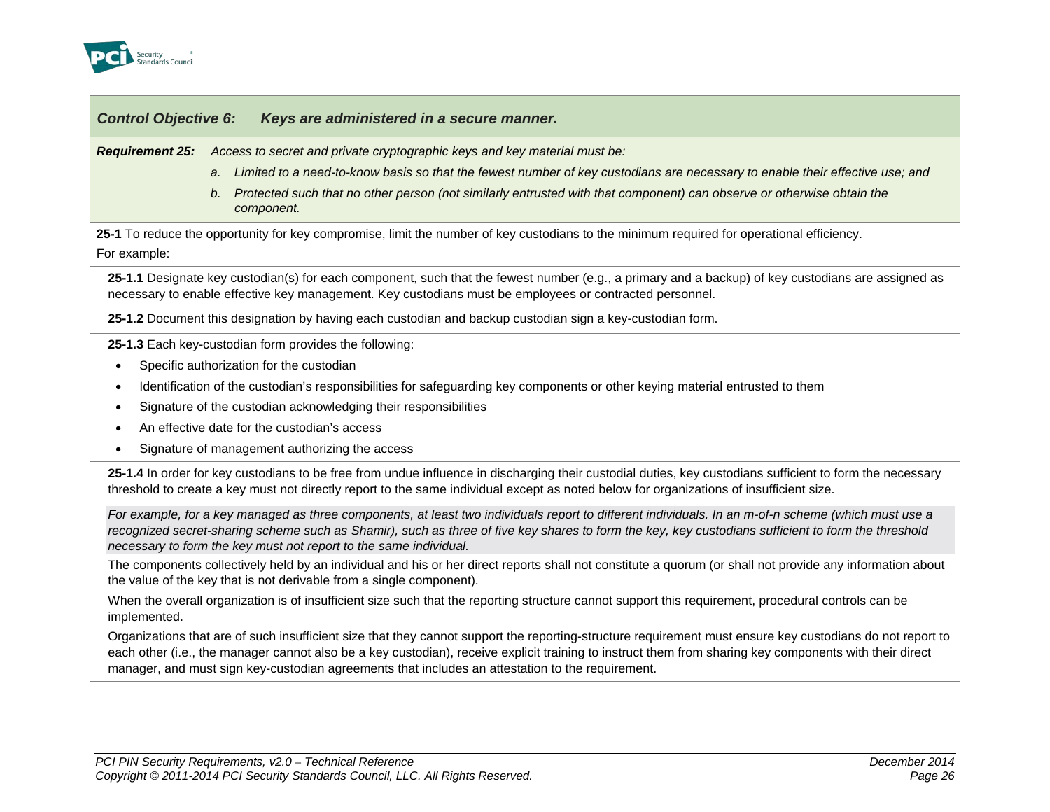## *Control Objective 6: Keys are administered in a secure manner.*

***Requirement 25:*** *Access to secret and private cryptographic keys and key material must be:*

*a. Limited to a need-to-know basis so that the fewest number of key custodians are necessary to enable their effective use; and*

*b. Protected such that no other person (not similarly entrusted with that component) can observe or otherwise obtain the component.*

**25-1** To reduce the opportunity for key compromise, limit the number of key custodians to the minimum required for operational efficiency.

For example:

**25-1.1** Designate key custodian(s) for each component, such that the fewest number (e.g., a primary and a backup) of key custodians are assigned as necessary to enable effective key management. Key custodians must be employees or contracted personnel.

**25-1.2** Document this designation by having each custodian and backup custodian sign a key-custodian form.

**25-1.3** Each key-custodian form provides the following:

- Specific authorization for the custodian
- Identification of the custodian's responsibilities for safeguarding key components or other keying material entrusted to them
- Signature of the custodian acknowledging their responsibilities
- An effective date for the custodian's access
- Signature of management authorizing the access

**25-1.4** In order for key custodians to be free from undue influence in discharging their custodial duties, key custodians sufficient to form the necessary threshold to create a key must not directly report to the same individual except as noted below for organizations of insufficient size.

*For example, for a key managed as three components, at least two individuals report to different individuals. In an m-of-n scheme (which must use a recognized secret-sharing scheme such as Shamir), such as three of five key shares to form the key, key custodians sufficient to form the threshold necessary to form the key must not report to the same individual.*

The components collectively held by an individual and his or her direct reports shall not constitute a quorum (or shall not provide any information about the value of the key that is not derivable from a single component).

When the overall organization is of insufficient size such that the reporting structure cannot support this requirement, procedural controls can be implemented.

Organizations that are of such insufficient size that they cannot support the reporting-structure requirement must ensure key custodians do not report to each other (i.e., the manager cannot also be a key custodian), receive explicit training to instruct them from sharing key components with their direct manager, and must sign key-custodian agreements that includes an attestation to the requirement.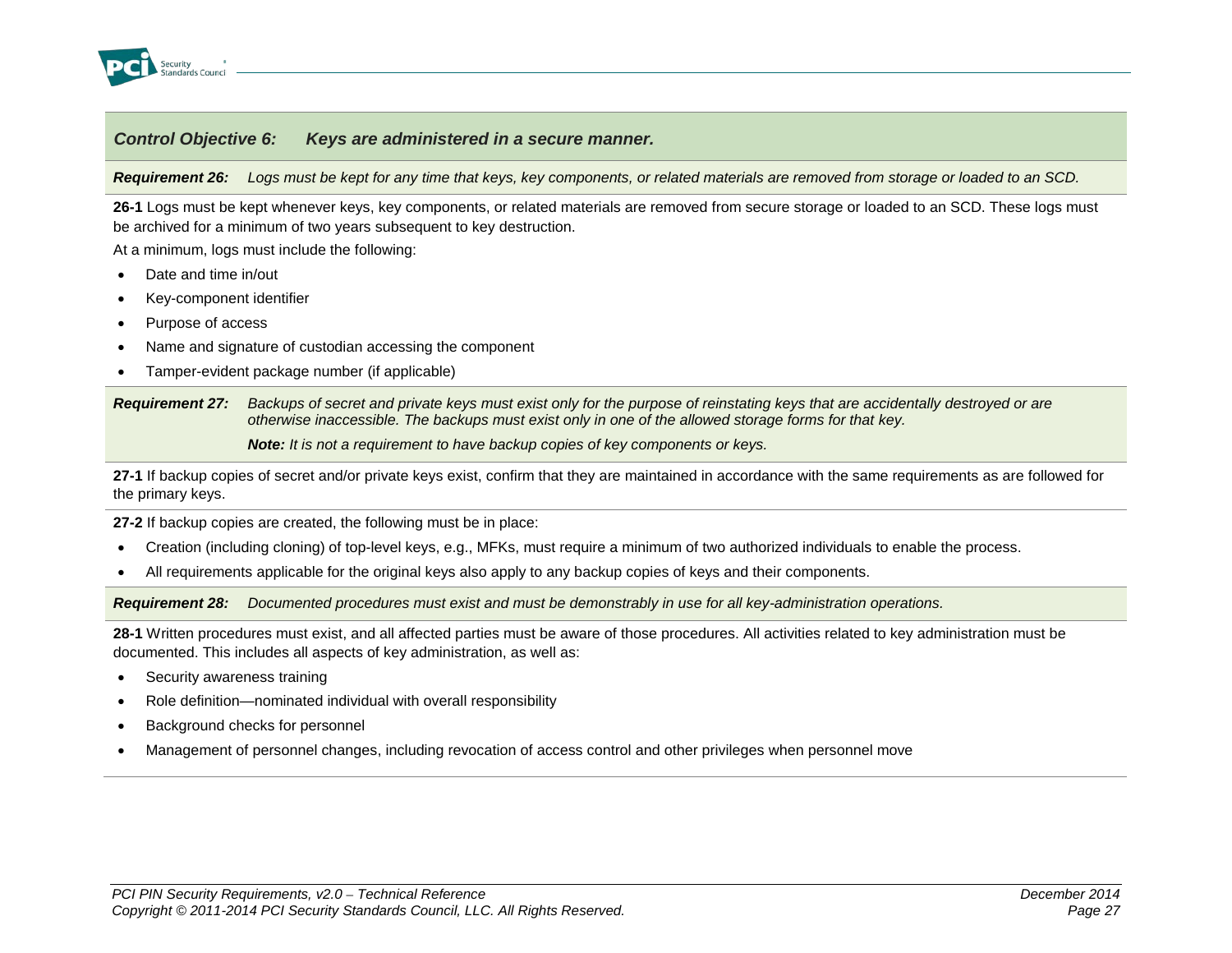### *Control Objective 6: Keys are administered in a secure manner.*

***Requirement 26:*** *Logs must be kept for any time that keys, key components, or related materials are removed from storage or loaded to an SCD.*

**26-1** Logs must be kept whenever keys, key components, or related materials are removed from secure storage or loaded to an SCD. These logs must be archived for a minimum of two years subsequent to key destruction.

At a minimum, logs must include the following:

- Date and time in/out
- Key-component identifier
- Purpose of access
- Name and signature of custodian accessing the component
- Tamper-evident package number (if applicable)

***Requirement 27:*** *Backups of secret and private keys must exist only for the purpose of reinstating keys that are accidentally destroyed or are otherwise inaccessible. The backups must exist only in one of the allowed storage forms for that key.*

***Note:*** *It is not a requirement to have backup copies of key components or keys.*

**27-1** If backup copies of secret and/or private keys exist, confirm that they are maintained in accordance with the same requirements as are followed for the primary keys.

**27-2** If backup copies are created, the following must be in place:

- Creation (including cloning) of top-level keys, e.g., MFKs, must require a minimum of two authorized individuals to enable the process.
- All requirements applicable for the original keys also apply to any backup copies of keys and their components.

***Requirement 28:*** *Documented procedures must exist and must be demonstrably in use for all key-administration operations.*

**28-1** Written procedures must exist, and all affected parties must be aware of those procedures. All activities related to key administration must be documented. This includes all aspects of key administration, as well as:

- Security awareness training
- Role definition—nominated individual with overall responsibility
- Background checks for personnel
- Management of personnel changes, including revocation of access control and other privileges when personnel move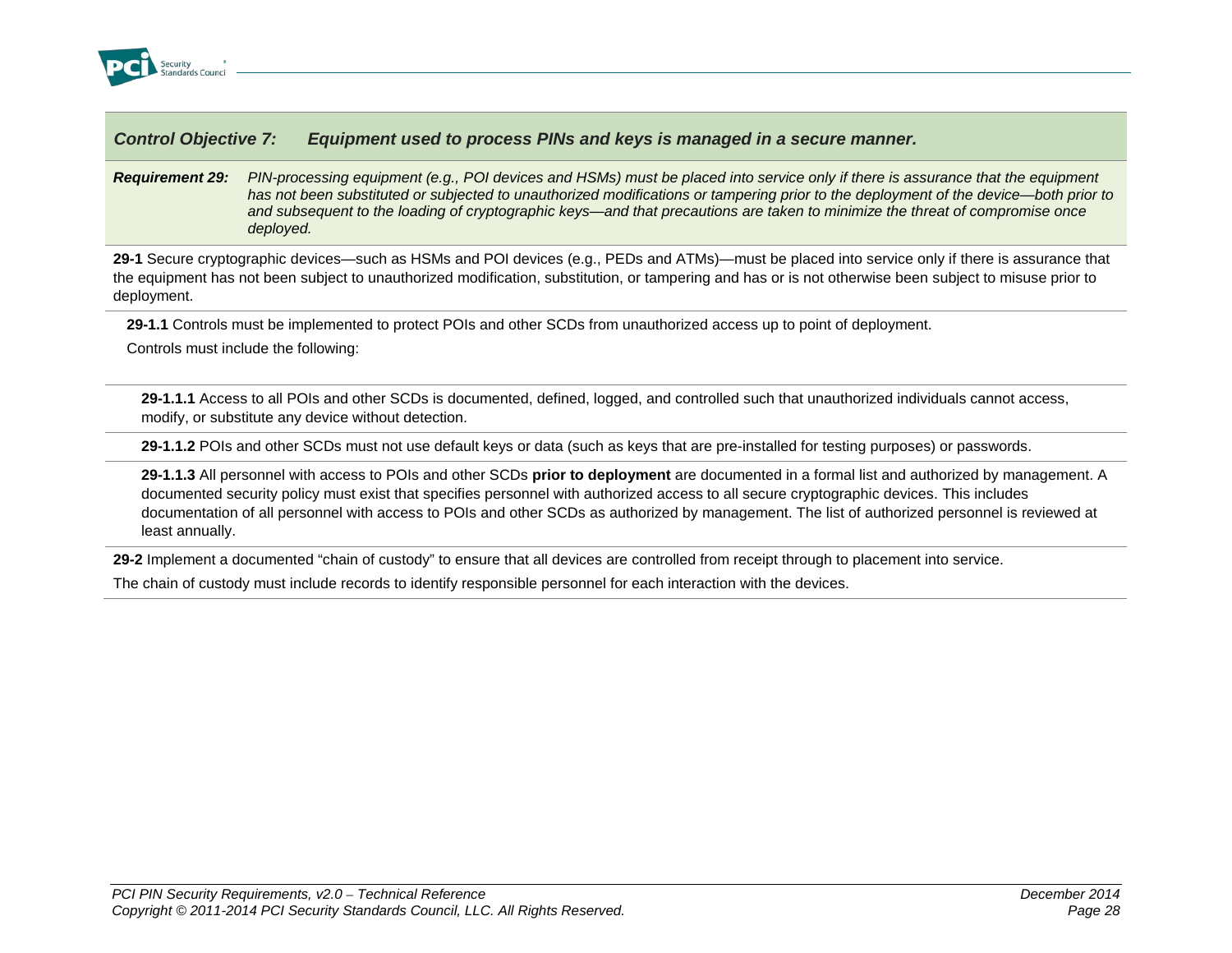## *Control Objective 7: Equipment used to process PINs and keys is managed in a secure manner.*

***Requirement 29:*** *PIN-processing equipment (e.g., POI devices and HSMs) must be placed into service only if there is assurance that the equipment has not been substituted or subjected to unauthorized modifications or tampering prior to the deployment of the device—both prior to and subsequent to the loading of cryptographic keys—and that precautions are taken to minimize the threat of compromise once deployed.*

**29-1** Secure cryptographic devices—such as HSMs and POI devices (e.g., PEDs and ATMs)—must be placed into service only if there is assurance that the equipment has not been subject to unauthorized modification, substitution, or tampering and has or is not otherwise been subject to misuse prior to deployment.

**29-1.1** Controls must be implemented to protect POIs and other SCDs from unauthorized access up to point of deployment.

Controls must include the following:

**29-1.1.1** Access to all POIs and other SCDs is documented, defined, logged, and controlled such that unauthorized individuals cannot access, modify, or substitute any device without detection.

**29-1.1.2** POIs and other SCDs must not use default keys or data (such as keys that are pre-installed for testing purposes) or passwords.

**29-1.1.3** All personnel with access to POIs and other SCDs **prior to deployment** are documented in a formal list and authorized by management. A documented security policy must exist that specifies personnel with authorized access to all secure cryptographic devices. This includes documentation of all personnel with access to POIs and other SCDs as authorized by management. The list of authorized personnel is reviewed at least annually.

**29-2** Implement a documented "chain of custody" to ensure that all devices are controlled from receipt through to placement into service.

The chain of custody must include records to identify responsible personnel for each interaction with the devices.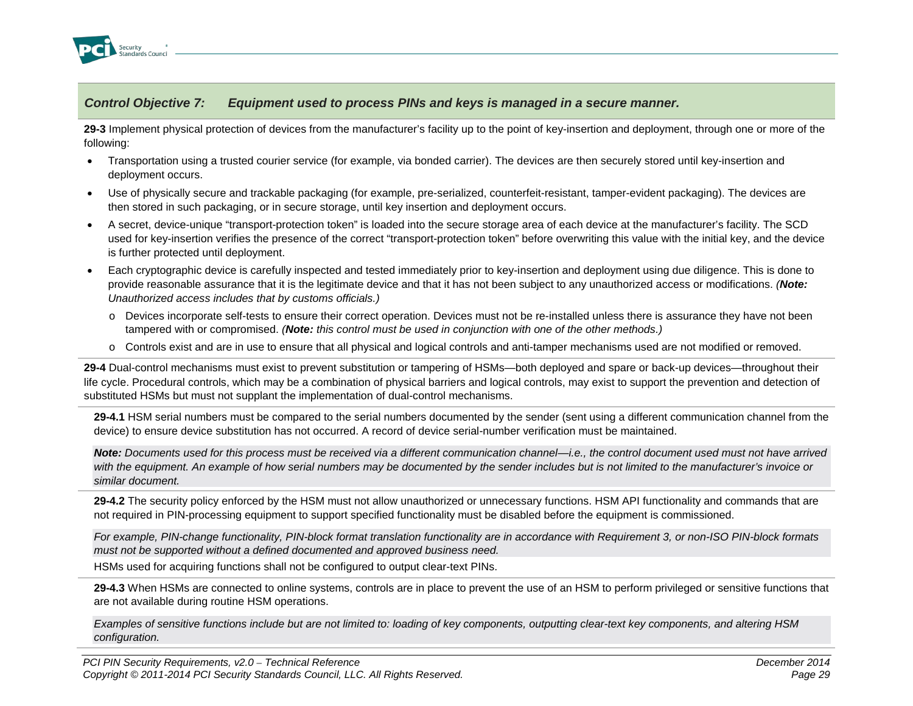## *Control Objective 7: Equipment used to process PINs and keys is managed in a secure manner.*

**29-3** Implement physical protection of devices from the manufacturer's facility up to the point of key-insertion and deployment, through one or more of the following:

- Transportation using a trusted courier service (for example, via bonded carrier). The devices are then securely stored until key-insertion and deployment occurs.
- Use of physically secure and trackable packaging (for example, pre-serialized, counterfeit-resistant, tamper-evident packaging). The devices are then stored in such packaging, or in secure storage, until key insertion and deployment occurs.
- A secret, device-unique "transport-protection token" is loaded into the secure storage area of each device at the manufacturer's facility. The SCD used for key-insertion verifies the presence of the correct "transport-protection token" before overwriting this value with the initial key, and the device is further protected until deployment.
- Each cryptographic device is carefully inspected and tested immediately prior to key-insertion and deployment using due diligence. This is done to provide reasonable assurance that it is the legitimate device and that it has not been subject to any unauthorized access or modifications. *(**Note:** Unauthorized access includes that by customs officials.)*
  - Devices incorporate self-tests to ensure their correct operation. Devices must not be re-installed unless there is assurance they have not been tampered with or compromised. *(**Note:** this control must be used in conjunction with one of the other methods.)*
  - Controls exist and are in use to ensure that all physical and logical controls and anti-tamper mechanisms used are not modified or removed.

**29-4** Dual-control mechanisms must exist to prevent substitution or tampering of HSMs—both deployed and spare or back-up devices—throughout their life cycle. Procedural controls, which may be a combination of physical barriers and logical controls, may exist to support the prevention and detection of substituted HSMs but must not supplant the implementation of dual-control mechanisms.

**29-4.1** HSM serial numbers must be compared to the serial numbers documented by the sender (sent using a different communication channel from the device) to ensure device substitution has not occurred. A record of device serial-number verification must be maintained.

***Note:** Documents used for this process must be received via a different communication channel—i.e., the control document used must not have arrived with the equipment. An example of how serial numbers may be documented by the sender includes but is not limited to the manufacturer's invoice or similar document.*

**29-4.2** The security policy enforced by the HSM must not allow unauthorized or unnecessary functions. HSM API functionality and commands that are not required in PIN-processing equipment to support specified functionality must be disabled before the equipment is commissioned.

*For example, PIN-change functionality, PIN-block format translation functionality are in accordance with Requirement 3, or non-ISO PIN-block formats must not be supported without a defined documented and approved business need.*

HSMs used for acquiring functions shall not be configured to output clear-text PINs.

**29-4.3** When HSMs are connected to online systems, controls are in place to prevent the use of an HSM to perform privileged or sensitive functions that are not available during routine HSM operations.

*Examples of sensitive functions include but are not limited to: loading of key components, outputting clear-text key components, and altering HSM configuration.*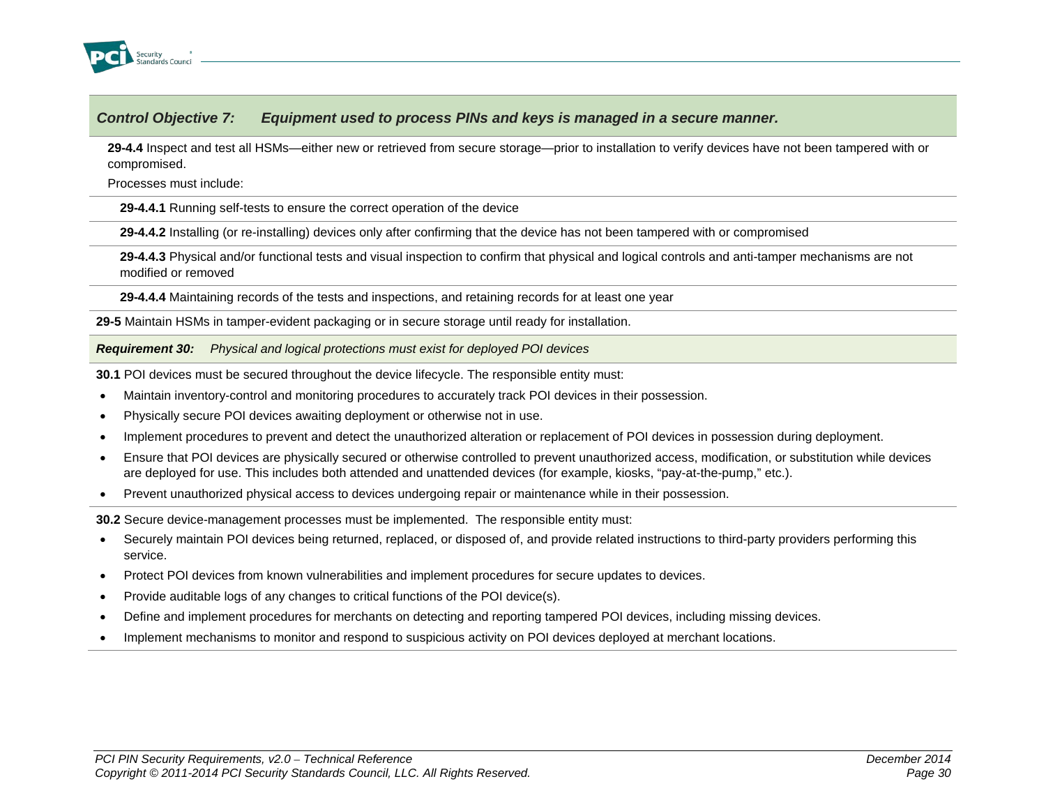## *Control Objective 7: Equipment used to process PINs and keys is managed in a secure manner.*

**29-4.4** Inspect and test all HSMs—either new or retrieved from secure storage—prior to installation to verify devices have not been tampered with or compromised.

Processes must include:

**29-4.4.1** Running self-tests to ensure the correct operation of the device

**29-4.4.2** Installing (or re-installing) devices only after confirming that the device has not been tampered with or compromised

**29-4.4.3** Physical and/or functional tests and visual inspection to confirm that physical and logical controls and anti-tamper mechanisms are not modified or removed

**29-4.4.4** Maintaining records of the tests and inspections, and retaining records for at least one year

**29-5** Maintain HSMs in tamper-evident packaging or in secure storage until ready for installation.

***Requirement 30:*** *Physical and logical protections must exist for deployed POI devices*

**30.1** POI devices must be secured throughout the device lifecycle. The responsible entity must:

- Maintain inventory-control and monitoring procedures to accurately track POI devices in their possession.
- Physically secure POI devices awaiting deployment or otherwise not in use.
- Implement procedures to prevent and detect the unauthorized alteration or replacement of POI devices in possession during deployment.
- Ensure that POI devices are physically secured or otherwise controlled to prevent unauthorized access, modification, or substitution while devices are deployed for use. This includes both attended and unattended devices (for example, kiosks, "pay-at-the-pump," etc.).
- Prevent unauthorized physical access to devices undergoing repair or maintenance while in their possession.

**30.2** Secure device-management processes must be implemented. The responsible entity must:

- Securely maintain POI devices being returned, replaced, or disposed of, and provide related instructions to third-party providers performing this service.
- Protect POI devices from known vulnerabilities and implement procedures for secure updates to devices.
- Provide auditable logs of any changes to critical functions of the POI device(s).
- Define and implement procedures for merchants on detecting and reporting tampered POI devices, including missing devices.
- Implement mechanisms to monitor and respond to suspicious activity on POI devices deployed at merchant locations.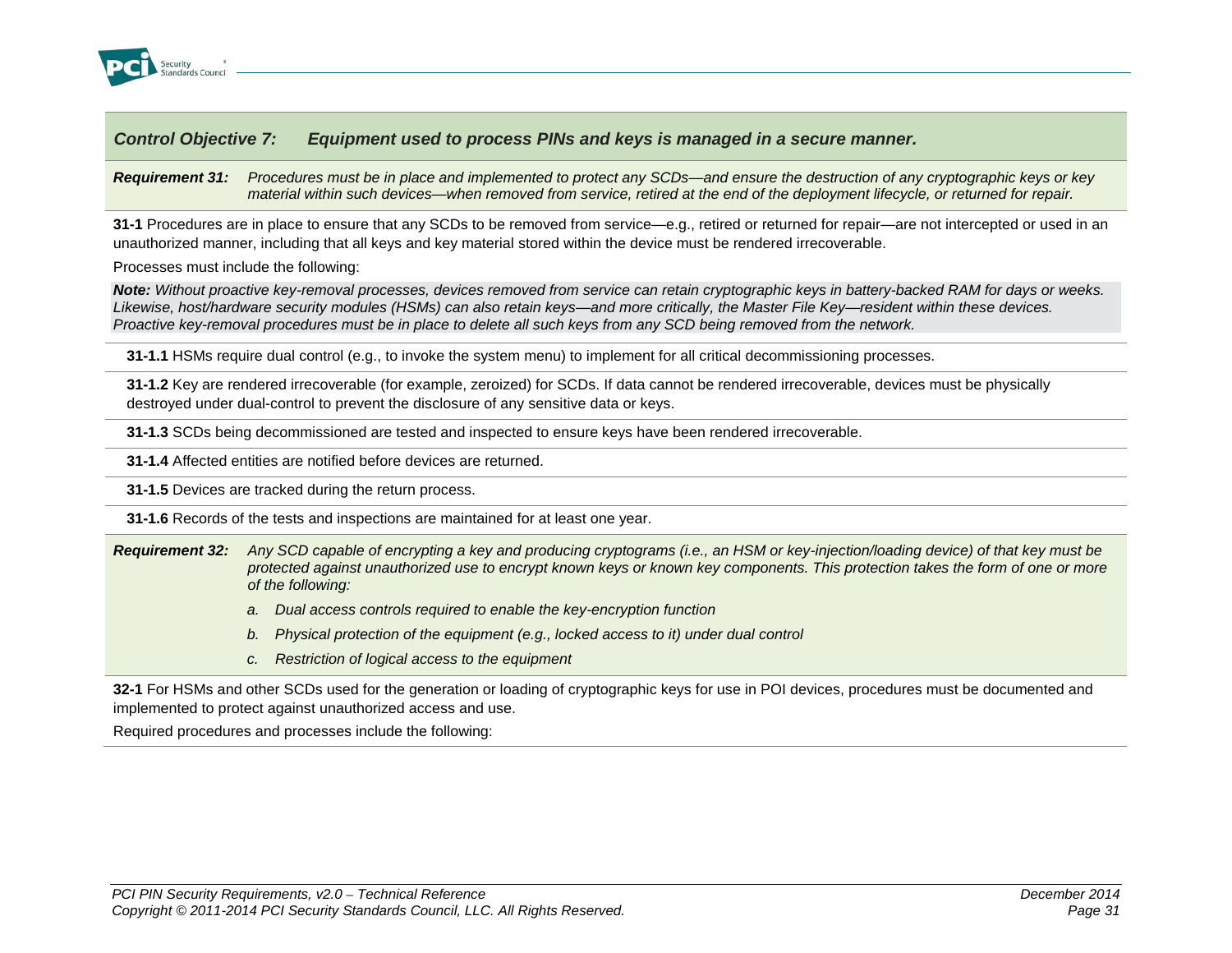### *Control Objective 7: Equipment used to process PINs and keys is managed in a secure manner.*

***Requirement 31:*** *Procedures must be in place and implemented to protect any SCDs—and ensure the destruction of any cryptographic keys or key material within such devices—when removed from service, retired at the end of the deployment lifecycle, or returned for repair.*

**31-1** Procedures are in place to ensure that any SCDs to be removed from service—e.g., retired or returned for repair—are not intercepted or used in an unauthorized manner, including that all keys and key material stored within the device must be rendered irrecoverable.

Processes must include the following:

***Note:*** *Without proactive key-removal processes, devices removed from service can retain cryptographic keys in battery-backed RAM for days or weeks. Likewise, host/hardware security modules (HSMs) can also retain keys—and more critically, the Master File Key—resident within these devices. Proactive key-removal procedures must be in place to delete all such keys from any SCD being removed from the network.*

**31-1.1** HSMs require dual control (e.g., to invoke the system menu) to implement for all critical decommissioning processes.

**31-1.2** Key are rendered irrecoverable (for example, zeroized) for SCDs. If data cannot be rendered irrecoverable, devices must be physically destroyed under dual-control to prevent the disclosure of any sensitive data or keys.

**31-1.3** SCDs being decommissioned are tested and inspected to ensure keys have been rendered irrecoverable.

**31-1.4** Affected entities are notified before devices are returned.

**31-1.5** Devices are tracked during the return process.

**31-1.6** Records of the tests and inspections are maintained for at least one year.

***Requirement 32:*** *Any SCD capable of encrypting a key and producing cryptograms (i.e., an HSM or key-injection/loading device) of that key must be protected against unauthorized use to encrypt known keys or known key components. This protection takes the form of one or more of the following:*

*a. Dual access controls required to enable the key-encryption function*

*b. Physical protection of the equipment (e.g., locked access to it) under dual control*

*c. Restriction of logical access to the equipment*

**32-1** For HSMs and other SCDs used for the generation or loading of cryptographic keys for use in POI devices, procedures must be documented and implemented to protect against unauthorized access and use.

Required procedures and processes include the following: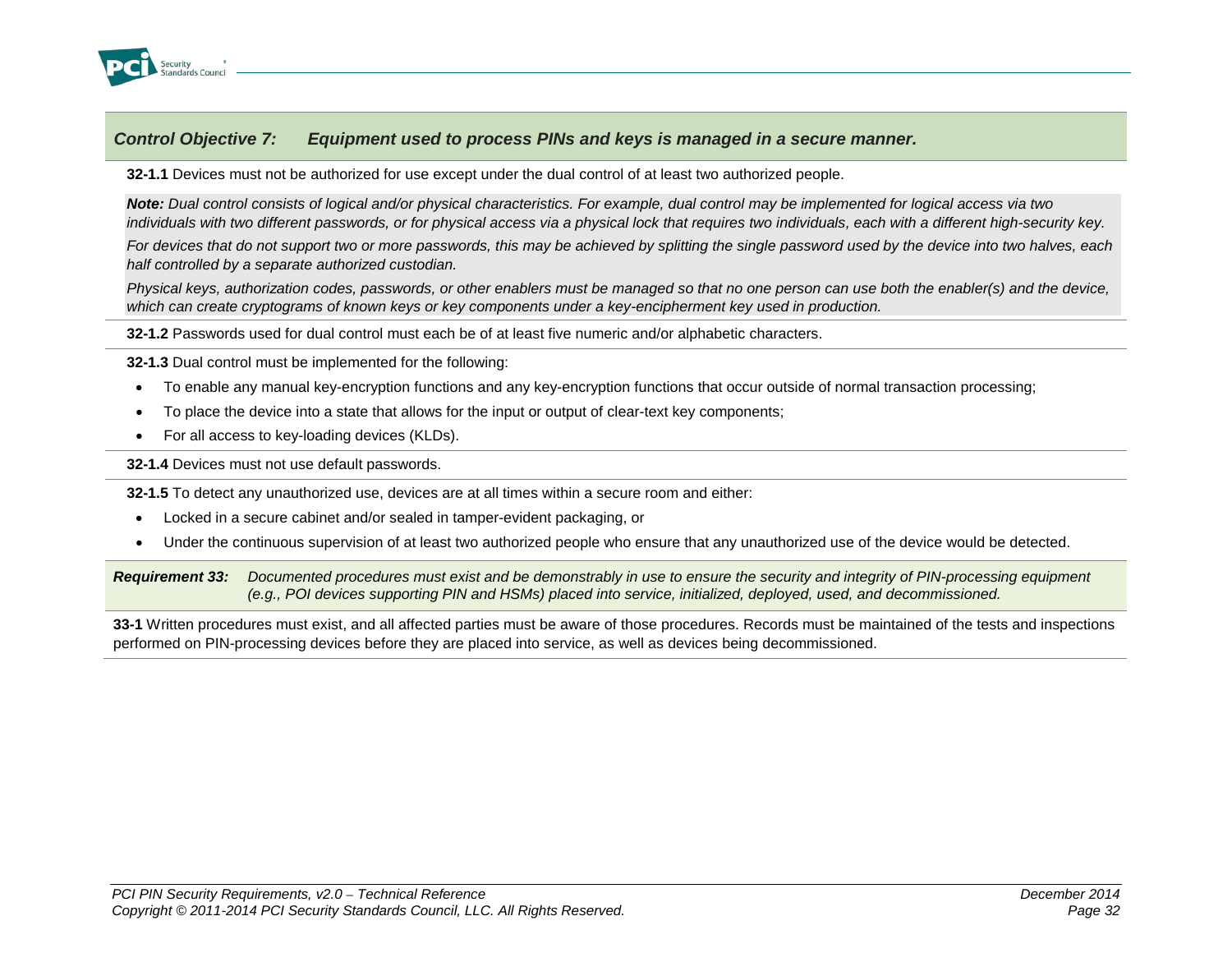## *Control Objective 7: Equipment used to process PINs and keys is managed in a secure manner.*

**32-1.1** Devices must not be authorized for use except under the dual control of at least two authorized people.

***Note:*** *Dual control consists of logical and/or physical characteristics. For example, dual control may be implemented for logical access via two individuals with two different passwords, or for physical access via a physical lock that requires two individuals, each with a different high-security key.*

*For devices that do not support two or more passwords, this may be achieved by splitting the single password used by the device into two halves, each half controlled by a separate authorized custodian.*

*Physical keys, authorization codes, passwords, or other enablers must be managed so that no one person can use both the enabler(s) and the device, which can create cryptograms of known keys or key components under a key-encipherment key used in production.*

**32-1.2** Passwords used for dual control must each be of at least five numeric and/or alphabetic characters.

**32-1.3** Dual control must be implemented for the following:

- To enable any manual key-encryption functions and any key-encryption functions that occur outside of normal transaction processing;
- To place the device into a state that allows for the input or output of clear-text key components;
- For all access to key-loading devices (KLDs).

**32-1.4** Devices must not use default passwords.

**32-1.5** To detect any unauthorized use, devices are at all times within a secure room and either:

- Locked in a secure cabinet and/or sealed in tamper-evident packaging, or
- Under the continuous supervision of at least two authorized people who ensure that any unauthorized use of the device would be detected.

***Requirement 33:*** *Documented procedures must exist and be demonstrably in use to ensure the security and integrity of PIN-processing equipment (e.g., POI devices supporting PIN and HSMs) placed into service, initialized, deployed, used, and decommissioned.*

**33-1** Written procedures must exist, and all affected parties must be aware of those procedures. Records must be maintained of the tests and inspections performed on PIN-processing devices before they are placed into service, as well as devices being decommissioned.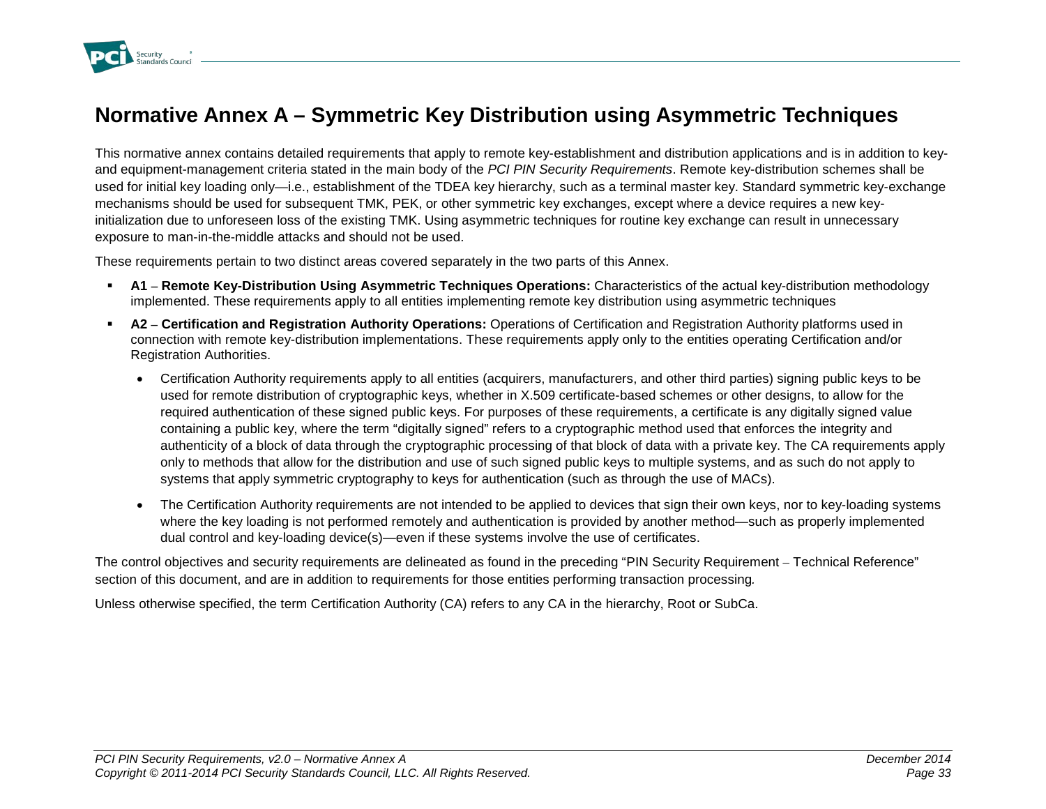# Normative Annex A – Symmetric Key Distribution using Asymmetric Techniques

This normative annex contains detailed requirements that apply to remote key-establishment and distribution applications and is in addition to key- and equipment-management criteria stated in the main body of the *PCI PIN Security Requirements*. Remote key-distribution schemes shall be used for initial key loading only—i.e., establishment of the TDEA key hierarchy, such as a terminal master key. Standard symmetric key-exchange mechanisms should be used for subsequent TMK, PEK, or other symmetric key exchanges, except where a device requires a new key-initialization due to unforeseen loss of the existing TMK. Using asymmetric techniques for routine key exchange can result in unnecessary exposure to man-in-the-middle attacks and should not be used.

These requirements pertain to two distinct areas covered separately in the two parts of this Annex.

- **A1 – Remote Key-Distribution Using Asymmetric Techniques Operations:** Characteristics of the actual key-distribution methodology implemented. These requirements apply to all entities implementing remote key distribution using asymmetric techniques
- **A2 – Certification and Registration Authority Operations:** Operations of Certification and Registration Authority platforms used in connection with remote key-distribution implementations. These requirements apply only to the entities operating Certification and/or Registration Authorities.
  - Certification Authority requirements apply to all entities (acquirers, manufacturers, and other third parties) signing public keys to be used for remote distribution of cryptographic keys, whether in X.509 certificate-based schemes or other designs, to allow for the required authentication of these signed public keys. For purposes of these requirements, a certificate is any digitally signed value containing a public key, where the term "digitally signed" refers to a cryptographic method used that enforces the integrity and authenticity of a block of data through the cryptographic processing of that block of data with a private key. The CA requirements apply only to methods that allow for the distribution and use of such signed public keys to multiple systems, and as such do not apply to systems that apply symmetric cryptography to keys for authentication (such as through the use of MACs).
  - The Certification Authority requirements are not intended to be applied to devices that sign their own keys, nor to key-loading systems where the key loading is not performed remotely and authentication is provided by another method—such as properly implemented dual control and key-loading device(s)—even if these systems involve the use of certificates.

The control objectives and security requirements are delineated as found in the preceding "PIN Security Requirement – Technical Reference" section of this document, and are in addition to requirements for those entities performing transaction processing*.*

Unless otherwise specified, the term Certification Authority (CA) refers to any CA in the hierarchy, Root or SubCa.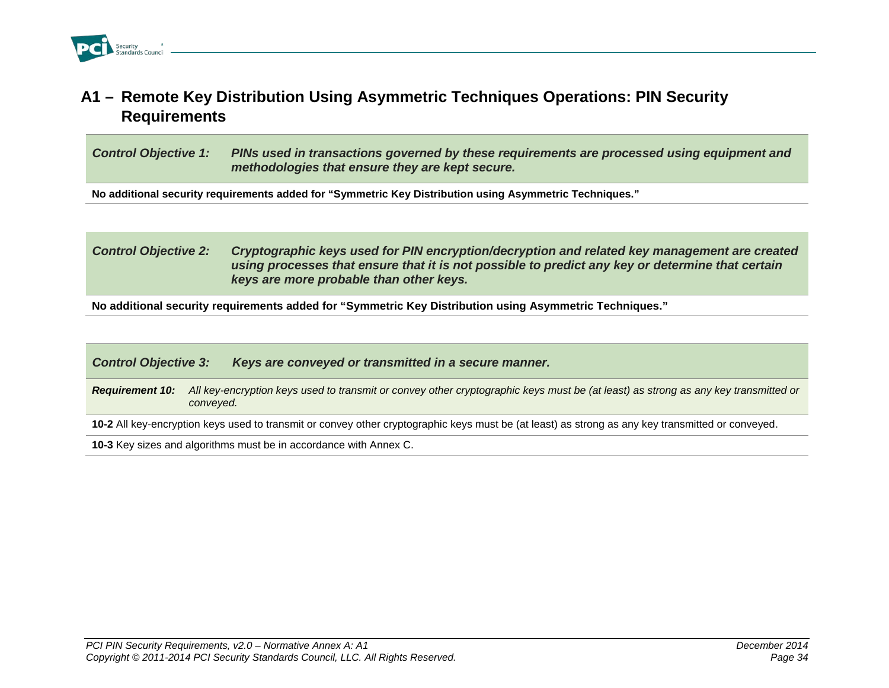## A1 – Remote Key Distribution Using Asymmetric Techniques Operations: PIN Security Requirements

| ***Control Objective 1:*** | ***PINs used in transactions governed by these requirements are processed using equipment and methodologies that ensure they are kept secure.*** |
|---|---|
| **No additional security requirements added for "Symmetric Key Distribution using Asymmetric Techniques."** | |

| ***Control Objective 2:*** | ***Cryptographic keys used for PIN encryption/decryption and related key management are created using processes that ensure that it is not possible to predict any key or determine that certain keys are more probable than other keys.*** |
|---|---|
| **No additional security requirements added for "Symmetric Key Distribution using Asymmetric Techniques."** | |

| ***Control Objective 3:*** | ***Keys are conveyed or transmitted in a secure manner.*** |
|---|---|
| ***Requirement 10:*** | *All key-encryption keys used to transmit or convey other cryptographic keys must be (at least) as strong as any key transmitted or conveyed.* |
| **10-2** All key-encryption keys used to transmit or convey other cryptographic keys must be (at least) as strong as any key transmitted or conveyed. | |
| **10-3** Key sizes and algorithms must be in accordance with Annex C. | |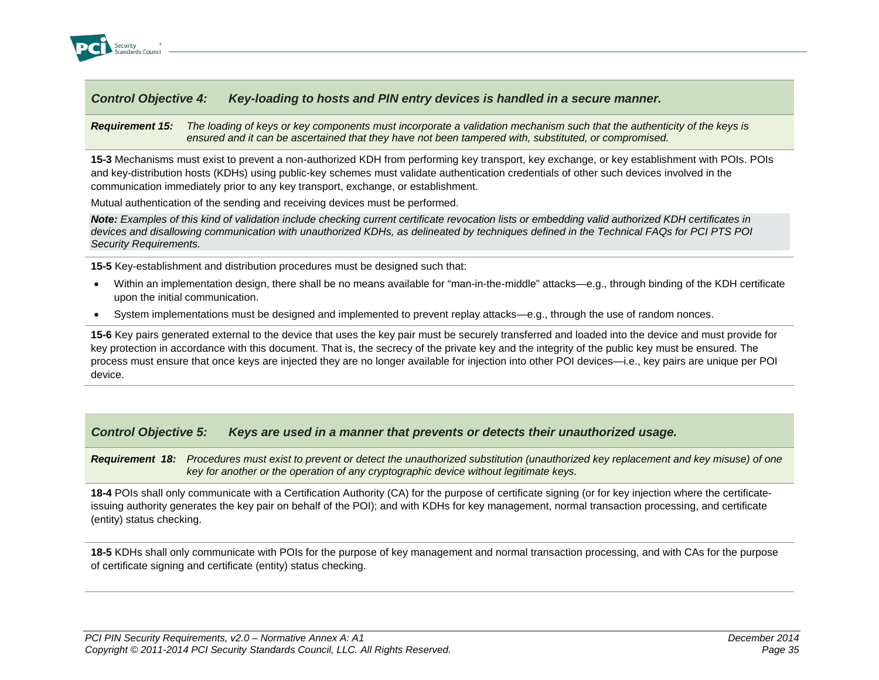### *Control Objective 4: Key-loading to hosts and PIN entry devices is handled in a secure manner.*

***Requirement 15:*** *The loading of keys or key components must incorporate a validation mechanism such that the authenticity of the keys is ensured and it can be ascertained that they have not been tampered with, substituted, or compromised.*

**15-3** Mechanisms must exist to prevent a non-authorized KDH from performing key transport, key exchange, or key establishment with POIs. POIs and key-distribution hosts (KDHs) using public-key schemes must validate authentication credentials of other such devices involved in the communication immediately prior to any key transport, exchange, or establishment.

Mutual authentication of the sending and receiving devices must be performed.

***Note:*** *Examples of this kind of validation include checking current certificate revocation lists or embedding valid authorized KDH certificates in devices and disallowing communication with unauthorized KDHs, as delineated by techniques defined in the Technical FAQs for PCI PTS POI Security Requirements.*

**15-5** Key-establishment and distribution procedures must be designed such that:

- Within an implementation design, there shall be no means available for "man-in-the-middle" attacks—e.g., through binding of the KDH certificate upon the initial communication.
- System implementations must be designed and implemented to prevent replay attacks—e.g., through the use of random nonces.

**15-6** Key pairs generated external to the device that uses the key pair must be securely transferred and loaded into the device and must provide for key protection in accordance with this document. That is, the secrecy of the private key and the integrity of the public key must be ensured. The process must ensure that once keys are injected they are no longer available for injection into other POI devices—i.e., key pairs are unique per POI device.

### *Control Objective 5: Keys are used in a manner that prevents or detects their unauthorized usage.*

***Requirement 18:*** *Procedures must exist to prevent or detect the unauthorized substitution (unauthorized key replacement and key misuse) of one key for another or the operation of any cryptographic device without legitimate keys.*

**18-4** POIs shall only communicate with a Certification Authority (CA) for the purpose of certificate signing (or for key injection where the certificate-issuing authority generates the key pair on behalf of the POI); and with KDHs for key management, normal transaction processing, and certificate (entity) status checking.

**18-5** KDHs shall only communicate with POIs for the purpose of key management and normal transaction processing, and with CAs for the purpose of certificate signing and certificate (entity) status checking.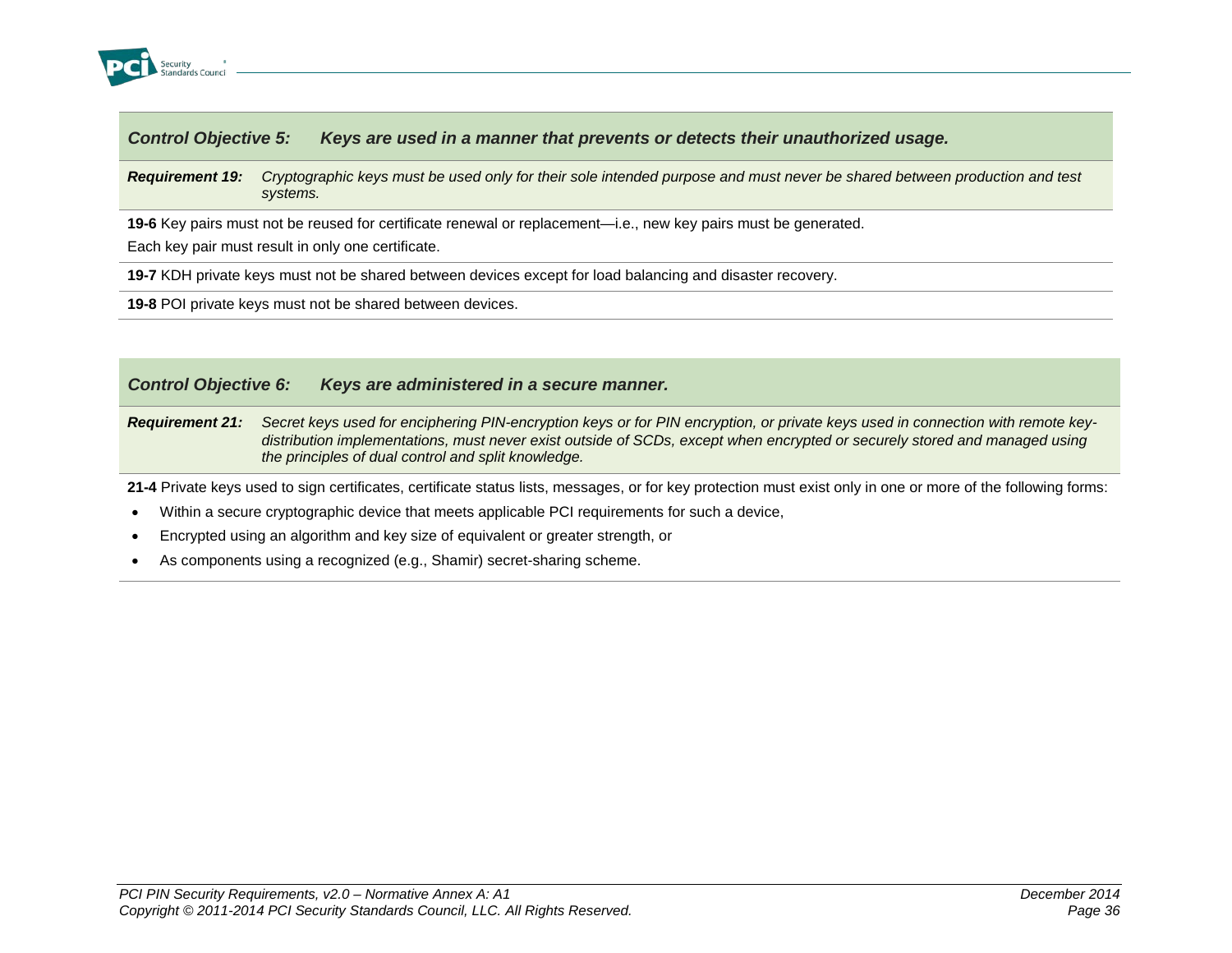### *Control Objective 5: Keys are used in a manner that prevents or detects their unauthorized usage.*

***Requirement 19:*** *Cryptographic keys must be used only for their sole intended purpose and must never be shared between production and test systems.*

**19-6** Key pairs must not be reused for certificate renewal or replacement—i.e., new key pairs must be generated.

Each key pair must result in only one certificate.

**19-7** KDH private keys must not be shared between devices except for load balancing and disaster recovery.

**19-8** POI private keys must not be shared between devices.

### *Control Objective 6: Keys are administered in a secure manner.*

***Requirement 21:*** *Secret keys used for enciphering PIN-encryption keys or for PIN encryption, or private keys used in connection with remote key-distribution implementations, must never exist outside of SCDs, except when encrypted or securely stored and managed using the principles of dual control and split knowledge.*

**21-4** Private keys used to sign certificates, certificate status lists, messages, or for key protection must exist only in one or more of the following forms:

- Within a secure cryptographic device that meets applicable PCI requirements for such a device,
- Encrypted using an algorithm and key size of equivalent or greater strength, or
- As components using a recognized (e.g., Shamir) secret-sharing scheme.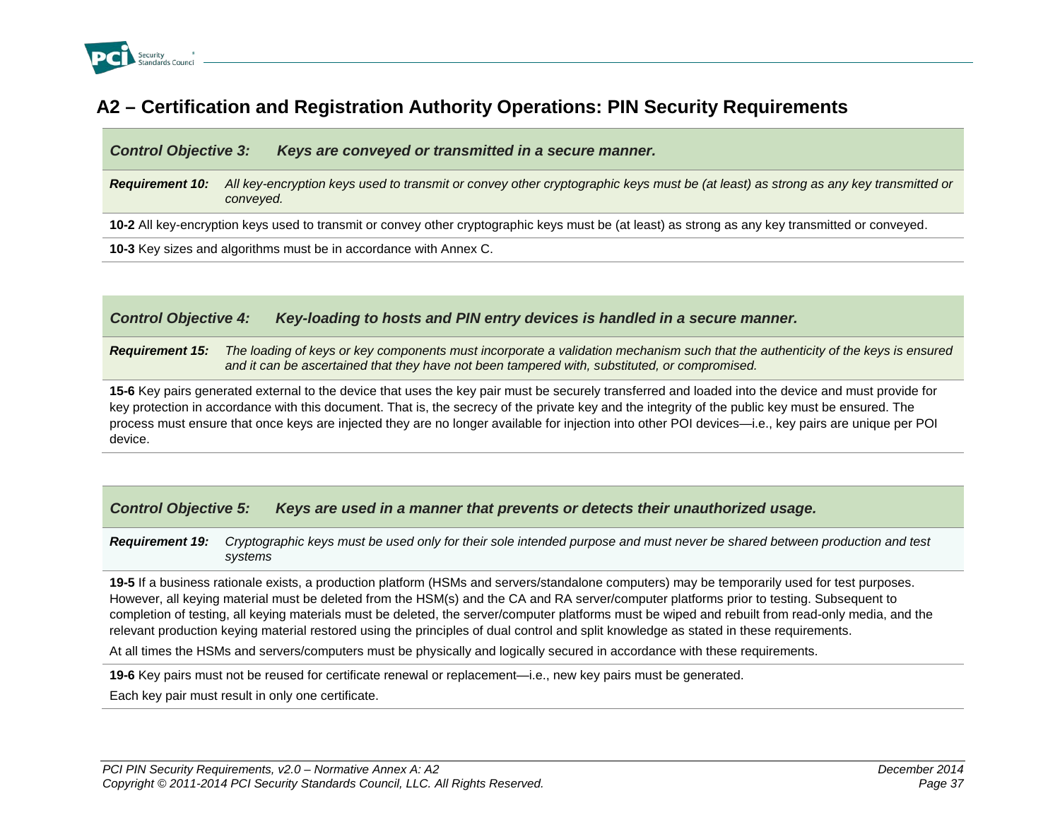## A2 – Certification and Registration Authority Operations: PIN Security Requirements

| ***Control Objective 3:*** ***Keys are conveyed or transmitted in a secure manner.*** |
|---|
| ***Requirement 10:*** *All key-encryption keys used to transmit or convey other cryptographic keys must be (at least) as strong as any key transmitted or conveyed.* |
| **10-2** All key-encryption keys used to transmit or convey other cryptographic keys must be (at least) as strong as any key transmitted or conveyed. |
| **10-3** Key sizes and algorithms must be in accordance with Annex C. |

| ***Control Objective 4:*** ***Key-loading to hosts and PIN entry devices is handled in a secure manner.*** |
|---|
| ***Requirement 15:*** *The loading of keys or key components must incorporate a validation mechanism such that the authenticity of the keys is ensured and it can be ascertained that they have not been tampered with, substituted, or compromised.* |
| **15-6** Key pairs generated external to the device that uses the key pair must be securely transferred and loaded into the device and must provide for key protection in accordance with this document. That is, the secrecy of the private key and the integrity of the public key must be ensured. The process must ensure that once keys are injected they are no longer available for injection into other POI devices—i.e., key pairs are unique per POI device. |

| ***Control Objective 5:*** ***Keys are used in a manner that prevents or detects their unauthorized usage.*** |
|---|
| ***Requirement 19:*** *Cryptographic keys must be used only for their sole intended purpose and must never be shared between production and test systems* |
| **19-5** If a business rationale exists, a production platform (HSMs and servers/standalone computers) may be temporarily used for test purposes. However, all keying material must be deleted from the HSM(s) and the CA and RA server/computer platforms prior to testing. Subsequent to completion of testing, all keying materials must be deleted, the server/computer platforms must be wiped and rebuilt from read-only media, and the relevant production keying material restored using the principles of dual control and split knowledge as stated in these requirements. <br><br> At all times the HSMs and servers/computers must be physically and logically secured in accordance with these requirements. |
| **19-6** Key pairs must not be reused for certificate renewal or replacement—i.e., new key pairs must be generated. <br><br> Each key pair must result in only one certificate. |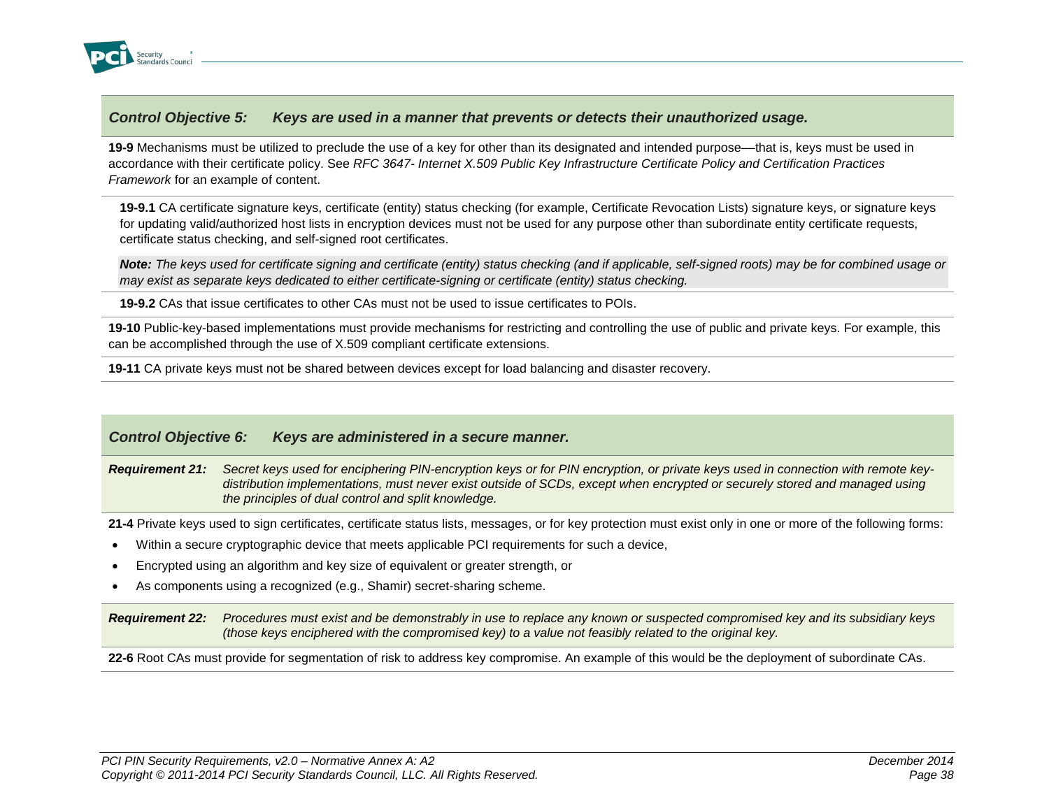### *Control Objective 5: Keys are used in a manner that prevents or detects their unauthorized usage.*

**19-9** Mechanisms must be utilized to preclude the use of a key for other than its designated and intended purpose—that is, keys must be used in accordance with their certificate policy. See *RFC 3647- Internet X.509 Public Key Infrastructure Certificate Policy and Certification Practices Framework* for an example of content.

**19-9.1** CA certificate signature keys, certificate (entity) status checking (for example, Certificate Revocation Lists) signature keys, or signature keys for updating valid/authorized host lists in encryption devices must not be used for any purpose other than subordinate entity certificate requests, certificate status checking, and self-signed root certificates.

***Note:** The keys used for certificate signing and certificate (entity) status checking (and if applicable, self-signed roots) may be for combined usage or may exist as separate keys dedicated to either certificate-signing or certificate (entity) status checking.*

**19-9.2** CAs that issue certificates to other CAs must not be used to issue certificates to POIs.

**19-10** Public-key-based implementations must provide mechanisms for restricting and controlling the use of public and private keys. For example, this can be accomplished through the use of X.509 compliant certificate extensions.

**19-11** CA private keys must not be shared between devices except for load balancing and disaster recovery.

### *Control Objective 6: Keys are administered in a secure manner.*

***Requirement 21:*** *Secret keys used for enciphering PIN-encryption keys or for PIN encryption, or private keys used in connection with remote key-distribution implementations, must never exist outside of SCDs, except when encrypted or securely stored and managed using the principles of dual control and split knowledge.*

**21-4** Private keys used to sign certificates, certificate status lists, messages, or for key protection must exist only in one or more of the following forms:

- Within a secure cryptographic device that meets applicable PCI requirements for such a device,
- Encrypted using an algorithm and key size of equivalent or greater strength, or
- As components using a recognized (e.g., Shamir) secret-sharing scheme.

***Requirement 22:*** *Procedures must exist and be demonstrably in use to replace any known or suspected compromised key and its subsidiary keys (those keys enciphered with the compromised key) to a value not feasibly related to the original key.*

**22-6** Root CAs must provide for segmentation of risk to address key compromise. An example of this would be the deployment of subordinate CAs.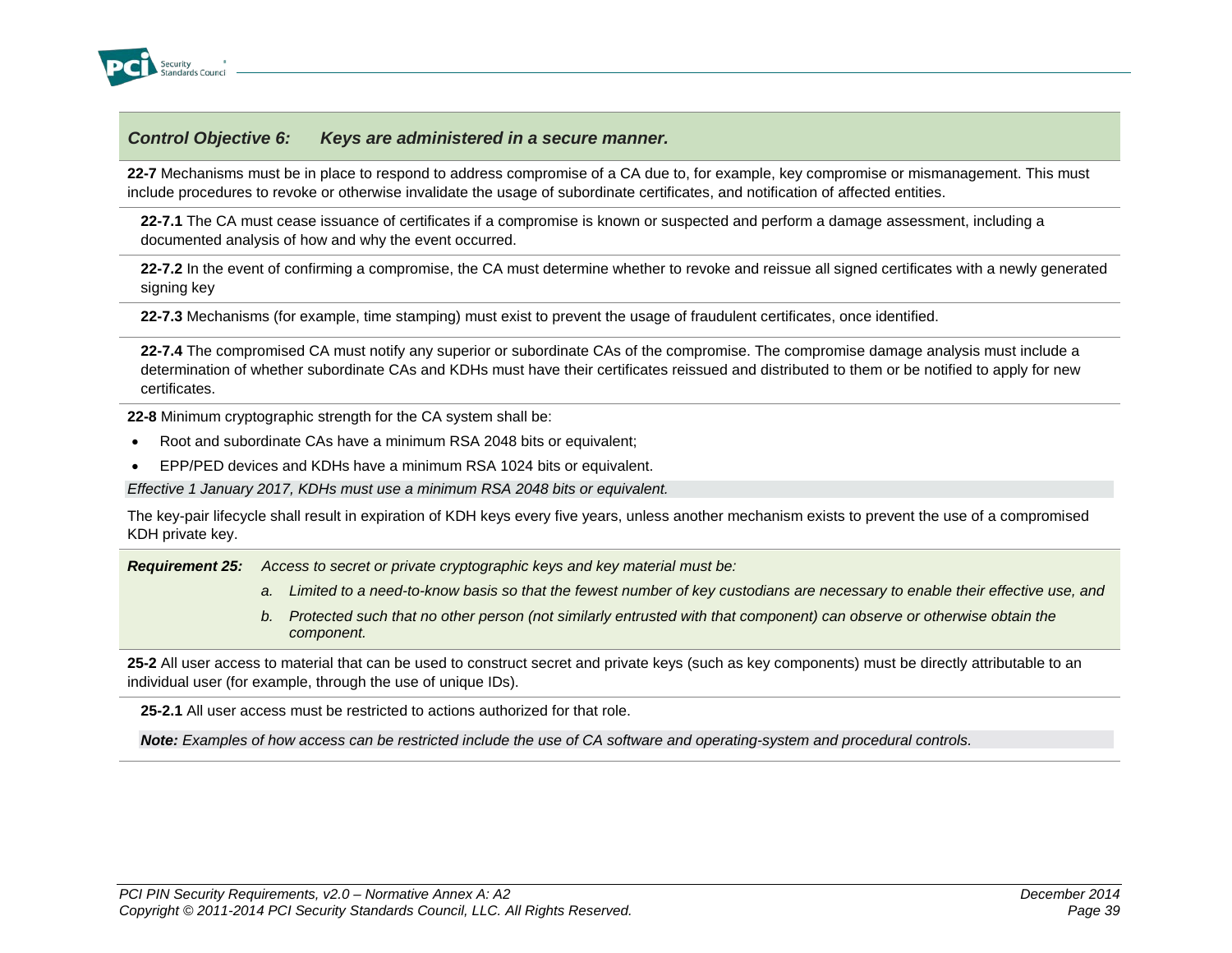### *Control Objective 6: Keys are administered in a secure manner.*

**22-7** Mechanisms must be in place to respond to address compromise of a CA due to, for example, key compromise or mismanagement. This must include procedures to revoke or otherwise invalidate the usage of subordinate certificates, and notification of affected entities.

**22-7.1** The CA must cease issuance of certificates if a compromise is known or suspected and perform a damage assessment, including a documented analysis of how and why the event occurred.

**22-7.2** In the event of confirming a compromise, the CA must determine whether to revoke and reissue all signed certificates with a newly generated signing key

**22-7.3** Mechanisms (for example, time stamping) must exist to prevent the usage of fraudulent certificates, once identified.

**22-7.4** The compromised CA must notify any superior or subordinate CAs of the compromise. The compromise damage analysis must include a determination of whether subordinate CAs and KDHs must have their certificates reissued and distributed to them or be notified to apply for new certificates.

**22-8** Minimum cryptographic strength for the CA system shall be:

- Root and subordinate CAs have a minimum RSA 2048 bits or equivalent;
- EPP/PED devices and KDHs have a minimum RSA 1024 bits or equivalent.

*Effective 1 January 2017, KDHs must use a minimum RSA 2048 bits or equivalent.*

The key-pair lifecycle shall result in expiration of KDH keys every five years, unless another mechanism exists to prevent the use of a compromised KDH private key.

***Requirement 25:*** *Access to secret or private cryptographic keys and key material must be:*

*a. Limited to a need-to-know basis so that the fewest number of key custodians are necessary to enable their effective use, and*

*b. Protected such that no other person (not similarly entrusted with that component) can observe or otherwise obtain the component.*

**25-2** All user access to material that can be used to construct secret and private keys (such as key components) must be directly attributable to an individual user (for example, through the use of unique IDs).

**25-2.1** All user access must be restricted to actions authorized for that role.

***Note:*** *Examples of how access can be restricted include the use of CA software and operating-system and procedural controls.*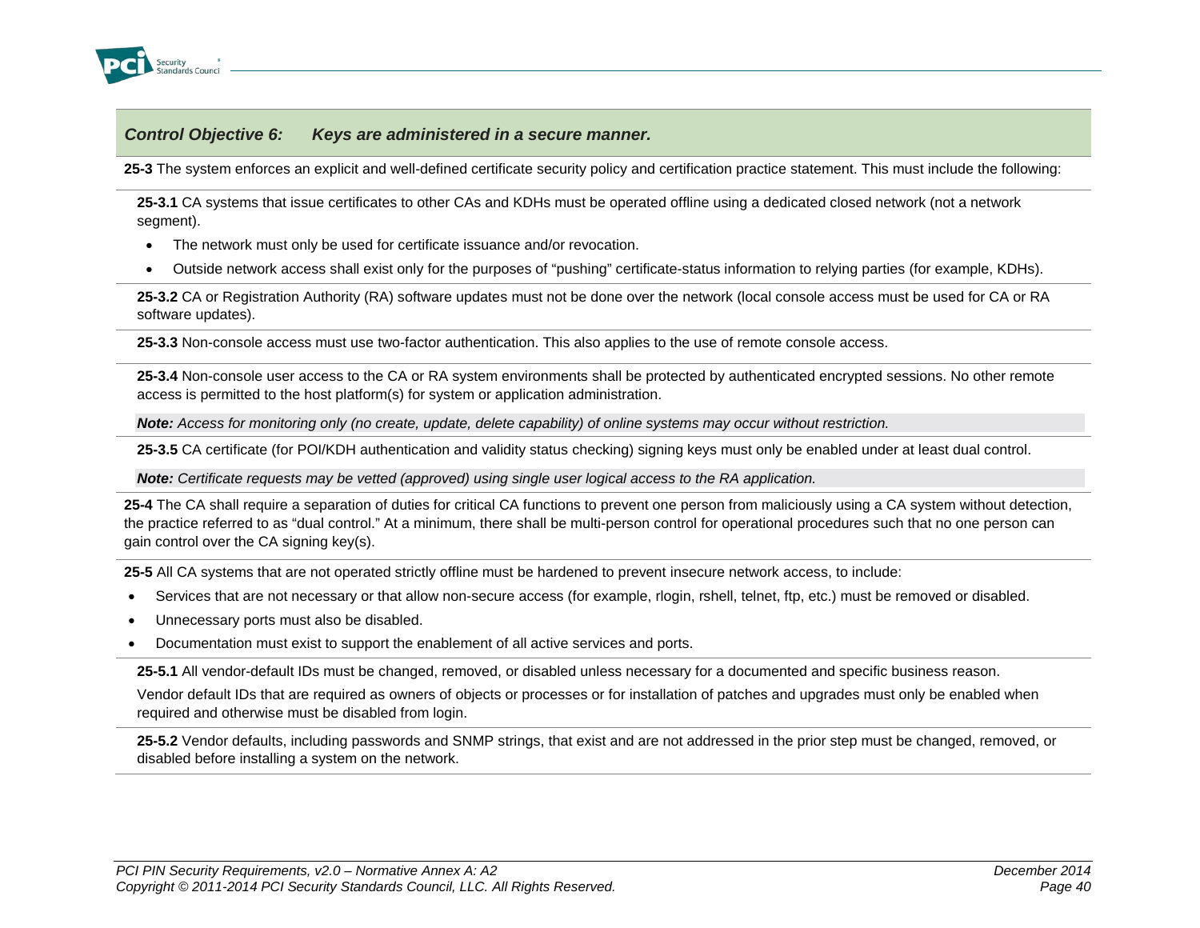### *Control Objective 6: Keys are administered in a secure manner.*

**25-3** The system enforces an explicit and well-defined certificate security policy and certification practice statement. This must include the following:

**25-3.1** CA systems that issue certificates to other CAs and KDHs must be operated offline using a dedicated closed network (not a network segment).

- The network must only be used for certificate issuance and/or revocation.
- Outside network access shall exist only for the purposes of "pushing" certificate-status information to relying parties (for example, KDHs).

**25-3.2** CA or Registration Authority (RA) software updates must not be done over the network (local console access must be used for CA or RA software updates).

**25-3.3** Non-console access must use two-factor authentication. This also applies to the use of remote console access.

**25-3.4** Non-console user access to the CA or RA system environments shall be protected by authenticated encrypted sessions. No other remote access is permitted to the host platform(s) for system or application administration.

***Note:** Access for monitoring only (no create, update, delete capability) of online systems may occur without restriction.*

**25-3.5** CA certificate (for POI/KDH authentication and validity status checking) signing keys must only be enabled under at least dual control.

***Note:** Certificate requests may be vetted (approved) using single user logical access to the RA application.*

**25-4** The CA shall require a separation of duties for critical CA functions to prevent one person from maliciously using a CA system without detection, the practice referred to as "dual control." At a minimum, there shall be multi-person control for operational procedures such that no one person can gain control over the CA signing key(s).

**25-5** All CA systems that are not operated strictly offline must be hardened to prevent insecure network access, to include:

- Services that are not necessary or that allow non-secure access (for example, rlogin, rshell, telnet, ftp, etc.) must be removed or disabled.
- Unnecessary ports must also be disabled.
- Documentation must exist to support the enablement of all active services and ports.

**25-5.1** All vendor-default IDs must be changed, removed, or disabled unless necessary for a documented and specific business reason.

Vendor default IDs that are required as owners of objects or processes or for installation of patches and upgrades must only be enabled when required and otherwise must be disabled from login.

**25-5.2** Vendor defaults, including passwords and SNMP strings, that exist and are not addressed in the prior step must be changed, removed, or disabled before installing a system on the network.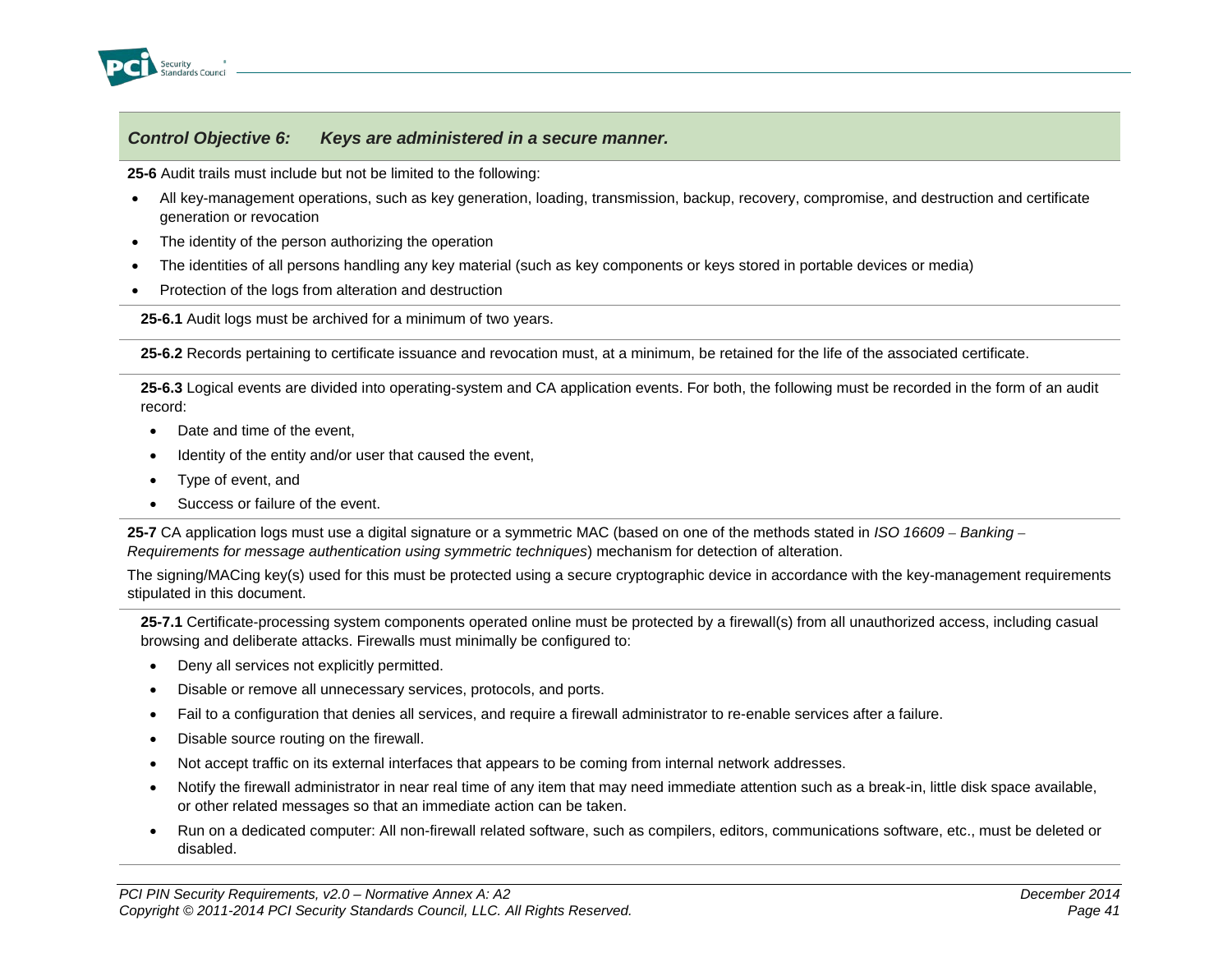## *Control Objective 6: Keys are administered in a secure manner.*

**25-6** Audit trails must include but not be limited to the following:

- All key-management operations, such as key generation, loading, transmission, backup, recovery, compromise, and destruction and certificate generation or revocation
- The identity of the person authorizing the operation
- The identities of all persons handling any key material (such as key components or keys stored in portable devices or media)
- Protection of the logs from alteration and destruction

**25-6.1** Audit logs must be archived for a minimum of two years.

**25-6.2** Records pertaining to certificate issuance and revocation must, at a minimum, be retained for the life of the associated certificate.

**25-6.3** Logical events are divided into operating-system and CA application events. For both, the following must be recorded in the form of an audit record:

- Date and time of the event,
- Identity of the entity and/or user that caused the event,
- Type of event, and
- Success or failure of the event.

**25-7** CA application logs must use a digital signature or a symmetric MAC (based on one of the methods stated in *ISO 16609 – Banking – Requirements for message authentication using symmetric techniques*) mechanism for detection of alteration.

The signing/MACing key(s) used for this must be protected using a secure cryptographic device in accordance with the key-management requirements stipulated in this document.

**25-7.1** Certificate-processing system components operated online must be protected by a firewall(s) from all unauthorized access, including casual browsing and deliberate attacks. Firewalls must minimally be configured to:

- Deny all services not explicitly permitted.
- Disable or remove all unnecessary services, protocols, and ports.
- Fail to a configuration that denies all services, and require a firewall administrator to re-enable services after a failure.
- Disable source routing on the firewall.
- Not accept traffic on its external interfaces that appears to be coming from internal network addresses.
- Notify the firewall administrator in near real time of any item that may need immediate attention such as a break-in, little disk space available, or other related messages so that an immediate action can be taken.
- Run on a dedicated computer: All non-firewall related software, such as compilers, editors, communications software, etc., must be deleted or disabled.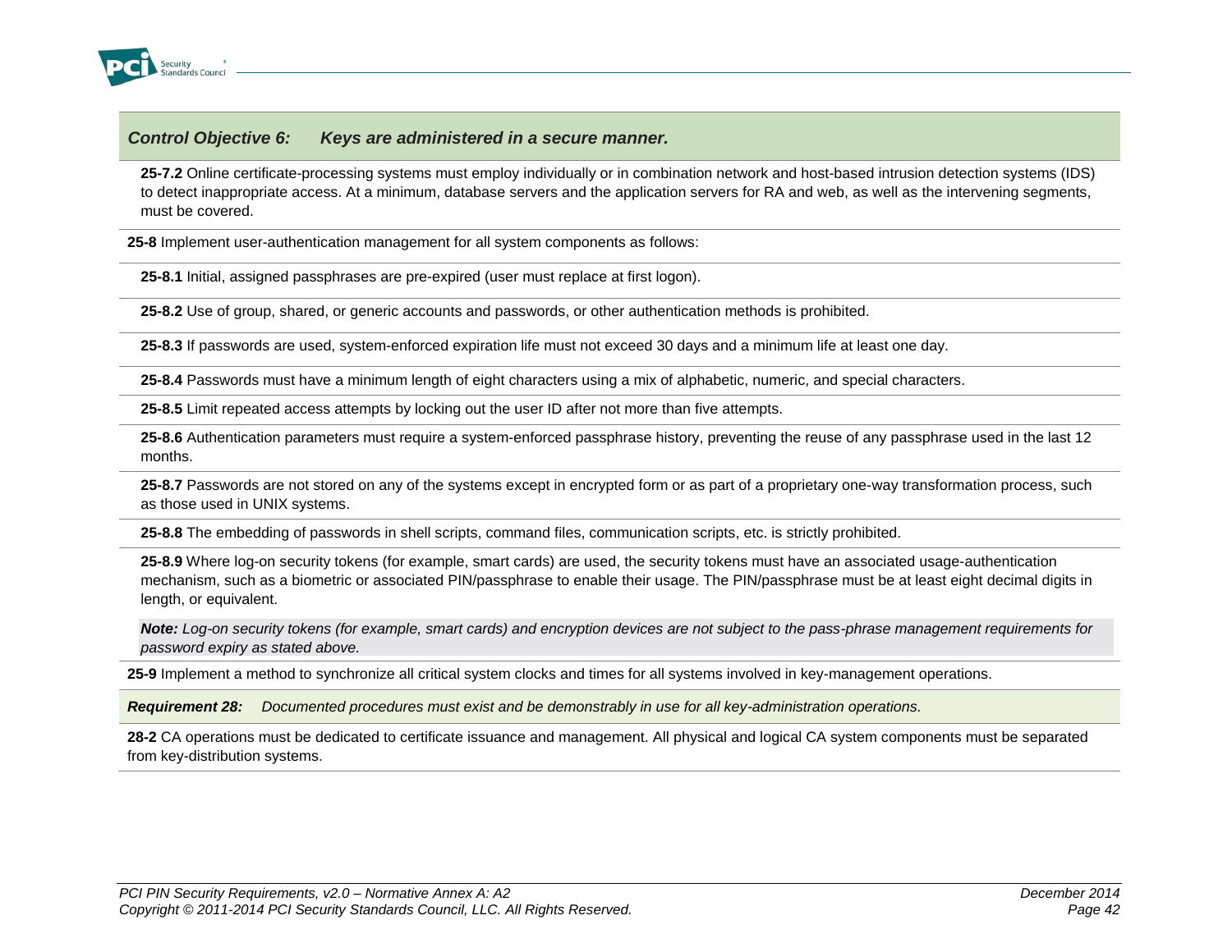### *Control Objective 6: Keys are administered in a secure manner.*

**25-7.2** Online certificate-processing systems must employ individually or in combination network and host-based intrusion detection systems (IDS) to detect inappropriate access. At a minimum, database servers and the application servers for RA and web, as well as the intervening segments, must be covered.

**25-8** Implement user-authentication management for all system components as follows:

**25-8.1** Initial, assigned passphrases are pre-expired (user must replace at first logon).

**25-8.2** Use of group, shared, or generic accounts and passwords, or other authentication methods is prohibited.

**25-8.3** If passwords are used, system-enforced expiration life must not exceed 30 days and a minimum life at least one day.

**25-8.4** Passwords must have a minimum length of eight characters using a mix of alphabetic, numeric, and special characters.

**25-8.5** Limit repeated access attempts by locking out the user ID after not more than five attempts.

**25-8.6** Authentication parameters must require a system-enforced passphrase history, preventing the reuse of any passphrase used in the last 12 months.

**25-8.7** Passwords are not stored on any of the systems except in encrypted form or as part of a proprietary one-way transformation process, such as those used in UNIX systems.

**25-8.8** The embedding of passwords in shell scripts, command files, communication scripts, etc. is strictly prohibited.

**25-8.9** Where log-on security tokens (for example, smart cards) are used, the security tokens must have an associated usage-authentication mechanism, such as a biometric or associated PIN/passphrase to enable their usage. The PIN/passphrase must be at least eight decimal digits in length, or equivalent.

***Note:*** *Log-on security tokens (for example, smart cards) and encryption devices are not subject to the pass-phrase management requirements for password expiry as stated above.*

**25-9** Implement a method to synchronize all critical system clocks and times for all systems involved in key-management operations.

***Requirement 28:*** *Documented procedures must exist and be demonstrably in use for all key-administration operations.*

**28-2** CA operations must be dedicated to certificate issuance and management. All physical and logical CA system components must be separated from key-distribution systems.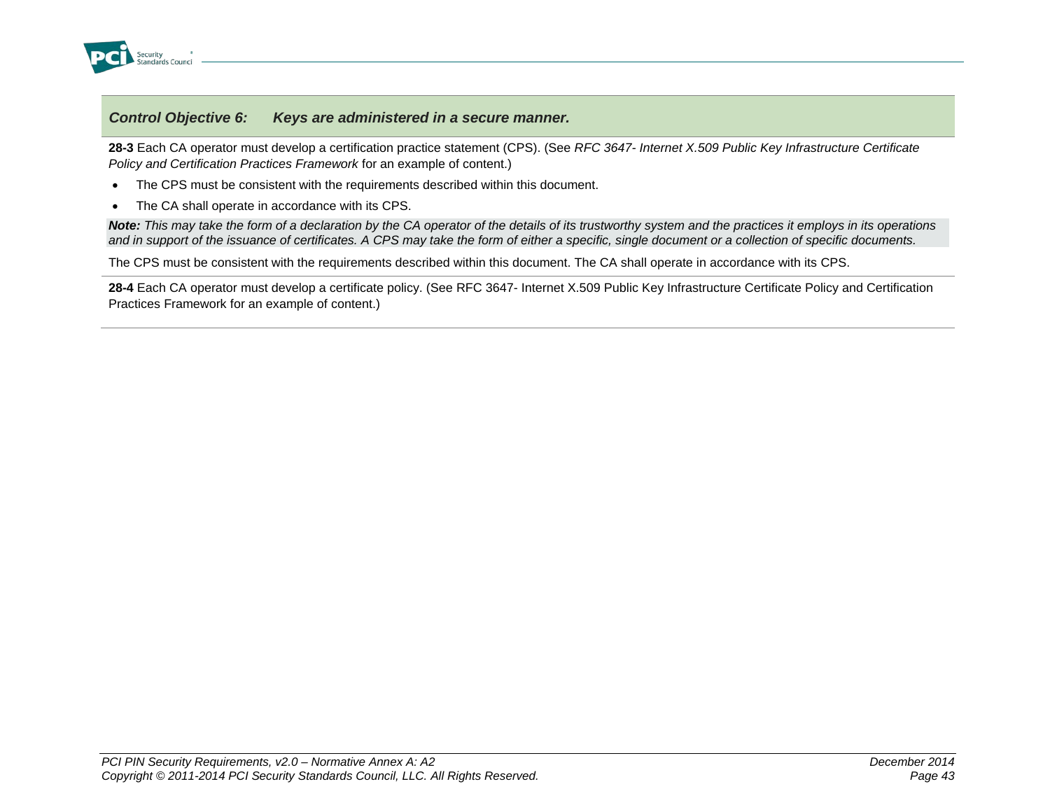***Control Objective 6: Keys are administered in a secure manner.***

**28-3** Each CA operator must develop a certification practice statement (CPS). (See *RFC 3647- Internet X.509 Public Key Infrastructure Certificate Policy and Certification Practices Framework* for an example of content.)

- The CPS must be consistent with the requirements described within this document.
- The CA shall operate in accordance with its CPS.

***Note:** This may take the form of a declaration by the CA operator of the details of its trustworthy system and the practices it employs in its operations and in support of the issuance of certificates. A CPS may take the form of either a specific, single document or a collection of specific documents.*

The CPS must be consistent with the requirements described within this document. The CA shall operate in accordance with its CPS.

**28-4** Each CA operator must develop a certificate policy. (See RFC 3647- Internet X.509 Public Key Infrastructure Certificate Policy and Certification Practices Framework for an example of content.)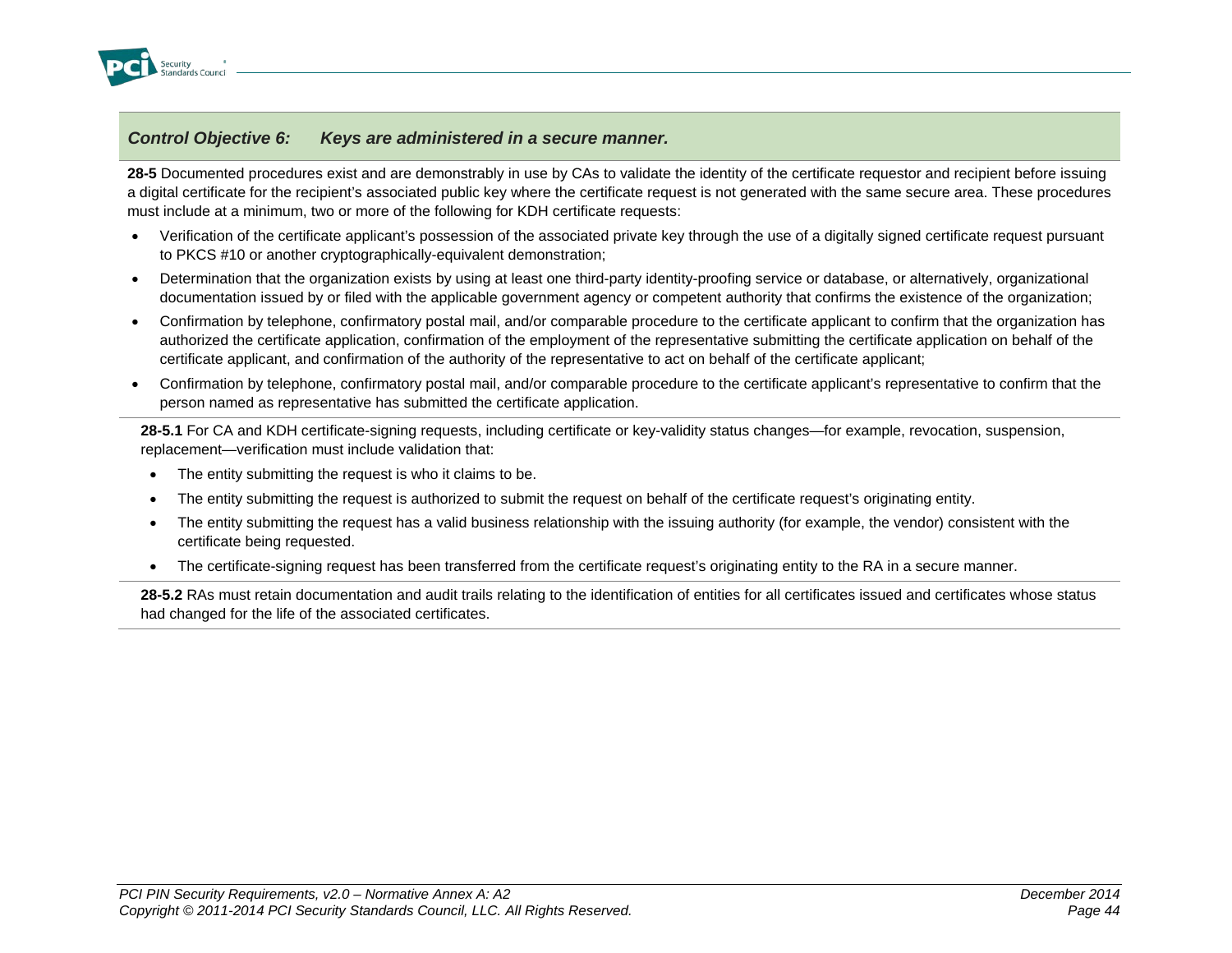## *Control Objective 6: Keys are administered in a secure manner.*

**28-5** Documented procedures exist and are demonstrably in use by CAs to validate the identity of the certificate requestor and recipient before issuing a digital certificate for the recipient's associated public key where the certificate request is not generated with the same secure area. These procedures must include at a minimum, two or more of the following for KDH certificate requests:

- Verification of the certificate applicant's possession of the associated private key through the use of a digitally signed certificate request pursuant to PKCS #10 or another cryptographically-equivalent demonstration;
- Determination that the organization exists by using at least one third-party identity-proofing service or database, or alternatively, organizational documentation issued by or filed with the applicable government agency or competent authority that confirms the existence of the organization;
- Confirmation by telephone, confirmatory postal mail, and/or comparable procedure to the certificate applicant to confirm that the organization has authorized the certificate application, confirmation of the employment of the representative submitting the certificate application on behalf of the certificate applicant, and confirmation of the authority of the representative to act on behalf of the certificate applicant;
- Confirmation by telephone, confirmatory postal mail, and/or comparable procedure to the certificate applicant's representative to confirm that the person named as representative has submitted the certificate application.

**28-5.1** For CA and KDH certificate-signing requests, including certificate or key-validity status changes—for example, revocation, suspension, replacement—verification must include validation that:

- The entity submitting the request is who it claims to be.
- The entity submitting the request is authorized to submit the request on behalf of the certificate request's originating entity.
- The entity submitting the request has a valid business relationship with the issuing authority (for example, the vendor) consistent with the certificate being requested.
- The certificate-signing request has been transferred from the certificate request's originating entity to the RA in a secure manner.

**28-5.2** RAs must retain documentation and audit trails relating to the identification of entities for all certificates issued and certificates whose status had changed for the life of the associated certificates.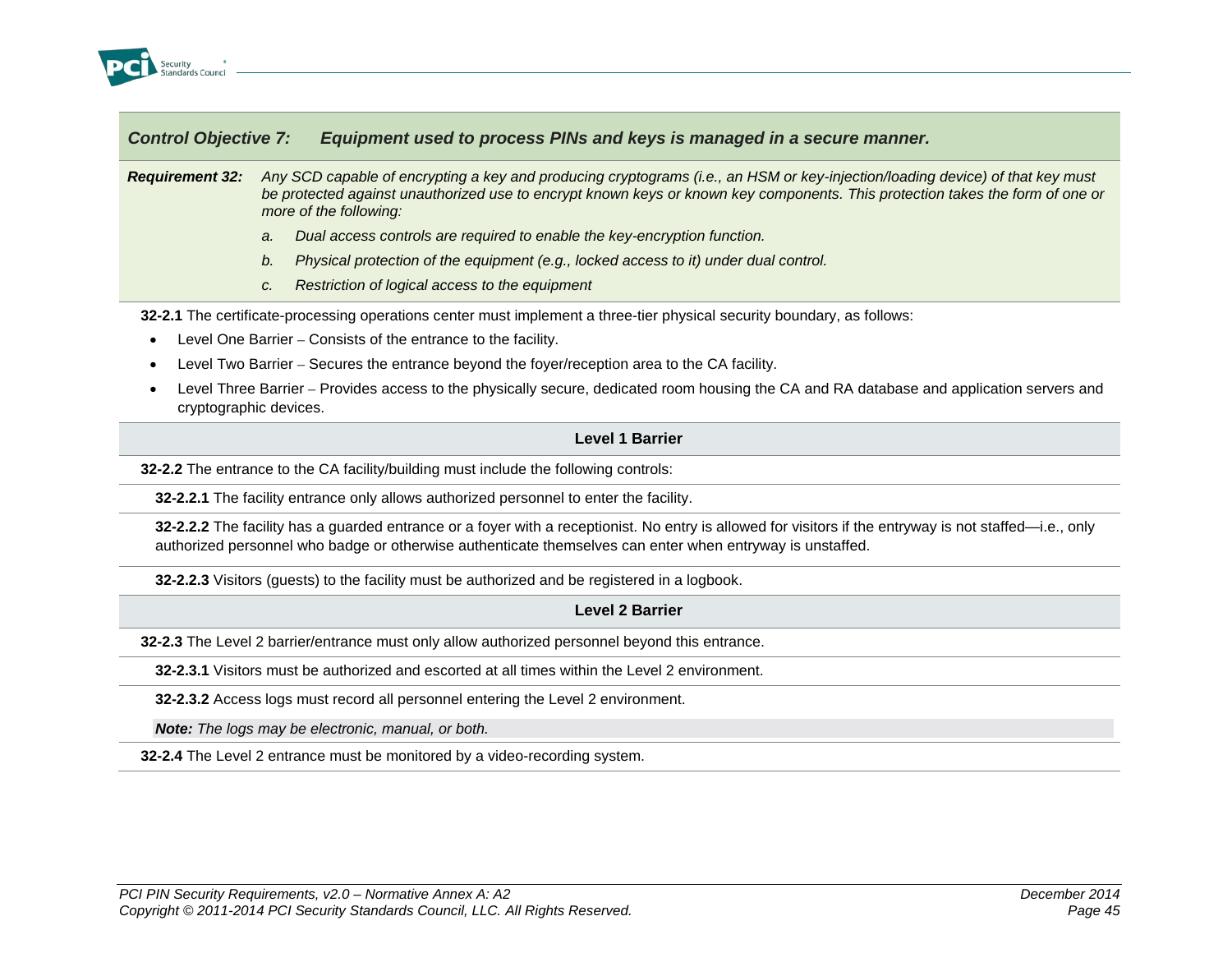### *Control Objective 7: Equipment used to process PINs and keys is managed in a secure manner.*

***Requirement 32:*** *Any SCD capable of encrypting a key and producing cryptograms (i.e., an HSM or key-injection/loading device) of that key must be protected against unauthorized use to encrypt known keys or known key components. This protection takes the form of one or more of the following:*

*a. Dual access controls are required to enable the key-encryption function.*

*b. Physical protection of the equipment (e.g., locked access to it) under dual control.*

*c. Restriction of logical access to the equipment*

**32-2.1** The certificate-processing operations center must implement a three-tier physical security boundary, as follows:

- Level One Barrier – Consists of the entrance to the facility.
- Level Two Barrier – Secures the entrance beyond the foyer/reception area to the CA facility.
- Level Three Barrier – Provides access to the physically secure, dedicated room housing the CA and RA database and application servers and cryptographic devices.

#### Level 1 Barrier

**32-2.2** The entrance to the CA facility/building must include the following controls:

**32-2.2.1** The facility entrance only allows authorized personnel to enter the facility.

**32-2.2.2** The facility has a guarded entrance or a foyer with a receptionist. No entry is allowed for visitors if the entryway is not staffed—i.e., only authorized personnel who badge or otherwise authenticate themselves can enter when entryway is unstaffed.

**32-2.2.3** Visitors (guests) to the facility must be authorized and be registered in a logbook.

#### Level 2 Barrier

**32-2.3** The Level 2 barrier/entrance must only allow authorized personnel beyond this entrance.

**32-2.3.1** Visitors must be authorized and escorted at all times within the Level 2 environment.

**32-2.3.2** Access logs must record all personnel entering the Level 2 environment.

***Note:*** *The logs may be electronic, manual, or both.*

**32-2.4** The Level 2 entrance must be monitored by a video-recording system.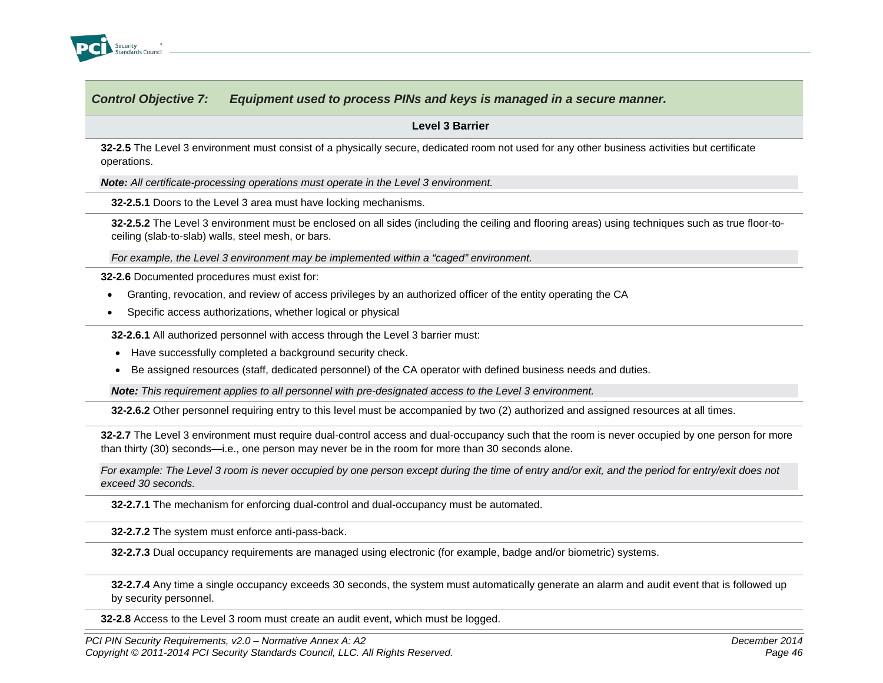**Control Objective 7: Equipment used to process PINs and keys is managed in a secure manner.**

**Level 3 Barrier**

**32-2.5** The Level 3 environment must consist of a physically secure, dedicated room not used for any other business activities but certificate operations.

***Note:*** *All certificate-processing operations must operate in the Level 3 environment.*

**32-2.5.1** Doors to the Level 3 area must have locking mechanisms.

**32-2.5.2** The Level 3 environment must be enclosed on all sides (including the ceiling and flooring areas) using techniques such as true floor-to-ceiling (slab-to-slab) walls, steel mesh, or bars.

*For example, the Level 3 environment may be implemented within a "caged" environment.*

**32-2.6** Documented procedures must exist for:

- Granting, revocation, and review of access privileges by an authorized officer of the entity operating the CA
- Specific access authorizations, whether logical or physical

**32-2.6.1** All authorized personnel with access through the Level 3 barrier must:

- Have successfully completed a background security check.
- Be assigned resources (staff, dedicated personnel) of the CA operator with defined business needs and duties.

***Note:*** *This requirement applies to all personnel with pre-designated access to the Level 3 environment.*

**32-2.6.2** Other personnel requiring entry to this level must be accompanied by two (2) authorized and assigned resources at all times.

**32-2.7** The Level 3 environment must require dual-control access and dual-occupancy such that the room is never occupied by one person for more than thirty (30) seconds—i.e., one person may never be in the room for more than 30 seconds alone.

*For example: The Level 3 room is never occupied by one person except during the time of entry and/or exit, and the period for entry/exit does not exceed 30 seconds.*

**32-2.7.1** The mechanism for enforcing dual-control and dual-occupancy must be automated.

**32-2.7.2** The system must enforce anti-pass-back.

**32-2.7.3** Dual occupancy requirements are managed using electronic (for example, badge and/or biometric) systems.

**32-2.7.4** Any time a single occupancy exceeds 30 seconds, the system must automatically generate an alarm and audit event that is followed up by security personnel.

**32-2.8** Access to the Level 3 room must create an audit event, which must be logged.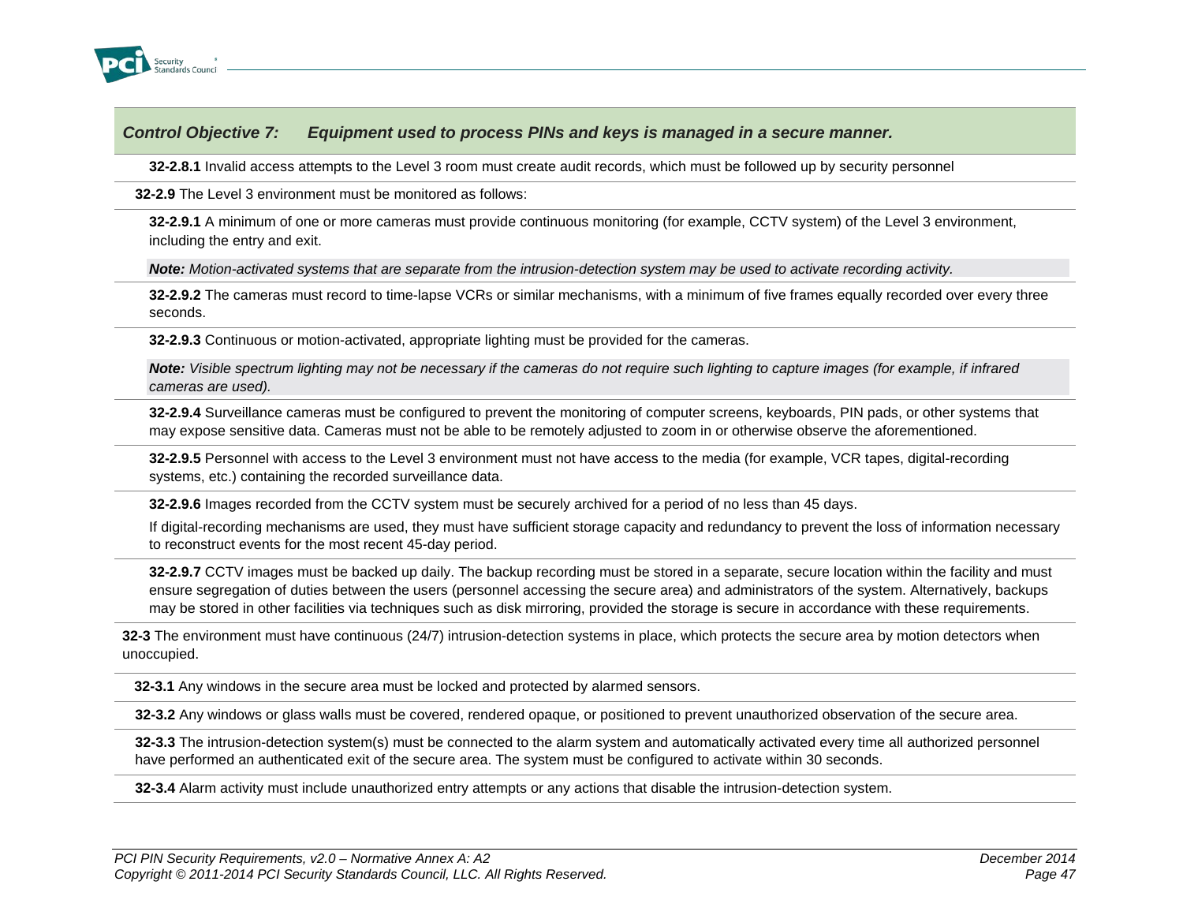### *Control Objective 7: Equipment used to process PINs and keys is managed in a secure manner.*

**32-2.8.1** Invalid access attempts to the Level 3 room must create audit records, which must be followed up by security personnel

**32-2.9** The Level 3 environment must be monitored as follows:

**32-2.9.1** A minimum of one or more cameras must provide continuous monitoring (for example, CCTV system) of the Level 3 environment, including the entry and exit.

***Note:*** *Motion-activated systems that are separate from the intrusion-detection system may be used to activate recording activity.*

**32-2.9.2** The cameras must record to time-lapse VCRs or similar mechanisms, with a minimum of five frames equally recorded over every three seconds.

**32-2.9.3** Continuous or motion-activated, appropriate lighting must be provided for the cameras.

***Note:*** *Visible spectrum lighting may not be necessary if the cameras do not require such lighting to capture images (for example, if infrared cameras are used).*

**32-2.9.4** Surveillance cameras must be configured to prevent the monitoring of computer screens, keyboards, PIN pads, or other systems that may expose sensitive data. Cameras must not be able to be remotely adjusted to zoom in or otherwise observe the aforementioned.

**32-2.9.5** Personnel with access to the Level 3 environment must not have access to the media (for example, VCR tapes, digital-recording systems, etc.) containing the recorded surveillance data.

**32-2.9.6** Images recorded from the CCTV system must be securely archived for a period of no less than 45 days.

If digital-recording mechanisms are used, they must have sufficient storage capacity and redundancy to prevent the loss of information necessary to reconstruct events for the most recent 45-day period.

**32-2.9.7** CCTV images must be backed up daily. The backup recording must be stored in a separate, secure location within the facility and must ensure segregation of duties between the users (personnel accessing the secure area) and administrators of the system. Alternatively, backups may be stored in other facilities via techniques such as disk mirroring, provided the storage is secure in accordance with these requirements.

**32-3** The environment must have continuous (24/7) intrusion-detection systems in place, which protects the secure area by motion detectors when unoccupied.

**32-3.1** Any windows in the secure area must be locked and protected by alarmed sensors.

**32-3.2** Any windows or glass walls must be covered, rendered opaque, or positioned to prevent unauthorized observation of the secure area.

**32-3.3** The intrusion-detection system(s) must be connected to the alarm system and automatically activated every time all authorized personnel have performed an authenticated exit of the secure area. The system must be configured to activate within 30 seconds.

**32-3.4** Alarm activity must include unauthorized entry attempts or any actions that disable the intrusion-detection system.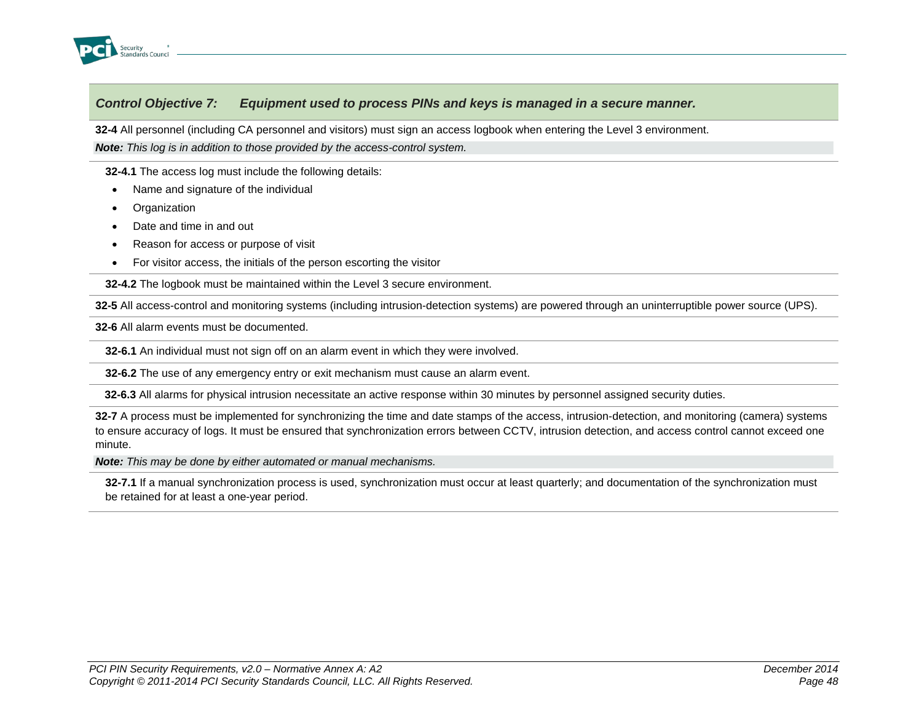***Control Objective 7: Equipment used to process PINs and keys is managed in a secure manner.***

**32-4** All personnel (including CA personnel and visitors) must sign an access logbook when entering the Level 3 environment.

***Note:*** *This log is in addition to those provided by the access-control system.*

**32-4.1** The access log must include the following details:

- Name and signature of the individual
- Organization
- Date and time in and out
- Reason for access or purpose of visit
- For visitor access, the initials of the person escorting the visitor

**32-4.2** The logbook must be maintained within the Level 3 secure environment.

**32-5** All access-control and monitoring systems (including intrusion-detection systems) are powered through an uninterruptible power source (UPS).

**32-6** All alarm events must be documented.

**32-6.1** An individual must not sign off on an alarm event in which they were involved.

**32-6.2** The use of any emergency entry or exit mechanism must cause an alarm event.

**32-6.3** All alarms for physical intrusion necessitate an active response within 30 minutes by personnel assigned security duties.

**32-7** A process must be implemented for synchronizing the time and date stamps of the access, intrusion-detection, and monitoring (camera) systems to ensure accuracy of logs. It must be ensured that synchronization errors between CCTV, intrusion detection, and access control cannot exceed one minute.

***Note:*** *This may be done by either automated or manual mechanisms.*

**32-7.1** If a manual synchronization process is used, synchronization must occur at least quarterly; and documentation of the synchronization must be retained for at least a one-year period.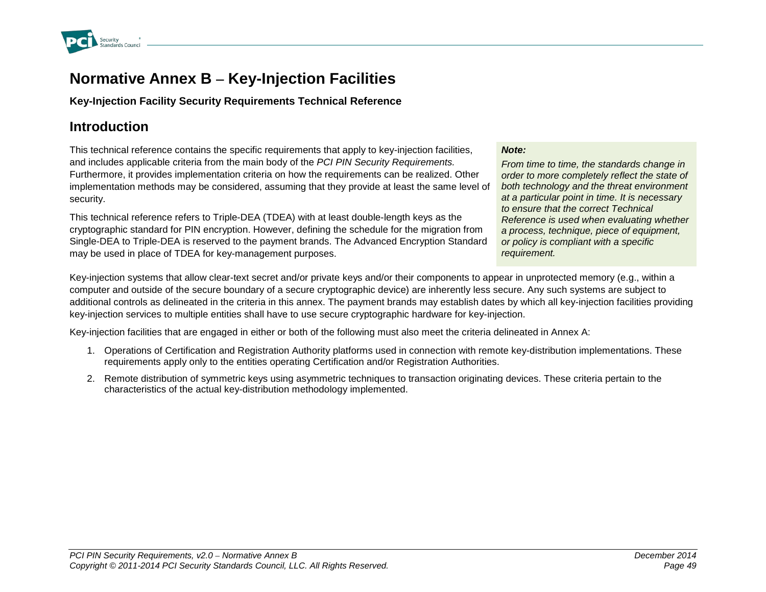# Normative Annex B – Key-Injection Facilities

**Key-Injection Facility Security Requirements Technical Reference**

## Introduction

This technical reference contains the specific requirements that apply to key-injection facilities, and includes applicable criteria from the main body of the *PCI PIN Security Requirements.* Furthermore, it provides implementation criteria on how the requirements can be realized. Other implementation methods may be considered, assuming that they provide at least the same level of security.

This technical reference refers to Triple-DEA (TDEA) with at least double-length keys as the cryptographic standard for PIN encryption. However, defining the schedule for the migration from Single-DEA to Triple-DEA is reserved to the payment brands. The Advanced Encryption Standard may be used in place of TDEA for key-management purposes.

> ***Note:***
>
> *From time to time, the standards change in order to more completely reflect the state of both technology and the threat environment at a particular point in time. It is necessary to ensure that the correct Technical Reference is used when evaluating whether a process, technique, piece of equipment, or policy is compliant with a specific requirement.*

Key-injection systems that allow clear-text secret and/or private keys and/or their components to appear in unprotected memory (e.g., within a computer and outside of the secure boundary of a secure cryptographic device) are inherently less secure. Any such systems are subject to additional controls as delineated in the criteria in this annex. The payment brands may establish dates by which all key-injection facilities providing key-injection services to multiple entities shall have to use secure cryptographic hardware for key-injection.

Key-injection facilities that are engaged in either or both of the following must also meet the criteria delineated in Annex A:

1. Operations of Certification and Registration Authority platforms used in connection with remote key-distribution implementations. These requirements apply only to the entities operating Certification and/or Registration Authorities.
2. Remote distribution of symmetric keys using asymmetric techniques to transaction originating devices. These criteria pertain to the characteristics of the actual key-distribution methodology implemented.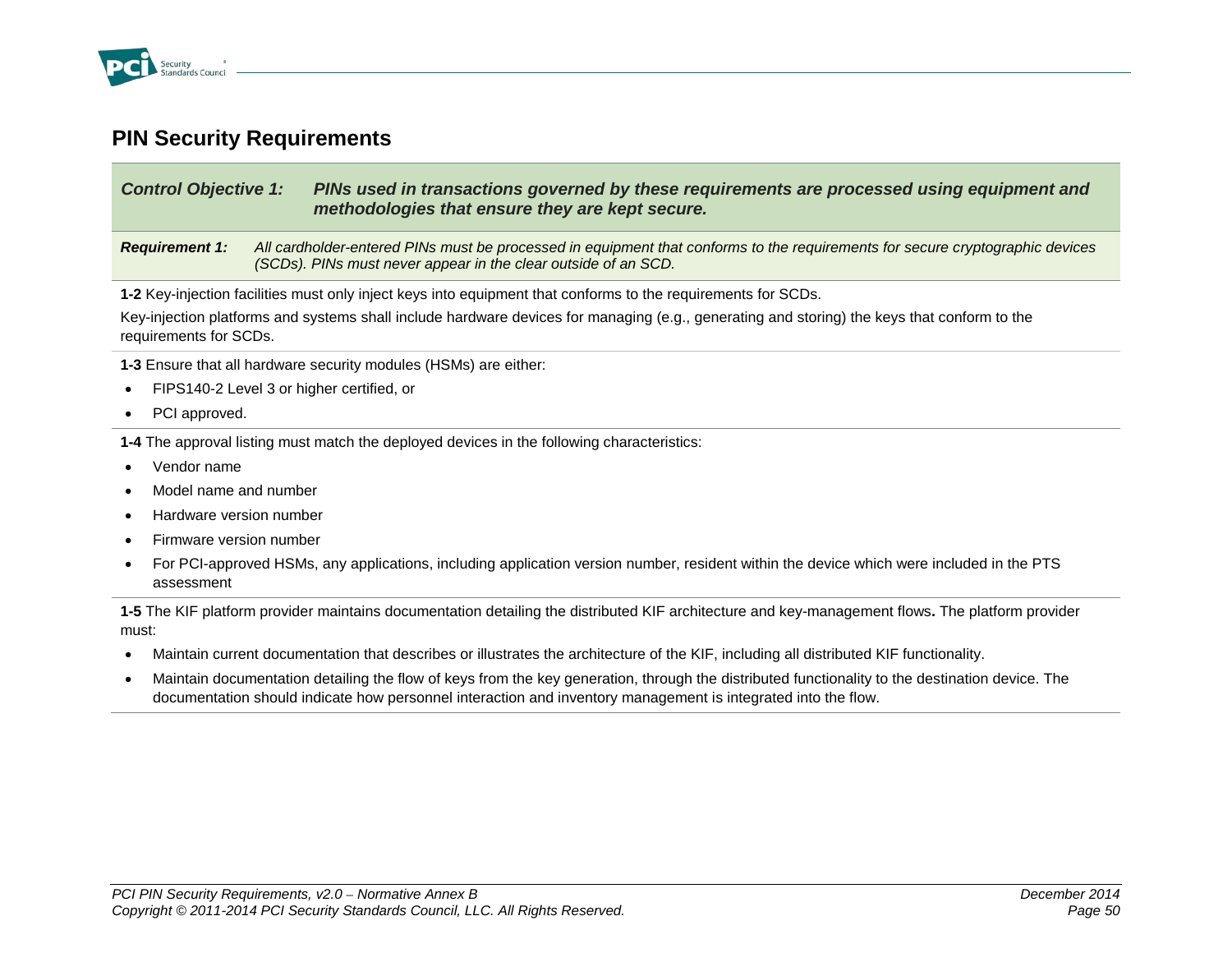## PIN Security Requirements

***Control Objective 1:*** ***PINs used in transactions governed by these requirements are processed using equipment and methodologies that ensure they are kept secure.***

***Requirement 1:*** *All cardholder-entered PINs must be processed in equipment that conforms to the requirements for secure cryptographic devices (SCDs). PINs must never appear in the clear outside of an SCD.*

**1-2** Key-injection facilities must only inject keys into equipment that conforms to the requirements for SCDs.

Key-injection platforms and systems shall include hardware devices for managing (e.g., generating and storing) the keys that conform to the requirements for SCDs.

**1-3** Ensure that all hardware security modules (HSMs) are either:

- FIPS140-2 Level 3 or higher certified, or
- PCI approved.

**1-4** The approval listing must match the deployed devices in the following characteristics:

- Vendor name
- Model name and number
- Hardware version number
- Firmware version number
- For PCI-approved HSMs, any applications, including application version number, resident within the device which were included in the PTS assessment

**1-5** The KIF platform provider maintains documentation detailing the distributed KIF architecture and key-management flows**.** The platform provider must:

- Maintain current documentation that describes or illustrates the architecture of the KIF, including all distributed KIF functionality.
- Maintain documentation detailing the flow of keys from the key generation, through the distributed functionality to the destination device. The documentation should indicate how personnel interaction and inventory management is integrated into the flow.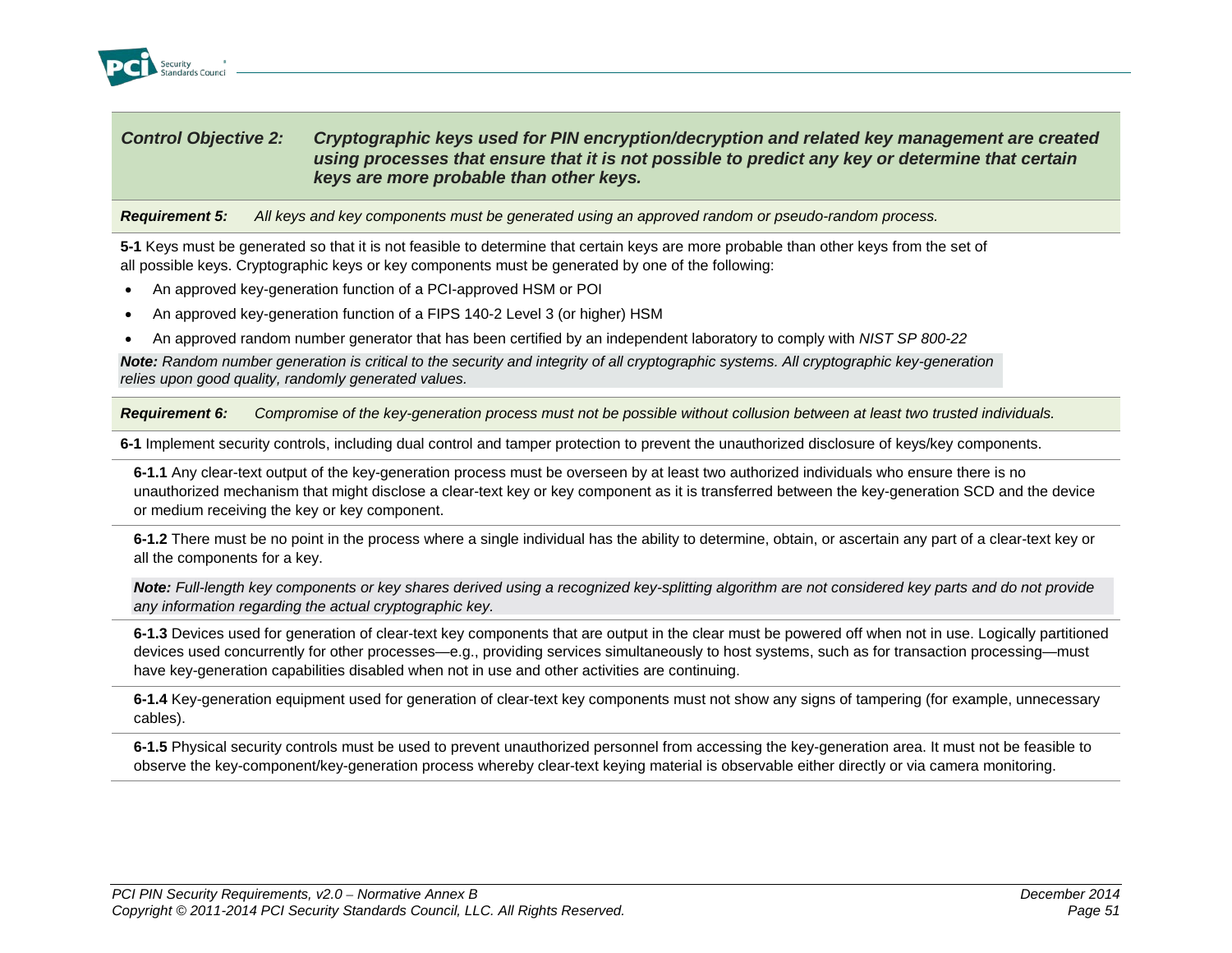***Control Objective 2:*** ***Cryptographic keys used for PIN encryption/decryption and related key management are created using processes that ensure that it is not possible to predict any key or determine that certain keys are more probable than other keys.***

***Requirement 5:*** *All keys and key components must be generated using an approved random or pseudo-random process.*

**5-1** Keys must be generated so that it is not feasible to determine that certain keys are more probable than other keys from the set of all possible keys. Cryptographic keys or key components must be generated by one of the following:

- An approved key-generation function of a PCI-approved HSM or POI
- An approved key-generation function of a FIPS 140-2 Level 3 (or higher) HSM
- An approved random number generator that has been certified by an independent laboratory to comply with *NIST SP 800-22*

***Note:*** *Random number generation is critical to the security and integrity of all cryptographic systems. All cryptographic key-generation relies upon good quality, randomly generated values.*

***Requirement 6:*** *Compromise of the key-generation process must not be possible without collusion between at least two trusted individuals.*

**6-1** Implement security controls, including dual control and tamper protection to prevent the unauthorized disclosure of keys/key components.

**6-1.1** Any clear-text output of the key-generation process must be overseen by at least two authorized individuals who ensure there is no unauthorized mechanism that might disclose a clear-text key or key component as it is transferred between the key-generation SCD and the device or medium receiving the key or key component.

**6-1.2** There must be no point in the process where a single individual has the ability to determine, obtain, or ascertain any part of a clear-text key or all the components for a key.

***Note:*** *Full-length key components or key shares derived using a recognized key-splitting algorithm are not considered key parts and do not provide any information regarding the actual cryptographic key.*

**6-1.3** Devices used for generation of clear-text key components that are output in the clear must be powered off when not in use. Logically partitioned devices used concurrently for other processes—e.g., providing services simultaneously to host systems, such as for transaction processing—must have key-generation capabilities disabled when not in use and other activities are continuing.

**6-1.4** Key-generation equipment used for generation of clear-text key components must not show any signs of tampering (for example, unnecessary cables).

**6-1.5** Physical security controls must be used to prevent unauthorized personnel from accessing the key-generation area. It must not be feasible to observe the key-component/key-generation process whereby clear-text keying material is observable either directly or via camera monitoring.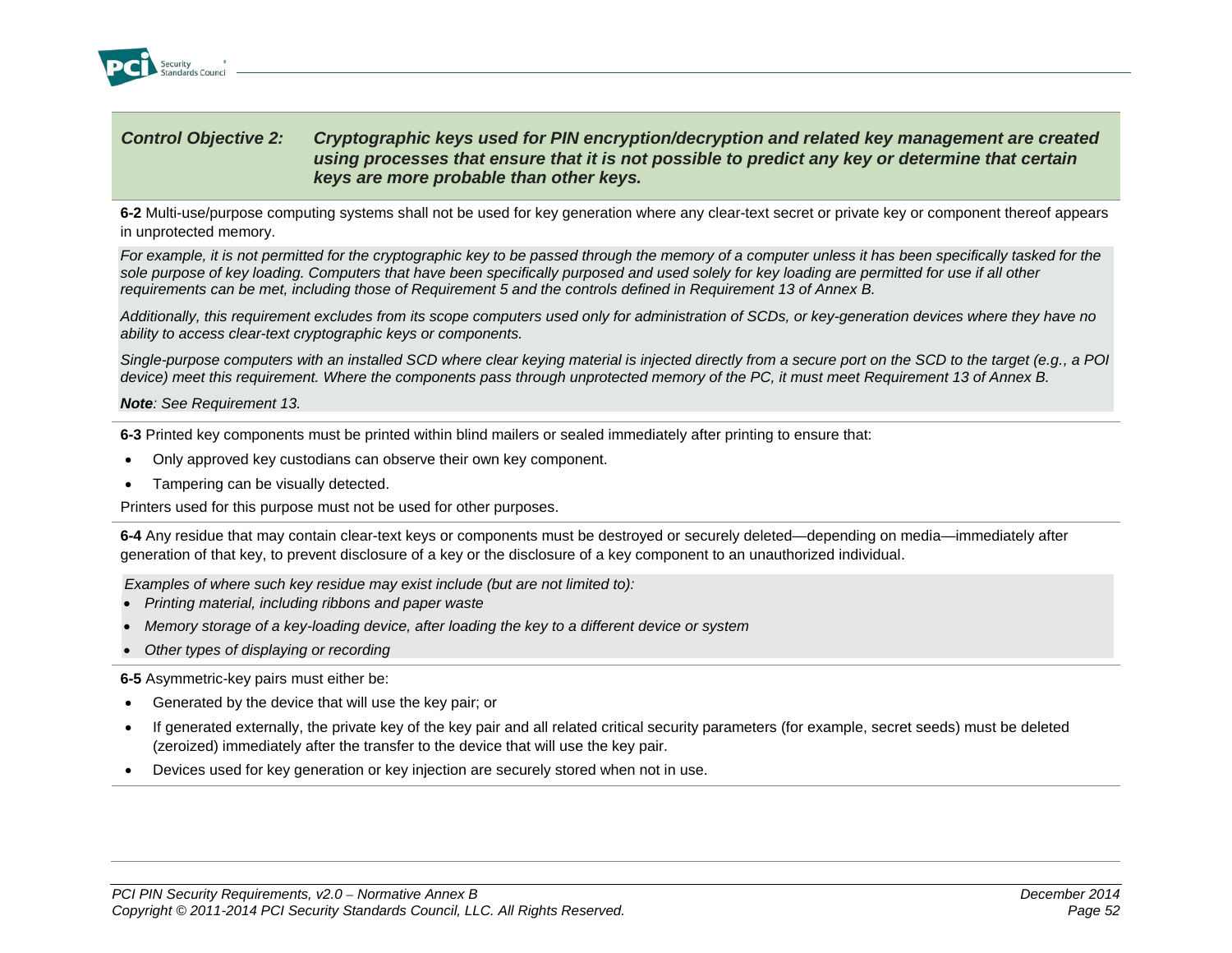***Control Objective 2:*** ***Cryptographic keys used for PIN encryption/decryption and related key management are created using processes that ensure that it is not possible to predict any key or determine that certain keys are more probable than other keys.***

**6-2** Multi-use/purpose computing systems shall not be used for key generation where any clear-text secret or private key or component thereof appears in unprotected memory.

*For example, it is not permitted for the cryptographic key to be passed through the memory of a computer unless it has been specifically tasked for the sole purpose of key loading. Computers that have been specifically purposed and used solely for key loading are permitted for use if all other requirements can be met, including those of Requirement 5 and the controls defined in Requirement 13 of Annex B.*

*Additionally, this requirement excludes from its scope computers used only for administration of SCDs, or key-generation devices where they have no ability to access clear-text cryptographic keys or components.*

*Single-purpose computers with an installed SCD where clear keying material is injected directly from a secure port on the SCD to the target (e.g., a POI device) meet this requirement. Where the components pass through unprotected memory of the PC, it must meet Requirement 13 of Annex B.*

***Note****: See Requirement 13.*

**6-3** Printed key components must be printed within blind mailers or sealed immediately after printing to ensure that:

- Only approved key custodians can observe their own key component.
- Tampering can be visually detected.

Printers used for this purpose must not be used for other purposes.

**6-4** Any residue that may contain clear-text keys or components must be destroyed or securely deleted—depending on media—immediately after generation of that key, to prevent disclosure of a key or the disclosure of a key component to an unauthorized individual.

*Examples of where such key residue may exist include (but are not limited to):*

- *Printing material, including ribbons and paper waste*
- *Memory storage of a key-loading device, after loading the key to a different device or system*
- *Other types of displaying or recording*

**6-5** Asymmetric-key pairs must either be:

- Generated by the device that will use the key pair; or
- If generated externally, the private key of the key pair and all related critical security parameters (for example, secret seeds) must be deleted (zeroized) immediately after the transfer to the device that will use the key pair.
- Devices used for key generation or key injection are securely stored when not in use.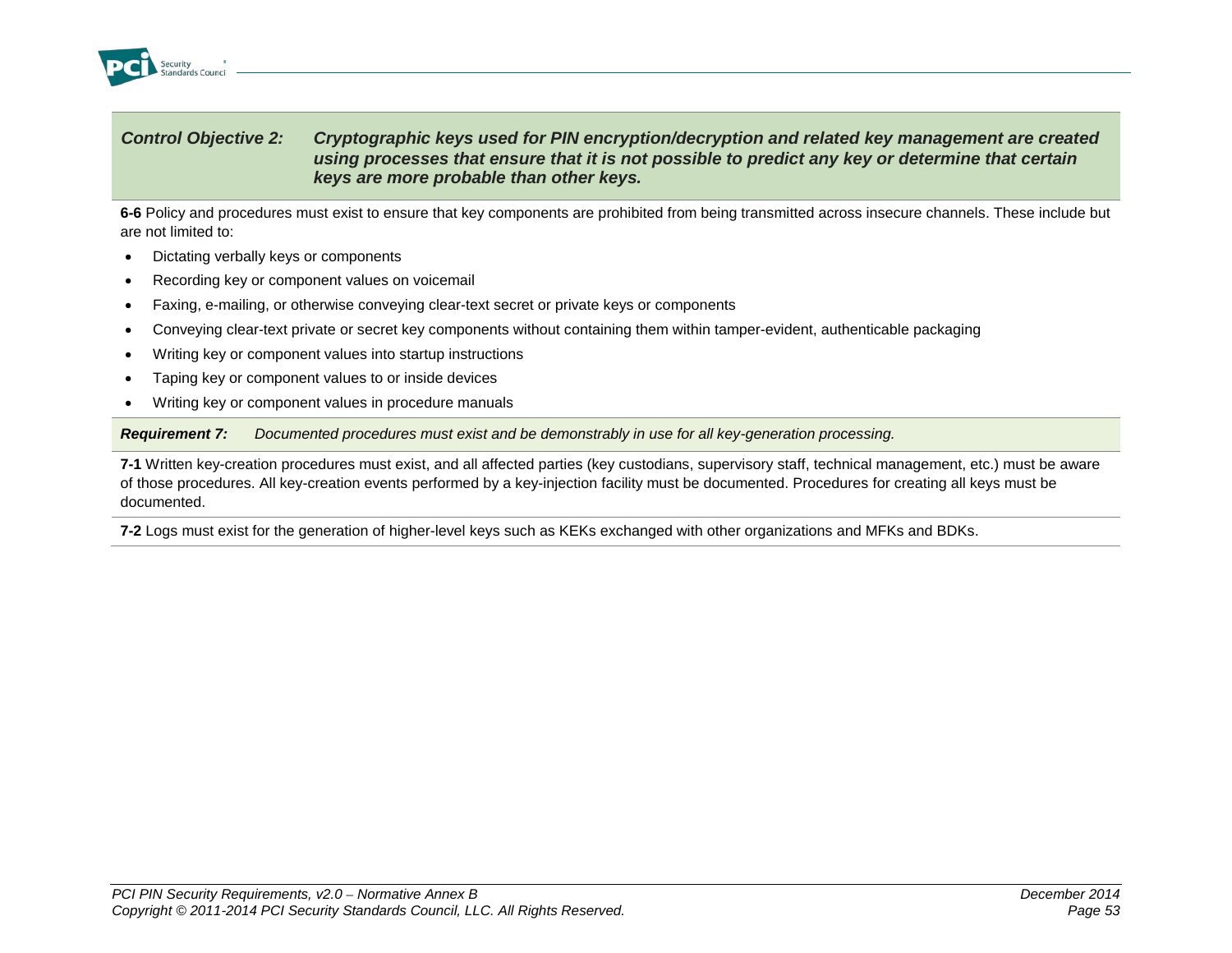***Control Objective 2:*** ***Cryptographic keys used for PIN encryption/decryption and related key management are created using processes that ensure that it is not possible to predict any key or determine that certain keys are more probable than other keys.***

**6-6** Policy and procedures must exist to ensure that key components are prohibited from being transmitted across insecure channels. These include but are not limited to:

- Dictating verbally keys or components
- Recording key or component values on voicemail
- Faxing, e-mailing, or otherwise conveying clear-text secret or private keys or components
- Conveying clear-text private or secret key components without containing them within tamper-evident, authenticable packaging
- Writing key or component values into startup instructions
- Taping key or component values to or inside devices
- Writing key or component values in procedure manuals

***Requirement 7:*** *Documented procedures must exist and be demonstrably in use for all key-generation processing.*

**7-1** Written key-creation procedures must exist, and all affected parties (key custodians, supervisory staff, technical management, etc.) must be aware of those procedures. All key-creation events performed by a key-injection facility must be documented. Procedures for creating all keys must be documented.

**7-2** Logs must exist for the generation of higher-level keys such as KEKs exchanged with other organizations and MFKs and BDKs.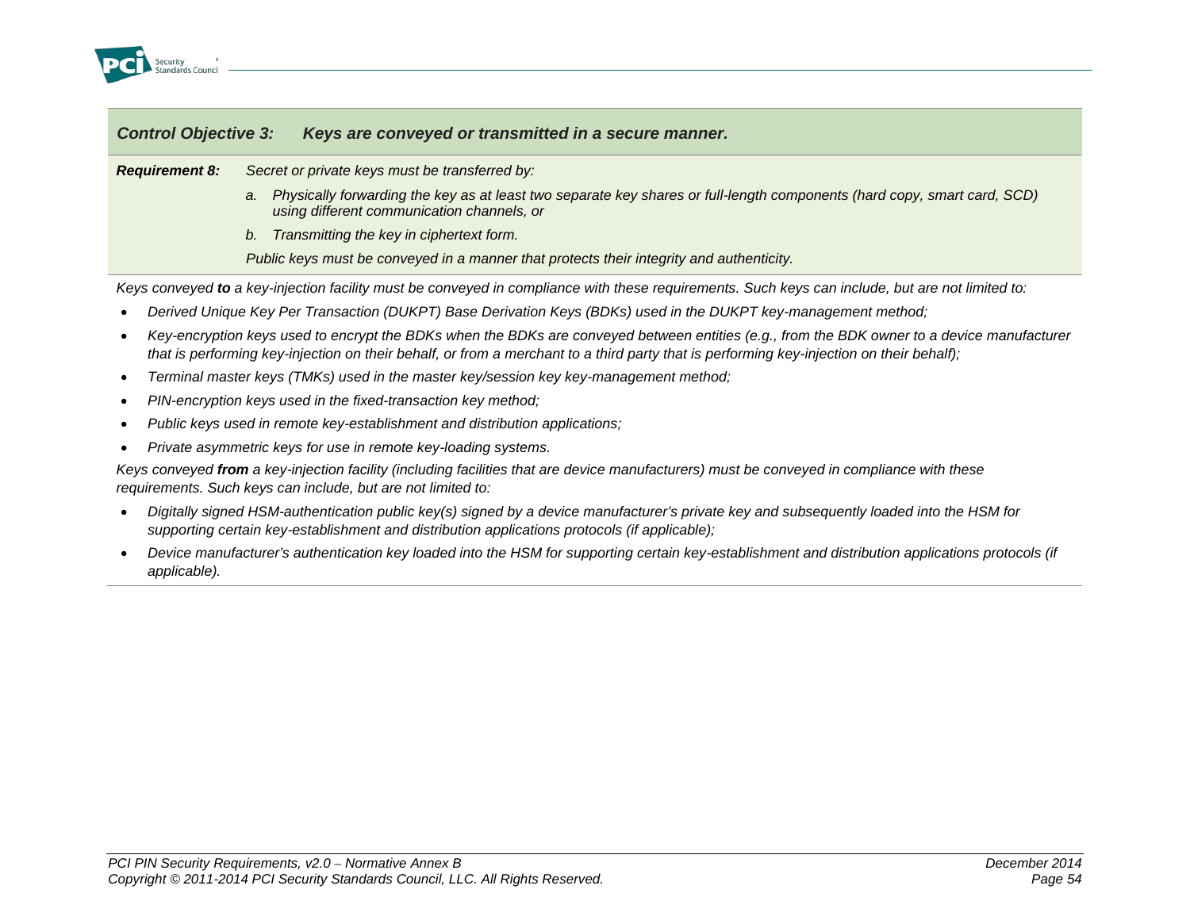***Control Objective 3: Keys are conveyed or transmitted in a secure manner.***

***Requirement 8:*** *Secret or private keys must be transferred by:*

*a. Physically forwarding the key as at least two separate key shares or full-length components (hard copy, smart card, SCD) using different communication channels, or*

*b. Transmitting the key in ciphertext form.*

*Public keys must be conveyed in a manner that protects their integrity and authenticity.*

*Keys conveyed* ***to*** *a key-injection facility must be conveyed in compliance with these requirements. Such keys can include, but are not limited to:*

- *Derived Unique Key Per Transaction (DUKPT) Base Derivation Keys (BDKs) used in the DUKPT key-management method;*
- *Key-encryption keys used to encrypt the BDKs when the BDKs are conveyed between entities (e.g., from the BDK owner to a device manufacturer that is performing key-injection on their behalf, or from a merchant to a third party that is performing key-injection on their behalf);*
- *Terminal master keys (TMKs) used in the master key/session key key-management method;*
- *PIN-encryption keys used in the fixed-transaction key method;*
- *Public keys used in remote key-establishment and distribution applications;*
- *Private asymmetric keys for use in remote key-loading systems.*

*Keys conveyed* ***from*** *a key-injection facility (including facilities that are device manufacturers) must be conveyed in compliance with these requirements. Such keys can include, but are not limited to:*

- *Digitally signed HSM-authentication public key(s) signed by a device manufacturer's private key and subsequently loaded into the HSM for supporting certain key-establishment and distribution applications protocols (if applicable);*
- *Device manufacturer's authentication key loaded into the HSM for supporting certain key-establishment and distribution applications protocols (if applicable).*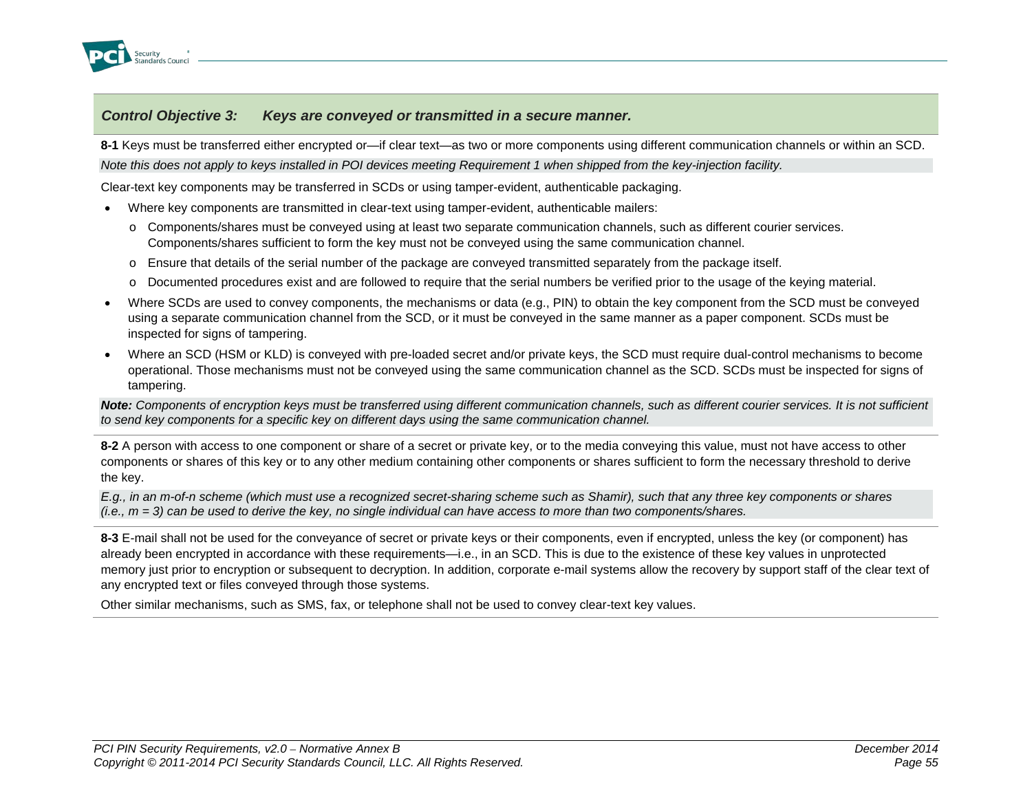### *Control Objective 3: Keys are conveyed or transmitted in a secure manner.*

**8-1** Keys must be transferred either encrypted or—if clear text—as two or more components using different communication channels or within an SCD.

*Note this does not apply to keys installed in POI devices meeting Requirement 1 when shipped from the key-injection facility.*

Clear-text key components may be transferred in SCDs or using tamper-evident, authenticable packaging.

- Where key components are transmitted in clear-text using tamper-evident, authenticable mailers:
  - Components/shares must be conveyed using at least two separate communication channels, such as different courier services. Components/shares sufficient to form the key must not be conveyed using the same communication channel.
  - Ensure that details of the serial number of the package are conveyed transmitted separately from the package itself.
  - Documented procedures exist and are followed to require that the serial numbers be verified prior to the usage of the keying material.
- Where SCDs are used to convey components, the mechanisms or data (e.g., PIN) to obtain the key component from the SCD must be conveyed using a separate communication channel from the SCD, or it must be conveyed in the same manner as a paper component. SCDs must be inspected for signs of tampering.
- Where an SCD (HSM or KLD) is conveyed with pre-loaded secret and/or private keys, the SCD must require dual-control mechanisms to become operational. Those mechanisms must not be conveyed using the same communication channel as the SCD. SCDs must be inspected for signs of tampering.

***Note:** Components of encryption keys must be transferred using different communication channels, such as different courier services. It is not sufficient to send key components for a specific key on different days using the same communication channel.*

**8-2** A person with access to one component or share of a secret or private key, or to the media conveying this value, must not have access to other components or shares of this key or to any other medium containing other components or shares sufficient to form the necessary threshold to derive the key.

*E.g., in an m-of-n scheme (which must use a recognized secret-sharing scheme such as Shamir), such that any three key components or shares (i.e., m = 3) can be used to derive the key, no single individual can have access to more than two components/shares.*

**8-3** E-mail shall not be used for the conveyance of secret or private keys or their components, even if encrypted, unless the key (or component) has already been encrypted in accordance with these requirements—i.e., in an SCD. This is due to the existence of these key values in unprotected memory just prior to encryption or subsequent to decryption. In addition, corporate e-mail systems allow the recovery by support staff of the clear text of any encrypted text or files conveyed through those systems.

Other similar mechanisms, such as SMS, fax, or telephone shall not be used to convey clear-text key values.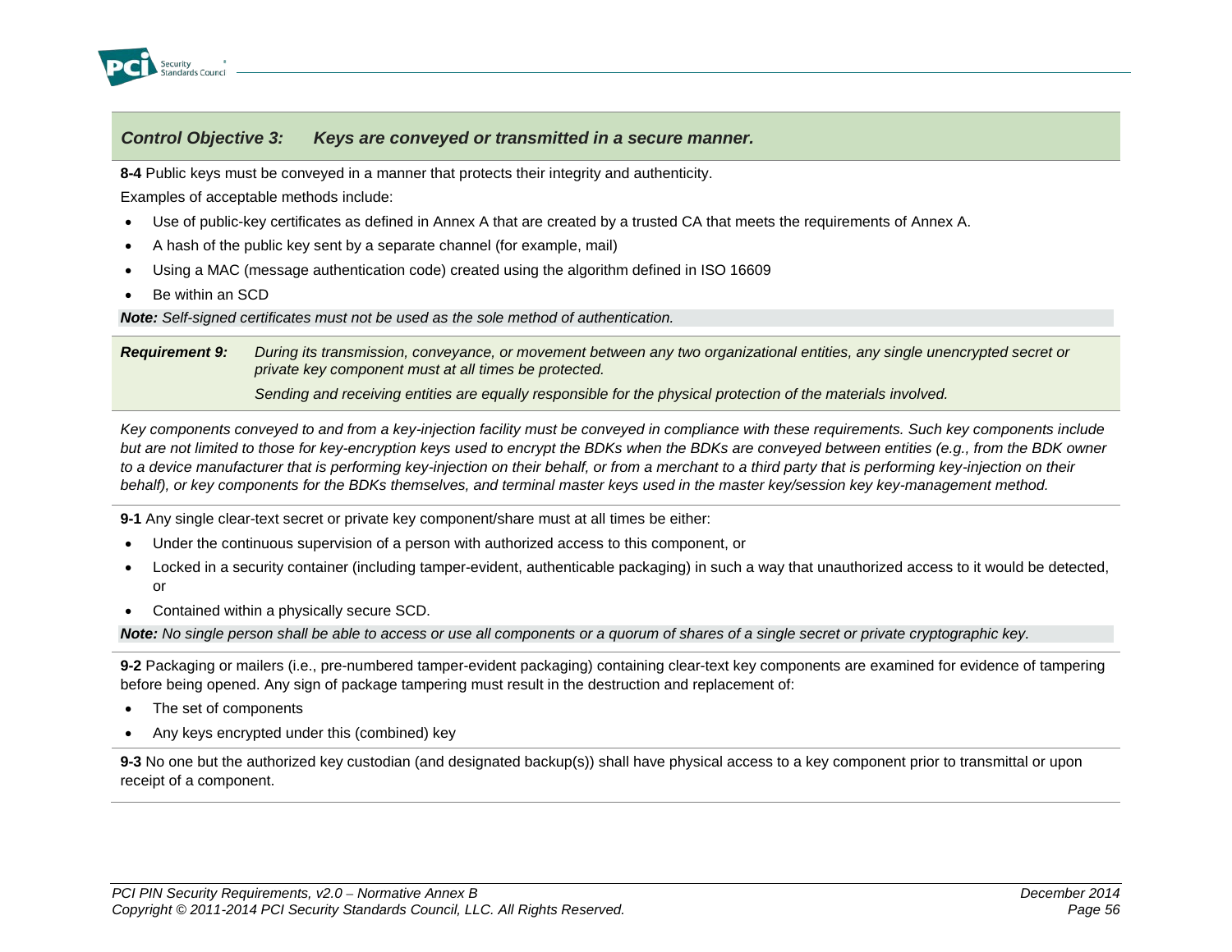## *Control Objective 3: Keys are conveyed or transmitted in a secure manner.*

**8-4** Public keys must be conveyed in a manner that protects their integrity and authenticity.

Examples of acceptable methods include:

- Use of public-key certificates as defined in Annex A that are created by a trusted CA that meets the requirements of Annex A.
- A hash of the public key sent by a separate channel (for example, mail)
- Using a MAC (message authentication code) created using the algorithm defined in ISO 16609
- Be within an SCD

***Note:*** *Self-signed certificates must not be used as the sole method of authentication.*

***Requirement 9:*** *During its transmission, conveyance, or movement between any two organizational entities, any single unencrypted secret or private key component must at all times be protected.*

*Sending and receiving entities are equally responsible for the physical protection of the materials involved.*

*Key components conveyed to and from a key-injection facility must be conveyed in compliance with these requirements. Such key components include but are not limited to those for key-encryption keys used to encrypt the BDKs when the BDKs are conveyed between entities (e.g., from the BDK owner to a device manufacturer that is performing key-injection on their behalf, or from a merchant to a third party that is performing key-injection on their behalf), or key components for the BDKs themselves, and terminal master keys used in the master key/session key key-management method.*

**9-1** Any single clear-text secret or private key component/share must at all times be either:

- Under the continuous supervision of a person with authorized access to this component, or
- Locked in a security container (including tamper-evident, authenticable packaging) in such a way that unauthorized access to it would be detected, or
- Contained within a physically secure SCD.

***Note:*** *No single person shall be able to access or use all components or a quorum of shares of a single secret or private cryptographic key.*

**9-2** Packaging or mailers (i.e., pre-numbered tamper-evident packaging) containing clear-text key components are examined for evidence of tampering before being opened. Any sign of package tampering must result in the destruction and replacement of:

- The set of components
- Any keys encrypted under this (combined) key

**9-3** No one but the authorized key custodian (and designated backup(s)) shall have physical access to a key component prior to transmittal or upon receipt of a component.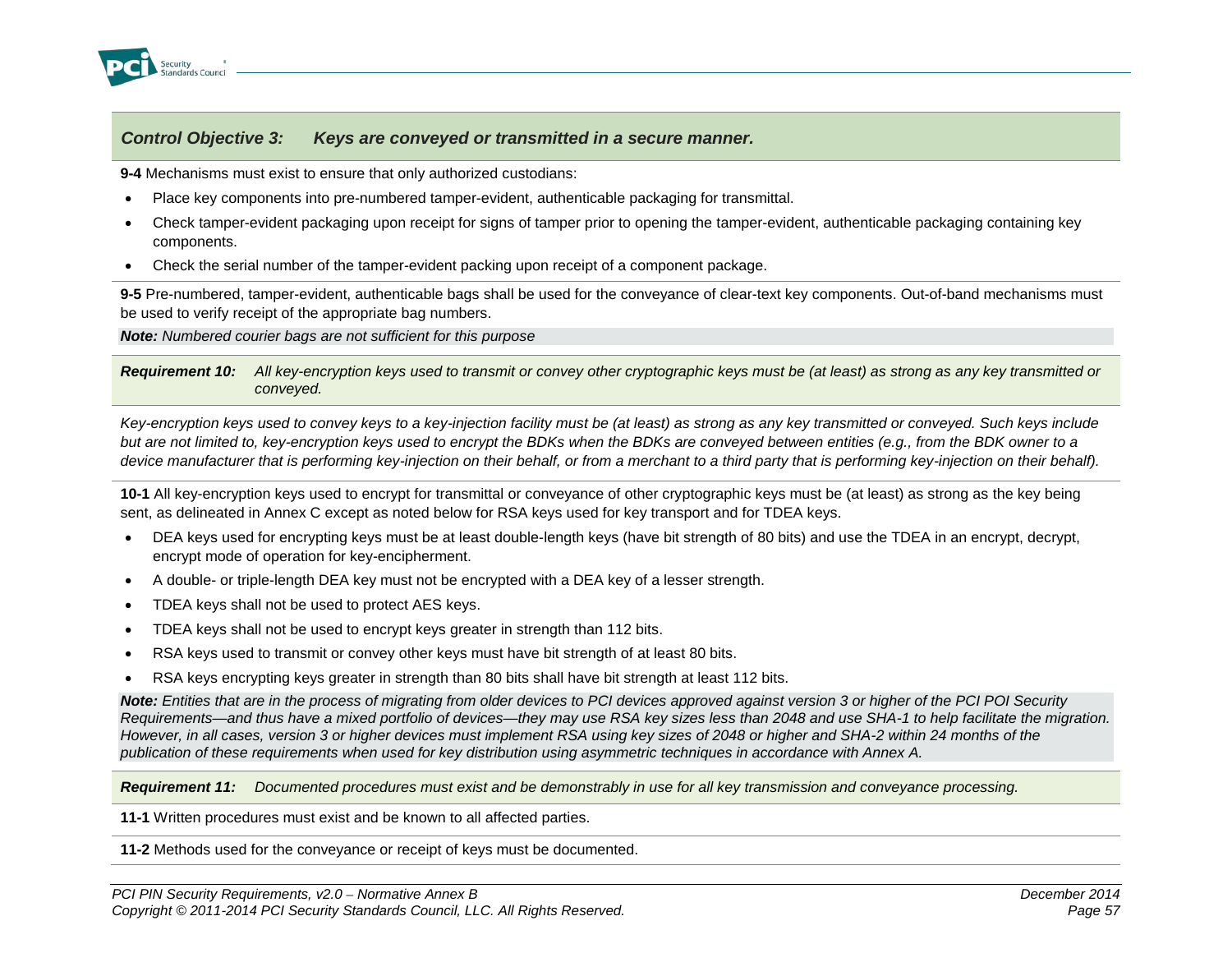## *Control Objective 3: Keys are conveyed or transmitted in a secure manner.*

**9-4** Mechanisms must exist to ensure that only authorized custodians:

- Place key components into pre-numbered tamper-evident, authenticable packaging for transmittal.
- Check tamper-evident packaging upon receipt for signs of tamper prior to opening the tamper-evident, authenticable packaging containing key components.
- Check the serial number of the tamper-evident packing upon receipt of a component package.

**9-5** Pre-numbered, tamper-evident, authenticable bags shall be used for the conveyance of clear-text key components. Out-of-band mechanisms must be used to verify receipt of the appropriate bag numbers.

***Note:*** *Numbered courier bags are not sufficient for this purpose*

***Requirement 10:*** *All key-encryption keys used to transmit or convey other cryptographic keys must be (at least) as strong as any key transmitted or conveyed.*

*Key-encryption keys used to convey keys to a key-injection facility must be (at least) as strong as any key transmitted or conveyed. Such keys include but are not limited to, key-encryption keys used to encrypt the BDKs when the BDKs are conveyed between entities (e.g., from the BDK owner to a device manufacturer that is performing key-injection on their behalf, or from a merchant to a third party that is performing key-injection on their behalf).*

**10-1** All key-encryption keys used to encrypt for transmittal or conveyance of other cryptographic keys must be (at least) as strong as the key being sent, as delineated in Annex C except as noted below for RSA keys used for key transport and for TDEA keys.

- DEA keys used for encrypting keys must be at least double-length keys (have bit strength of 80 bits) and use the TDEA in an encrypt, decrypt, encrypt mode of operation for key-encipherment.
- A double- or triple-length DEA key must not be encrypted with a DEA key of a lesser strength.
- TDEA keys shall not be used to protect AES keys.
- TDEA keys shall not be used to encrypt keys greater in strength than 112 bits.
- RSA keys used to transmit or convey other keys must have bit strength of at least 80 bits.
- RSA keys encrypting keys greater in strength than 80 bits shall have bit strength at least 112 bits.

***Note:*** *Entities that are in the process of migrating from older devices to PCI devices approved against version 3 or higher of the PCI POI Security Requirements—and thus have a mixed portfolio of devices—they may use RSA key sizes less than 2048 and use SHA-1 to help facilitate the migration. However, in all cases, version 3 or higher devices must implement RSA using key sizes of 2048 or higher and SHA-2 within 24 months of the publication of these requirements when used for key distribution using asymmetric techniques in accordance with Annex A.*

***Requirement 11:*** *Documented procedures must exist and be demonstrably in use for all key transmission and conveyance processing.*

**11-1** Written procedures must exist and be known to all affected parties.

**11-2** Methods used for the conveyance or receipt of keys must be documented.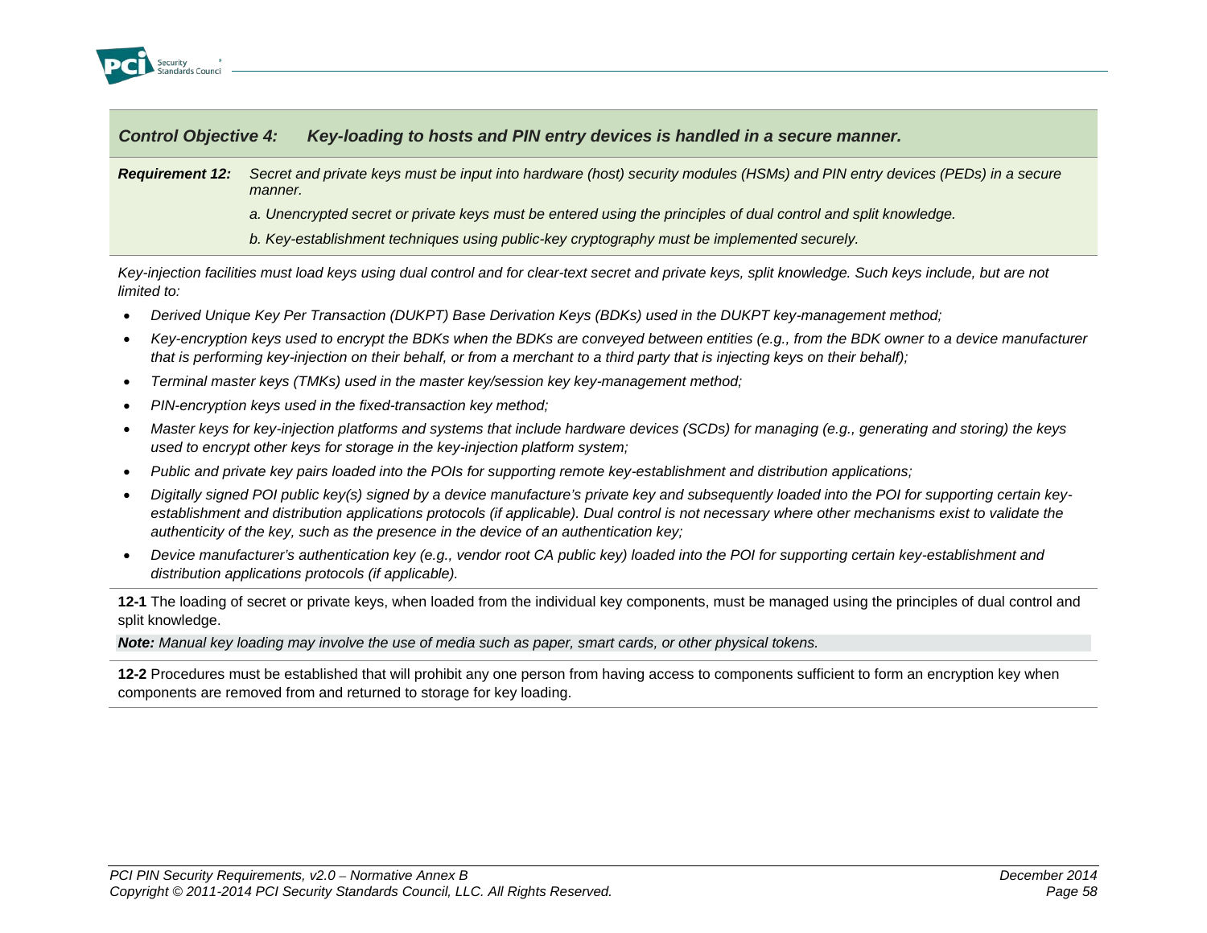### *Control Objective 4: Key-loading to hosts and PIN entry devices is handled in a secure manner.*

***Requirement 12:*** *Secret and private keys must be input into hardware (host) security modules (HSMs) and PIN entry devices (PEDs) in a secure manner.*

*a. Unencrypted secret or private keys must be entered using the principles of dual control and split knowledge.*

*b. Key-establishment techniques using public-key cryptography must be implemented securely.*

*Key-injection facilities must load keys using dual control and for clear-text secret and private keys, split knowledge. Such keys include, but are not limited to:*

- *Derived Unique Key Per Transaction (DUKPT) Base Derivation Keys (BDKs) used in the DUKPT key-management method;*
- *Key-encryption keys used to encrypt the BDKs when the BDKs are conveyed between entities (e.g., from the BDK owner to a device manufacturer that is performing key-injection on their behalf, or from a merchant to a third party that is injecting keys on their behalf);*
- *Terminal master keys (TMKs) used in the master key/session key key-management method;*
- *PIN-encryption keys used in the fixed-transaction key method;*
- *Master keys for key-injection platforms and systems that include hardware devices (SCDs) for managing (e.g., generating and storing) the keys used to encrypt other keys for storage in the key-injection platform system;*
- *Public and private key pairs loaded into the POIs for supporting remote key-establishment and distribution applications;*
- *Digitally signed POI public key(s) signed by a device manufacture's private key and subsequently loaded into the POI for supporting certain key-establishment and distribution applications protocols (if applicable). Dual control is not necessary where other mechanisms exist to validate the authenticity of the key, such as the presence in the device of an authentication key;*
- *Device manufacturer's authentication key (e.g., vendor root CA public key) loaded into the POI for supporting certain key-establishment and distribution applications protocols (if applicable).*

**12-1** The loading of secret or private keys, when loaded from the individual key components, must be managed using the principles of dual control and split knowledge.

***Note:*** *Manual key loading may involve the use of media such as paper, smart cards, or other physical tokens.*

**12-2** Procedures must be established that will prohibit any one person from having access to components sufficient to form an encryption key when components are removed from and returned to storage for key loading.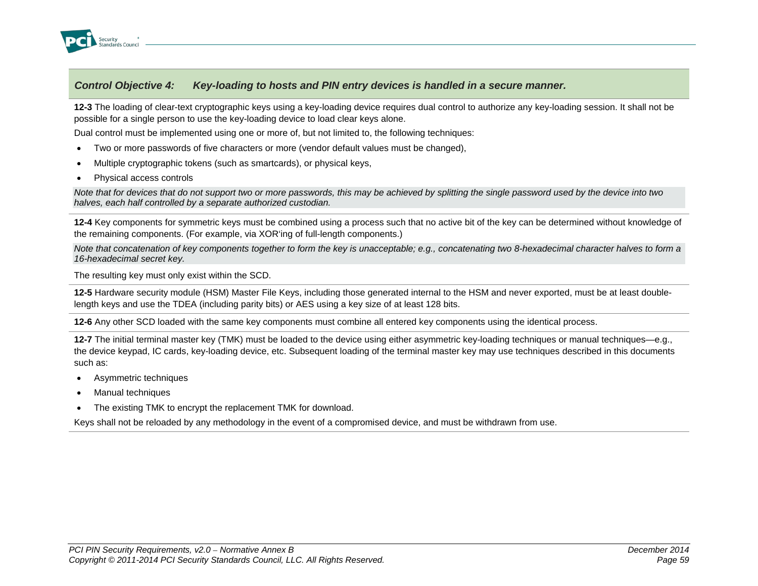### *Control Objective 4: Key-loading to hosts and PIN entry devices is handled in a secure manner.*

**12-3** The loading of clear-text cryptographic keys using a key-loading device requires dual control to authorize any key-loading session. It shall not be possible for a single person to use the key-loading device to load clear keys alone.

Dual control must be implemented using one or more of, but not limited to, the following techniques:

- Two or more passwords of five characters or more (vendor default values must be changed),
- Multiple cryptographic tokens (such as smartcards), or physical keys,
- Physical access controls

*Note that for devices that do not support two or more passwords, this may be achieved by splitting the single password used by the device into two halves, each half controlled by a separate authorized custodian.*

**12-4** Key components for symmetric keys must be combined using a process such that no active bit of the key can be determined without knowledge of the remaining components. (For example, via XOR'ing of full-length components.)

*Note that concatenation of key components together to form the key is unacceptable; e.g., concatenating two 8-hexadecimal character halves to form a 16-hexadecimal secret key.*

The resulting key must only exist within the SCD.

**12-5** Hardware security module (HSM) Master File Keys, including those generated internal to the HSM and never exported, must be at least double-length keys and use the TDEA (including parity bits) or AES using a key size of at least 128 bits.

**12-6** Any other SCD loaded with the same key components must combine all entered key components using the identical process.

**12-7** The initial terminal master key (TMK) must be loaded to the device using either asymmetric key-loading techniques or manual techniques—e.g., the device keypad, IC cards, key-loading device, etc. Subsequent loading of the terminal master key may use techniques described in this documents such as:

- Asymmetric techniques
- Manual techniques
- The existing TMK to encrypt the replacement TMK for download.

Keys shall not be reloaded by any methodology in the event of a compromised device, and must be withdrawn from use.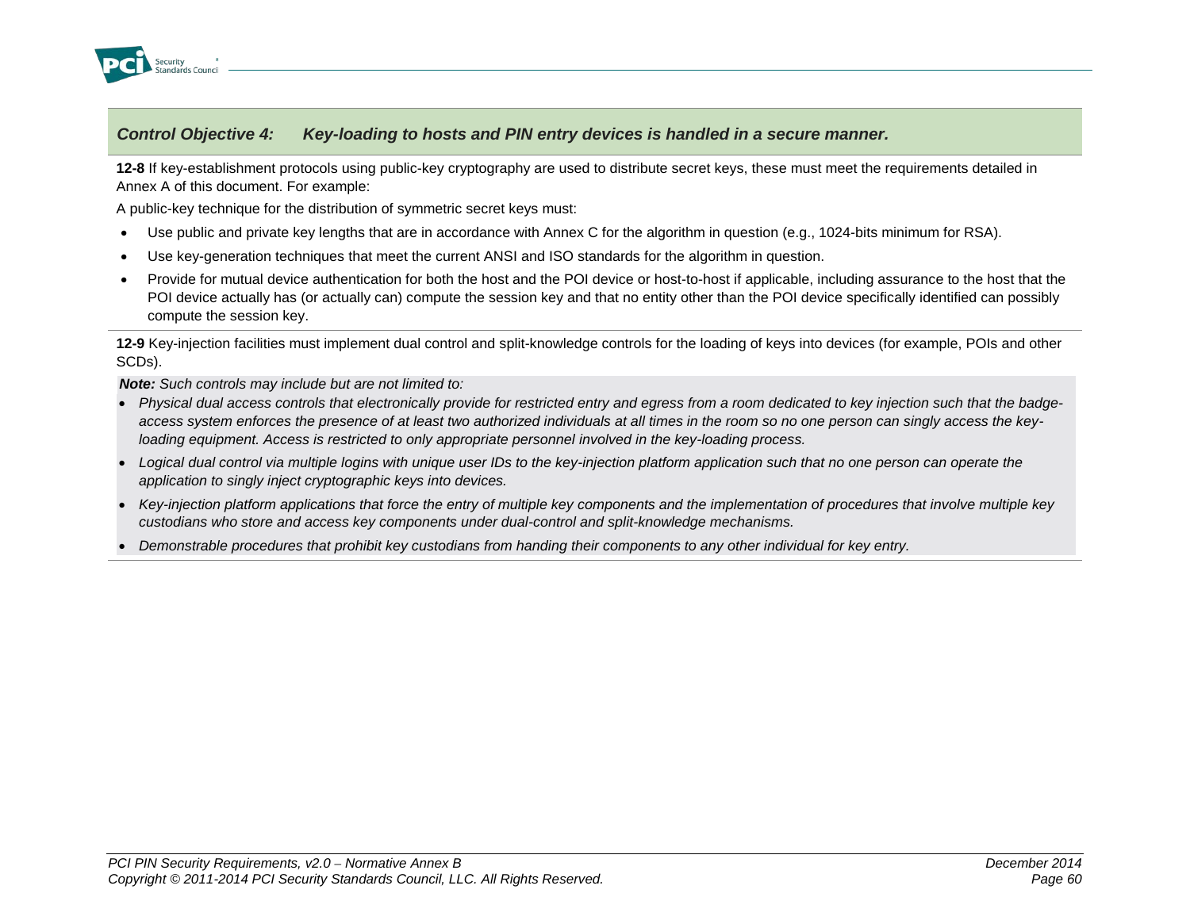### *Control Objective 4: Key-loading to hosts and PIN entry devices is handled in a secure manner.*

**12-8** If key-establishment protocols using public-key cryptography are used to distribute secret keys, these must meet the requirements detailed in Annex A of this document. For example:

A public-key technique for the distribution of symmetric secret keys must:

- Use public and private key lengths that are in accordance with Annex C for the algorithm in question (e.g., 1024-bits minimum for RSA).
- Use key-generation techniques that meet the current ANSI and ISO standards for the algorithm in question.
- Provide for mutual device authentication for both the host and the POI device or host-to-host if applicable, including assurance to the host that the POI device actually has (or actually can) compute the session key and that no entity other than the POI device specifically identified can possibly compute the session key.

**12-9** Key-injection facilities must implement dual control and split-knowledge controls for the loading of keys into devices (for example, POIs and other SCDs).

***Note:*** *Such controls may include but are not limited to:*

- *Physical dual access controls that electronically provide for restricted entry and egress from a room dedicated to key injection such that the badge-access system enforces the presence of at least two authorized individuals at all times in the room so no one person can singly access the key-loading equipment. Access is restricted to only appropriate personnel involved in the key-loading process.*
- *Logical dual control via multiple logins with unique user IDs to the key-injection platform application such that no one person can operate the application to singly inject cryptographic keys into devices.*
- *Key-injection platform applications that force the entry of multiple key components and the implementation of procedures that involve multiple key custodians who store and access key components under dual-control and split-knowledge mechanisms.*
- *Demonstrable procedures that prohibit key custodians from handing their components to any other individual for key entry.*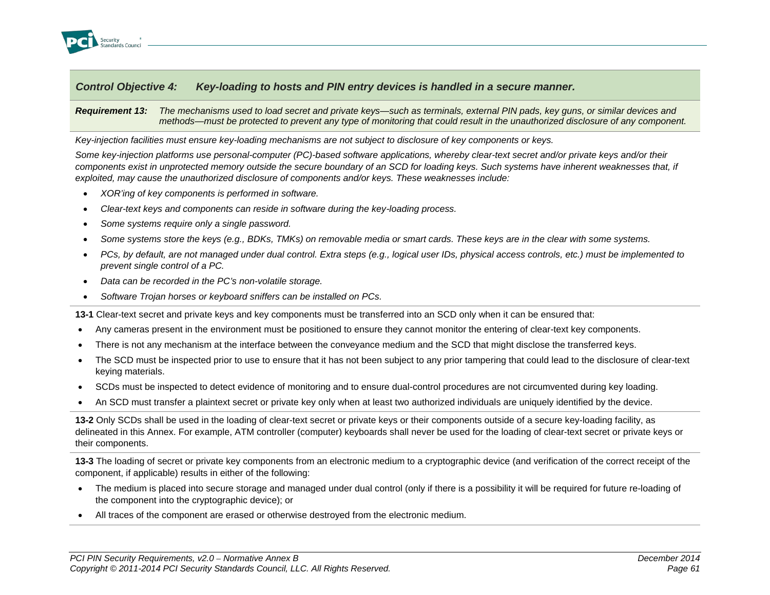## *Control Objective 4: Key-loading to hosts and PIN entry devices is handled in a secure manner.*

***Requirement 13:*** *The mechanisms used to load secret and private keys—such as terminals, external PIN pads, key guns, or similar devices and methods—must be protected to prevent any type of monitoring that could result in the unauthorized disclosure of any component.*

*Key-injection facilities must ensure key-loading mechanisms are not subject to disclosure of key components or keys.*

*Some key-injection platforms use personal-computer (PC)-based software applications, whereby clear-text secret and/or private keys and/or their components exist in unprotected memory outside the secure boundary of an SCD for loading keys. Such systems have inherent weaknesses that, if exploited, may cause the unauthorized disclosure of components and/or keys. These weaknesses include:*

- *XOR'ing of key components is performed in software.*
- *Clear-text keys and components can reside in software during the key-loading process.*
- *Some systems require only a single password.*
- *Some systems store the keys (e.g., BDKs, TMKs) on removable media or smart cards. These keys are in the clear with some systems.*
- *PCs, by default, are not managed under dual control. Extra steps (e.g., logical user IDs, physical access controls, etc.) must be implemented to prevent single control of a PC.*
- *Data can be recorded in the PC's non-volatile storage.*
- *Software Trojan horses or keyboard sniffers can be installed on PCs.*

**13-1** Clear-text secret and private keys and key components must be transferred into an SCD only when it can be ensured that:

- Any cameras present in the environment must be positioned to ensure they cannot monitor the entering of clear-text key components.
- There is not any mechanism at the interface between the conveyance medium and the SCD that might disclose the transferred keys.
- The SCD must be inspected prior to use to ensure that it has not been subject to any prior tampering that could lead to the disclosure of clear-text keying materials.
- SCDs must be inspected to detect evidence of monitoring and to ensure dual-control procedures are not circumvented during key loading.
- An SCD must transfer a plaintext secret or private key only when at least two authorized individuals are uniquely identified by the device.

**13-2** Only SCDs shall be used in the loading of clear-text secret or private keys or their components outside of a secure key-loading facility, as delineated in this Annex. For example, ATM controller (computer) keyboards shall never be used for the loading of clear-text secret or private keys or their components.

**13-3** The loading of secret or private key components from an electronic medium to a cryptographic device (and verification of the correct receipt of the component, if applicable) results in either of the following:

- The medium is placed into secure storage and managed under dual control (only if there is a possibility it will be required for future re-loading of the component into the cryptographic device); or
- All traces of the component are erased or otherwise destroyed from the electronic medium.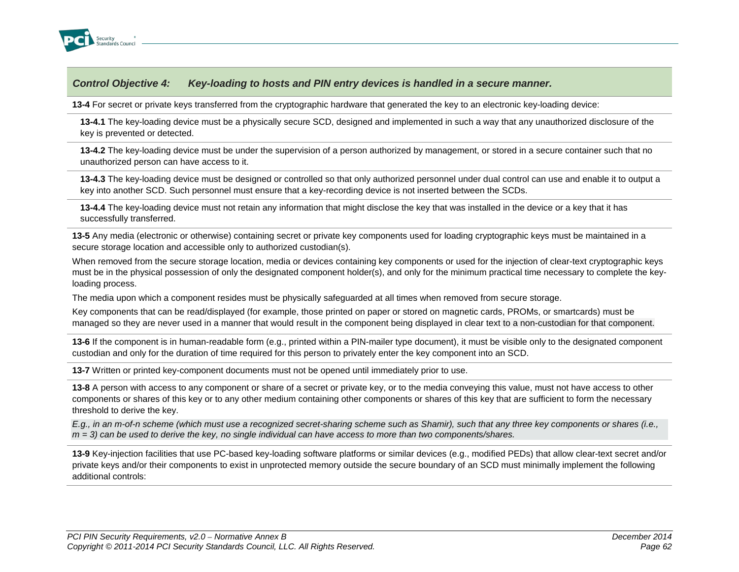### *Control Objective 4: Key-loading to hosts and PIN entry devices is handled in a secure manner.*

**13-4** For secret or private keys transferred from the cryptographic hardware that generated the key to an electronic key-loading device:

**13-4.1** The key-loading device must be a physically secure SCD, designed and implemented in such a way that any unauthorized disclosure of the key is prevented or detected.

**13-4.2** The key-loading device must be under the supervision of a person authorized by management, or stored in a secure container such that no unauthorized person can have access to it.

**13-4.3** The key-loading device must be designed or controlled so that only authorized personnel under dual control can use and enable it to output a key into another SCD. Such personnel must ensure that a key-recording device is not inserted between the SCDs.

**13-4.4** The key-loading device must not retain any information that might disclose the key that was installed in the device or a key that it has successfully transferred.

**13-5** Any media (electronic or otherwise) containing secret or private key components used for loading cryptographic keys must be maintained in a secure storage location and accessible only to authorized custodian(s).

When removed from the secure storage location, media or devices containing key components or used for the injection of clear-text cryptographic keys must be in the physical possession of only the designated component holder(s), and only for the minimum practical time necessary to complete the key-loading process.

The media upon which a component resides must be physically safeguarded at all times when removed from secure storage.

Key components that can be read/displayed (for example, those printed on paper or stored on magnetic cards, PROMs, or smartcards) must be managed so they are never used in a manner that would result in the component being displayed in clear text to a non-custodian for that component.

**13-6** If the component is in human-readable form (e.g., printed within a PIN-mailer type document), it must be visible only to the designated component custodian and only for the duration of time required for this person to privately enter the key component into an SCD.

**13-7** Written or printed key-component documents must not be opened until immediately prior to use.

**13-8** A person with access to any component or share of a secret or private key, or to the media conveying this value, must not have access to other components or shares of this key or to any other medium containing other components or shares of this key that are sufficient to form the necessary threshold to derive the key.

*E.g., in an m-of-n scheme (which must use a recognized secret-sharing scheme such as Shamir), such that any three key components or shares (i.e., m = 3) can be used to derive the key, no single individual can have access to more than two components/shares.*

**13-9** Key-injection facilities that use PC-based key-loading software platforms or similar devices (e.g., modified PEDs) that allow clear-text secret and/or private keys and/or their components to exist in unprotected memory outside the secure boundary of an SCD must minimally implement the following additional controls: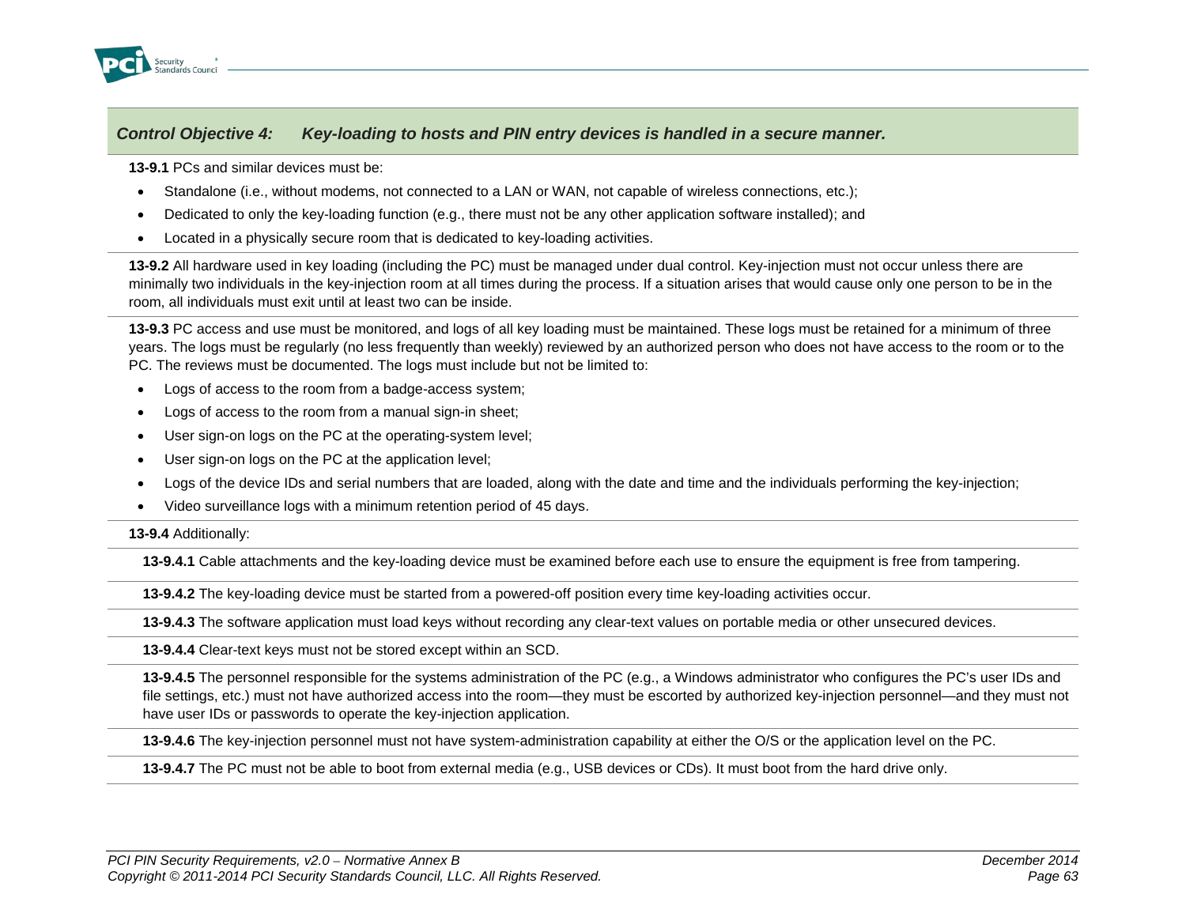## *Control Objective 4: Key-loading to hosts and PIN entry devices is handled in a secure manner.*

**13-9.1** PCs and similar devices must be:

- Standalone (i.e., without modems, not connected to a LAN or WAN, not capable of wireless connections, etc.);
- Dedicated to only the key-loading function (e.g., there must not be any other application software installed); and
- Located in a physically secure room that is dedicated to key-loading activities.

**13-9.2** All hardware used in key loading (including the PC) must be managed under dual control. Key-injection must not occur unless there are minimally two individuals in the key-injection room at all times during the process. If a situation arises that would cause only one person to be in the room, all individuals must exit until at least two can be inside.

**13-9.3** PC access and use must be monitored, and logs of all key loading must be maintained. These logs must be retained for a minimum of three years. The logs must be regularly (no less frequently than weekly) reviewed by an authorized person who does not have access to the room or to the PC. The reviews must be documented. The logs must include but not be limited to:

- Logs of access to the room from a badge-access system;
- Logs of access to the room from a manual sign-in sheet;
- User sign-on logs on the PC at the operating-system level;
- User sign-on logs on the PC at the application level;
- Logs of the device IDs and serial numbers that are loaded, along with the date and time and the individuals performing the key-injection;
- Video surveillance logs with a minimum retention period of 45 days.

**13-9.4** Additionally:

**13-9.4.1** Cable attachments and the key-loading device must be examined before each use to ensure the equipment is free from tampering.

**13-9.4.2** The key-loading device must be started from a powered-off position every time key-loading activities occur.

**13-9.4.3** The software application must load keys without recording any clear-text values on portable media or other unsecured devices.

**13-9.4.4** Clear-text keys must not be stored except within an SCD.

**13-9.4.5** The personnel responsible for the systems administration of the PC (e.g., a Windows administrator who configures the PC's user IDs and file settings, etc.) must not have authorized access into the room—they must be escorted by authorized key-injection personnel—and they must not have user IDs or passwords to operate the key-injection application.

**13-9.4.6** The key-injection personnel must not have system-administration capability at either the O/S or the application level on the PC.

**13-9.4.7** The PC must not be able to boot from external media (e.g., USB devices or CDs). It must boot from the hard drive only.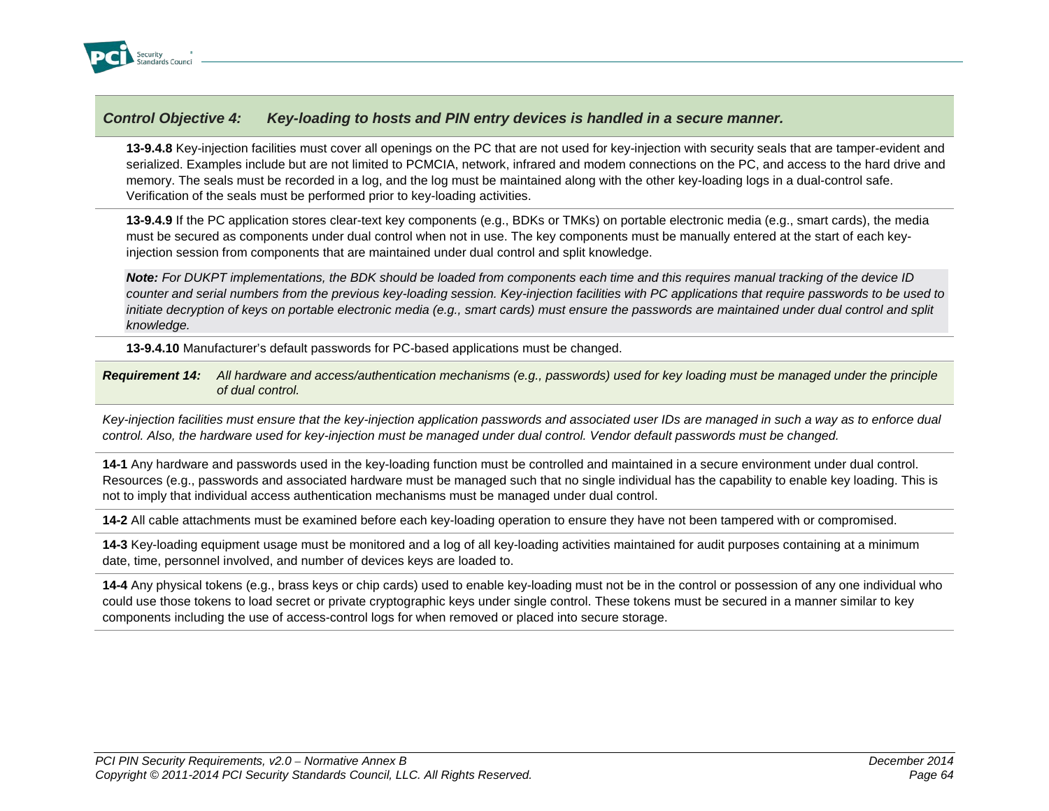### *Control Objective 4: Key-loading to hosts and PIN entry devices is handled in a secure manner.*

**13-9.4.8** Key-injection facilities must cover all openings on the PC that are not used for key-injection with security seals that are tamper-evident and serialized. Examples include but are not limited to PCMCIA, network, infrared and modem connections on the PC, and access to the hard drive and memory. The seals must be recorded in a log, and the log must be maintained along with the other key-loading logs in a dual-control safe. Verification of the seals must be performed prior to key-loading activities.

**13-9.4.9** If the PC application stores clear-text key components (e.g., BDKs or TMKs) on portable electronic media (e.g., smart cards), the media must be secured as components under dual control when not in use. The key components must be manually entered at the start of each key-injection session from components that are maintained under dual control and split knowledge.

***Note:*** *For DUKPT implementations, the BDK should be loaded from components each time and this requires manual tracking of the device ID counter and serial numbers from the previous key-loading session. Key-injection facilities with PC applications that require passwords to be used to initiate decryption of keys on portable electronic media (e.g., smart cards) must ensure the passwords are maintained under dual control and split knowledge.*

**13-9.4.10** Manufacturer's default passwords for PC-based applications must be changed.

***Requirement 14:*** *All hardware and access/authentication mechanisms (e.g., passwords) used for key loading must be managed under the principle of dual control.*

*Key-injection facilities must ensure that the key-injection application passwords and associated user IDs are managed in such a way as to enforce dual control. Also, the hardware used for key-injection must be managed under dual control. Vendor default passwords must be changed.*

**14-1** Any hardware and passwords used in the key-loading function must be controlled and maintained in a secure environment under dual control. Resources (e.g., passwords and associated hardware must be managed such that no single individual has the capability to enable key loading. This is not to imply that individual access authentication mechanisms must be managed under dual control.

**14-2** All cable attachments must be examined before each key-loading operation to ensure they have not been tampered with or compromised.

**14-3** Key-loading equipment usage must be monitored and a log of all key-loading activities maintained for audit purposes containing at a minimum date, time, personnel involved, and number of devices keys are loaded to.

**14-4** Any physical tokens (e.g., brass keys or chip cards) used to enable key-loading must not be in the control or possession of any one individual who could use those tokens to load secret or private cryptographic keys under single control. These tokens must be secured in a manner similar to key components including the use of access-control logs for when removed or placed into secure storage.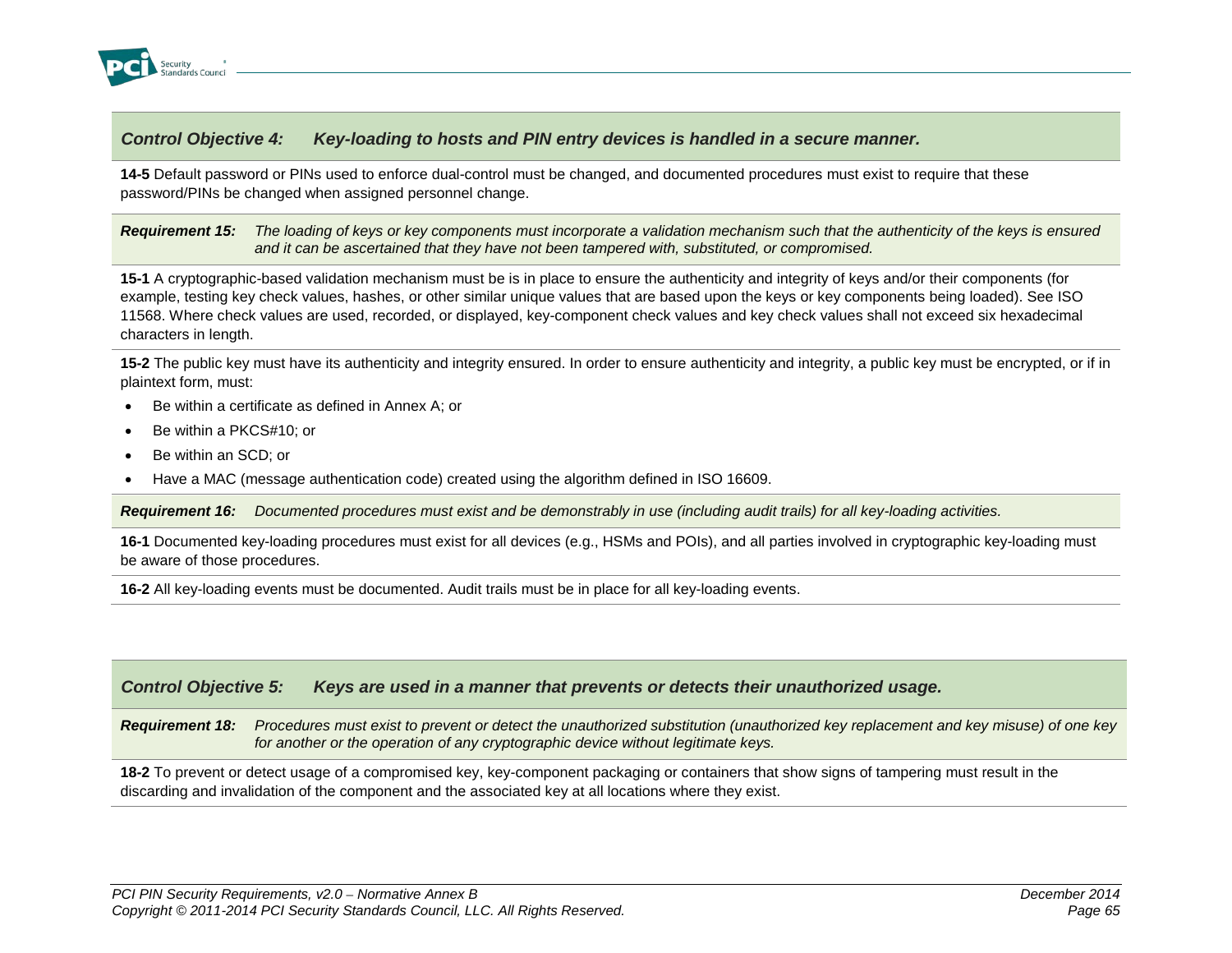### *Control Objective 4: Key-loading to hosts and PIN entry devices is handled in a secure manner.*

**14-5** Default password or PINs used to enforce dual-control must be changed, and documented procedures must exist to require that these password/PINs be changed when assigned personnel change.

***Requirement 15:*** *The loading of keys or key components must incorporate a validation mechanism such that the authenticity of the keys is ensured and it can be ascertained that they have not been tampered with, substituted, or compromised.*

**15-1** A cryptographic-based validation mechanism must be is in place to ensure the authenticity and integrity of keys and/or their components (for example, testing key check values, hashes, or other similar unique values that are based upon the keys or key components being loaded). See ISO 11568. Where check values are used, recorded, or displayed, key-component check values and key check values shall not exceed six hexadecimal characters in length.

**15-2** The public key must have its authenticity and integrity ensured. In order to ensure authenticity and integrity, a public key must be encrypted, or if in plaintext form, must:

- Be within a certificate as defined in Annex A; or
- Be within a PKCS#10; or
- Be within an SCD; or
- Have a MAC (message authentication code) created using the algorithm defined in ISO 16609.

***Requirement 16:*** *Documented procedures must exist and be demonstrably in use (including audit trails) for all key-loading activities.*

**16-1** Documented key-loading procedures must exist for all devices (e.g., HSMs and POIs), and all parties involved in cryptographic key-loading must be aware of those procedures.

**16-2** All key-loading events must be documented. Audit trails must be in place for all key-loading events.

### *Control Objective 5: Keys are used in a manner that prevents or detects their unauthorized usage.*

***Requirement 18:*** *Procedures must exist to prevent or detect the unauthorized substitution (unauthorized key replacement and key misuse) of one key for another or the operation of any cryptographic device without legitimate keys.*

**18-2** To prevent or detect usage of a compromised key, key-component packaging or containers that show signs of tampering must result in the discarding and invalidation of the component and the associated key at all locations where they exist.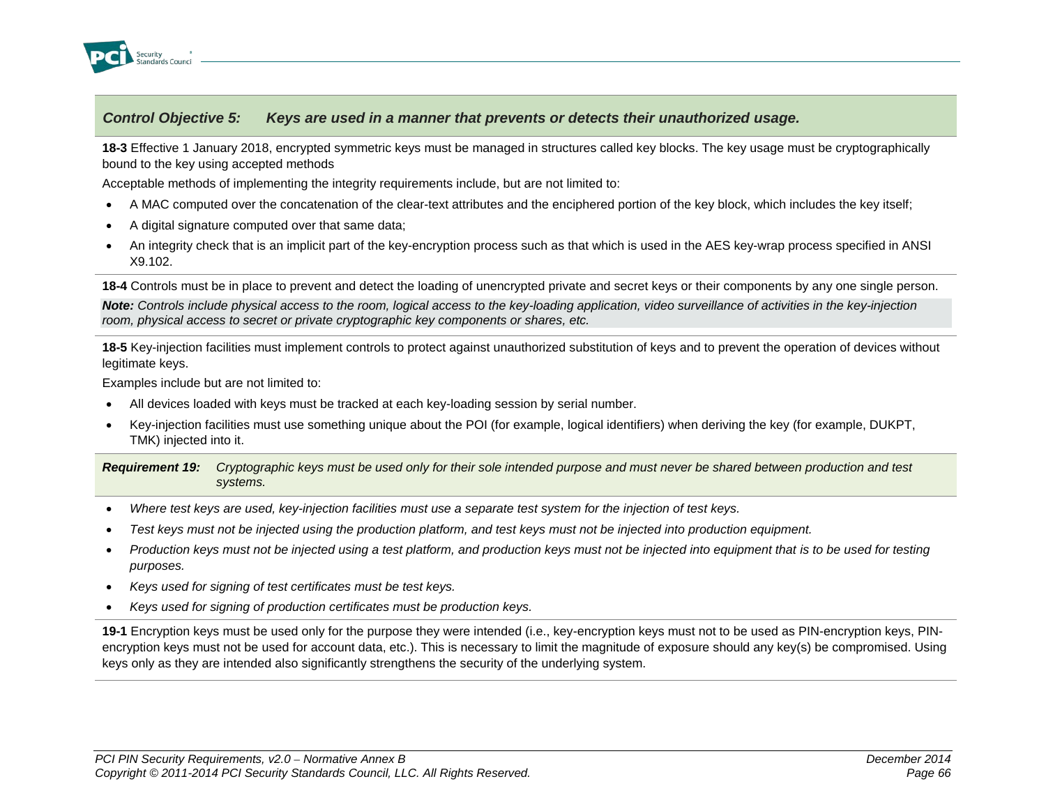***Control Objective 5: Keys are used in a manner that prevents or detects their unauthorized usage.***

**18-3** Effective 1 January 2018, encrypted symmetric keys must be managed in structures called key blocks. The key usage must be cryptographically bound to the key using accepted methods

Acceptable methods of implementing the integrity requirements include, but are not limited to:

- A MAC computed over the concatenation of the clear-text attributes and the enciphered portion of the key block, which includes the key itself;
- A digital signature computed over that same data;
- An integrity check that is an implicit part of the key-encryption process such as that which is used in the AES key-wrap process specified in ANSI X9.102.

**18-4** Controls must be in place to prevent and detect the loading of unencrypted private and secret keys or their components by any one single person.

***Note:*** *Controls include physical access to the room, logical access to the key-loading application, video surveillance of activities in the key-injection room, physical access to secret or private cryptographic key components or shares, etc.*

**18-5** Key-injection facilities must implement controls to protect against unauthorized substitution of keys and to prevent the operation of devices without legitimate keys.

Examples include but are not limited to:

- All devices loaded with keys must be tracked at each key-loading session by serial number.
- Key-injection facilities must use something unique about the POI (for example, logical identifiers) when deriving the key (for example, DUKPT, TMK) injected into it.

***Requirement 19:*** *Cryptographic keys must be used only for their sole intended purpose and must never be shared between production and test systems.*

- *Where test keys are used, key-injection facilities must use a separate test system for the injection of test keys.*
- *Test keys must not be injected using the production platform, and test keys must not be injected into production equipment.*
- *Production keys must not be injected using a test platform, and production keys must not be injected into equipment that is to be used for testing purposes.*
- *Keys used for signing of test certificates must be test keys.*
- *Keys used for signing of production certificates must be production keys.*

**19-1** Encryption keys must be used only for the purpose they were intended (i.e., key-encryption keys must not to be used as PIN-encryption keys, PIN-encryption keys must not be used for account data, etc.). This is necessary to limit the magnitude of exposure should any key(s) be compromised. Using keys only as they are intended also significantly strengthens the security of the underlying system.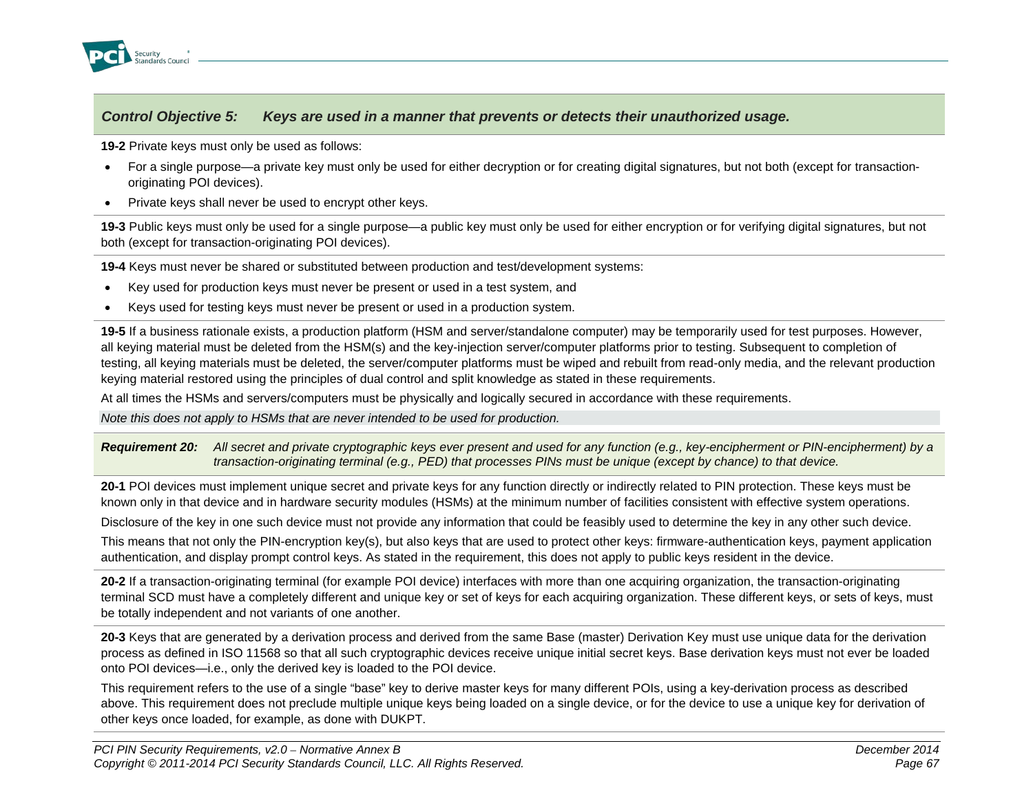## *Control Objective 5: Keys are used in a manner that prevents or detects their unauthorized usage.*

**19-2** Private keys must only be used as follows:

- For a single purpose—a private key must only be used for either decryption or for creating digital signatures, but not both (except for transaction-originating POI devices).
- Private keys shall never be used to encrypt other keys.

**19-3** Public keys must only be used for a single purpose—a public key must only be used for either encryption or for verifying digital signatures, but not both (except for transaction-originating POI devices).

**19-4** Keys must never be shared or substituted between production and test/development systems:

- Key used for production keys must never be present or used in a test system, and
- Keys used for testing keys must never be present or used in a production system.

**19-5** If a business rationale exists, a production platform (HSM and server/standalone computer) may be temporarily used for test purposes. However, all keying material must be deleted from the HSM(s) and the key-injection server/computer platforms prior to testing. Subsequent to completion of testing, all keying materials must be deleted, the server/computer platforms must be wiped and rebuilt from read-only media, and the relevant production keying material restored using the principles of dual control and split knowledge as stated in these requirements.

At all times the HSMs and servers/computers must be physically and logically secured in accordance with these requirements.

*Note this does not apply to HSMs that are never intended to be used for production.*

***Requirement 20:*** *All secret and private cryptographic keys ever present and used for any function (e.g., key-encipherment or PIN-encipherment) by a transaction-originating terminal (e.g., PED) that processes PINs must be unique (except by chance) to that device.*

**20-1** POI devices must implement unique secret and private keys for any function directly or indirectly related to PIN protection. These keys must be known only in that device and in hardware security modules (HSMs) at the minimum number of facilities consistent with effective system operations.

Disclosure of the key in one such device must not provide any information that could be feasibly used to determine the key in any other such device.

This means that not only the PIN-encryption key(s), but also keys that are used to protect other keys: firmware-authentication keys, payment application authentication, and display prompt control keys. As stated in the requirement, this does not apply to public keys resident in the device.

**20-2** If a transaction-originating terminal (for example POI device) interfaces with more than one acquiring organization, the transaction-originating terminal SCD must have a completely different and unique key or set of keys for each acquiring organization. These different keys, or sets of keys, must be totally independent and not variants of one another.

**20-3** Keys that are generated by a derivation process and derived from the same Base (master) Derivation Key must use unique data for the derivation process as defined in ISO 11568 so that all such cryptographic devices receive unique initial secret keys. Base derivation keys must not ever be loaded onto POI devices—i.e., only the derived key is loaded to the POI device.

This requirement refers to the use of a single "base" key to derive master keys for many different POIs, using a key-derivation process as described above. This requirement does not preclude multiple unique keys being loaded on a single device, or for the device to use a unique key for derivation of other keys once loaded, for example, as done with DUKPT.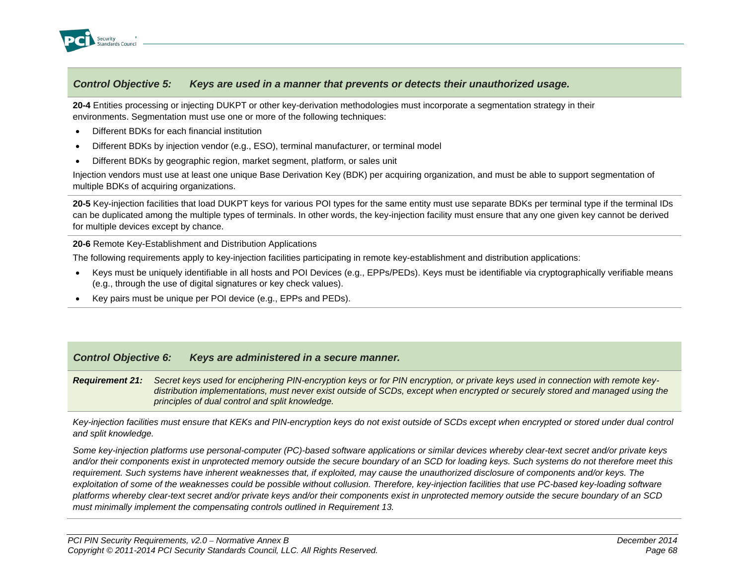## *Control Objective 5: Keys are used in a manner that prevents or detects their unauthorized usage.*

**20-4** Entities processing or injecting DUKPT or other key-derivation methodologies must incorporate a segmentation strategy in their environments. Segmentation must use one or more of the following techniques:

- Different BDKs for each financial institution
- Different BDKs by injection vendor (e.g., ESO), terminal manufacturer, or terminal model
- Different BDKs by geographic region, market segment, platform, or sales unit

Injection vendors must use at least one unique Base Derivation Key (BDK) per acquiring organization, and must be able to support segmentation of multiple BDKs of acquiring organizations.

**20-5** Key-injection facilities that load DUKPT keys for various POI types for the same entity must use separate BDKs per terminal type if the terminal IDs can be duplicated among the multiple types of terminals. In other words, the key-injection facility must ensure that any one given key cannot be derived for multiple devices except by chance.

**20-6** Remote Key-Establishment and Distribution Applications

The following requirements apply to key-injection facilities participating in remote key-establishment and distribution applications:

- Keys must be uniquely identifiable in all hosts and POI Devices (e.g., EPPs/PEDs). Keys must be identifiable via cryptographically verifiable means (e.g., through the use of digital signatures or key check values).
- Key pairs must be unique per POI device (e.g., EPPs and PEDs).

## *Control Objective 6: Keys are administered in a secure manner.*

***Requirement 21:*** *Secret keys used for enciphering PIN-encryption keys or for PIN encryption, or private keys used in connection with remote key-distribution implementations, must never exist outside of SCDs, except when encrypted or securely stored and managed using the principles of dual control and split knowledge.*

*Key-injection facilities must ensure that KEKs and PIN-encryption keys do not exist outside of SCDs except when encrypted or stored under dual control and split knowledge.*

*Some key-injection platforms use personal-computer (PC)-based software applications or similar devices whereby clear-text secret and/or private keys and/or their components exist in unprotected memory outside the secure boundary of an SCD for loading keys. Such systems do not therefore meet this requirement. Such systems have inherent weaknesses that, if exploited, may cause the unauthorized disclosure of components and/or keys. The exploitation of some of the weaknesses could be possible without collusion. Therefore, key-injection facilities that use PC-based key-loading software platforms whereby clear-text secret and/or private keys and/or their components exist in unprotected memory outside the secure boundary of an SCD must minimally implement the compensating controls outlined in Requirement 13.*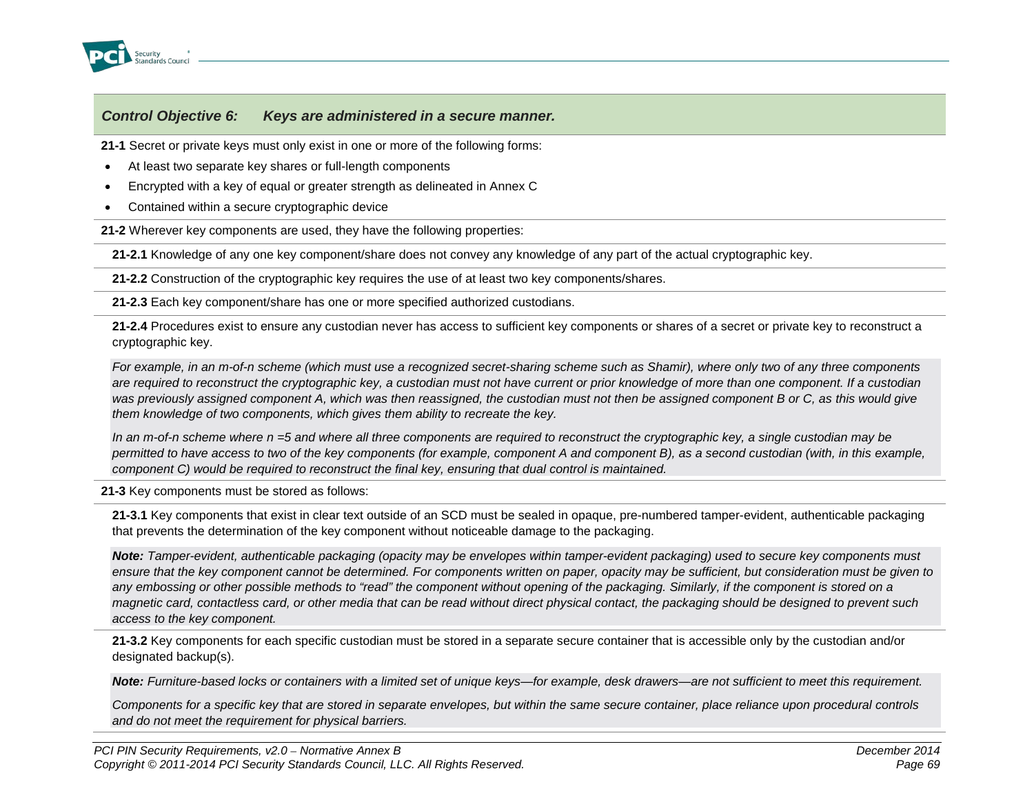## *Control Objective 6: Keys are administered in a secure manner.*

**21-1** Secret or private keys must only exist in one or more of the following forms:

- At least two separate key shares or full-length components
- Encrypted with a key of equal or greater strength as delineated in Annex C
- Contained within a secure cryptographic device

**21-2** Wherever key components are used, they have the following properties:

**21-2.1** Knowledge of any one key component/share does not convey any knowledge of any part of the actual cryptographic key.

**21-2.2** Construction of the cryptographic key requires the use of at least two key components/shares.

**21-2.3** Each key component/share has one or more specified authorized custodians.

**21-2.4** Procedures exist to ensure any custodian never has access to sufficient key components or shares of a secret or private key to reconstruct a cryptographic key.

*For example, in an m-of-n scheme (which must use a recognized secret-sharing scheme such as Shamir), where only two of any three components are required to reconstruct the cryptographic key, a custodian must not have current or prior knowledge of more than one component. If a custodian was previously assigned component A, which was then reassigned, the custodian must not then be assigned component B or C, as this would give them knowledge of two components, which gives them ability to recreate the key.*

*In an m-of-n scheme where n =5 and where all three components are required to reconstruct the cryptographic key, a single custodian may be permitted to have access to two of the key components (for example, component A and component B), as a second custodian (with, in this example, component C) would be required to reconstruct the final key, ensuring that dual control is maintained.*

**21-3** Key components must be stored as follows:

**21-3.1** Key components that exist in clear text outside of an SCD must be sealed in opaque, pre-numbered tamper-evident, authenticable packaging that prevents the determination of the key component without noticeable damage to the packaging.

***Note:*** *Tamper-evident, authenticable packaging (opacity may be envelopes within tamper-evident packaging) used to secure key components must ensure that the key component cannot be determined. For components written on paper, opacity may be sufficient, but consideration must be given to any embossing or other possible methods to "read" the component without opening of the packaging. Similarly, if the component is stored on a magnetic card, contactless card, or other media that can be read without direct physical contact, the packaging should be designed to prevent such access to the key component.*

**21-3.2** Key components for each specific custodian must be stored in a separate secure container that is accessible only by the custodian and/or designated backup(s).

***Note:*** *Furniture-based locks or containers with a limited set of unique keys—for example, desk drawers—are not sufficient to meet this requirement.*

*Components for a specific key that are stored in separate envelopes, but within the same secure container, place reliance upon procedural controls and do not meet the requirement for physical barriers.*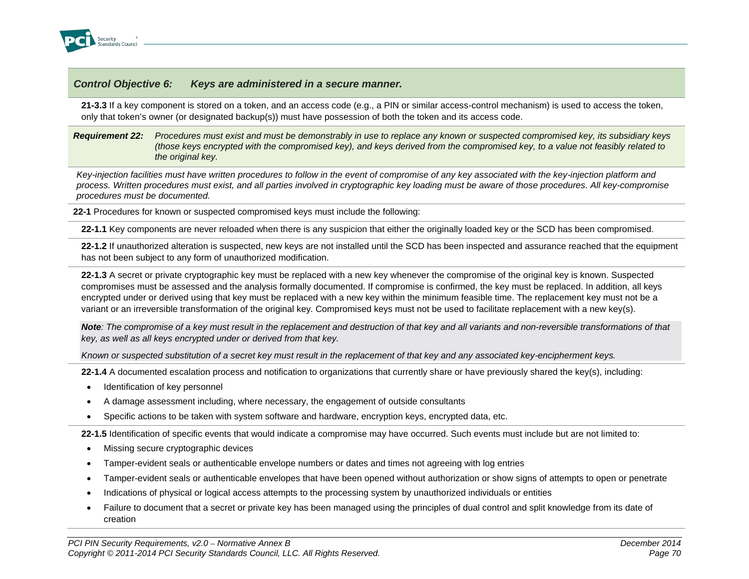## *Control Objective 6: Keys are administered in a secure manner.*

**21-3.3** If a key component is stored on a token, and an access code (e.g., a PIN or similar access-control mechanism) is used to access the token, only that token's owner (or designated backup(s)) must have possession of both the token and its access code.

***Requirement 22:*** *Procedures must exist and must be demonstrably in use to replace any known or suspected compromised key, its subsidiary keys (those keys encrypted with the compromised key), and keys derived from the compromised key, to a value not feasibly related to the original key.*

*Key-injection facilities must have written procedures to follow in the event of compromise of any key associated with the key-injection platform and process. Written procedures must exist, and all parties involved in cryptographic key loading must be aware of those procedures. All key-compromise procedures must be documented.*

**22-1** Procedures for known or suspected compromised keys must include the following:

**22-1.1** Key components are never reloaded when there is any suspicion that either the originally loaded key or the SCD has been compromised.

**22-1.2** If unauthorized alteration is suspected, new keys are not installed until the SCD has been inspected and assurance reached that the equipment has not been subject to any form of unauthorized modification.

**22-1.3** A secret or private cryptographic key must be replaced with a new key whenever the compromise of the original key is known. Suspected compromises must be assessed and the analysis formally documented. If compromise is confirmed, the key must be replaced. In addition, all keys encrypted under or derived using that key must be replaced with a new key within the minimum feasible time. The replacement key must not be a variant or an irreversible transformation of the original key. Compromised keys must not be used to facilitate replacement with a new key(s).

***Note**: The compromise of a key must result in the replacement and destruction of that key and all variants and non-reversible transformations of that key, as well as all keys encrypted under or derived from that key.*

*Known or suspected substitution of a secret key must result in the replacement of that key and any associated key-encipherment keys.*

**22-1.4** A documented escalation process and notification to organizations that currently share or have previously shared the key(s), including:

- Identification of key personnel
- A damage assessment including, where necessary, the engagement of outside consultants
- Specific actions to be taken with system software and hardware, encryption keys, encrypted data, etc.

**22-1.5** Identification of specific events that would indicate a compromise may have occurred. Such events must include but are not limited to:

- Missing secure cryptographic devices
- Tamper-evident seals or authenticable envelope numbers or dates and times not agreeing with log entries
- Tamper-evident seals or authenticable envelopes that have been opened without authorization or show signs of attempts to open or penetrate
- Indications of physical or logical access attempts to the processing system by unauthorized individuals or entities
- Failure to document that a secret or private key has been managed using the principles of dual control and split knowledge from its date of creation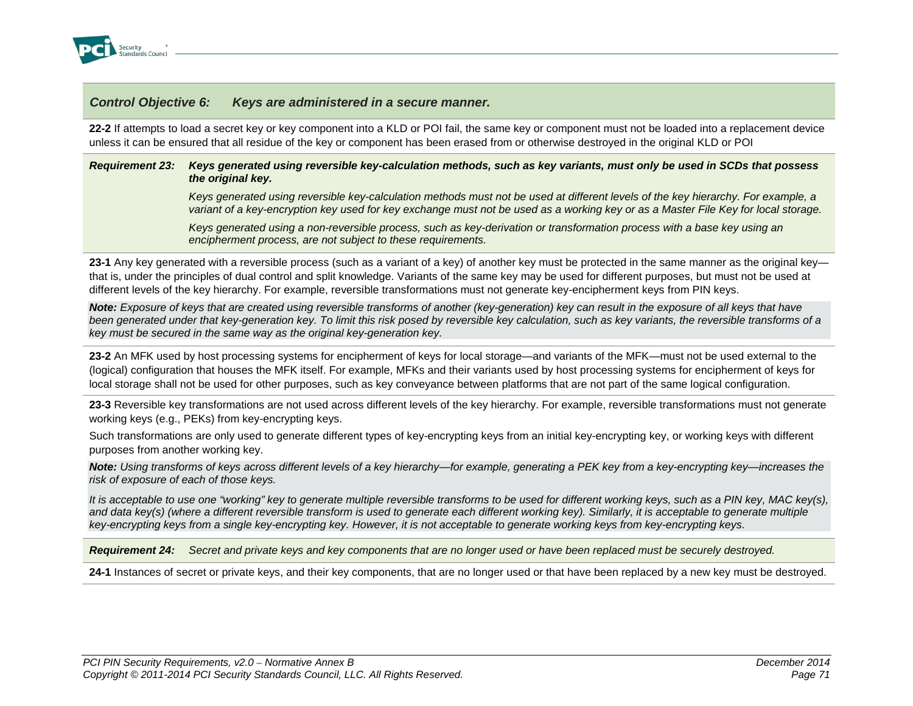***Control Objective 6: Keys are administered in a secure manner.***

**22-2** If attempts to load a secret key or key component into a KLD or POI fail, the same key or component must not be loaded into a replacement device unless it can be ensured that all residue of the key or component has been erased from or otherwise destroyed in the original KLD or POI

***Requirement 23: Keys generated using reversible key-calculation methods, such as key variants, must only be used in SCDs that possess the original key.***

*Keys generated using reversible key-calculation methods must not be used at different levels of the key hierarchy. For example, a variant of a key-encryption key used for key exchange must not be used as a working key or as a Master File Key for local storage.*

*Keys generated using a non-reversible process, such as key-derivation or transformation process with a base key using an encipherment process, are not subject to these requirements.*

**23-1** Any key generated with a reversible process (such as a variant of a key) of another key must be protected in the same manner as the original key—that is, under the principles of dual control and split knowledge. Variants of the same key may be used for different purposes, but must not be used at different levels of the key hierarchy. For example, reversible transformations must not generate key-encipherment keys from PIN keys.

***Note:*** *Exposure of keys that are created using reversible transforms of another (key-generation) key can result in the exposure of all keys that have been generated under that key-generation key. To limit this risk posed by reversible key calculation, such as key variants, the reversible transforms of a key must be secured in the same way as the original key-generation key.*

**23-2** An MFK used by host processing systems for encipherment of keys for local storage—and variants of the MFK—must not be used external to the (logical) configuration that houses the MFK itself. For example, MFKs and their variants used by host processing systems for encipherment of keys for local storage shall not be used for other purposes, such as key conveyance between platforms that are not part of the same logical configuration.

**23-3** Reversible key transformations are not used across different levels of the key hierarchy. For example, reversible transformations must not generate working keys (e.g., PEKs) from key-encrypting keys.

Such transformations are only used to generate different types of key-encrypting keys from an initial key-encrypting key, or working keys with different purposes from another working key.

***Note:*** *Using transforms of keys across different levels of a key hierarchy—for example, generating a PEK key from a key-encrypting key—increases the risk of exposure of each of those keys.*

*It is acceptable to use one "working" key to generate multiple reversible transforms to be used for different working keys, such as a PIN key, MAC key(s), and data key(s) (where a different reversible transform is used to generate each different working key). Similarly, it is acceptable to generate multiple key-encrypting keys from a single key-encrypting key. However, it is not acceptable to generate working keys from key-encrypting keys.*

***Requirement 24:*** *Secret and private keys and key components that are no longer used or have been replaced must be securely destroyed.*

**24-1** Instances of secret or private keys, and their key components, that are no longer used or that have been replaced by a new key must be destroyed.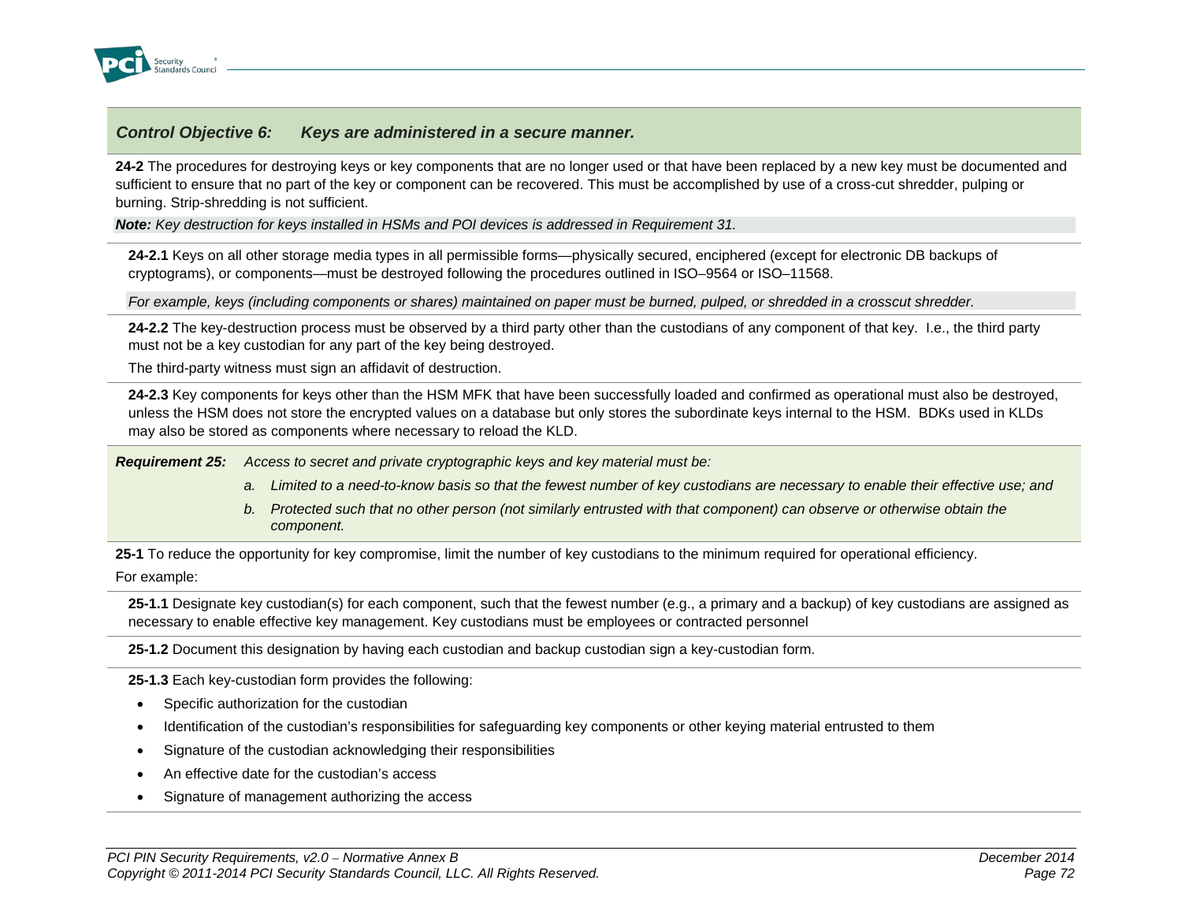## *Control Objective 6: Keys are administered in a secure manner.*

**24-2** The procedures for destroying keys or key components that are no longer used or that have been replaced by a new key must be documented and sufficient to ensure that no part of the key or component can be recovered. This must be accomplished by use of a cross-cut shredder, pulping or burning. Strip-shredding is not sufficient.

***Note:*** *Key destruction for keys installed in HSMs and POI devices is addressed in Requirement 31.*

**24-2.1** Keys on all other storage media types in all permissible forms—physically secured, enciphered (except for electronic DB backups of cryptograms), or components—must be destroyed following the procedures outlined in ISO–9564 or ISO–11568.

*For example, keys (including components or shares) maintained on paper must be burned, pulped, or shredded in a crosscut shredder.*

**24-2.2** The key-destruction process must be observed by a third party other than the custodians of any component of that key. I.e., the third party must not be a key custodian for any part of the key being destroyed.

The third-party witness must sign an affidavit of destruction.

**24-2.3** Key components for keys other than the HSM MFK that have been successfully loaded and confirmed as operational must also be destroyed, unless the HSM does not store the encrypted values on a database but only stores the subordinate keys internal to the HSM. BDKs used in KLDs may also be stored as components where necessary to reload the KLD.

***Requirement 25:*** *Access to secret and private cryptographic keys and key material must be:*

*a. Limited to a need-to-know basis so that the fewest number of key custodians are necessary to enable their effective use; and*

*b. Protected such that no other person (not similarly entrusted with that component) can observe or otherwise obtain the component.*

**25-1** To reduce the opportunity for key compromise, limit the number of key custodians to the minimum required for operational efficiency.

For example:

**25-1.1** Designate key custodian(s) for each component, such that the fewest number (e.g., a primary and a backup) of key custodians are assigned as necessary to enable effective key management. Key custodians must be employees or contracted personnel

**25-1.2** Document this designation by having each custodian and backup custodian sign a key-custodian form.

**25-1.3** Each key-custodian form provides the following:

- Specific authorization for the custodian
- Identification of the custodian's responsibilities for safeguarding key components or other keying material entrusted to them
- Signature of the custodian acknowledging their responsibilities
- An effective date for the custodian's access
- Signature of management authorizing the access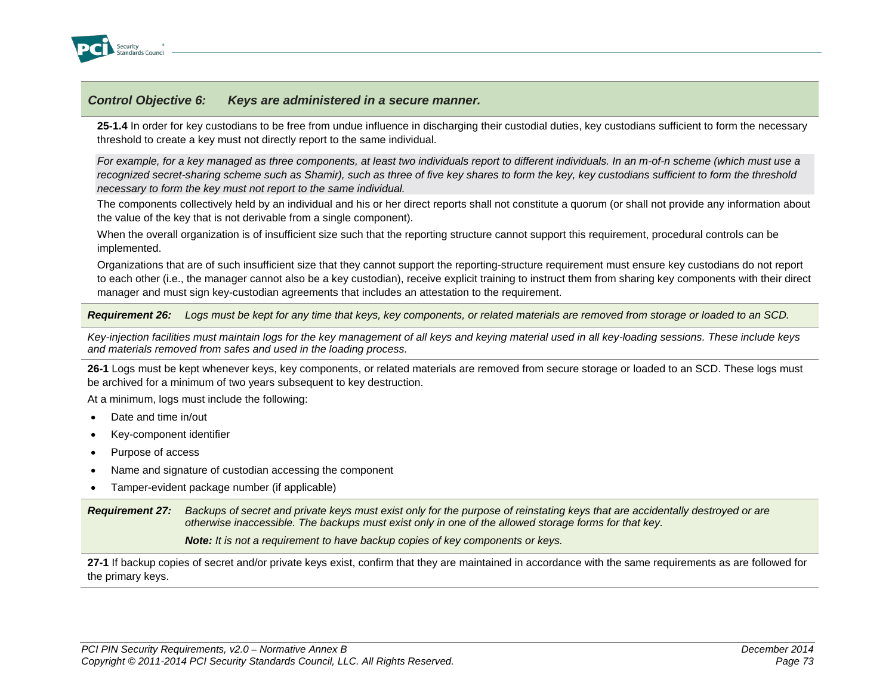## *Control Objective 6: Keys are administered in a secure manner.*

**25-1.4** In order for key custodians to be free from undue influence in discharging their custodial duties, key custodians sufficient to form the necessary threshold to create a key must not directly report to the same individual.

*For example, for a key managed as three components, at least two individuals report to different individuals. In an m-of-n scheme (which must use a recognized secret-sharing scheme such as Shamir), such as three of five key shares to form the key, key custodians sufficient to form the threshold necessary to form the key must not report to the same individual.*

The components collectively held by an individual and his or her direct reports shall not constitute a quorum (or shall not provide any information about the value of the key that is not derivable from a single component).

When the overall organization is of insufficient size such that the reporting structure cannot support this requirement, procedural controls can be implemented.

Organizations that are of such insufficient size that they cannot support the reporting-structure requirement must ensure key custodians do not report to each other (i.e., the manager cannot also be a key custodian), receive explicit training to instruct them from sharing key components with their direct manager and must sign key-custodian agreements that includes an attestation to the requirement.

***Requirement 26:*** *Logs must be kept for any time that keys, key components, or related materials are removed from storage or loaded to an SCD.*

*Key-injection facilities must maintain logs for the key management of all keys and keying material used in all key-loading sessions. These include keys and materials removed from safes and used in the loading process.*

**26-1** Logs must be kept whenever keys, key components, or related materials are removed from secure storage or loaded to an SCD. These logs must be archived for a minimum of two years subsequent to key destruction.

At a minimum, logs must include the following:

- Date and time in/out
- Key-component identifier
- Purpose of access
- Name and signature of custodian accessing the component
- Tamper-evident package number (if applicable)

***Requirement 27:*** *Backups of secret and private keys must exist only for the purpose of reinstating keys that are accidentally destroyed or are otherwise inaccessible. The backups must exist only in one of the allowed storage forms for that key.*

***Note:*** *It is not a requirement to have backup copies of key components or keys.*

**27-1** If backup copies of secret and/or private keys exist, confirm that they are maintained in accordance with the same requirements as are followed for the primary keys.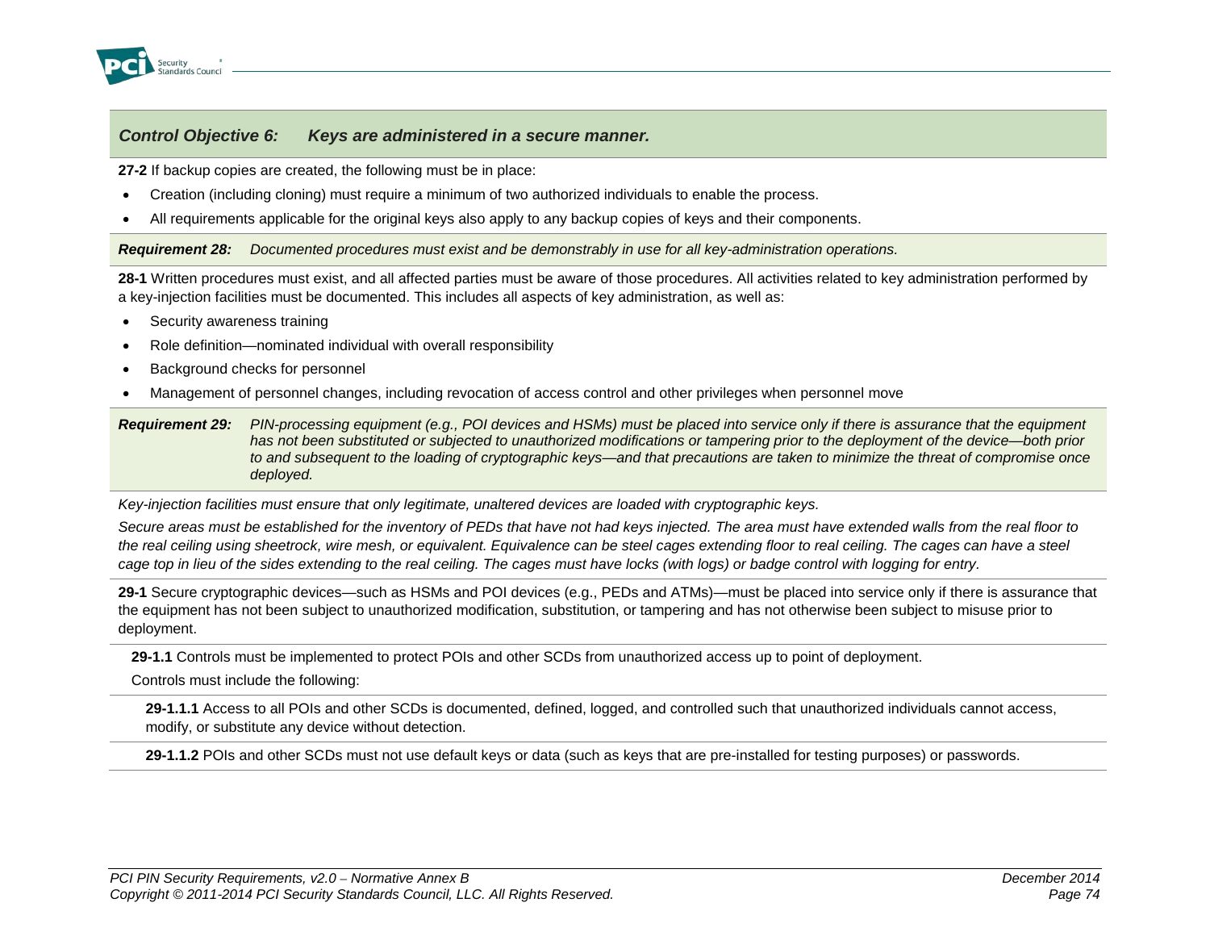### *Control Objective 6: Keys are administered in a secure manner.*

**27-2** If backup copies are created, the following must be in place:

- Creation (including cloning) must require a minimum of two authorized individuals to enable the process.
- All requirements applicable for the original keys also apply to any backup copies of keys and their components.

***Requirement 28:*** *Documented procedures must exist and be demonstrably in use for all key-administration operations.*

**28-1** Written procedures must exist, and all affected parties must be aware of those procedures. All activities related to key administration performed by a key-injection facilities must be documented. This includes all aspects of key administration, as well as:

- Security awareness training
- Role definition—nominated individual with overall responsibility
- Background checks for personnel
- Management of personnel changes, including revocation of access control and other privileges when personnel move

***Requirement 29:*** *PIN-processing equipment (e.g., POI devices and HSMs) must be placed into service only if there is assurance that the equipment has not been substituted or subjected to unauthorized modifications or tampering prior to the deployment of the device—both prior to and subsequent to the loading of cryptographic keys—and that precautions are taken to minimize the threat of compromise once deployed.*

*Key-injection facilities must ensure that only legitimate, unaltered devices are loaded with cryptographic keys.*

*Secure areas must be established for the inventory of PEDs that have not had keys injected. The area must have extended walls from the real floor to the real ceiling using sheetrock, wire mesh, or equivalent. Equivalence can be steel cages extending floor to real ceiling. The cages can have a steel cage top in lieu of the sides extending to the real ceiling. The cages must have locks (with logs) or badge control with logging for entry.*

**29-1** Secure cryptographic devices—such as HSMs and POI devices (e.g., PEDs and ATMs)—must be placed into service only if there is assurance that the equipment has not been subject to unauthorized modification, substitution, or tampering and has not otherwise been subject to misuse prior to deployment.

**29-1.1** Controls must be implemented to protect POIs and other SCDs from unauthorized access up to point of deployment.

Controls must include the following:

**29-1.1.1** Access to all POIs and other SCDs is documented, defined, logged, and controlled such that unauthorized individuals cannot access, modify, or substitute any device without detection.

**29-1.1.2** POIs and other SCDs must not use default keys or data (such as keys that are pre-installed for testing purposes) or passwords.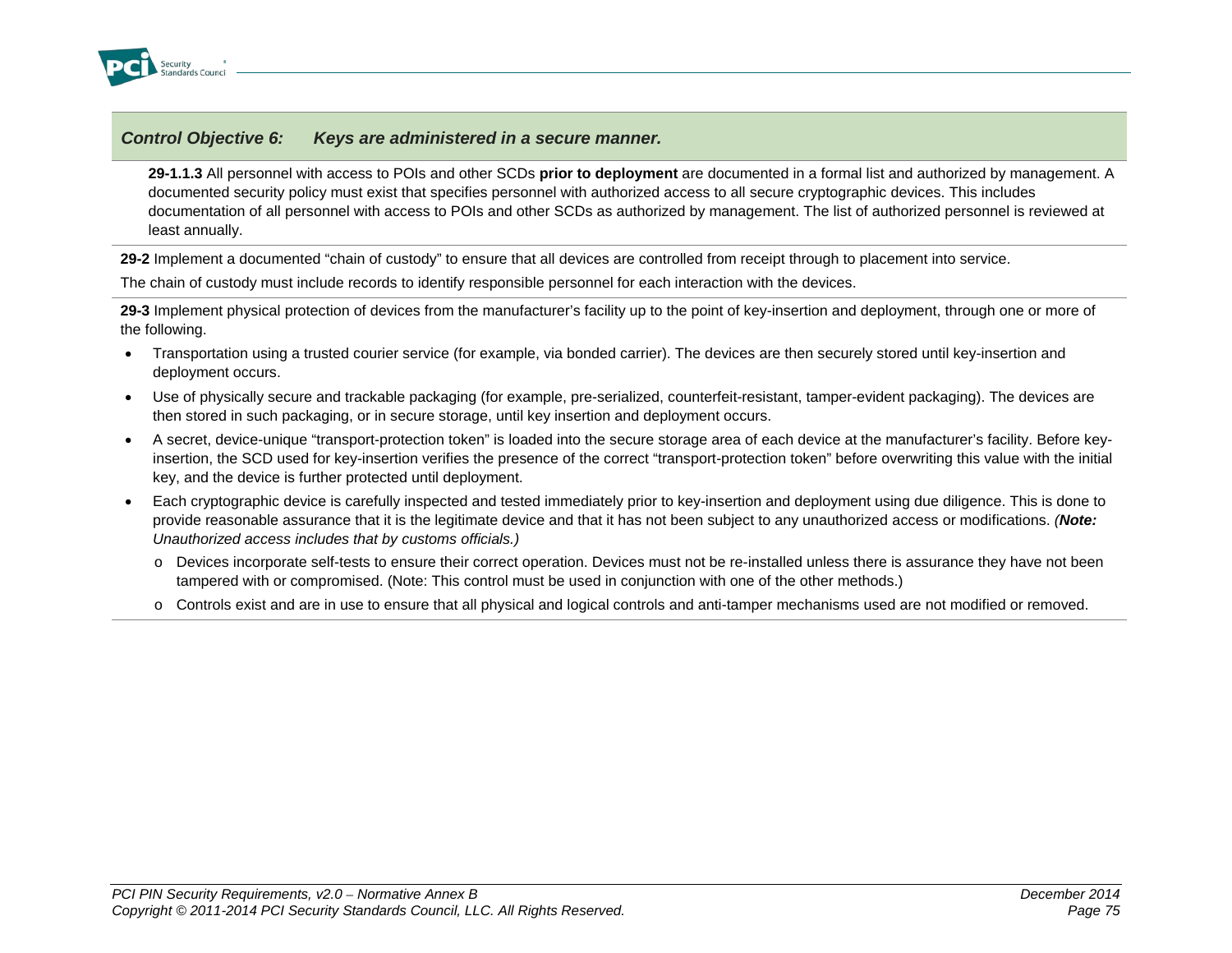### *Control Objective 6: Keys are administered in a secure manner.*

**29-1.1.3** All personnel with access to POIs and other SCDs **prior to deployment** are documented in a formal list and authorized by management. A documented security policy must exist that specifies personnel with authorized access to all secure cryptographic devices. This includes documentation of all personnel with access to POIs and other SCDs as authorized by management. The list of authorized personnel is reviewed at least annually.

**29-2** Implement a documented "chain of custody" to ensure that all devices are controlled from receipt through to placement into service.

The chain of custody must include records to identify responsible personnel for each interaction with the devices.

**29-3** Implement physical protection of devices from the manufacturer's facility up to the point of key-insertion and deployment, through one or more of the following.

- Transportation using a trusted courier service (for example, via bonded carrier). The devices are then securely stored until key-insertion and deployment occurs.
- Use of physically secure and trackable packaging (for example, pre-serialized, counterfeit-resistant, tamper-evident packaging). The devices are then stored in such packaging, or in secure storage, until key insertion and deployment occurs.
- A secret, device-unique "transport-protection token" is loaded into the secure storage area of each device at the manufacturer's facility. Before key-insertion, the SCD used for key-insertion verifies the presence of the correct "transport-protection token" before overwriting this value with the initial key, and the device is further protected until deployment.
- Each cryptographic device is carefully inspected and tested immediately prior to key-insertion and deployment using due diligence. This is done to provide reasonable assurance that it is the legitimate device and that it has not been subject to any unauthorized access or modifications. *(**Note:** Unauthorized access includes that by customs officials.)*
  - Devices incorporate self-tests to ensure their correct operation. Devices must not be re-installed unless there is assurance they have not been tampered with or compromised. (Note: This control must be used in conjunction with one of the other methods.)
  - Controls exist and are in use to ensure that all physical and logical controls and anti-tamper mechanisms used are not modified or removed.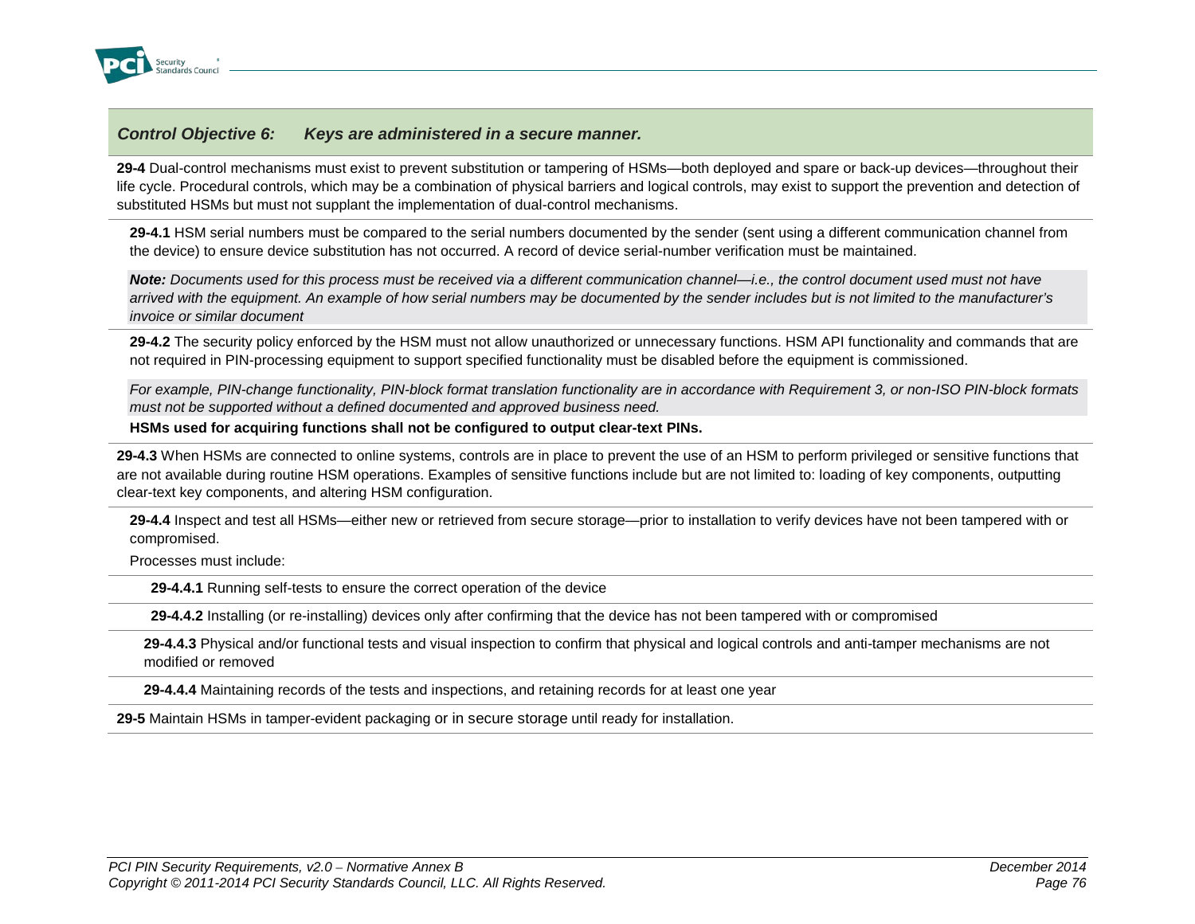### *Control Objective 6: Keys are administered in a secure manner.*

**29-4** Dual-control mechanisms must exist to prevent substitution or tampering of HSMs—both deployed and spare or back-up devices—throughout their life cycle. Procedural controls, which may be a combination of physical barriers and logical controls, may exist to support the prevention and detection of substituted HSMs but must not supplant the implementation of dual-control mechanisms.

**29-4.1** HSM serial numbers must be compared to the serial numbers documented by the sender (sent using a different communication channel from the device) to ensure device substitution has not occurred. A record of device serial-number verification must be maintained.

***Note:*** *Documents used for this process must be received via a different communication channel—i.e., the control document used must not have arrived with the equipment. An example of how serial numbers may be documented by the sender includes but is not limited to the manufacturer's invoice or similar document*

**29-4.2** The security policy enforced by the HSM must not allow unauthorized or unnecessary functions. HSM API functionality and commands that are not required in PIN-processing equipment to support specified functionality must be disabled before the equipment is commissioned.

*For example, PIN-change functionality, PIN-block format translation functionality are in accordance with Requirement 3, or non-ISO PIN-block formats must not be supported without a defined documented and approved business need.*

**HSMs used for acquiring functions shall not be configured to output clear-text PINs.**

**29-4.3** When HSMs are connected to online systems, controls are in place to prevent the use of an HSM to perform privileged or sensitive functions that are not available during routine HSM operations. Examples of sensitive functions include but are not limited to: loading of key components, outputting clear-text key components, and altering HSM configuration.

**29-4.4** Inspect and test all HSMs—either new or retrieved from secure storage—prior to installation to verify devices have not been tampered with or compromised.

Processes must include:

**29-4.4.1** Running self-tests to ensure the correct operation of the device

**29-4.4.2** Installing (or re-installing) devices only after confirming that the device has not been tampered with or compromised

**29-4.4.3** Physical and/or functional tests and visual inspection to confirm that physical and logical controls and anti-tamper mechanisms are not modified or removed

**29-4.4.4** Maintaining records of the tests and inspections, and retaining records for at least one year

**29-5** Maintain HSMs in tamper-evident packaging or in secure storage until ready for installation.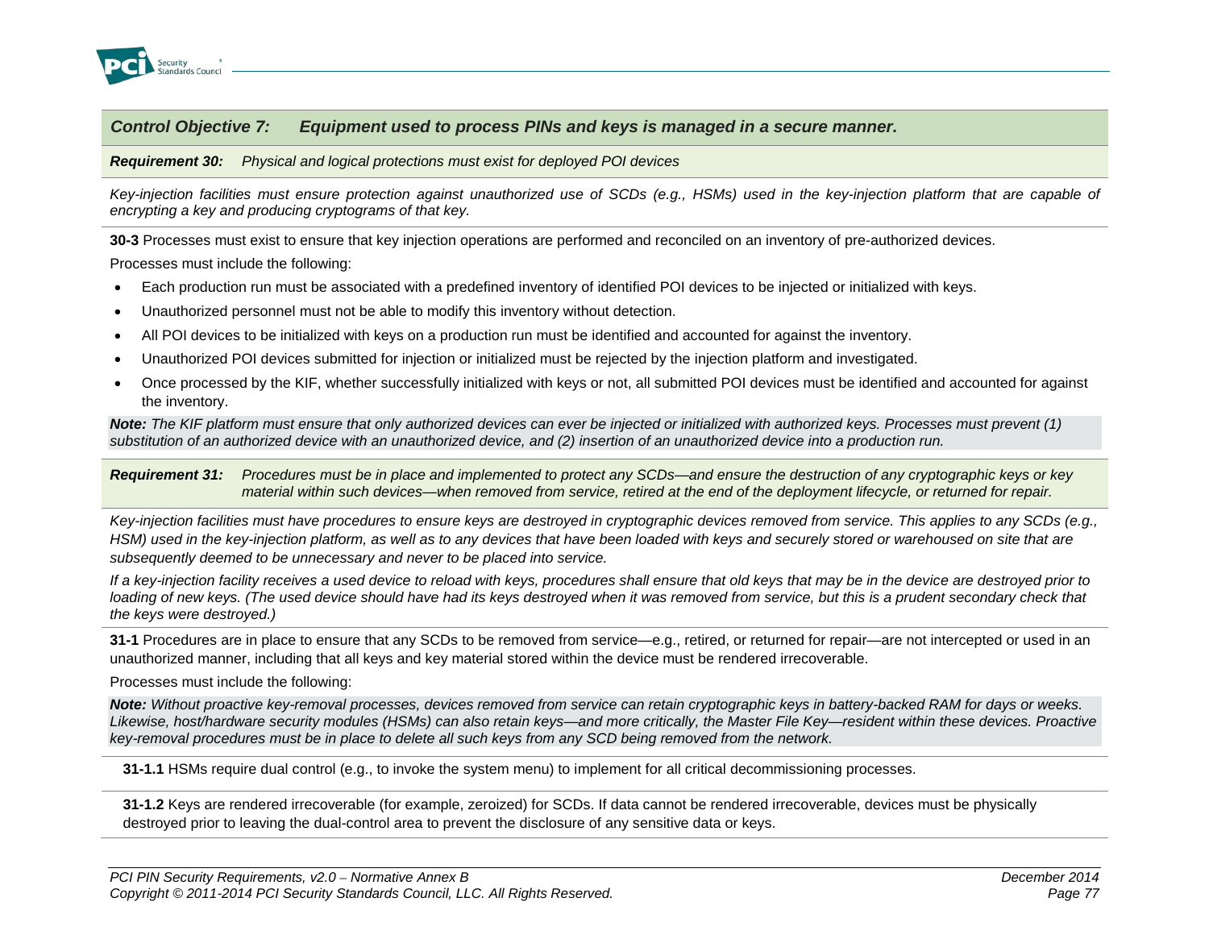## *Control Objective 7: Equipment used to process PINs and keys is managed in a secure manner.*

***Requirement 30:*** *Physical and logical protections must exist for deployed POI devices*

*Key-injection facilities must ensure protection against unauthorized use of SCDs (e.g., HSMs) used in the key-injection platform that are capable of encrypting a key and producing cryptograms of that key.*

**30-3** Processes must exist to ensure that key injection operations are performed and reconciled on an inventory of pre-authorized devices.

Processes must include the following:

- Each production run must be associated with a predefined inventory of identified POI devices to be injected or initialized with keys.
- Unauthorized personnel must not be able to modify this inventory without detection.
- All POI devices to be initialized with keys on a production run must be identified and accounted for against the inventory.
- Unauthorized POI devices submitted for injection or initialized must be rejected by the injection platform and investigated.
- Once processed by the KIF, whether successfully initialized with keys or not, all submitted POI devices must be identified and accounted for against the inventory.

***Note:*** *The KIF platform must ensure that only authorized devices can ever be injected or initialized with authorized keys. Processes must prevent (1) substitution of an authorized device with an unauthorized device, and (2) insertion of an unauthorized device into a production run.*

***Requirement 31:*** *Procedures must be in place and implemented to protect any SCDs—and ensure the destruction of any cryptographic keys or key material within such devices—when removed from service, retired at the end of the deployment lifecycle, or returned for repair.*

*Key-injection facilities must have procedures to ensure keys are destroyed in cryptographic devices removed from service. This applies to any SCDs (e.g., HSM) used in the key-injection platform, as well as to any devices that have been loaded with keys and securely stored or warehoused on site that are subsequently deemed to be unnecessary and never to be placed into service.*

*If a key-injection facility receives a used device to reload with keys, procedures shall ensure that old keys that may be in the device are destroyed prior to loading of new keys. (The used device should have had its keys destroyed when it was removed from service, but this is a prudent secondary check that the keys were destroyed.)*

**31-1** Procedures are in place to ensure that any SCDs to be removed from service—e.g., retired, or returned for repair—are not intercepted or used in an unauthorized manner, including that all keys and key material stored within the device must be rendered irrecoverable.

Processes must include the following:

***Note:*** *Without proactive key-removal processes, devices removed from service can retain cryptographic keys in battery-backed RAM for days or weeks. Likewise, host/hardware security modules (HSMs) can also retain keys—and more critically, the Master File Key—resident within these devices. Proactive key-removal procedures must be in place to delete all such keys from any SCD being removed from the network.*

**31-1.1** HSMs require dual control (e.g., to invoke the system menu) to implement for all critical decommissioning processes.

**31-1.2** Keys are rendered irrecoverable (for example, zeroized) for SCDs. If data cannot be rendered irrecoverable, devices must be physically destroyed prior to leaving the dual-control area to prevent the disclosure of any sensitive data or keys.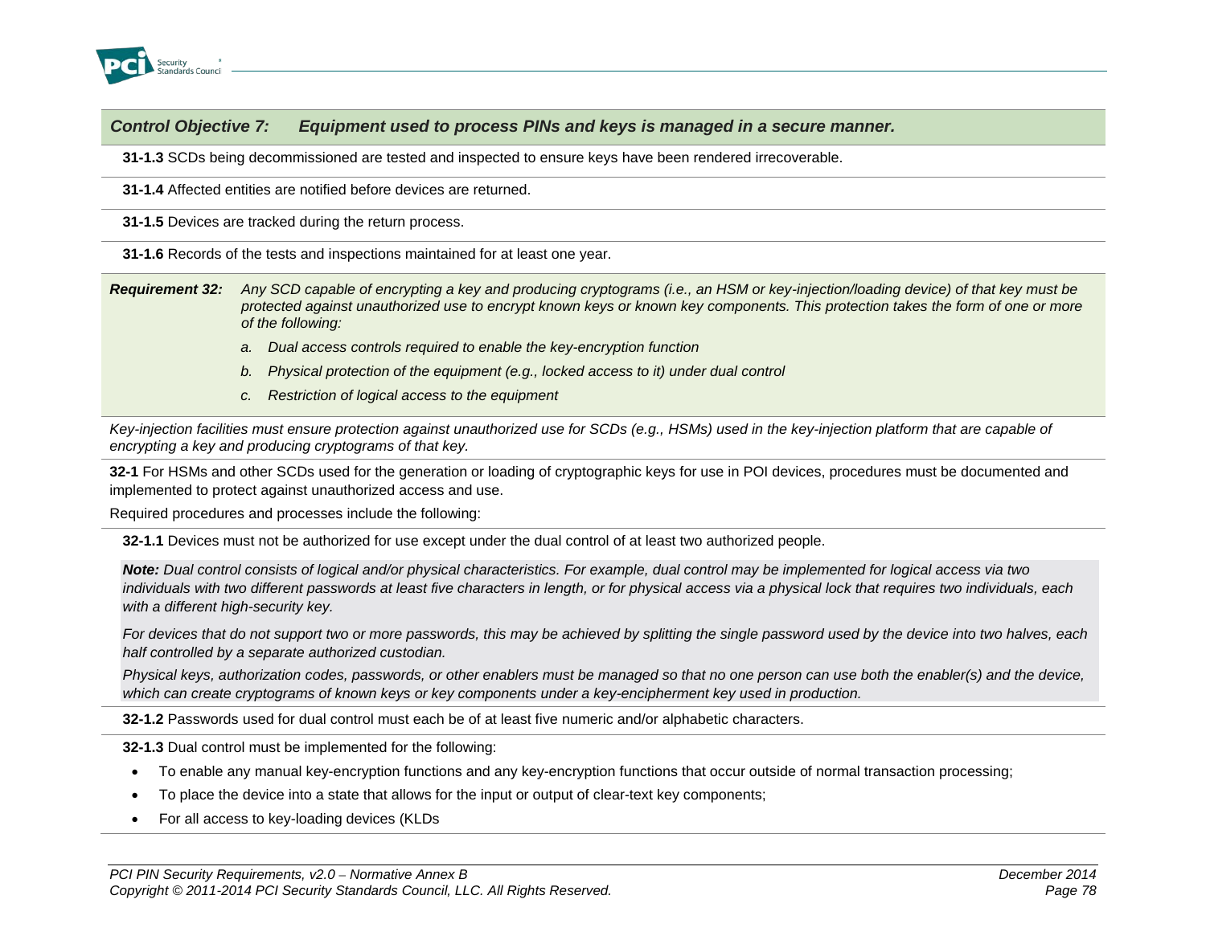***Control Objective 7: Equipment used to process PINs and keys is managed in a secure manner.***

**31-1.3** SCDs being decommissioned are tested and inspected to ensure keys have been rendered irrecoverable.

**31-1.4** Affected entities are notified before devices are returned.

**31-1.5** Devices are tracked during the return process.

**31-1.6** Records of the tests and inspections maintained for at least one year.

***Requirement 32:*** *Any SCD capable of encrypting a key and producing cryptograms (i.e., an HSM or key-injection/loading device) of that key must be protected against unauthorized use to encrypt known keys or known key components. This protection takes the form of one or more of the following:*

*a. Dual access controls required to enable the key-encryption function*

*b. Physical protection of the equipment (e.g., locked access to it) under dual control*

*c. Restriction of logical access to the equipment*

*Key-injection facilities must ensure protection against unauthorized use for SCDs (e.g., HSMs) used in the key-injection platform that are capable of encrypting a key and producing cryptograms of that key.*

**32-1** For HSMs and other SCDs used for the generation or loading of cryptographic keys for use in POI devices, procedures must be documented and implemented to protect against unauthorized access and use.

Required procedures and processes include the following:

**32-1.1** Devices must not be authorized for use except under the dual control of at least two authorized people.

***Note:*** *Dual control consists of logical and/or physical characteristics. For example, dual control may be implemented for logical access via two individuals with two different passwords at least five characters in length, or for physical access via a physical lock that requires two individuals, each with a different high-security key.*

*For devices that do not support two or more passwords, this may be achieved by splitting the single password used by the device into two halves, each half controlled by a separate authorized custodian.*

*Physical keys, authorization codes, passwords, or other enablers must be managed so that no one person can use both the enabler(s) and the device, which can create cryptograms of known keys or key components under a key-encipherment key used in production.*

**32-1.2** Passwords used for dual control must each be of at least five numeric and/or alphabetic characters.

**32-1.3** Dual control must be implemented for the following:

- To enable any manual key-encryption functions and any key-encryption functions that occur outside of normal transaction processing;
- To place the device into a state that allows for the input or output of clear-text key components;
- For all access to key-loading devices (KLDs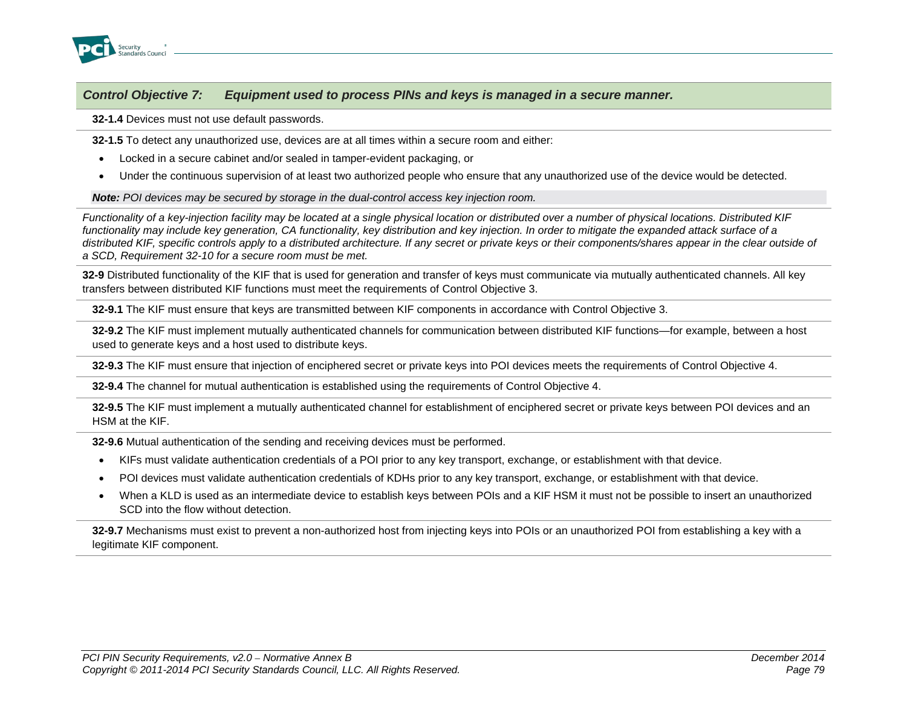***Control Objective 7: Equipment used to process PINs and keys is managed in a secure manner.***

**32-1.4** Devices must not use default passwords.

**32-1.5** To detect any unauthorized use, devices are at all times within a secure room and either:

- Locked in a secure cabinet and/or sealed in tamper-evident packaging, or
- Under the continuous supervision of at least two authorized people who ensure that any unauthorized use of the device would be detected.

***Note:** POI devices may be secured by storage in the dual-control access key injection room.*

*Functionality of a key-injection facility may be located at a single physical location or distributed over a number of physical locations. Distributed KIF functionality may include key generation, CA functionality, key distribution and key injection. In order to mitigate the expanded attack surface of a distributed KIF, specific controls apply to a distributed architecture. If any secret or private keys or their components/shares appear in the clear outside of a SCD, Requirement 32-10 for a secure room must be met.*

**32-9** Distributed functionality of the KIF that is used for generation and transfer of keys must communicate via mutually authenticated channels. All key transfers between distributed KIF functions must meet the requirements of Control Objective 3.

**32-9.1** The KIF must ensure that keys are transmitted between KIF components in accordance with Control Objective 3.

**32-9.2** The KIF must implement mutually authenticated channels for communication between distributed KIF functions—for example, between a host used to generate keys and a host used to distribute keys.

**32-9.3** The KIF must ensure that injection of enciphered secret or private keys into POI devices meets the requirements of Control Objective 4.

**32-9.4** The channel for mutual authentication is established using the requirements of Control Objective 4.

**32-9.5** The KIF must implement a mutually authenticated channel for establishment of enciphered secret or private keys between POI devices and an HSM at the KIF.

**32-9.6** Mutual authentication of the sending and receiving devices must be performed.

- KIFs must validate authentication credentials of a POI prior to any key transport, exchange, or establishment with that device.
- POI devices must validate authentication credentials of KDHs prior to any key transport, exchange, or establishment with that device.
- When a KLD is used as an intermediate device to establish keys between POIs and a KIF HSM it must not be possible to insert an unauthorized SCD into the flow without detection.

**32-9.7** Mechanisms must exist to prevent a non-authorized host from injecting keys into POIs or an unauthorized POI from establishing a key with a legitimate KIF component.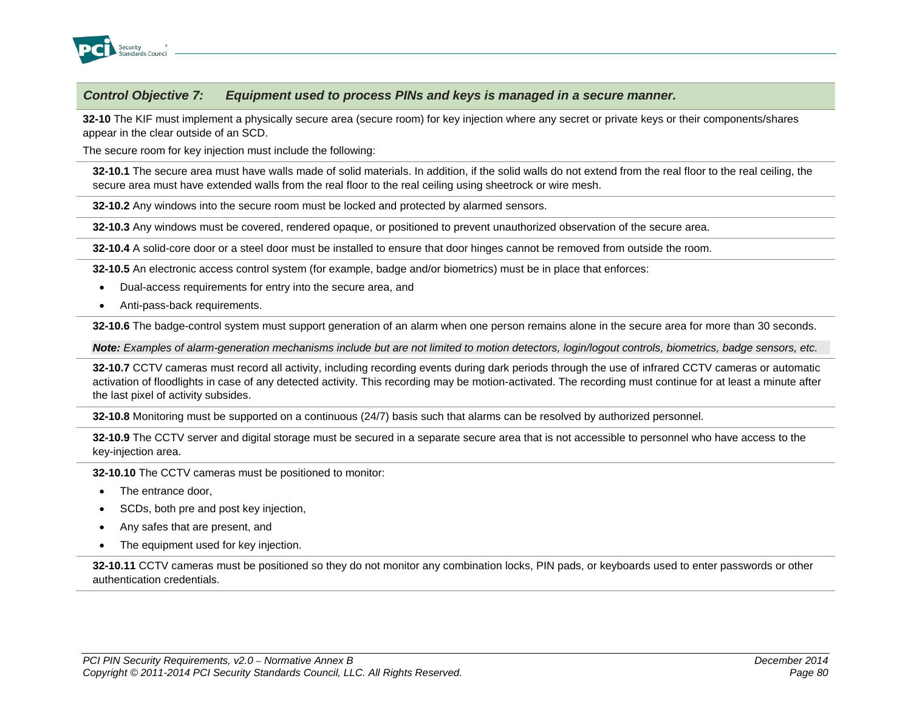## Control Objective 7: Equipment used to process PINs and keys is managed in a secure manner.

**32-10** The KIF must implement a physically secure area (secure room) for key injection where any secret or private keys or their components/shares appear in the clear outside of an SCD.

The secure room for key injection must include the following:

**32-10.1** The secure area must have walls made of solid materials. In addition, if the solid walls do not extend from the real floor to the real ceiling, the secure area must have extended walls from the real floor to the real ceiling using sheetrock or wire mesh.

**32-10.2** Any windows into the secure room must be locked and protected by alarmed sensors.

**32-10.3** Any windows must be covered, rendered opaque, or positioned to prevent unauthorized observation of the secure area.

**32-10.4** A solid-core door or a steel door must be installed to ensure that door hinges cannot be removed from outside the room.

**32-10.5** An electronic access control system (for example, badge and/or biometrics) must be in place that enforces:

- Dual-access requirements for entry into the secure area, and
- Anti-pass-back requirements.

**32-10.6** The badge-control system must support generation of an alarm when one person remains alone in the secure area for more than 30 seconds.

***Note:** Examples of alarm-generation mechanisms include but are not limited to motion detectors, login/logout controls, biometrics, badge sensors, etc.*

**32-10.7** CCTV cameras must record all activity, including recording events during dark periods through the use of infrared CCTV cameras or automatic activation of floodlights in case of any detected activity. This recording may be motion-activated. The recording must continue for at least a minute after the last pixel of activity subsides.

**32-10.8** Monitoring must be supported on a continuous (24/7) basis such that alarms can be resolved by authorized personnel.

**32-10.9** The CCTV server and digital storage must be secured in a separate secure area that is not accessible to personnel who have access to the key-injection area.

**32-10.10** The CCTV cameras must be positioned to monitor:

- The entrance door,
- SCDs, both pre and post key injection,
- Any safes that are present, and
- The equipment used for key injection.

**32-10.11** CCTV cameras must be positioned so they do not monitor any combination locks, PIN pads, or keyboards used to enter passwords or other authentication credentials.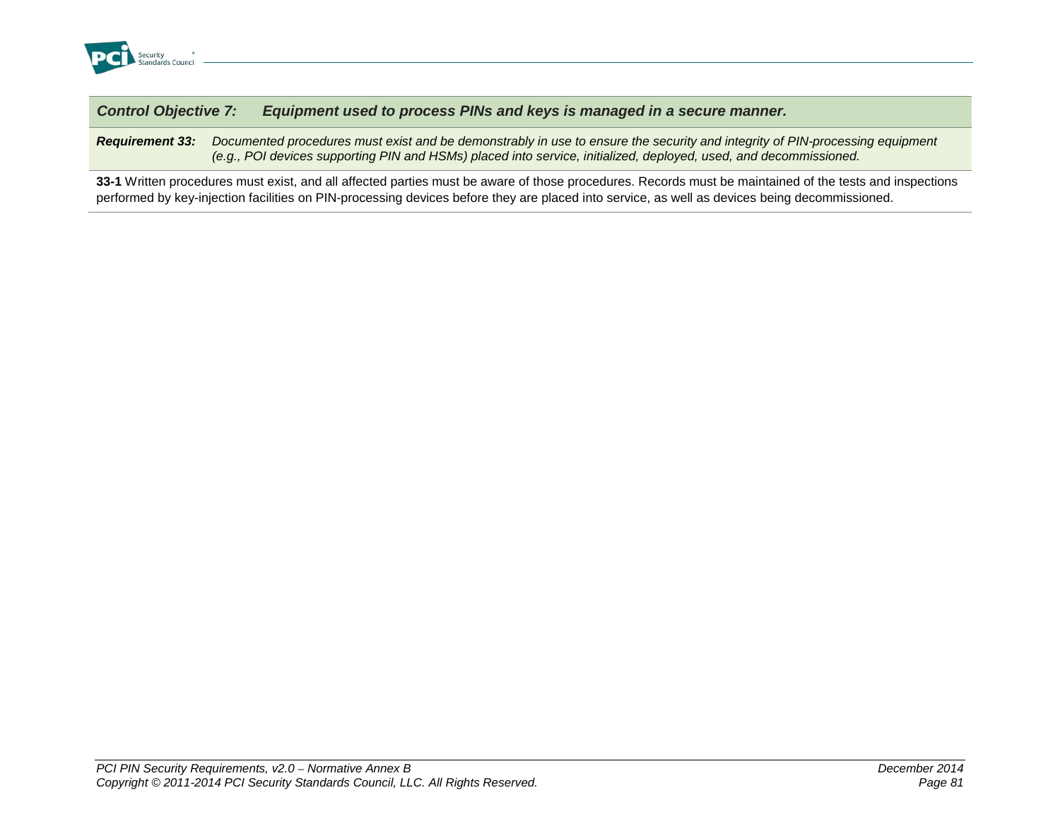### *Control Objective 7: Equipment used to process PINs and keys is managed in a secure manner.*

***Requirement 33:*** *Documented procedures must exist and be demonstrably in use to ensure the security and integrity of PIN-processing equipment (e.g., POI devices supporting PIN and HSMs) placed into service, initialized, deployed, used, and decommissioned.*

**33-1** Written procedures must exist, and all affected parties must be aware of those procedures. Records must be maintained of the tests and inspections performed by key-injection facilities on PIN-processing devices before they are placed into service, as well as devices being decommissioned.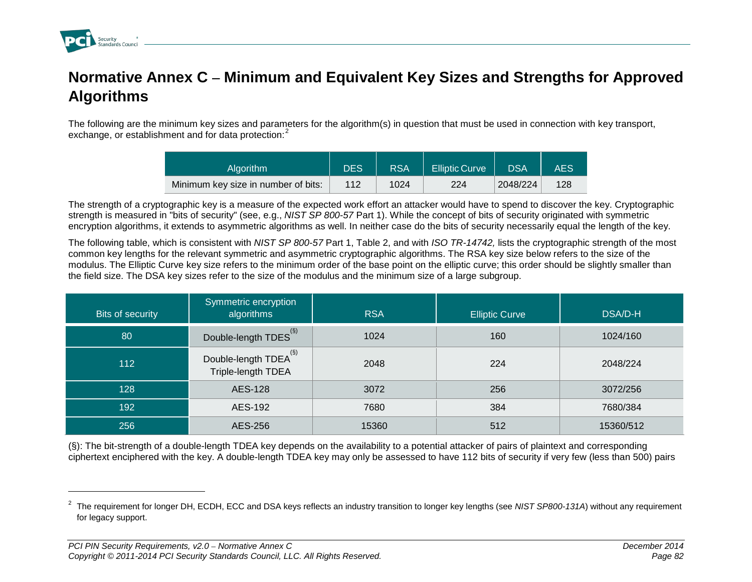# Normative Annex C – Minimum and Equivalent Key Sizes and Strengths for Approved Algorithms

The following are the minimum key sizes and parameters for the algorithm(s) in question that must be used in connection with key transport, exchange, or establishment and for data protection:[2]

| Algorithm | DES | RSA | Elliptic Curve | DSA | AES |
|---|---|---|---|---|---|
| Minimum key size in number of bits: | 112 | 1024 | 224 | 2048/224 | 128 |

The strength of a cryptographic key is a measure of the expected work effort an attacker would have to spend to discover the key. Cryptographic strength is measured in "bits of security" (see, e.g., *NIST SP 800-57* Part 1). While the concept of bits of security originated with symmetric encryption algorithms, it extends to asymmetric algorithms as well. In neither case do the bits of security necessarily equal the length of the key.

The following table, which is consistent with *NIST SP 800-57* Part 1, Table 2, and with *ISO TR-14742,* lists the cryptographic strength of the most common key lengths for the relevant symmetric and asymmetric cryptographic algorithms. The RSA key size below refers to the size of the modulus. The Elliptic Curve key size refers to the minimum order of the base point on the elliptic curve; this order should be slightly smaller than the field size. The DSA key sizes refer to the size of the modulus and the minimum size of a large subgroup.

| Bits of security | Symmetric encryption algorithms | RSA | Elliptic Curve | DSA/D-H |
|---|---|---|---|---|
| 80 | Double-length TDES(§) | 1024 | 160 | 1024/160 |
| 112 | Double-length TDEA(§)<br>Triple-length TDEA | 2048 | 224 | 2048/224 |
| 128 | AES-128 | 3072 | 256 | 3072/256 |
| 192 | AES-192 | 7680 | 384 | 7680/384 |
| 256 | AES-256 | 15360 | 512 | 15360/512 |

(§): The bit-strength of a double-length TDEA key depends on the availability to a potential attacker of pairs of plaintext and corresponding ciphertext enciphered with the key. A double-length TDEA key may only be assessed to have 112 bits of security if very few (less than 500) pairs

[2] The requirement for longer DH, ECDH, ECC and DSA keys reflects an industry transition to longer key lengths (see *NIST SP800-131A*) without any requirement for legacy support.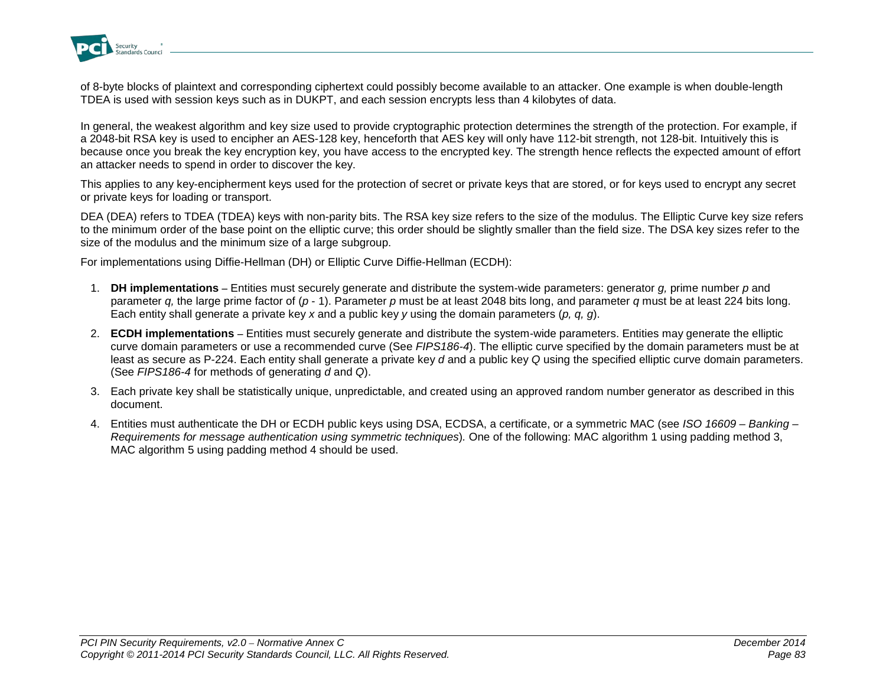of 8-byte blocks of plaintext and corresponding ciphertext could possibly become available to an attacker. One example is when double-length TDEA is used with session keys such as in DUKPT, and each session encrypts less than 4 kilobytes of data.

In general, the weakest algorithm and key size used to provide cryptographic protection determines the strength of the protection. For example, if a 2048-bit RSA key is used to encipher an AES-128 key, henceforth that AES key will only have 112-bit strength, not 128-bit. Intuitively this is because once you break the key encryption key, you have access to the encrypted key. The strength hence reflects the expected amount of effort an attacker needs to spend in order to discover the key.

This applies to any key-encipherment keys used for the protection of secret or private keys that are stored, or for keys used to encrypt any secret or private keys for loading or transport.

DEA (DEA) refers to TDEA (TDEA) keys with non-parity bits. The RSA key size refers to the size of the modulus. The Elliptic Curve key size refers to the minimum order of the base point on the elliptic curve; this order should be slightly smaller than the field size. The DSA key sizes refer to the size of the modulus and the minimum size of a large subgroup.

For implementations using Diffie-Hellman (DH) or Elliptic Curve Diffie-Hellman (ECDH):

1. **DH implementations** – Entities must securely generate and distribute the system-wide parameters: generator $g$, prime number $p$ and parameter $q$, the large prime factor of ($p$ - 1). Parameter $p$ must be at least 2048 bits long, and parameter $q$ must be at least 224 bits long. Each entity shall generate a private key $x$ and a public key $y$ using the domain parameters ($p, q, g$).
2. **ECDH implementations** – Entities must securely generate and distribute the system-wide parameters. Entities may generate the elliptic curve domain parameters or use a recommended curve (See *FIPS186-4*). The elliptic curve specified by the domain parameters must be at least as secure as P-224. Each entity shall generate a private key $d$ and a public key $Q$ using the specified elliptic curve domain parameters. (See *FIPS186-4* for methods of generating $d$ and $Q$).
3. Each private key shall be statistically unique, unpredictable, and created using an approved random number generator as described in this document.
4. Entities must authenticate the DH or ECDH public keys using DSA, ECDSA, a certificate, or a symmetric MAC (see *ISO 16609 – Banking – Requirements for message authentication using symmetric techniques*). One of the following: MAC algorithm 1 using padding method 3, MAC algorithm 5 using padding method 4 should be used.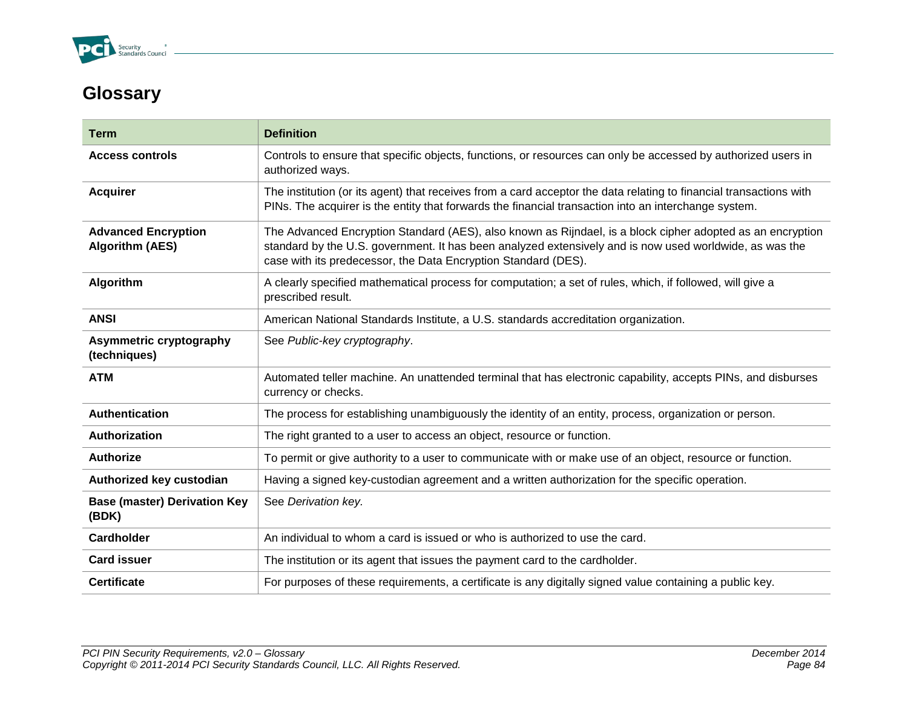## Glossary

| Term | Definition |
| --- | --- |
| **Access controls** | Controls to ensure that specific objects, functions, or resources can only be accessed by authorized users in authorized ways. |
| **Acquirer** | The institution (or its agent) that receives from a card acceptor the data relating to financial transactions with PINs. The acquirer is the entity that forwards the financial transaction into an interchange system. |
| **Advanced Encryption Algorithm (AES)** | The Advanced Encryption Standard (AES), also known as Rijndael, is a block cipher adopted as an encryption standard by the U.S. government. It has been analyzed extensively and is now used worldwide, as was the case with its predecessor, the Data Encryption Standard (DES). |
| **Algorithm** | A clearly specified mathematical process for computation; a set of rules, which, if followed, will give a prescribed result. |
| **ANSI** | American National Standards Institute, a U.S. standards accreditation organization. |
| **Asymmetric cryptography (techniques)** | See *Public-key cryptography*. |
| **ATM** | Automated teller machine. An unattended terminal that has electronic capability, accepts PINs, and disburses currency or checks. |
| **Authentication** | The process for establishing unambiguously the identity of an entity, process, organization or person. |
| **Authorization** | The right granted to a user to access an object, resource or function. |
| **Authorize** | To permit or give authority to a user to communicate with or make use of an object, resource or function. |
| **Authorized key custodian** | Having a signed key-custodian agreement and a written authorization for the specific operation. |
| **Base (master) Derivation Key (BDK)** | See *Derivation key*. |
| **Cardholder** | An individual to whom a card is issued or who is authorized to use the card. |
| **Card issuer** | The institution or its agent that issues the payment card to the cardholder. |
| **Certificate** | For purposes of these requirements, a certificate is any digitally signed value containing a public key. |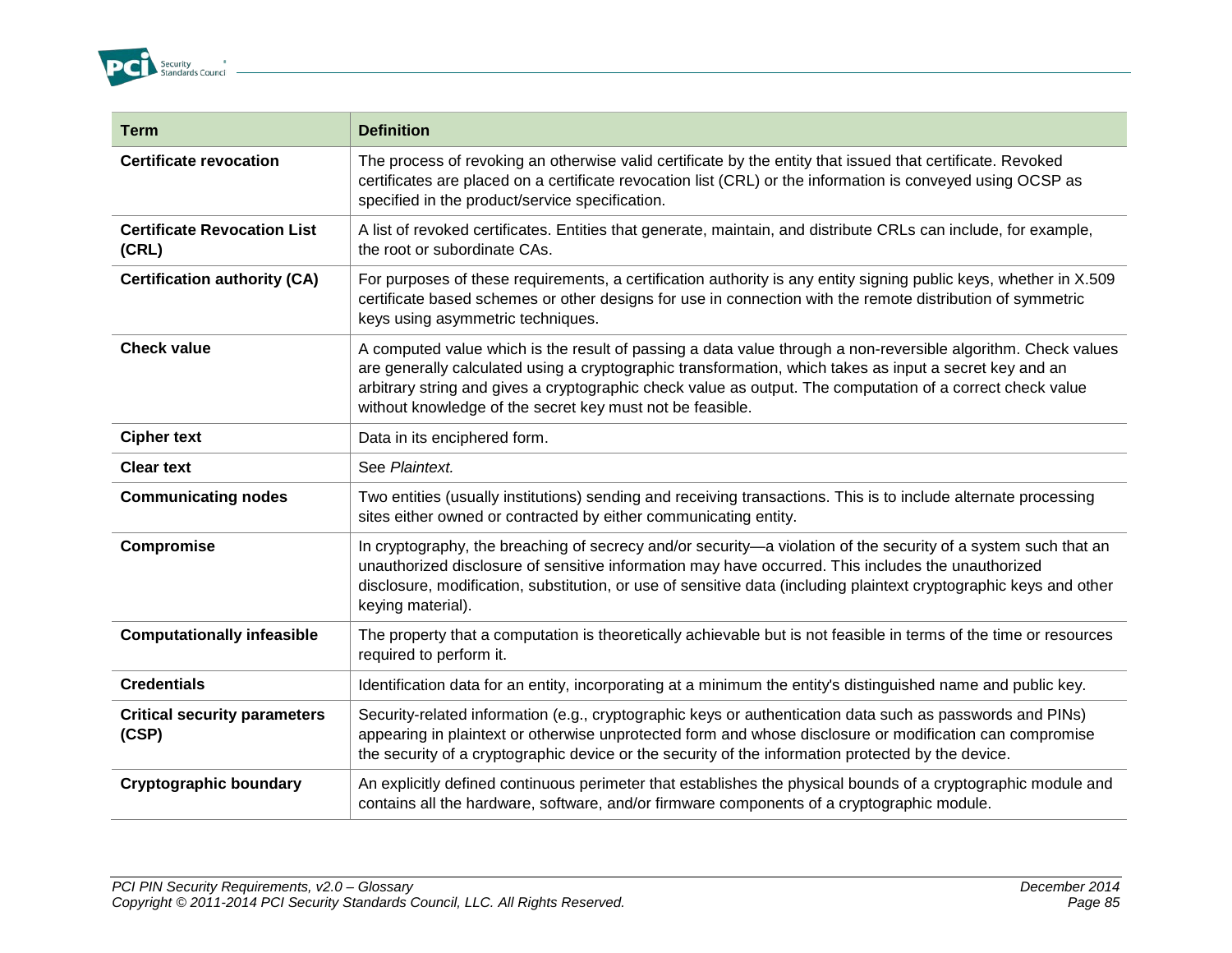| Term | Definition |
|---|---|
| **Certificate revocation** | The process of revoking an otherwise valid certificate by the entity that issued that certificate. Revoked certificates are placed on a certificate revocation list (CRL) or the information is conveyed using OCSP as specified in the product/service specification. |
| **Certificate Revocation List (CRL)** | A list of revoked certificates. Entities that generate, maintain, and distribute CRLs can include, for example, the root or subordinate CAs. |
| **Certification authority (CA)** | For purposes of these requirements, a certification authority is any entity signing public keys, whether in X.509 certificate based schemes or other designs for use in connection with the remote distribution of symmetric keys using asymmetric techniques. |
| **Check value** | A computed value which is the result of passing a data value through a non-reversible algorithm. Check values are generally calculated using a cryptographic transformation, which takes as input a secret key and an arbitrary string and gives a cryptographic check value as output. The computation of a correct check value without knowledge of the secret key must not be feasible. |
| **Cipher text** | Data in its enciphered form. |
| **Clear text** | See *Plaintext.* |
| **Communicating nodes** | Two entities (usually institutions) sending and receiving transactions. This is to include alternate processing sites either owned or contracted by either communicating entity. |
| **Compromise** | In cryptography, the breaching of secrecy and/or security—a violation of the security of a system such that an unauthorized disclosure of sensitive information may have occurred. This includes the unauthorized disclosure, modification, substitution, or use of sensitive data (including plaintext cryptographic keys and other keying material). |
| **Computationally infeasible** | The property that a computation is theoretically achievable but is not feasible in terms of the time or resources required to perform it. |
| **Credentials** | Identification data for an entity, incorporating at a minimum the entity's distinguished name and public key. |
| **Critical security parameters (CSP)** | Security-related information (e.g., cryptographic keys or authentication data such as passwords and PINs) appearing in plaintext or otherwise unprotected form and whose disclosure or modification can compromise the security of a cryptographic device or the security of the information protected by the device. |
| **Cryptographic boundary** | An explicitly defined continuous perimeter that establishes the physical bounds of a cryptographic module and contains all the hardware, software, and/or firmware components of a cryptographic module. |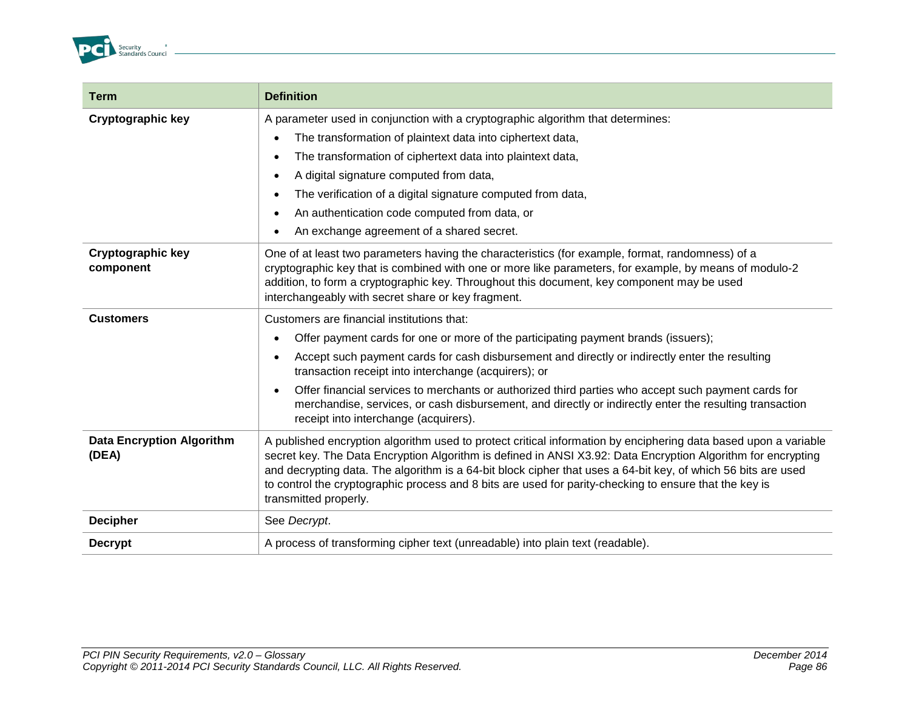| Term | Definition |
|---|---|
| **Cryptographic key** | A parameter used in conjunction with a cryptographic algorithm that determines:<br>• The transformation of plaintext data into ciphertext data,<br>• The transformation of ciphertext data into plaintext data,<br>• A digital signature computed from data,<br>• The verification of a digital signature computed from data,<br>• An authentication code computed from data, or<br>• An exchange agreement of a shared secret. |
| **Cryptographic key component** | One of at least two parameters having the characteristics (for example, format, randomness) of a cryptographic key that is combined with one or more like parameters, for example, by means of modulo-2 addition, to form a cryptographic key. Throughout this document, key component may be used interchangeably with secret share or key fragment. |
| **Customers** | Customers are financial institutions that:<br>• Offer payment cards for one or more of the participating payment brands (issuers);<br>• Accept such payment cards for cash disbursement and directly or indirectly enter the resulting transaction receipt into interchange (acquirers); or<br>• Offer financial services to merchants or authorized third parties who accept such payment cards for merchandise, services, or cash disbursement, and directly or indirectly enter the resulting transaction receipt into interchange (acquirers). |
| **Data Encryption Algorithm (DEA)** | A published encryption algorithm used to protect critical information by enciphering data based upon a variable secret key. The Data Encryption Algorithm is defined in ANSI X3.92: Data Encryption Algorithm for encrypting and decrypting data. The algorithm is a 64-bit block cipher that uses a 64-bit key, of which 56 bits are used to control the cryptographic process and 8 bits are used for parity-checking to ensure that the key is transmitted properly. |
| **Decipher** | See *Decrypt*. |
| **Decrypt** | A process of transforming cipher text (unreadable) into plain text (readable). |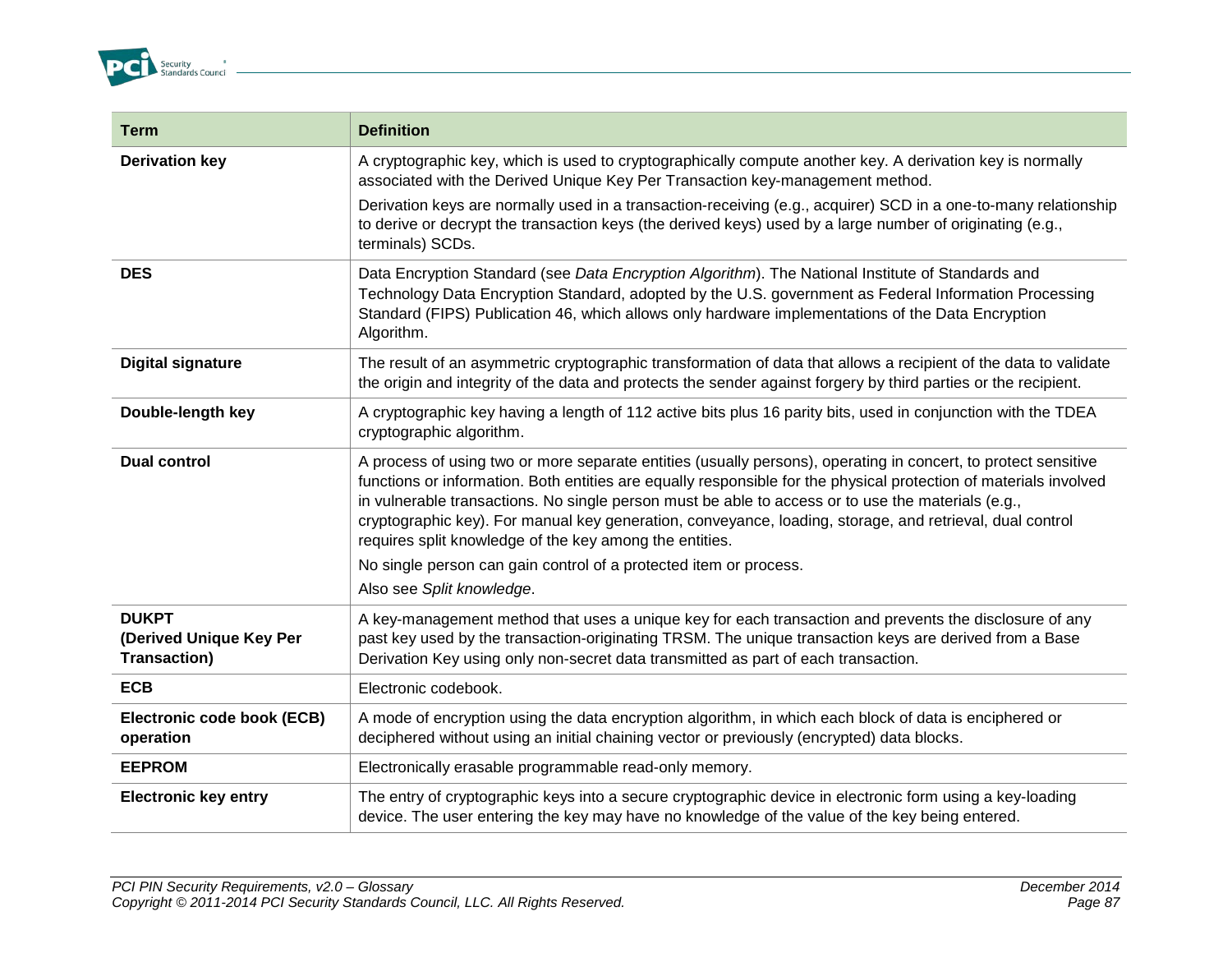| Term | Definition |
|---|---|
| **Derivation key** | A cryptographic key, which is used to cryptographically compute another key. A derivation key is normally associated with the Derived Unique Key Per Transaction key-management method.<br><br>Derivation keys are normally used in a transaction-receiving (e.g., acquirer) SCD in a one-to-many relationship to derive or decrypt the transaction keys (the derived keys) used by a large number of originating (e.g., terminals) SCDs. |
| **DES** | Data Encryption Standard (see *Data Encryption Algorithm*). The National Institute of Standards and Technology Data Encryption Standard, adopted by the U.S. government as Federal Information Processing Standard (FIPS) Publication 46, which allows only hardware implementations of the Data Encryption Algorithm. |
| **Digital signature** | The result of an asymmetric cryptographic transformation of data that allows a recipient of the data to validate the origin and integrity of the data and protects the sender against forgery by third parties or the recipient. |
| **Double-length key** | A cryptographic key having a length of 112 active bits plus 16 parity bits, used in conjunction with the TDEA cryptographic algorithm. |
| **Dual control** | A process of using two or more separate entities (usually persons), operating in concert, to protect sensitive functions or information. Both entities are equally responsible for the physical protection of materials involved in vulnerable transactions. No single person must be able to access or to use the materials (e.g., cryptographic key). For manual key generation, conveyance, loading, storage, and retrieval, dual control requires split knowledge of the key among the entities.<br><br>No single person can gain control of a protected item or process.<br><br>Also see *Split knowledge*. |
| **DUKPT (Derived Unique Key Per Transaction)** | A key-management method that uses a unique key for each transaction and prevents the disclosure of any past key used by the transaction-originating TRSM. The unique transaction keys are derived from a Base Derivation Key using only non-secret data transmitted as part of each transaction. |
| **ECB** | Electronic codebook. |
| **Electronic code book (ECB) operation** | A mode of encryption using the data encryption algorithm, in which each block of data is enciphered or deciphered without using an initial chaining vector or previously (encrypted) data blocks. |
| **EEPROM** | Electronically erasable programmable read-only memory. |
| **Electronic key entry** | The entry of cryptographic keys into a secure cryptographic device in electronic form using a key-loading device. The user entering the key may have no knowledge of the value of the key being entered. |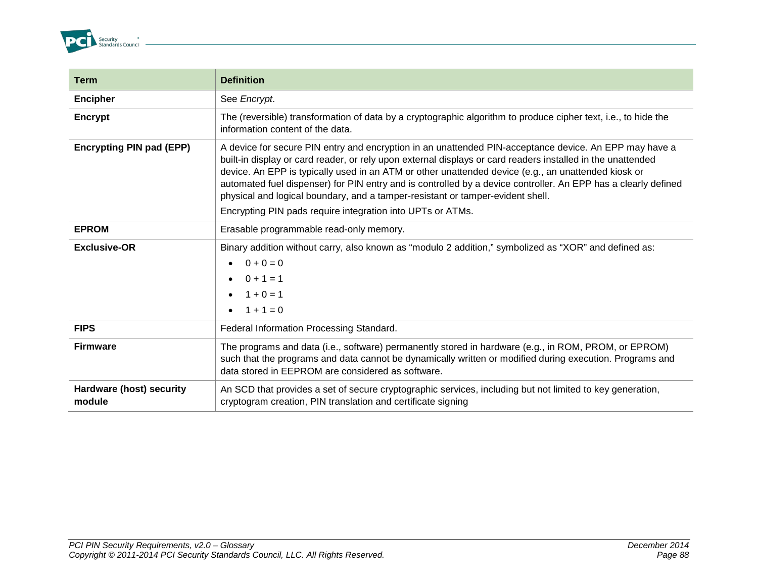| Term | Definition |
|---|---|
| **Encipher** | See *Encrypt*. |
| **Encrypt** | The (reversible) transformation of data by a cryptographic algorithm to produce cipher text, i.e., to hide the information content of the data. |
| **Encrypting PIN pad (EPP)** | A device for secure PIN entry and encryption in an unattended PIN-acceptance device. An EPP may have a built-in display or card reader, or rely upon external displays or card readers installed in the unattended device. An EPP is typically used in an ATM or other unattended device (e.g., an unattended kiosk or automated fuel dispenser) for PIN entry and is controlled by a device controller. An EPP has a clearly defined physical and logical boundary, and a tamper-resistant or tamper-evident shell.<br><br>Encrypting PIN pads require integration into UPTs or ATMs. |
| **EPROM** | Erasable programmable read-only memory. |
| **Exclusive-OR** | Binary addition without carry, also known as “modulo 2 addition,” symbolized as “XOR” and defined as:<br>• 0 + 0 = 0<br>• 0 + 1 = 1<br>• 1 + 0 = 1<br>• 1 + 1 = 0 |
| **FIPS** | Federal Information Processing Standard. |
| **Firmware** | The programs and data (i.e., software) permanently stored in hardware (e.g., in ROM, PROM, or EPROM) such that the programs and data cannot be dynamically written or modified during execution. Programs and data stored in EEPROM are considered as software. |
| **Hardware (host) security module** | An SCD that provides a set of secure cryptographic services, including but not limited to key generation, cryptogram creation, PIN translation and certificate signing |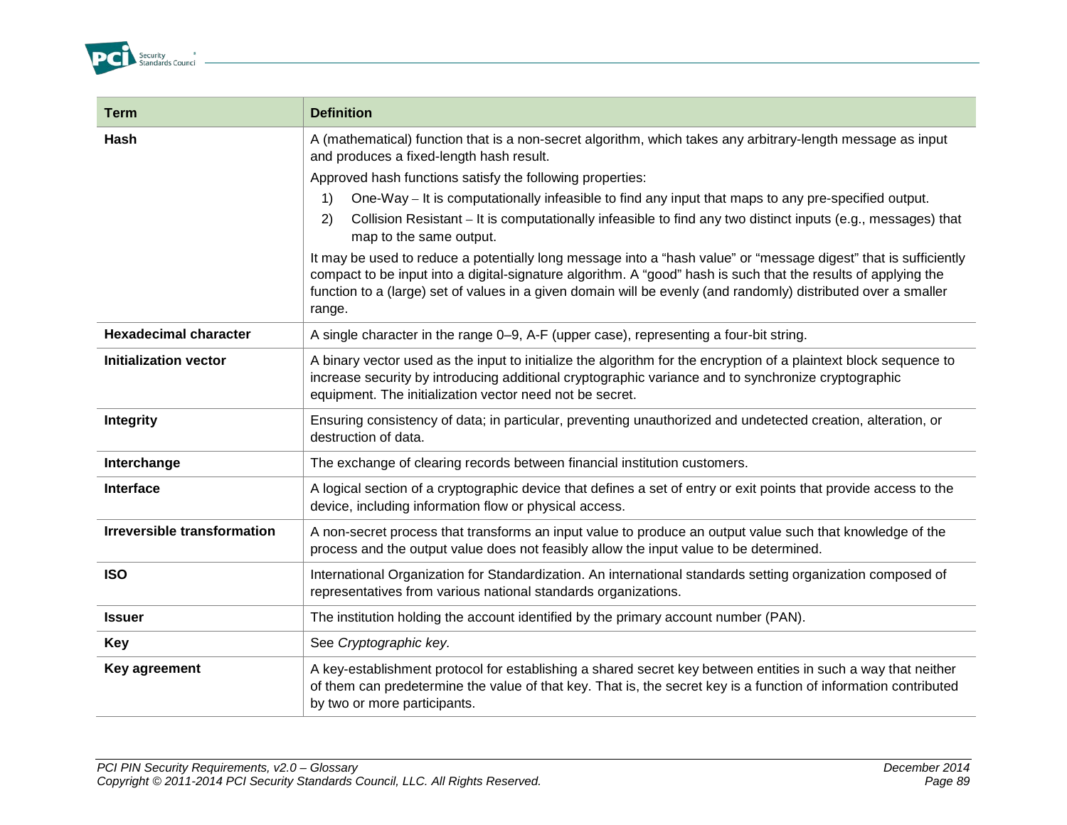| Term | Definition |
|---|---|
| **Hash** | A (mathematical) function that is a non-secret algorithm, which takes any arbitrary-length message as input and produces a fixed-length hash result.<br>Approved hash functions satisfy the following properties:<br>1) One-Way – It is computationally infeasible to find any input that maps to any pre-specified output.<br>2) Collision Resistant – It is computationally infeasible to find any two distinct inputs (e.g., messages) that map to the same output.<br>It may be used to reduce a potentially long message into a "hash value" or "message digest" that is sufficiently compact to be input into a digital-signature algorithm. A "good" hash is such that the results of applying the function to a (large) set of values in a given domain will be evenly (and randomly) distributed over a smaller range. |
| **Hexadecimal character** | A single character in the range 0–9, A-F (upper case), representing a four-bit string. |
| **Initialization vector** | A binary vector used as the input to initialize the algorithm for the encryption of a plaintext block sequence to increase security by introducing additional cryptographic variance and to synchronize cryptographic equipment. The initialization vector need not be secret. |
| **Integrity** | Ensuring consistency of data; in particular, preventing unauthorized and undetected creation, alteration, or destruction of data. |
| **Interchange** | The exchange of clearing records between financial institution customers. |
| **Interface** | A logical section of a cryptographic device that defines a set of entry or exit points that provide access to the device, including information flow or physical access. |
| **Irreversible transformation** | A non-secret process that transforms an input value to produce an output value such that knowledge of the process and the output value does not feasibly allow the input value to be determined. |
| **ISO** | International Organization for Standardization. An international standards setting organization composed of representatives from various national standards organizations. |
| **Issuer** | The institution holding the account identified by the primary account number (PAN). |
| **Key** | See *Cryptographic key.* |
| **Key agreement** | A key-establishment protocol for establishing a shared secret key between entities in such a way that neither of them can predetermine the value of that key. That is, the secret key is a function of information contributed by two or more participants. |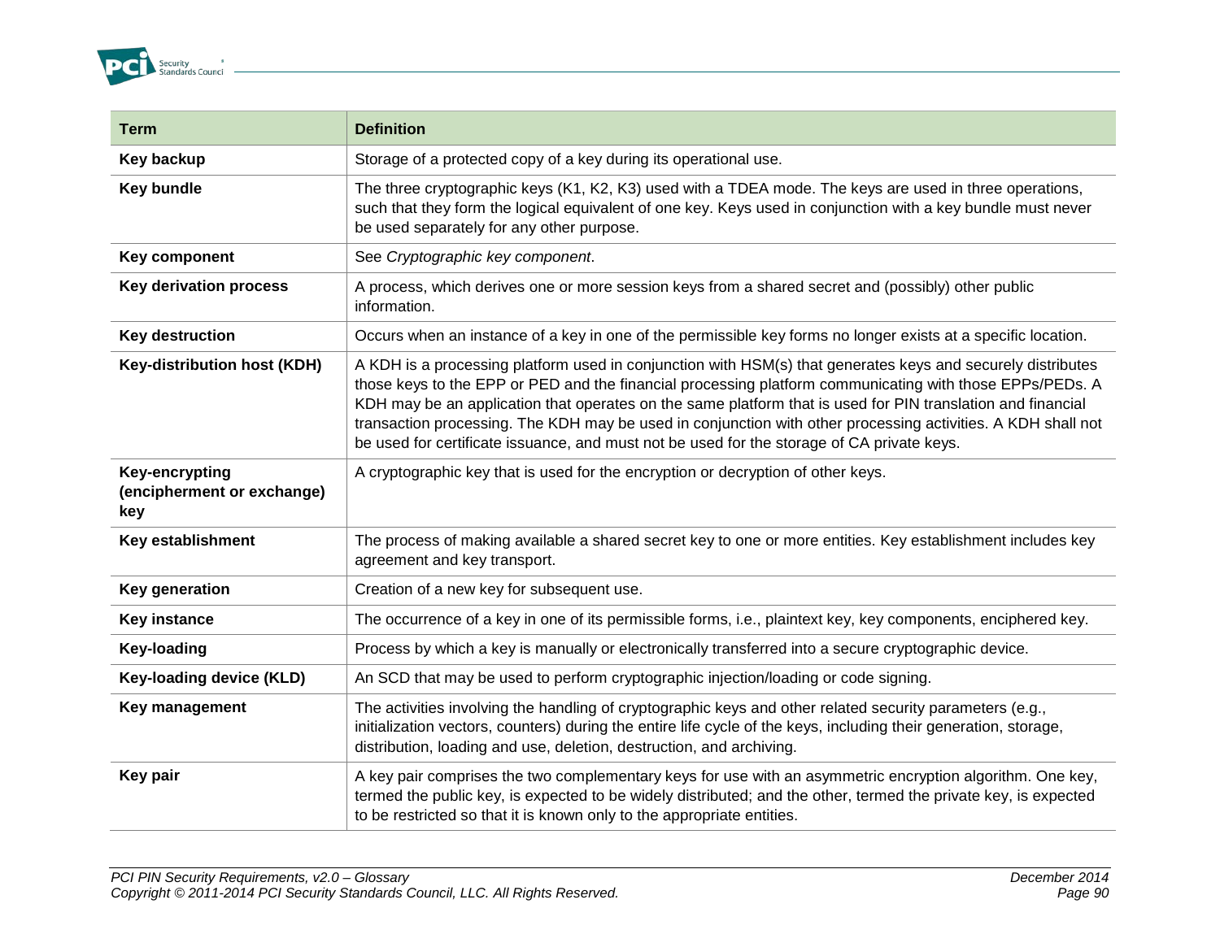| Term | Definition |
| --- | --- |
| **Key backup** | Storage of a protected copy of a key during its operational use. |
| **Key bundle** | The three cryptographic keys (K1, K2, K3) used with a TDEA mode. The keys are used in three operations, such that they form the logical equivalent of one key. Keys used in conjunction with a key bundle must never be used separately for any other purpose. |
| **Key component** | See *Cryptographic key component*. |
| **Key derivation process** | A process, which derives one or more session keys from a shared secret and (possibly) other public information. |
| **Key destruction** | Occurs when an instance of a key in one of the permissible key forms no longer exists at a specific location. |
| **Key-distribution host (KDH)** | A KDH is a processing platform used in conjunction with HSM(s) that generates keys and securely distributes those keys to the EPP or PED and the financial processing platform communicating with those EPPs/PEDs. A KDH may be an application that operates on the same platform that is used for PIN translation and financial transaction processing. The KDH may be used in conjunction with other processing activities. A KDH shall not be used for certificate issuance, and must not be used for the storage of CA private keys. |
| **Key-encrypting (encipherment or exchange) key** | A cryptographic key that is used for the encryption or decryption of other keys. |
| **Key establishment** | The process of making available a shared secret key to one or more entities. Key establishment includes key agreement and key transport. |
| **Key generation** | Creation of a new key for subsequent use. |
| **Key instance** | The occurrence of a key in one of its permissible forms, i.e., plaintext key, key components, enciphered key. |
| **Key-loading** | Process by which a key is manually or electronically transferred into a secure cryptographic device. |
| **Key-loading device (KLD)** | An SCD that may be used to perform cryptographic injection/loading or code signing. |
| **Key management** | The activities involving the handling of cryptographic keys and other related security parameters (e.g., initialization vectors, counters) during the entire life cycle of the keys, including their generation, storage, distribution, loading and use, deletion, destruction, and archiving. |
| **Key pair** | A key pair comprises the two complementary keys for use with an asymmetric encryption algorithm. One key, termed the public key, is expected to be widely distributed; and the other, termed the private key, is expected to be restricted so that it is known only to the appropriate entities. |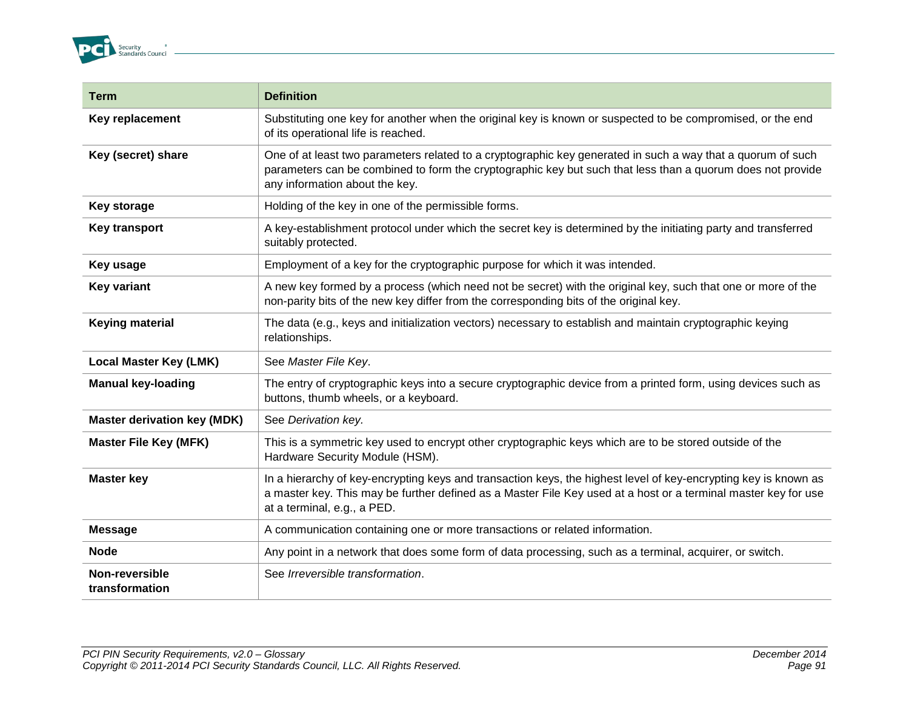| Term | Definition |
|---|---|
| **Key replacement** | Substituting one key for another when the original key is known or suspected to be compromised, or the end of its operational life is reached. |
| **Key (secret) share** | One of at least two parameters related to a cryptographic key generated in such a way that a quorum of such parameters can be combined to form the cryptographic key but such that less than a quorum does not provide any information about the key. |
| **Key storage** | Holding of the key in one of the permissible forms. |
| **Key transport** | A key-establishment protocol under which the secret key is determined by the initiating party and transferred suitably protected. |
| **Key usage** | Employment of a key for the cryptographic purpose for which it was intended. |
| **Key variant** | A new key formed by a process (which need not be secret) with the original key, such that one or more of the non-parity bits of the new key differ from the corresponding bits of the original key. |
| **Keying material** | The data (e.g., keys and initialization vectors) necessary to establish and maintain cryptographic keying relationships. |
| **Local Master Key (LMK)** | See *Master File Key*. |
| **Manual key-loading** | The entry of cryptographic keys into a secure cryptographic device from a printed form, using devices such as buttons, thumb wheels, or a keyboard. |
| **Master derivation key (MDK)** | See *Derivation key*. |
| **Master File Key (MFK)** | This is a symmetric key used to encrypt other cryptographic keys which are to be stored outside of the Hardware Security Module (HSM). |
| **Master key** | In a hierarchy of key-encrypting keys and transaction keys, the highest level of key-encrypting key is known as a master key. This may be further defined as a Master File Key used at a host or a terminal master key for use at a terminal, e.g., a PED. |
| **Message** | A communication containing one or more transactions or related information. |
| **Node** | Any point in a network that does some form of data processing, such as a terminal, acquirer, or switch. |
| **Non-reversible transformation** | See *Irreversible transformation*. |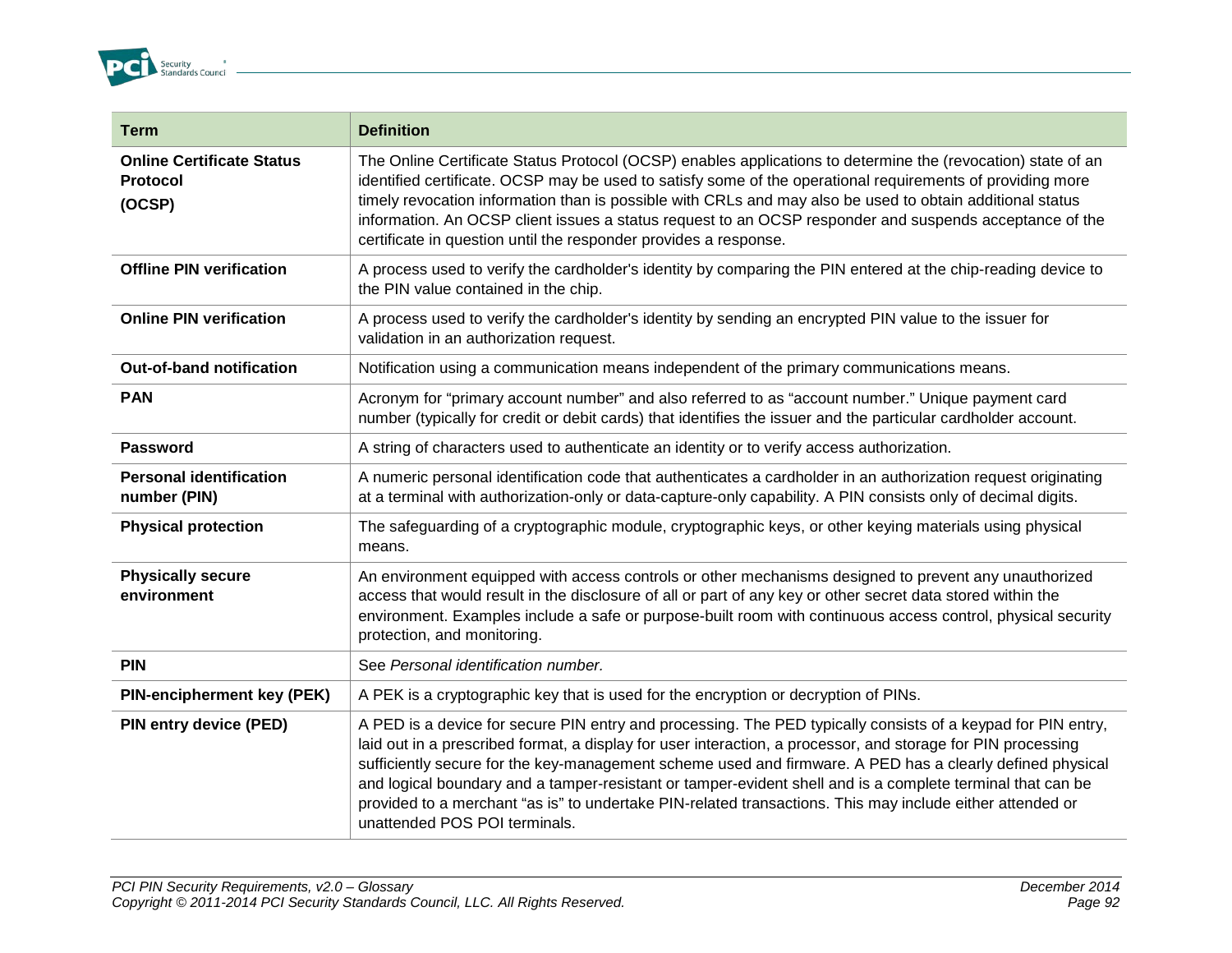| Term | Definition |
|---|---|
| **Online Certificate Status Protocol (OCSP)** | The Online Certificate Status Protocol (OCSP) enables applications to determine the (revocation) state of an identified certificate. OCSP may be used to satisfy some of the operational requirements of providing more timely revocation information than is possible with CRLs and may also be used to obtain additional status information. An OCSP client issues a status request to an OCSP responder and suspends acceptance of the certificate in question until the responder provides a response. |
| **Offline PIN verification** | A process used to verify the cardholder's identity by comparing the PIN entered at the chip-reading device to the PIN value contained in the chip. |
| **Online PIN verification** | A process used to verify the cardholder's identity by sending an encrypted PIN value to the issuer for validation in an authorization request. |
| **Out-of-band notification** | Notification using a communication means independent of the primary communications means. |
| **PAN** | Acronym for "primary account number" and also referred to as "account number." Unique payment card number (typically for credit or debit cards) that identifies the issuer and the particular cardholder account. |
| **Password** | A string of characters used to authenticate an identity or to verify access authorization. |
| **Personal identification number (PIN)** | A numeric personal identification code that authenticates a cardholder in an authorization request originating at a terminal with authorization-only or data-capture-only capability. A PIN consists only of decimal digits. |
| **Physical protection** | The safeguarding of a cryptographic module, cryptographic keys, or other keying materials using physical means. |
| **Physically secure environment** | An environment equipped with access controls or other mechanisms designed to prevent any unauthorized access that would result in the disclosure of all or part of any key or other secret data stored within the environment. Examples include a safe or purpose-built room with continuous access control, physical security protection, and monitoring. |
| **PIN** | See *Personal identification number.* |
| **PIN-encipherment key (PEK)** | A PEK is a cryptographic key that is used for the encryption or decryption of PINs. |
| **PIN entry device (PED)** | A PED is a device for secure PIN entry and processing. The PED typically consists of a keypad for PIN entry, laid out in a prescribed format, a display for user interaction, a processor, and storage for PIN processing sufficiently secure for the key-management scheme used and firmware. A PED has a clearly defined physical and logical boundary and a tamper-resistant or tamper-evident shell and is a complete terminal that can be provided to a merchant "as is" to undertake PIN-related transactions. This may include either attended or unattended POS POI terminals. |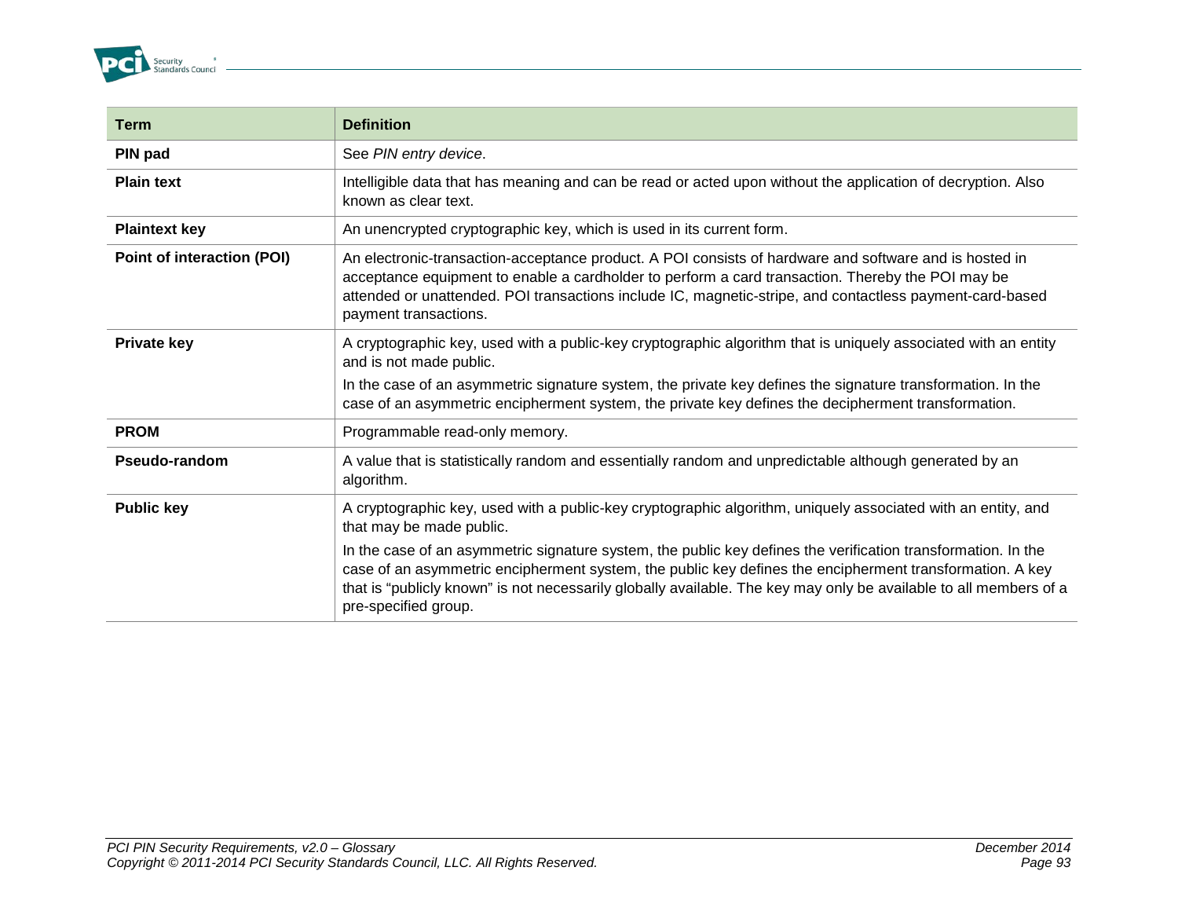| Term | Definition |
| --- | --- |
| **PIN pad** | See *PIN entry device*. |
| **Plain text** | Intelligible data that has meaning and can be read or acted upon without the application of decryption. Also known as clear text. |
| **Plaintext key** | An unencrypted cryptographic key, which is used in its current form. |
| **Point of interaction (POI)** | An electronic-transaction-acceptance product. A POI consists of hardware and software and is hosted in acceptance equipment to enable a cardholder to perform a card transaction. Thereby the POI may be attended or unattended. POI transactions include IC, magnetic-stripe, and contactless payment-card-based payment transactions. |
| **Private key** | A cryptographic key, used with a public-key cryptographic algorithm that is uniquely associated with an entity and is not made public. In the case of an asymmetric signature system, the private key defines the signature transformation. In the case of an asymmetric encipherment system, the private key defines the decipherment transformation. |
| **PROM** | Programmable read-only memory. |
| **Pseudo-random** | A value that is statistically random and essentially random and unpredictable although generated by an algorithm. |
| **Public key** | A cryptographic key, used with a public-key cryptographic algorithm, uniquely associated with an entity, and that may be made public. In the case of an asymmetric signature system, the public key defines the verification transformation. In the case of an asymmetric encipherment system, the public key defines the encipherment transformation. A key that is "publicly known" is not necessarily globally available. The key may only be available to all members of a pre-specified group. |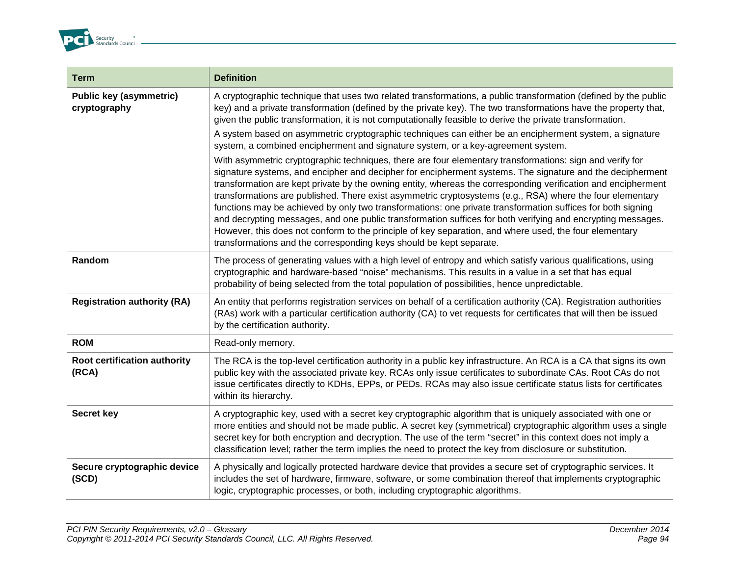| Term | Definition |
|---|---|
| **Public key (asymmetric) cryptography** | A cryptographic technique that uses two related transformations, a public transformation (defined by the public key) and a private transformation (defined by the private key). The two transformations have the property that, given the public transformation, it is not computationally feasible to derive the private transformation.<br><br>A system based on asymmetric cryptographic techniques can either be an encipherment system, a signature system, a combined encipherment and signature system, or a key-agreement system.<br><br>With asymmetric cryptographic techniques, there are four elementary transformations: sign and verify for signature systems, and encipher and decipher for encipherment systems. The signature and the decipherment transformation are kept private by the owning entity, whereas the corresponding verification and encipherment transformations are published. There exist asymmetric cryptosystems (e.g., RSA) where the four elementary functions may be achieved by only two transformations: one private transformation suffices for both signing and decrypting messages, and one public transformation suffices for both verifying and encrypting messages. However, this does not conform to the principle of key separation, and where used, the four elementary transformations and the corresponding keys should be kept separate. |
| **Random** | The process of generating values with a high level of entropy and which satisfy various qualifications, using cryptographic and hardware-based "noise" mechanisms. This results in a value in a set that has equal probability of being selected from the total population of possibilities, hence unpredictable. |
| **Registration authority (RA)** | An entity that performs registration services on behalf of a certification authority (CA). Registration authorities (RAs) work with a particular certification authority (CA) to vet requests for certificates that will then be issued by the certification authority. |
| **ROM** | Read-only memory. |
| **Root certification authority (RCA)** | The RCA is the top-level certification authority in a public key infrastructure. An RCA is a CA that signs its own public key with the associated private key. RCAs only issue certificates to subordinate CAs. Root CAs do not issue certificates directly to KDHs, EPPs, or PEDs. RCAs may also issue certificate status lists for certificates within its hierarchy. |
| **Secret key** | A cryptographic key, used with a secret key cryptographic algorithm that is uniquely associated with one or more entities and should not be made public. A secret key (symmetrical) cryptographic algorithm uses a single secret key for both encryption and decryption. The use of the term "secret" in this context does not imply a classification level; rather the term implies the need to protect the key from disclosure or substitution. |
| **Secure cryptographic device (SCD)** | A physically and logically protected hardware device that provides a secure set of cryptographic services. It includes the set of hardware, firmware, software, or some combination thereof that implements cryptographic logic, cryptographic processes, or both, including cryptographic algorithms. |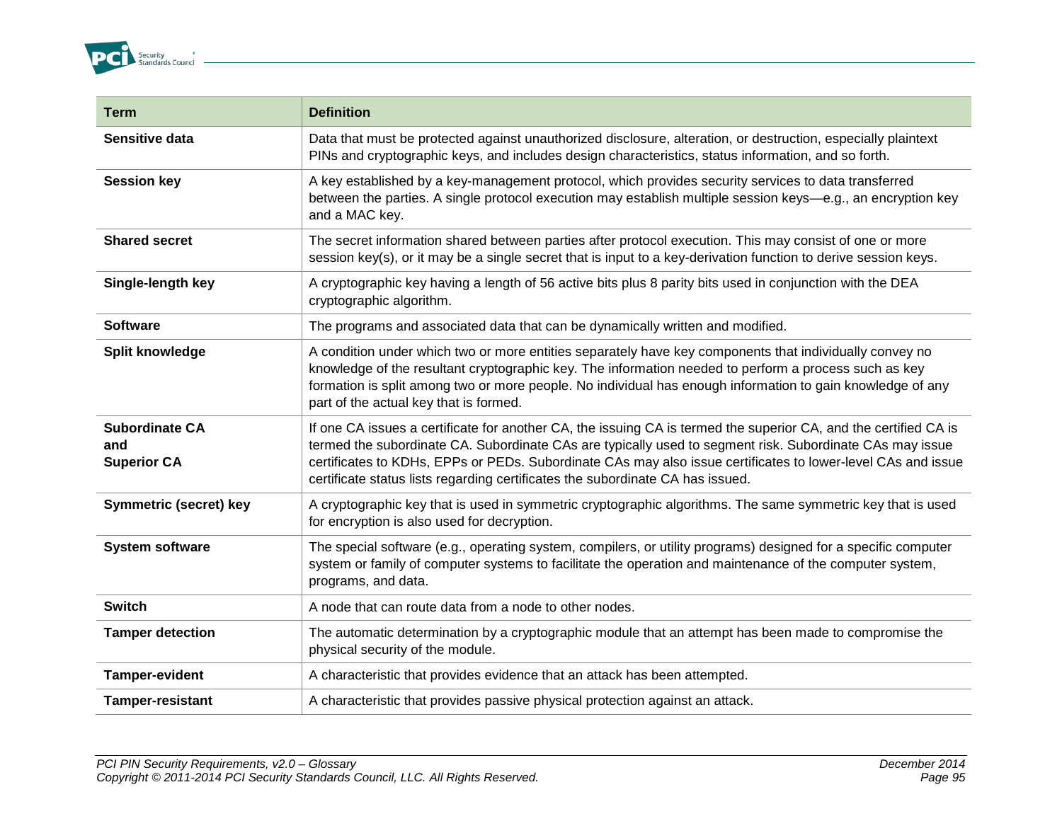| Term | Definition |
|---|---|
| **Sensitive data** | Data that must be protected against unauthorized disclosure, alteration, or destruction, especially plaintext PINs and cryptographic keys, and includes design characteristics, status information, and so forth. |
| **Session key** | A key established by a key-management protocol, which provides security services to data transferred between the parties. A single protocol execution may establish multiple session keys—e.g., an encryption key and a MAC key. |
| **Shared secret** | The secret information shared between parties after protocol execution. This may consist of one or more session key(s), or it may be a single secret that is input to a key-derivation function to derive session keys. |
| **Single-length key** | A cryptographic key having a length of 56 active bits plus 8 parity bits used in conjunction with the DEA cryptographic algorithm. |
| **Software** | The programs and associated data that can be dynamically written and modified. |
| **Split knowledge** | A condition under which two or more entities separately have key components that individually convey no knowledge of the resultant cryptographic key. The information needed to perform a process such as key formation is split among two or more people. No individual has enough information to gain knowledge of any part of the actual key that is formed. |
| **Subordinate CA and Superior CA** | If one CA issues a certificate for another CA, the issuing CA is termed the superior CA, and the certified CA is termed the subordinate CA. Subordinate CAs are typically used to segment risk. Subordinate CAs may issue certificates to KDHs, EPPs or PEDs. Subordinate CAs may also issue certificates to lower-level CAs and issue certificate status lists regarding certificates the subordinate CA has issued. |
| **Symmetric (secret) key** | A cryptographic key that is used in symmetric cryptographic algorithms. The same symmetric key that is used for encryption is also used for decryption. |
| **System software** | The special software (e.g., operating system, compilers, or utility programs) designed for a specific computer system or family of computer systems to facilitate the operation and maintenance of the computer system, programs, and data. |
| **Switch** | A node that can route data from a node to other nodes. |
| **Tamper detection** | The automatic determination by a cryptographic module that an attempt has been made to compromise the physical security of the module. |
| **Tamper-evident** | A characteristic that provides evidence that an attack has been attempted. |
| **Tamper-resistant** | A characteristic that provides passive physical protection against an attack. |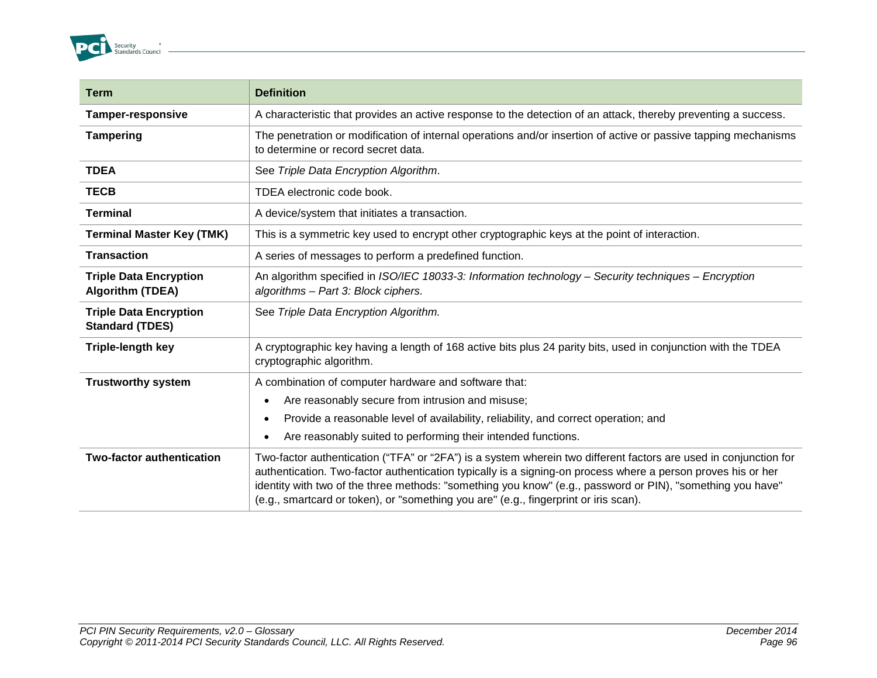| Term | Definition |
|---|---|
| **Tamper-responsive** | A characteristic that provides an active response to the detection of an attack, thereby preventing a success. |
| **Tampering** | The penetration or modification of internal operations and/or insertion of active or passive tapping mechanisms to determine or record secret data. |
| **TDEA** | See *Triple Data Encryption Algorithm*. |
| **TECB** | TDEA electronic code book. |
| **Terminal** | A device/system that initiates a transaction. |
| **Terminal Master Key (TMK)** | This is a symmetric key used to encrypt other cryptographic keys at the point of interaction. |
| **Transaction** | A series of messages to perform a predefined function. |
| **Triple Data Encryption Algorithm (TDEA)** | An algorithm specified in *ISO/IEC 18033-3: Information technology – Security techniques – Encryption algorithms – Part 3: Block ciphers.* |
| **Triple Data Encryption Standard (TDES)** | See *Triple Data Encryption Algorithm.* |
| **Triple-length key** | A cryptographic key having a length of 168 active bits plus 24 parity bits, used in conjunction with the TDEA cryptographic algorithm. |
| **Trustworthy system** | A combination of computer hardware and software that:<br>• Are reasonably secure from intrusion and misuse;<br>• Provide a reasonable level of availability, reliability, and correct operation; and<br>• Are reasonably suited to performing their intended functions. |
| **Two-factor authentication** | Two-factor authentication ("TFA" or "2FA") is a system wherein two different factors are used in conjunction for authentication. Two-factor authentication typically is a signing-on process where a person proves his or her identity with two of the three methods: "something you know" (e.g., password or PIN), "something you have" (e.g., smartcard or token), or "something you are" (e.g., fingerprint or iris scan). |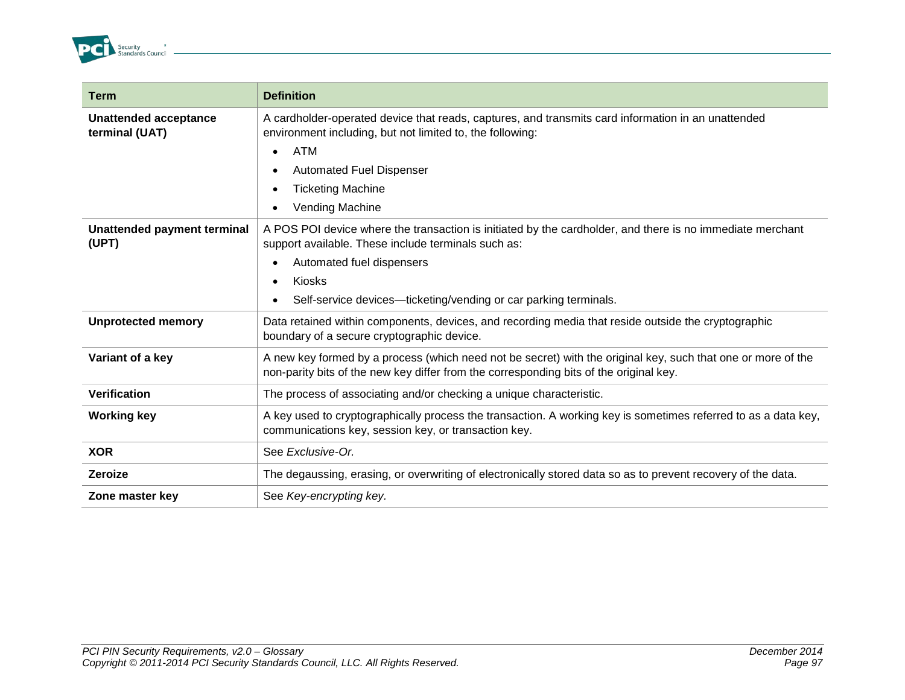| Term | Definition |
|---|---|
| **Unattended acceptance terminal (UAT)** | A cardholder-operated device that reads, captures, and transmits card information in an unattended environment including, but not limited to, the following: <br>• ATM <br>• Automated Fuel Dispenser <br>• Ticketing Machine <br>• Vending Machine |
| **Unattended payment terminal (UPT)** | A POS POI device where the transaction is initiated by the cardholder, and there is no immediate merchant support available. These include terminals such as: <br>• Automated fuel dispensers <br>• Kiosks <br>• Self-service devices—ticketing/vending or car parking terminals. |
| **Unprotected memory** | Data retained within components, devices, and recording media that reside outside the cryptographic boundary of a secure cryptographic device. |
| **Variant of a key** | A new key formed by a process (which need not be secret) with the original key, such that one or more of the non-parity bits of the new key differ from the corresponding bits of the original key. |
| **Verification** | The process of associating and/or checking a unique characteristic. |
| **Working key** | A key used to cryptographically process the transaction. A working key is sometimes referred to as a data key, communications key, session key, or transaction key. |
| **XOR** | See *Exclusive-Or.* |
| **Zeroize** | The degaussing, erasing, or overwriting of electronically stored data so as to prevent recovery of the data. |
| **Zone master key** | See *Key-encrypting key*. |